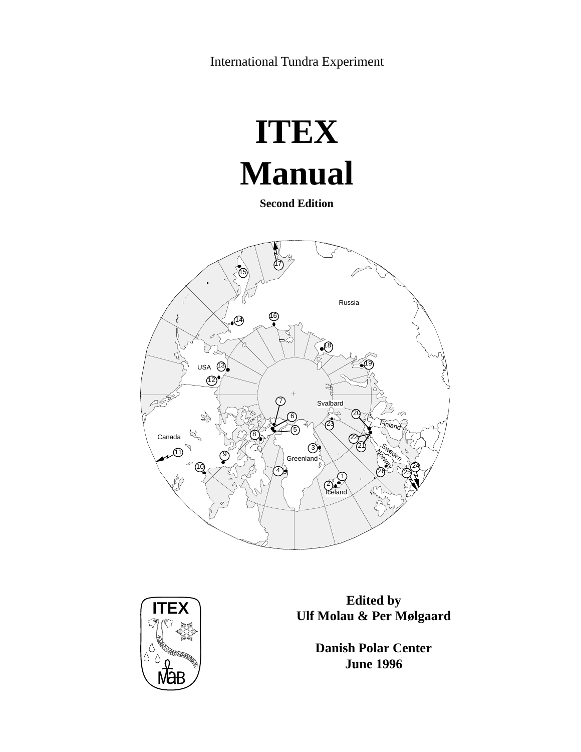International Tundra Experiment

# ITEX Manual

**Second Edition**

**Edited by**
**Ulf Molau & Per Mølgaard**

**Danish Polar Center**
**June 1996**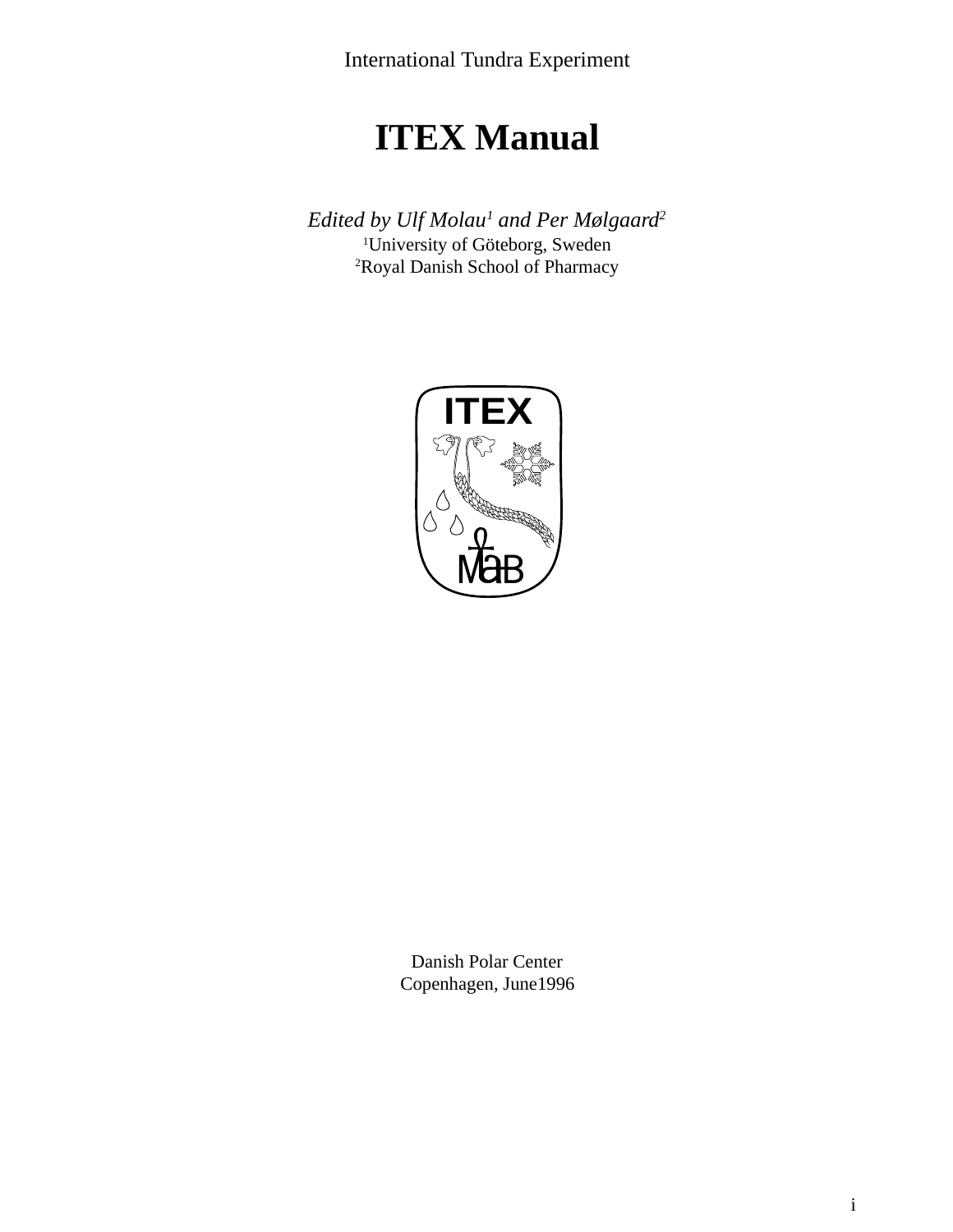International Tundra Experiment

# ITEX Manual

*Edited by Ulf Molau[1] and Per Mølgaard[2]*

[1]University of Göteborg, Sweden

[2]Royal Danish School of Pharmacy

Danish Polar Center

Copenhagen, June1996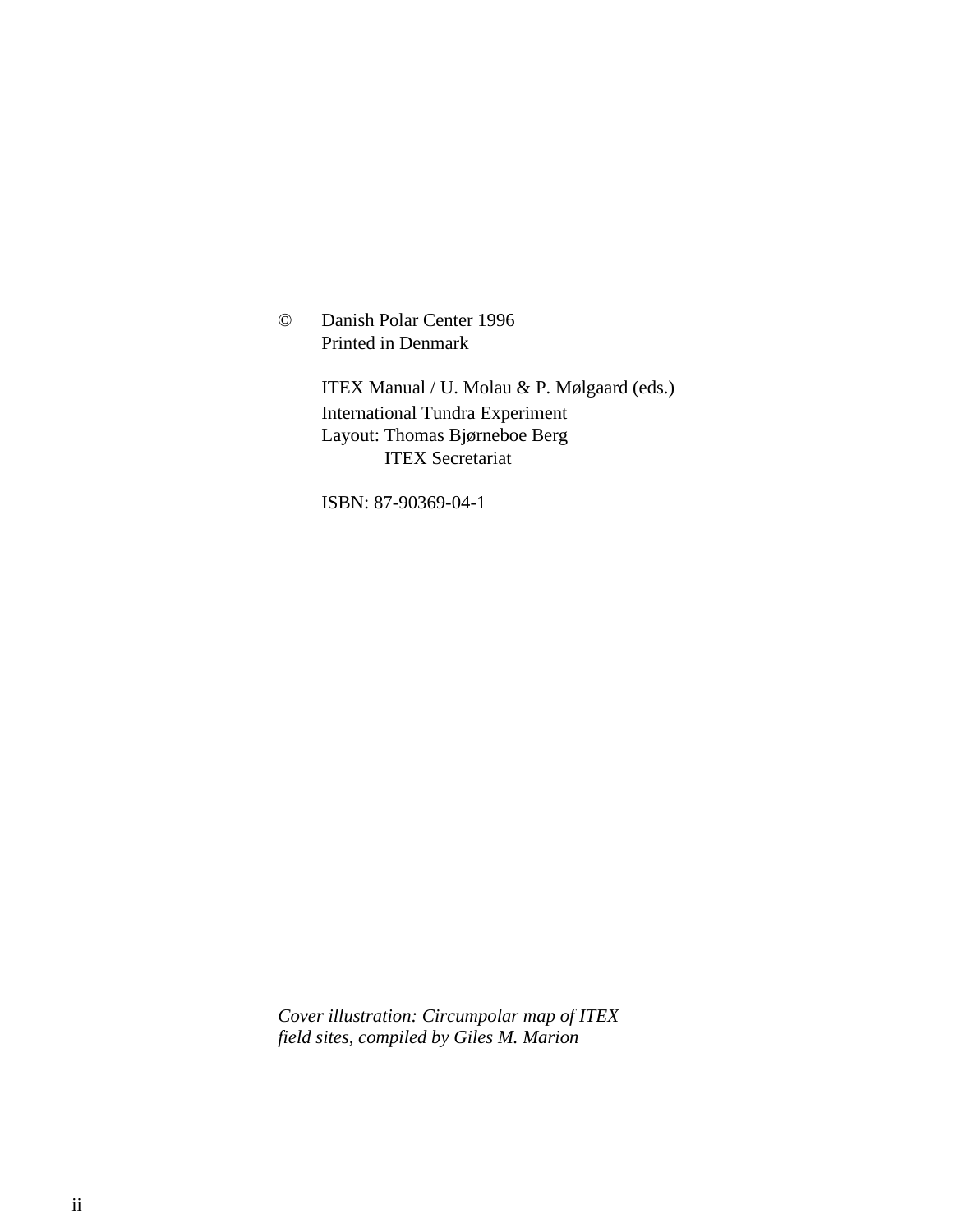© Danish Polar Center 1996
Printed in Denmark

ITEX Manual / U. Molau & P. Mølgaard (eds.)
International Tundra Experiment
Layout: Thomas Bjørneboe Berg
ITEX Secretariat

ISBN: 87-90369-04-1

*Cover illustration: Circumpolar map of ITEX field sites, compiled by Giles M. Marion*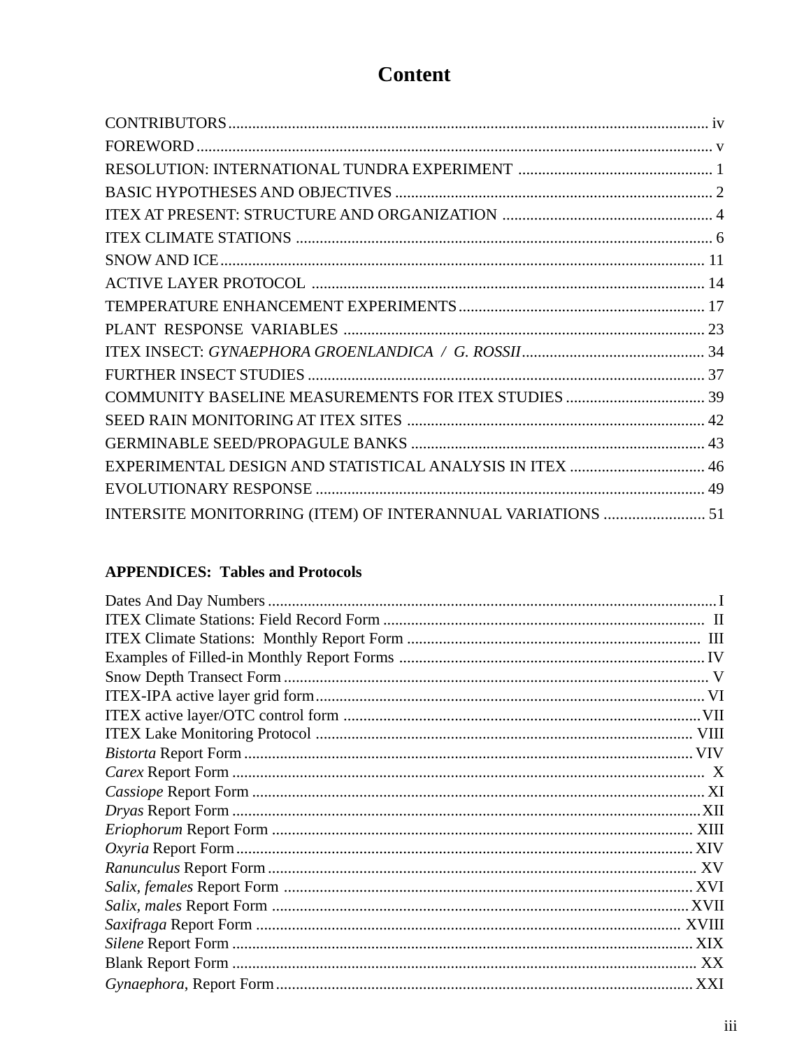# Content

CONTRIBUTORS ........................................................ iv
FOREWORD ........................................................ v
RESOLUTION: INTERNATIONAL TUNDRA EXPERIMENT ........................................................ 1
BASIC HYPOTHESES AND OBJECTIVES ........................................................ 2
ITEX AT PRESENT: STRUCTURE AND ORGANIZATION ........................................................ 4
ITEX CLIMATE STATIONS ........................................................ 6
SNOW AND ICE ........................................................ 11
ACTIVE LAYER PROTOCOL ........................................................ 14
TEMPERATURE ENHANCEMENT EXPERIMENTS ........................................................ 17
PLANT RESPONSE VARIABLES ........................................................ 23
ITEX INSECT: *GYNAEPHORA GROENLANDICA / G. ROSSII* ........................................................ 34
FURTHER INSECT STUDIES ........................................................ 37
COMMUNITY BASELINE MEASUREMENTS FOR ITEX STUDIES ........................................................ 39
SEED RAIN MONITORING AT ITEX SITES ........................................................ 42
GERMINABLE SEED/PROPAGULE BANKS ........................................................ 43
EXPERIMENTAL DESIGN AND STATISTICAL ANALYSIS IN ITEX ........................................................ 46
EVOLUTIONARY RESPONSE ........................................................ 49
INTERSITE MONITORRING (ITEM) OF INTERANNUAL VARIATIONS ........................................................ 51

**APPENDICES: Tables and Protocols**

Dates And Day Numbers ........................................................ I
ITEX Climate Stations: Field Record Form ........................................................ II
ITEX Climate Stations: Monthly Report Form ........................................................ III
Examples of Filled-in Monthly Report Forms ........................................................ IV
Snow Depth Transect Form ........................................................ V
ITEX-IPA active layer grid form ........................................................ VI
ITEX active layer/OTC control form ........................................................ VII
ITEX Lake Monitoring Protocol ........................................................ VIII
*Bistorta* Report Form ........................................................ VIV
*Carex* Report Form ........................................................ X
*Cassiope* Report Form ........................................................ XI
*Dryas* Report Form ........................................................ XII
*Eriophorum* Report Form ........................................................ XIII
*Oxyria* Report Form ........................................................ XIV
*Ranunculus* Report Form ........................................................ XV
*Salix, females* Report Form ........................................................ XVI
*Salix, males* Report Form ........................................................ XVII
*Saxifraga* Report Form ........................................................ XVIII
*Silene* Report Form ........................................................ XIX
Blank Report Form ........................................................ XX
*Gynaephora,* Report Form ........................................................ XXI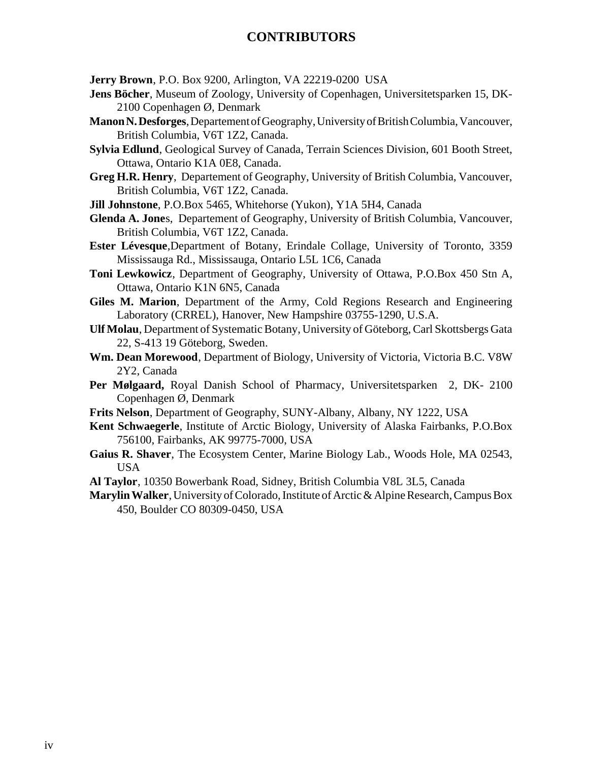# CONTRIBUTORS

**Jerry Brown**, P.O. Box 9200, Arlington, VA 22219-0200 USA

**Jens Böcher**, Museum of Zoology, University of Copenhagen, Universitetsparken 15, DK-2100 Copenhagen Ø, Denmark

**Manon N. Desforges**, Departement of Geography, University of British Columbia, Vancouver, British Columbia, V6T 1Z2, Canada.

**Sylvia Edlund**, Geological Survey of Canada, Terrain Sciences Division, 601 Booth Street, Ottawa, Ontario K1A 0E8, Canada.

**Greg H.R. Henry**, Departement of Geography, University of British Columbia, Vancouver, British Columbia, V6T 1Z2, Canada.

**Jill Johnstone**, P.O.Box 5465, Whitehorse (Yukon), Y1A 5H4, Canada

**Glenda A. Jone**s, Departement of Geography, University of British Columbia, Vancouver, British Columbia, V6T 1Z2, Canada.

**Ester Lévesque**,Department of Botany, Erindale Collage, University of Toronto, 3359 Mississauga Rd., Mississauga, Ontario L5L 1C6, Canada

**Toni Lewkowicz**, Department of Geography, University of Ottawa, P.O.Box 450 Stn A, Ottawa, Ontario K1N 6N5, Canada

**Giles M. Marion**, Department of the Army, Cold Regions Research and Engineering Laboratory (CRREL), Hanover, New Hampshire 03755-1290, U.S.A.

**Ulf Molau**, Department of Systematic Botany, University of Göteborg, Carl Skottsbergs Gata 22, S-413 19 Göteborg, Sweden.

**Wm. Dean Morewood**, Department of Biology, University of Victoria, Victoria B.C. V8W 2Y2, Canada

**Per Mølgaard,** Royal Danish School of Pharmacy, Universitetsparken 2, DK- 2100 Copenhagen Ø, Denmark

**Frits Nelson**, Department of Geography, SUNY-Albany, Albany, NY 1222, USA

**Kent Schwaegerle**, Institute of Arctic Biology, University of Alaska Fairbanks, P.O.Box 756100, Fairbanks, AK 99775-7000, USA

**Gaius R. Shaver**, The Ecosystem Center, Marine Biology Lab., Woods Hole, MA 02543, USA

**Al Taylor**, 10350 Bowerbank Road, Sidney, British Columbia V8L 3L5, Canada

**Marylin Walker**, University of Colorado, Institute of Arctic & Alpine Research, Campus Box 450, Boulder CO 80309-0450, USA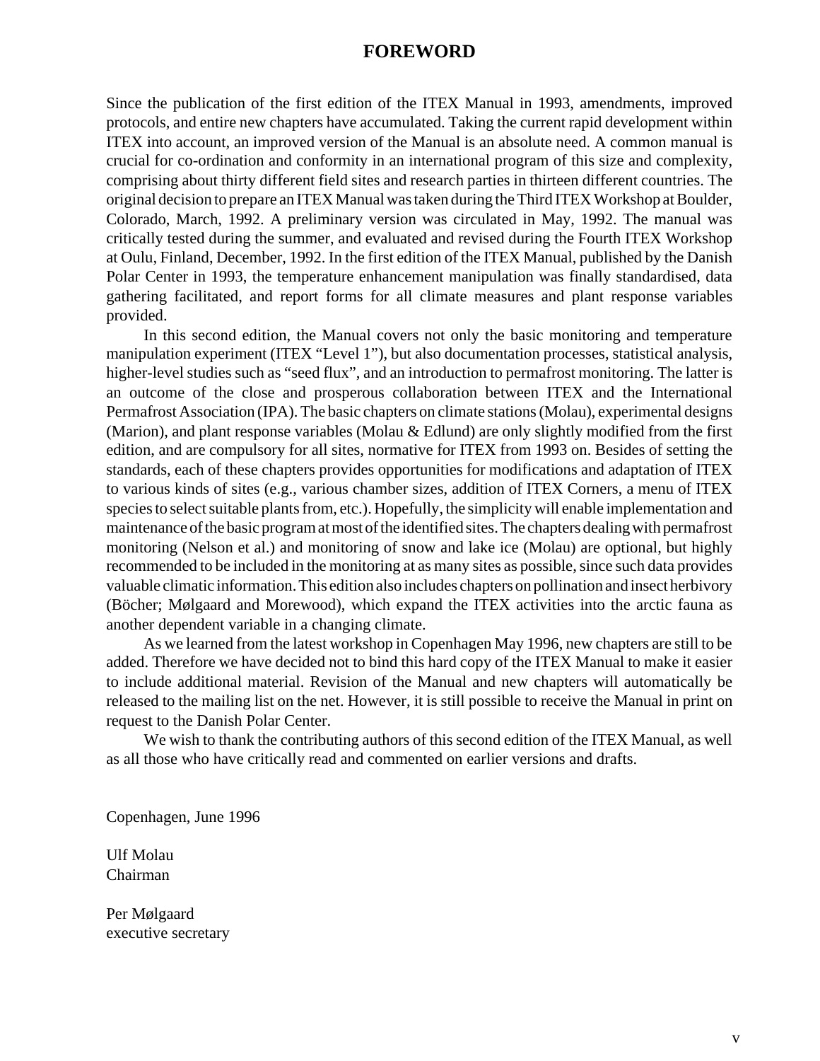# FOREWORD

Since the publication of the first edition of the ITEX Manual in 1993, amendments, improved protocols, and entire new chapters have accumulated. Taking the current rapid development within ITEX into account, an improved version of the Manual is an absolute need. A common manual is crucial for co-ordination and conformity in an international program of this size and complexity, comprising about thirty different field sites and research parties in thirteen different countries. The original decision to prepare an ITEX Manual was taken during the Third ITEX Workshop at Boulder, Colorado, March, 1992. A preliminary version was circulated in May, 1992. The manual was critically tested during the summer, and evaluated and revised during the Fourth ITEX Workshop at Oulu, Finland, December, 1992. In the first edition of the ITEX Manual, published by the Danish Polar Center in 1993, the temperature enhancement manipulation was finally standardised, data gathering facilitated, and report forms for all climate measures and plant response variables provided.

In this second edition, the Manual covers not only the basic monitoring and temperature manipulation experiment (ITEX "Level 1"), but also documentation processes, statistical analysis, higher-level studies such as "seed flux", and an introduction to permafrost monitoring. The latter is an outcome of the close and prosperous collaboration between ITEX and the International Permafrost Association (IPA). The basic chapters on climate stations (Molau), experimental designs (Marion), and plant response variables (Molau & Edlund) are only slightly modified from the first edition, and are compulsory for all sites, normative for ITEX from 1993 on. Besides of setting the standards, each of these chapters provides opportunities for modifications and adaptation of ITEX to various kinds of sites (e.g., various chamber sizes, addition of ITEX Corners, a menu of ITEX species to select suitable plants from, etc.). Hopefully, the simplicity will enable implementation and maintenance of the basic program at most of the identified sites. The chapters dealing with permafrost monitoring (Nelson et al.) and monitoring of snow and lake ice (Molau) are optional, but highly recommended to be included in the monitoring at as many sites as possible, since such data provides valuable climatic information. This edition also includes chapters on pollination and insect herbivory (Böcher; Mølgaard and Morewood), which expand the ITEX activities into the arctic fauna as another dependent variable in a changing climate.

As we learned from the latest workshop in Copenhagen May 1996, new chapters are still to be added. Therefore we have decided not to bind this hard copy of the ITEX Manual to make it easier to include additional material. Revision of the Manual and new chapters will automatically be released to the mailing list on the net. However, it is still possible to receive the Manual in print on request to the Danish Polar Center.

We wish to thank the contributing authors of this second edition of the ITEX Manual, as well as all those who have critically read and commented on earlier versions and drafts.

Copenhagen, June 1996

Ulf Molau
Chairman

Per Mølgaard
executive secretary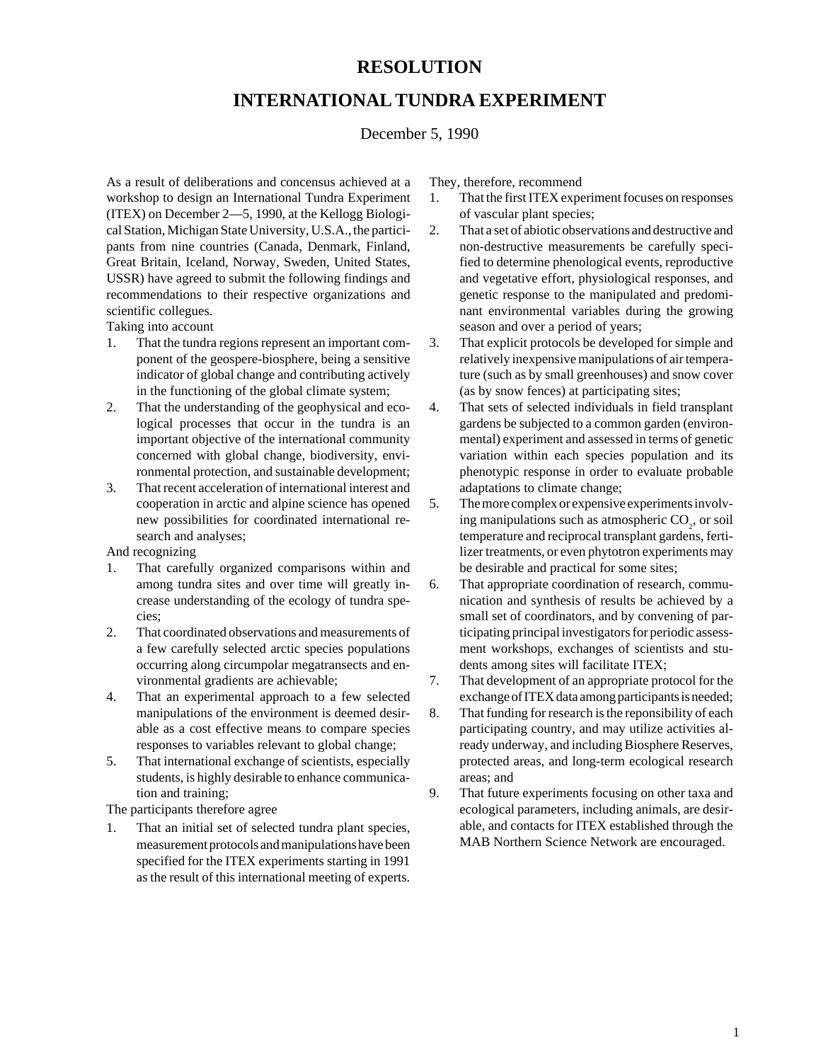# RESOLUTION

# INTERNATIONAL TUNDRA EXPERIMENT

December 5, 1990

As a result of deliberations and concensus achieved at a workshop to design an International Tundra Experiment (ITEX) on December 2—5, 1990, at the Kellogg Biological Station, Michigan State University, U.S.A., the participants from nine countries (Canada, Denmark, Finland, Great Britain, Iceland, Norway, Sweden, United States, USSR) have agreed to submit the following findings and recommendations to their respective organizations and scientific collegues.

Taking into account

1. That the tundra regions represent an important component of the geospere-biosphere, being a sensitive indicator of global change and contributing actively in the functioning of the global climate system;
2. That the understanding of the geophysical and ecological processes that occur in the tundra is an important objective of the international community concerned with global change, biodiversity, environmental protection, and sustainable development;
3. That recent acceleration of international interest and cooperation in arctic and alpine science has opened new possibilities for coordinated international research and analyses;

And recognizing

1. That carefully organized comparisons within and among tundra sites and over time will greatly increase understanding of the ecology of tundra species;
2. That coordinated observations and measurements of a few carefully selected arctic species populations occurring along circumpolar megatransects and environmental gradients are achievable;
4. That an experimental approach to a few selected manipulations of the environment is deemed desirable as a cost effective means to compare species responses to variables relevant to global change;
5. That international exchange of scientists, especially students, is highly desirable to enhance communication and training;

The participants therefore agree

1. That an initial set of selected tundra plant species, measurement protocols and manipulations have been specified for the ITEX experiments starting in 1991 as the result of this international meeting of experts.

They, therefore, recommend

1. That the first ITEX experiment focuses on responses of vascular plant species;
2. That a set of abiotic observations and destructive and non-destructive measurements be carefully specified to determine phenological events, reproductive and vegetative effort, physiological responses, and genetic response to the manipulated and predominant environmental variables during the growing season and over a period of years;
3. That explicit protocols be developed for simple and relatively inexpensive manipulations of air temperature (such as by small greenhouses) and snow cover (as by snow fences) at participating sites;
4. That sets of selected individuals in field transplant gardens be subjected to a common garden (environmental) experiment and assessed in terms of genetic variation within each species population and its phenotypic response in order to evaluate probable adaptations to climate change;
5. The more complex or expensive experiments involving manipulations such as atmospheric $CO_2$, or soil temperature and reciprocal transplant gardens, fertilizer treatments, or even phytotron experiments may be desirable and practical for some sites;
6. That appropriate coordination of research, communication and synthesis of results be achieved by a small set of coordinators, and by convening of participating principal investigators for periodic assessment workshops, exchanges of scientists and students among sites will facilitate ITEX;
7. That development of an appropriate protocol for the exchange of ITEX data among participants is needed;
8. That funding for research is the reponsibility of each participating country, and may utilize activities already underway, and including Biosphere Reserves, protected areas, and long-term ecological research areas; and
9. That future experiments focusing on other taxa and ecological parameters, including animals, are desirable, and contacts for ITEX established through the MAB Northern Science Network are encouraged.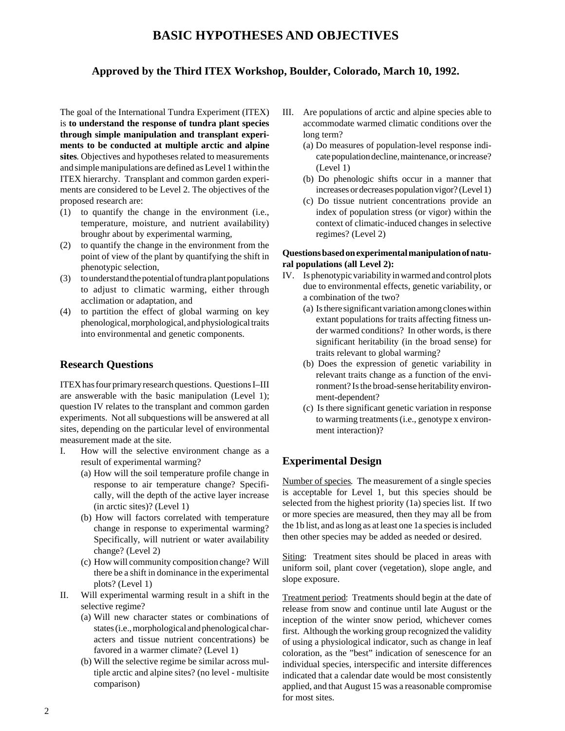# BASIC HYPOTHESES AND OBJECTIVES

**Approved by the Third ITEX Workshop, Boulder, Colorado, March 10, 1992.**

The goal of the International Tundra Experiment (ITEX) is **to understand the response of tundra plant species through simple manipulation and transplant experiments to be conducted at multiple arctic and alpine sites**. Objectives and hypotheses related to measurements and simple manipulations are defined as Level 1 within the ITEX hierarchy. Transplant and common garden experiments are considered to be Level 2. The objectives of the proposed research are:

(1) to quantify the change in the environment (i.e., temperature, moisture, and nutrient availability) broughr about by experimental warming,

(2) to quantify the change in the environment from the point of view of the plant by quantifying the shift in phenotypic selection,

(3) to understand the potential of tundra plant populations to adjust to climatic warming, either through acclimation or adaptation, and

(4) to partition the effect of global warming on key phenological, morphological, and physiological traits into environmental and genetic components.

## Research Questions

ITEX has four primary research questions. Questions I–III are answerable with the basic manipulation (Level 1); question IV relates to the transplant and common garden experiments. Not all subquestions will be answered at all sites, depending on the particular level of environmental measurement made at the site.

I. How will the selective environment change as a result of experimental warming?
   - (a) How will the soil temperature profile change in response to air temperature change? Specifically, will the depth of the active layer increase (in arctic sites)? (Level 1)
   - (b) How will factors correlated with temperature change in response to experimental warming? Specifically, will nutrient or water availability change? (Level 2)
   - (c) How will community composition change? Will there be a shift in dominance in the experimental plots? (Level 1)

II. Will experimental warming result in a shift in the selective regime?
   - (a) Will new character states or combinations of states (i.e., morphological and phenological characters and tissue nutrient concentrations) be favored in a warmer climate? (Level 1)
   - (b) Will the selective regime be similar across multiple arctic and alpine sites? (no level - multisite comparison)

III. Are populations of arctic and alpine species able to accommodate warmed climatic conditions over the long term?
   - (a) Do measures of population-level response indicate population decline, maintenance, or increase? (Level 1)
   - (b) Do phenologic shifts occur in a manner that increases or decreases population vigor? (Level 1)
   - (c) Do tissue nutrient concentrations provide an index of population stress (or vigor) within the context of climatic-induced changes in selective regimes? (Level 2)

**Questions based on experimental manipulation of natural populations (all Level 2):**

IV. Is phenotypic variability in warmed and control plots due to environmental effects, genetic variability, or a combination of the two?
   - (a) Is there significant variation among clones within extant populations for traits affecting fitness under warmed conditions? In other words, is there significant heritability (in the broad sense) for traits relevant to global warming?
   - (b) Does the expression of genetic variability in relevant traits change as a function of the environment? Is the broad-sense heritability environment-dependent?
   - (c) Is there significant genetic variation in response to warming treatments (i.e., genotype x environment interaction)?

## Experimental Design

Number of species. The measurement of a single species is acceptable for Level 1, but this species should be selected from the highest priority (1a) species list. If two or more species are measured, then they may all be from the 1b list, and as long as at least one 1a species is included then other species may be added as needed or desired.

Siting: Treatment sites should be placed in areas with uniform soil, plant cover (vegetation), slope angle, and slope exposure.

Treatment period: Treatments should begin at the date of release from snow and continue until late August or the inception of the winter snow period, whichever comes first. Although the working group recognized the validity of using a physiological indicator, such as change in leaf coloration, as the "best" indication of senescence for an individual species, interspecific and intersite differences indicated that a calendar date would be most consistently applied, and that August 15 was a reasonable compromise for most sites.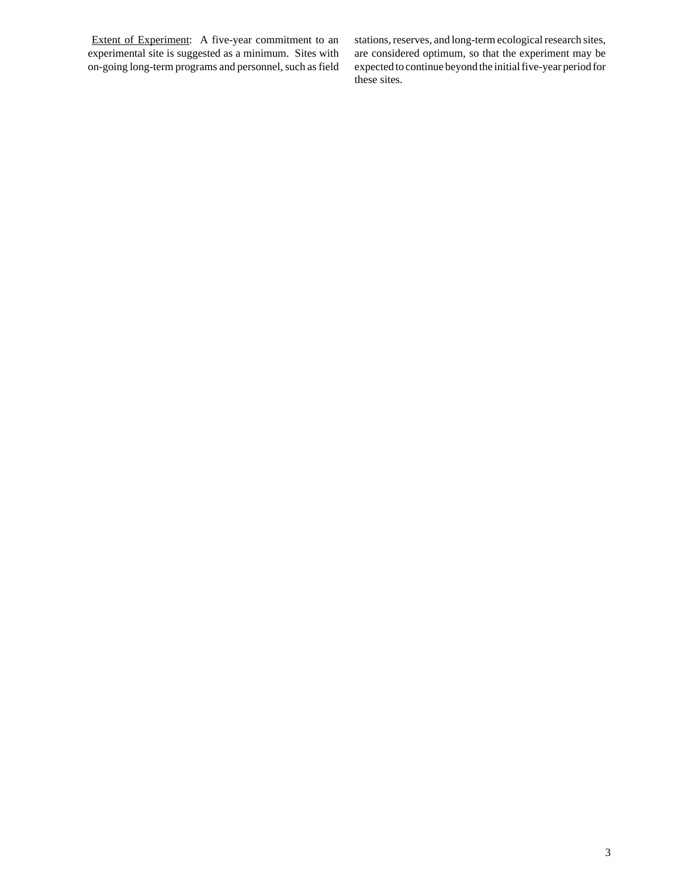<u>Extent of Experiment</u>: A five-year commitment to an experimental site is suggested as a minimum. Sites with on-going long-term programs and personnel, such as field stations, reserves, and long-term ecological research sites, are considered optimum, so that the experiment may be expected to continue beyond the initial five-year period for these sites.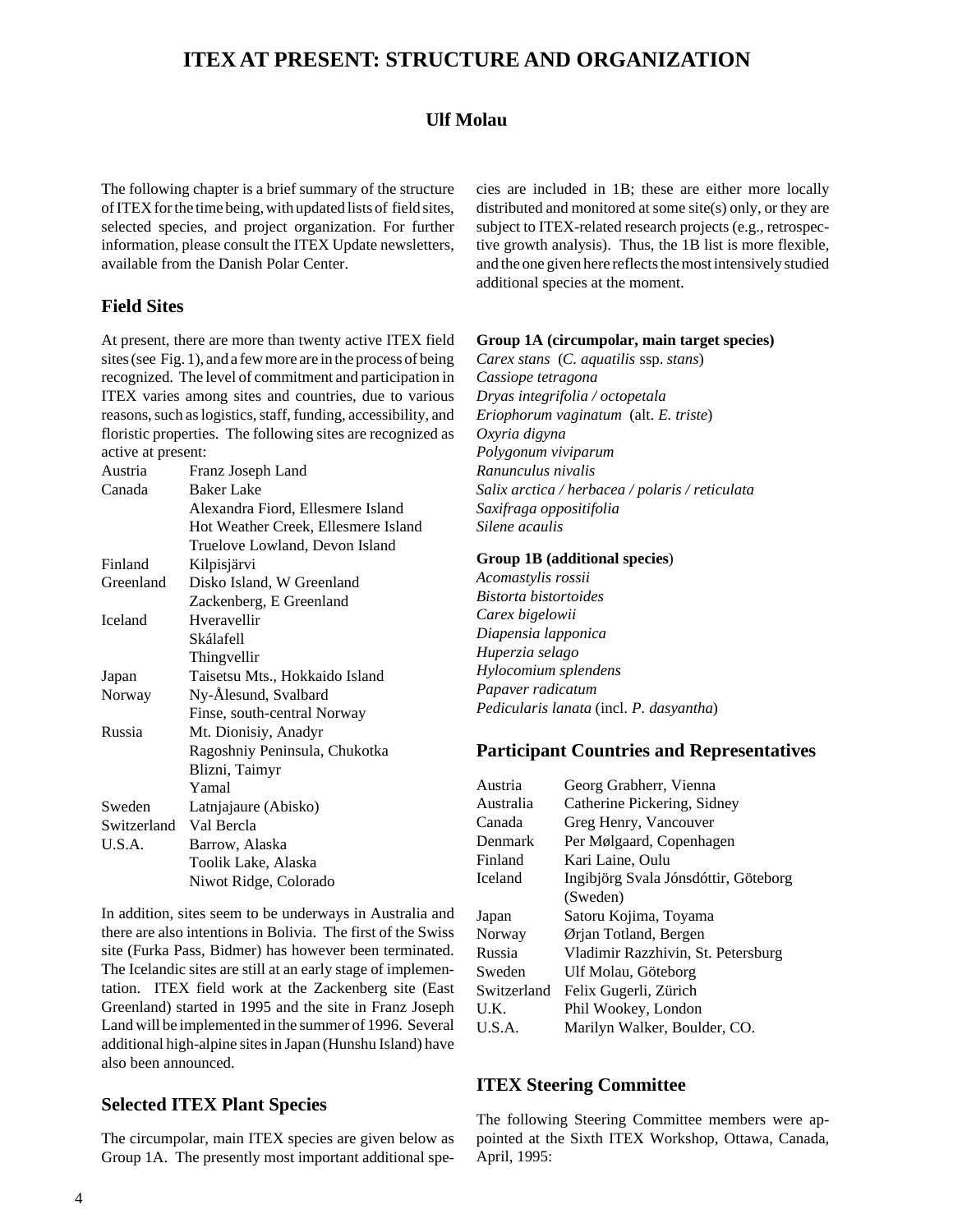# ITEX AT PRESENT: STRUCTURE AND ORGANIZATION

**Ulf Molau**

The following chapter is a brief summary of the structure of ITEX for the time being, with updated lists of field sites, selected species, and project organization. For further information, please consult the ITEX Update newsletters, available from the Danish Polar Center.

## Field Sites

At present, there are more than twenty active ITEX field sites (see Fig. 1), and a few more are in the process of being recognized. The level of commitment and participation in ITEX varies among sites and countries, due to various reasons, such as logistics, staff, funding, accessibility, and floristic properties. The following sites are recognized as active at present:

| | |
|---|---|
| Austria | Franz Joseph Land |
| Canada | Baker Lake |
| | Alexandra Fiord, Ellesmere Island |
| | Hot Weather Creek, Ellesmere Island |
| | Truelove Lowland, Devon Island |
| Finland | Kilpisjärvi |
| Greenland | Disko Island, W Greenland |
| | Zackenberg, E Greenland |
| Iceland | Hveravellir |
| | Skálafell |
| | Thingvellir |
| Japan | Taisetsu Mts., Hokkaido Island |
| Norway | Ny-Ålesund, Svalbard |
| | Finse, south-central Norway |
| Russia | Mt. Dionisiy, Anadyr |
| | Ragoshniy Peninsula, Chukotka |
| | Blizni, Taimyr |
| | Yamal |
| Sweden | Latnjajaure (Abisko) |
| Switzerland | Val Bercla |
| U.S.A. | Barrow, Alaska |
| | Toolik Lake, Alaska |
| | Niwot Ridge, Colorado |

In addition, sites seem to be underways in Australia and there are also intentions in Bolivia. The first of the Swiss site (Furka Pass, Bidmer) has however been terminated. The Icelandic sites are still at an early stage of implementation. ITEX field work at the Zackenberg site (East Greenland) started in 1995 and the site in Franz Joseph Land will be implemented in the summer of 1996. Several additional high-alpine sites in Japan (Hunshu Island) have also been announced.

## Selected ITEX Plant Species

The circumpolar, main ITEX species are given below as Group 1A. The presently most important additional species are included in 1B; these are either more locally distributed and monitored at some site(s) only, or they are subject to ITEX-related research projects (e.g., retrospective growth analysis). Thus, the 1B list is more flexible, and the one given here reflects the most intensively studied additional species at the moment.

**Group 1A (circumpolar, main target species)**

*Carex stans* (*C. aquatilis* ssp. *stans*)
*Cassiope tetragona*
*Dryas integrifolia / octopetala*
*Eriophorum vaginatum* (alt. *E. triste*)
*Oxyria digyna*
*Polygonum viviparum*
*Ranunculus nivalis*
*Salix arctica / herbacea / polaris / reticulata*
*Saxifraga oppositifolia*
*Silene acaulis*

**Group 1B (additional species)**

*Acomastylis rossii*
*Bistorta bistortoides*
*Carex bigelowii*
*Diapensia lapponica*
*Huperzia selago*
*Hylocomium splendens*
*Papaver radicatum*
*Pedicularis lanata* (incl. *P. dasyantha*)

## Participant Countries and Representatives

| | |
|---|---|
| Austria | Georg Grabherr, Vienna |
| Australia | Catherine Pickering, Sidney |
| Canada | Greg Henry, Vancouver |
| Denmark | Per Mølgaard, Copenhagen |
| Finland | Kari Laine, Oulu |
| Iceland | Ingibjörg Svala Jónsdóttir, Göteborg (Sweden) |
| Japan | Satoru Kojima, Toyama |
| Norway | Ørjan Totland, Bergen |
| Russia | Vladimir Razzhivin, St. Petersburg |
| Sweden | Ulf Molau, Göteborg |
| Switzerland | Felix Gugerli, Zürich |
| U.K. | Phil Wookey, London |
| U.S.A. | Marilyn Walker, Boulder, CO. |

## ITEX Steering Committee

The following Steering Committee members were appointed at the Sixth ITEX Workshop, Ottawa, Canada, April, 1995: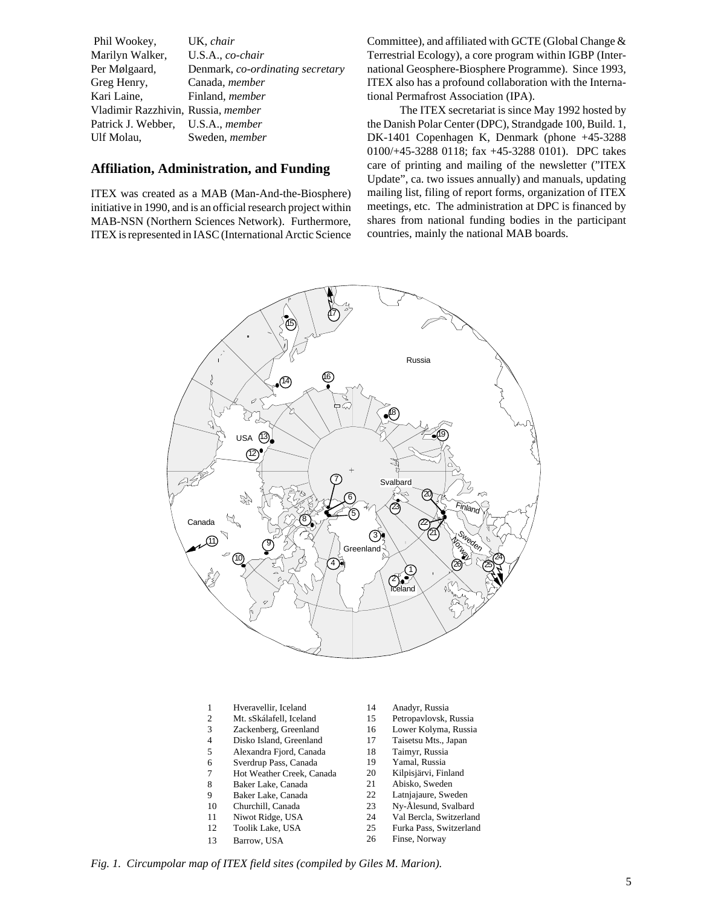| | |
|---|---|
| Phil Wookey, | UK, *chair* |
| Marilyn Walker, | U.S.A., *co-chair* |
| Per Mølgaard, | Denmark, *co-ordinating secretary* |
| Greg Henry, | Canada, *member* |
| Kari Laine, | Finland, *member* |
| Vladimir Razzhivin, | Russia, *member* |
| Patrick J. Webber, | U.S.A., *member* |
| Ulf Molau, | Sweden, *member* |

## Affiliation, Administration, and Funding

ITEX was created as a MAB (Man-And-the-Biosphere) initiative in 1990, and is an official research project within MAB-NSN (Northern Sciences Network). Furthermore, ITEX is represented in IASC (International Arctic Science Committee), and affiliated with GCTE (Global Change & Terrestrial Ecology), a core program within IGBP (International Geosphere-Biosphere Programme). Since 1993, ITEX also has a profound collaboration with the International Permafrost Association (IPA).

The ITEX secretariat is since May 1992 hosted by the Danish Polar Center (DPC), Strandgade 100, Build. 1, DK-1401 Copenhagen K, Denmark (phone +45-3288 0100/+45-3288 0118; fax +45-3288 0101). DPC takes care of printing and mailing of the newsletter ("ITEX Update", ca. two issues annually) and manuals, updating mailing list, filing of report forms, organization of ITEX meetings, etc. The administration at DPC is financed by shares from national funding bodies in the participant countries, mainly the national MAB boards.

| | |
|---|---|
| 1 | Hveravellir, Iceland |
| 2 | Mt. sSkálafell, Iceland |
| 3 | Zackenberg, Greenland |
| 4 | Disko Island, Greenland |
| 5 | Alexandra Fjord, Canada |
| 6 | Sverdrup Pass, Canada |
| 7 | Hot Weather Creek, Canada |
| 8 | Baker Lake, Canada |
| 9 | Baker Lake, Canada |
| 10 | Churchill, Canada |
| 11 | Niwot Ridge, USA |
| 12 | Toolik Lake, USA |
| 13 | Barrow, USA |
| 14 | Anadyr, Russia |
| 15 | Petropavlovsk, Russia |
| 16 | Lower Kolyma, Russia |
| 17 | Taisetsu Mts., Japan |
| 18 | Taimyr, Russia |
| 19 | Yamal, Russia |
| 20 | Kilpisjärvi, Finland |
| 21 | Abisko, Sweden |
| 22 | Latnjajaure, Sweden |
| 23 | Ny-Ålesund, Svalbard |
| 24 | Val Bercla, Switzerland |
| 25 | Furka Pass, Switzerland |
| 26 | Finse, Norway |

*Fig. 1. Circumpolar map of ITEX field sites (compiled by Giles M. Marion).*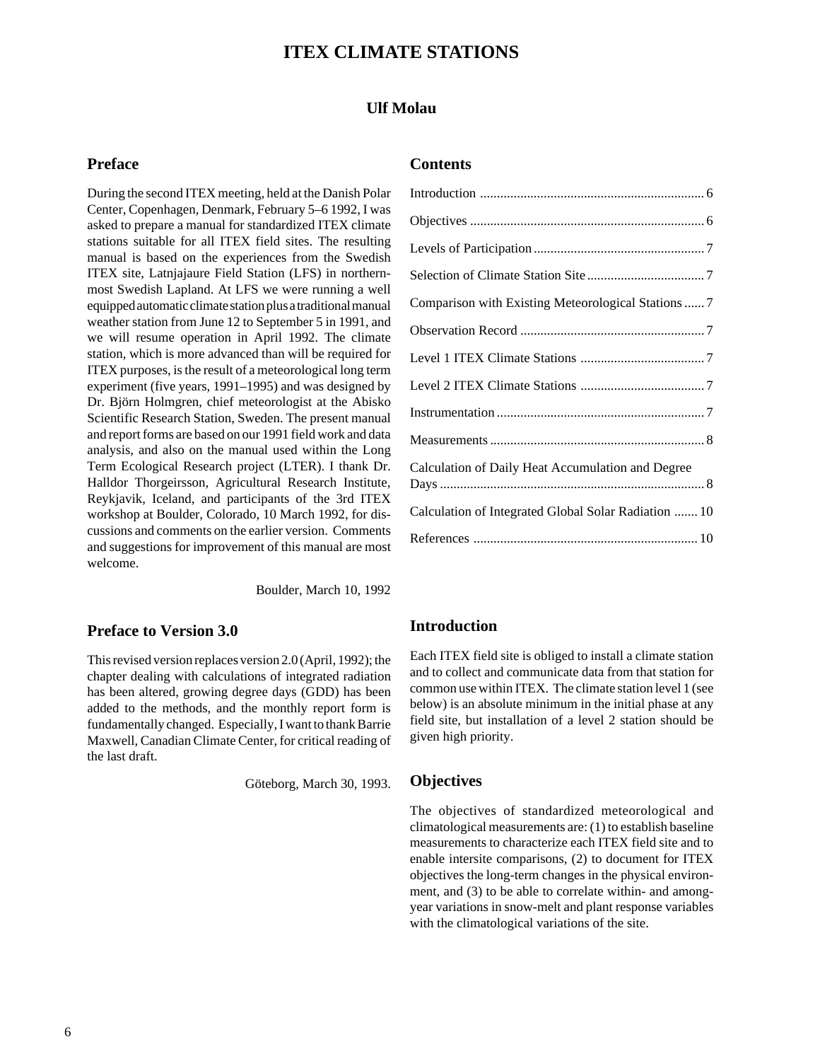# ITEX CLIMATE STATIONS

**Ulf Molau**

## Preface

During the second ITEX meeting, held at the Danish Polar Center, Copenhagen, Denmark, February 5–6 1992, I was asked to prepare a manual for standardized ITEX climate stations suitable for all ITEX field sites. The resulting manual is based on the experiences from the Swedish ITEX site, Latnjajaure Field Station (LFS) in northernmost Swedish Lapland. At LFS we were running a well equipped automatic climate station plus a traditional manual weather station from June 12 to September 5 in 1991, and we will resume operation in April 1992. The climate station, which is more advanced than will be required for ITEX purposes, is the result of a meteorological long term experiment (five years, 1991–1995) and was designed by Dr. Björn Holmgren, chief meteorologist at the Abisko Scientific Research Station, Sweden. The present manual and report forms are based on our 1991 field work and data analysis, and also on the manual used within the Long Term Ecological Research project (LTER). I thank Dr. Halldor Thorgeirsson, Agricultural Research Institute, Reykjavik, Iceland, and participants of the 3rd ITEX workshop at Boulder, Colorado, 10 March 1992, for discussions and comments on the earlier version. Comments and suggestions for improvement of this manual are most welcome.

Boulder, March 10, 1992

## Preface to Version 3.0

This revised version replaces version 2.0 (April, 1992); the chapter dealing with calculations of integrated radiation has been altered, growing degree days (GDD) has been added to the methods, and the monthly report form is fundamentally changed. Especially, I want to thank Barrie Maxwell, Canadian Climate Center, for critical reading of the last draft.

Göteborg, March 30, 1993.

## Contents

| | |
|---|---|
| Introduction | 6 |
| Objectives | 6 |
| Levels of Participation | 7 |
| Selection of Climate Station Site | 7 |
| Comparison with Existing Meteorological Stations | 7 |
| Observation Record | 7 |
| Level 1 ITEX Climate Stations | 7 |
| Level 2 ITEX Climate Stations | 7 |
| Instrumentation | 7 |
| Measurements | 8 |
| Calculation of Daily Heat Accumulation and Degree Days | 8 |
| Calculation of Integrated Global Solar Radiation | 10 |
| References | 10 |

## Introduction

Each ITEX field site is obliged to install a climate station and to collect and communicate data from that station for common use within ITEX. The climate station level 1 (see below) is an absolute minimum in the initial phase at any field site, but installation of a level 2 station should be given high priority.

## Objectives

The objectives of standardized meteorological and climatological measurements are: (1) to establish baseline measurements to characterize each ITEX field site and to enable intersite comparisons, (2) to document for ITEX objectives the long-term changes in the physical environment, and (3) to be able to correlate within- and among-year variations in snow-melt and plant response variables with the climatological variations of the site.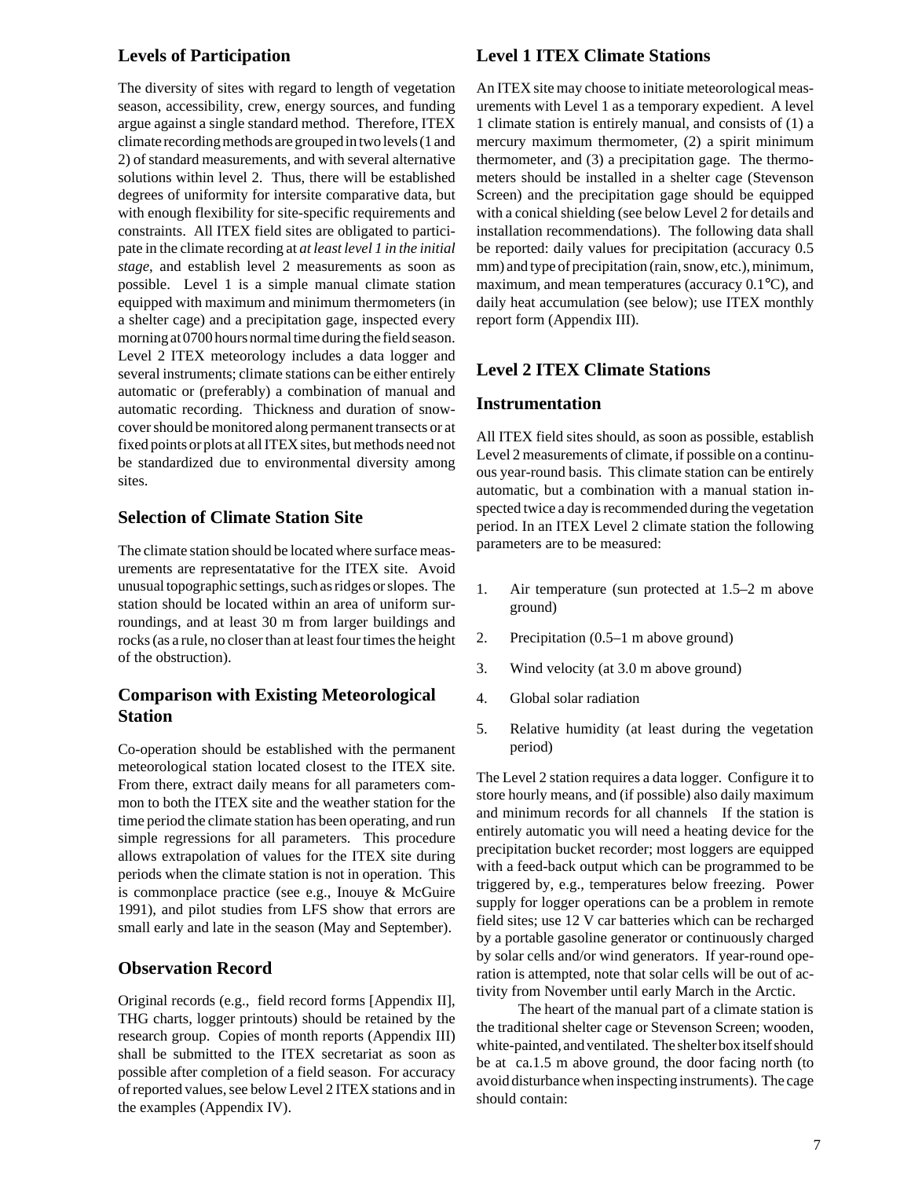## Levels of Participation

The diversity of sites with regard to length of vegetation season, accessibility, crew, energy sources, and funding argue against a single standard method. Therefore, ITEX climate recording methods are grouped in two levels (1 and 2) of standard measurements, and with several alternative solutions within level 2. Thus, there will be established degrees of uniformity for intersite comparative data, but with enough flexibility for site-specific requirements and constraints. All ITEX field sites are obligated to participate in the climate recording at *at least level 1 in the initial stage*, and establish level 2 measurements as soon as possible. Level 1 is a simple manual climate station equipped with maximum and minimum thermometers (in a shelter cage) and a precipitation gage, inspected every morning at 0700 hours normal time during the field season. Level 2 ITEX meteorology includes a data logger and several instruments; climate stations can be either entirely automatic or (preferably) a combination of manual and automatic recording. Thickness and duration of snowcover should be monitored along permanent transects or at fixed points or plots at all ITEX sites, but methods need not be standardized due to environmental diversity among sites.

## Selection of Climate Station Site

The climate station should be located where surface measurements are representatative for the ITEX site. Avoid unusual topographic settings, such as ridges or slopes. The station should be located within an area of uniform surroundings, and at least 30 m from larger buildings and rocks (as a rule, no closer than at least four times the height of the obstruction).

## Comparison with Existing Meteorological Station

Co-operation should be established with the permanent meteorological station located closest to the ITEX site. From there, extract daily means for all parameters common to both the ITEX site and the weather station for the time period the climate station has been operating, and run simple regressions for all parameters. This procedure allows extrapolation of values for the ITEX site during periods when the climate station is not in operation. This is commonplace practice (see e.g., Inouye & McGuire 1991), and pilot studies from LFS show that errors are small early and late in the season (May and September).

## Observation Record

Original records (e.g., field record forms [Appendix II], THG charts, logger printouts) should be retained by the research group. Copies of month reports (Appendix III) shall be submitted to the ITEX secretariat as soon as possible after completion of a field season. For accuracy of reported values, see below Level 2 ITEX stations and in the examples (Appendix IV).

## Level 1 ITEX Climate Stations

An ITEX site may choose to initiate meteorological measurements with Level 1 as a temporary expedient. A level 1 climate station is entirely manual, and consists of (1) a mercury maximum thermometer, (2) a spirit minimum thermometer, and (3) a precipitation gage. The thermometers should be installed in a shelter cage (Stevenson Screen) and the precipitation gage should be equipped with a conical shielding (see below Level 2 for details and installation recommendations). The following data shall be reported: daily values for precipitation (accuracy 0.5 mm) and type of precipitation (rain, snow, etc.), minimum, maximum, and mean temperatures (accuracy 0.1°C), and daily heat accumulation (see below); use ITEX monthly report form (Appendix III).

## Level 2 ITEX Climate Stations

### Instrumentation

All ITEX field sites should, as soon as possible, establish Level 2 measurements of climate, if possible on a continuous year-round basis. This climate station can be entirely automatic, but a combination with a manual station inspected twice a day is recommended during the vegetation period. In an ITEX Level 2 climate station the following parameters are to be measured:

1. Air temperature (sun protected at 1.5–2 m above ground)
2. Precipitation (0.5–1 m above ground)
3. Wind velocity (at 3.0 m above ground)
4. Global solar radiation
5. Relative humidity (at least during the vegetation period)

The Level 2 station requires a data logger. Configure it to store hourly means, and (if possible) also daily maximum and minimum records for all channels If the station is entirely automatic you will need a heating device for the precipitation bucket recorder; most loggers are equipped with a feed-back output which can be programmed to be triggered by, e.g., temperatures below freezing. Power supply for logger operations can be a problem in remote field sites; use 12 V car batteries which can be recharged by a portable gasoline generator or continuously charged by solar cells and/or wind generators. If year-round operation is attempted, note that solar cells will be out of activity from November until early March in the Arctic.

The heart of the manual part of a climate station is the traditional shelter cage or Stevenson Screen; wooden, white-painted, and ventilated. The shelter box itself should be at ca.1.5 m above ground, the door facing north (to avoid disturbance when inspecting instruments). The cage should contain: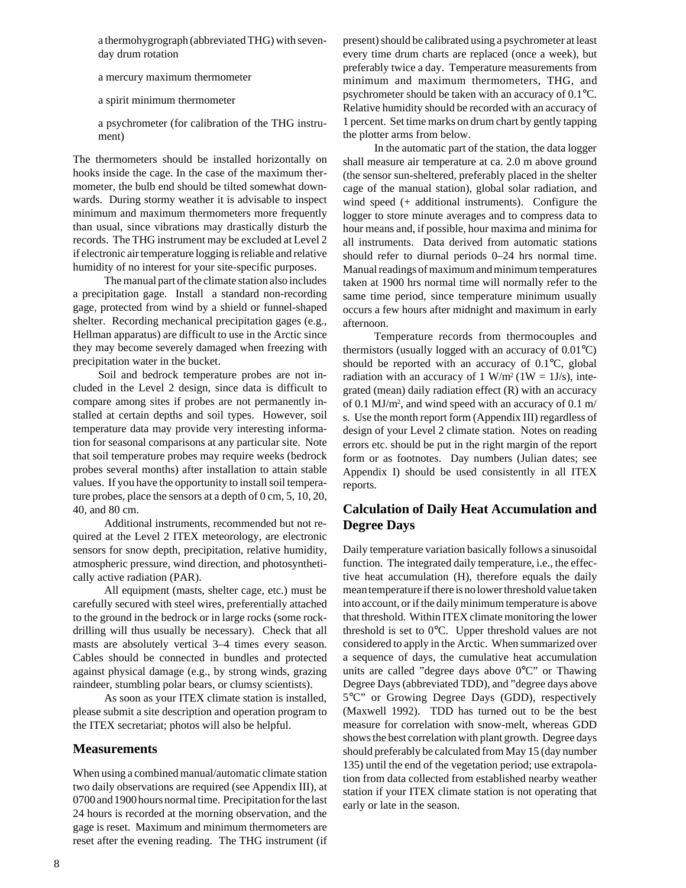a thermohygrograph (abbreviated THG) with seven-day drum rotation

a mercury maximum thermometer

a spirit minimum thermometer

a psychrometer (for calibration of the THG instrument)

The thermometers should be installed horizontally on hooks inside the cage. In the case of the maximum thermometer, the bulb end should be tilted somewhat downwards. During stormy weather it is advisable to inspect minimum and maximum thermometers more frequently than usual, since vibrations may drastically disturb the records. The THG instrument may be excluded at Level 2 if electronic air temperature logging is reliable and relative humidity of no interest for your site-specific purposes.

The manual part of the climate station also includes a precipitation gage. Install a standard non-recording gage, protected from wind by a shield or funnel-shaped shelter. Recording mechanical precipitation gages (e.g., Hellman apparatus) are difficult to use in the Arctic since they may become severely damaged when freezing with precipitation water in the bucket.

Soil and bedrock temperature probes are not included in the Level 2 design, since data is difficult to compare among sites if probes are not permanently installed at certain depths and soil types. However, soil temperature data may provide very interesting information for seasonal comparisons at any particular site. Note that soil temperature probes may require weeks (bedrock probes several months) after installation to attain stable values. If you have the opportunity to install soil temperature probes, place the sensors at a depth of 0 cm, 5, 10, 20, 40, and 80 cm.

Additional instruments, recommended but not required at the Level 2 ITEX meteorology, are electronic sensors for snow depth, precipitation, relative humidity, atmospheric pressure, wind direction, and photosynthetically active radiation (PAR).

All equipment (masts, shelter cage, etc.) must be carefully secured with steel wires, preferentially attached to the ground in the bedrock or in large rocks (some rock-drilling will thus usually be necessary). Check that all masts are absolutely vertical 3–4 times every season. Cables should be connected in bundles and protected against physical damage (e.g., by strong winds, grazing raindeer, stumbling polar bears, or clumsy scientists).

As soon as your ITEX climate station is installed, please submit a site description and operation program to the ITEX secretariat; photos will also be helpful.

## Measurements

When using a combined manual/automatic climate station two daily observations are required (see Appendix III), at 0700 and 1900 hours normal time. Precipitation for the last 24 hours is recorded at the morning observation, and the gage is reset. Maximum and minimum thermometers are reset after the evening reading. The THG instrument (if present) should be calibrated using a psychrometer at least every time drum charts are replaced (once a week), but preferably twice a day. Temperature measurements from minimum and maximum thermometers, THG, and psychrometer should be taken with an accuracy of 0.1°C. Relative humidity should be recorded with an accuracy of 1 percent. Set time marks on drum chart by gently tapping the plotter arms from below.

In the automatic part of the station, the data logger shall measure air temperature at ca. 2.0 m above ground (the sensor sun-sheltered, preferably placed in the shelter cage of the manual station), global solar radiation, and wind speed (+ additional instruments). Configure the logger to store minute averages and to compress data to hour means and, if possible, hour maxima and minima for all instruments. Data derived from automatic stations should refer to diurnal periods 0–24 hrs normal time. Manual readings of maximum and minimum temperatures taken at 1900 hrs normal time will normally refer to the same time period, since temperature minimum usually occurs a few hours after midnight and maximum in early afternoon.

Temperature records from thermocouples and thermistors (usually logged with an accuracy of 0.01°C) should be reported with an accuracy of 0.1°C, global radiation with an accuracy of 1 $W/m^2$ (1W = 1J/s), integrated (mean) daily radiation effect (R) with an accuracy of 0.1 $MJ/m^2$, and wind speed with an accuracy of 0.1 m/s. Use the month report form (Appendix III) regardless of design of your Level 2 climate station. Notes on reading errors etc. should be put in the right margin of the report form or as footnotes. Day numbers (Julian dates; see Appendix I) should be used consistently in all ITEX reports.

## Calculation of Daily Heat Accumulation and Degree Days

Daily temperature variation basically follows a sinusoidal function. The integrated daily temperature, i.e., the effective heat accumulation (H), therefore equals the daily mean temperature if there is no lower threshold value taken into account, or if the daily minimum temperature is above that threshold. Within ITEX climate monitoring the lower threshold is set to 0°C. Upper threshold values are not considered to apply in the Arctic. When summarized over a sequence of days, the cumulative heat accumulation units are called "degree days above 0°C" or Thawing Degree Days (abbreviated TDD), and "degree days above 5°C" or Growing Degree Days (GDD), respectively (Maxwell 1992). TDD has turned out to be the best measure for correlation with snow-melt, whereas GDD shows the best correlation with plant growth. Degree days should preferably be calculated from May 15 (day number 135) until the end of the vegetation period; use extrapolation from data collected from established nearby weather station if your ITEX climate station is not operating that early or late in the season.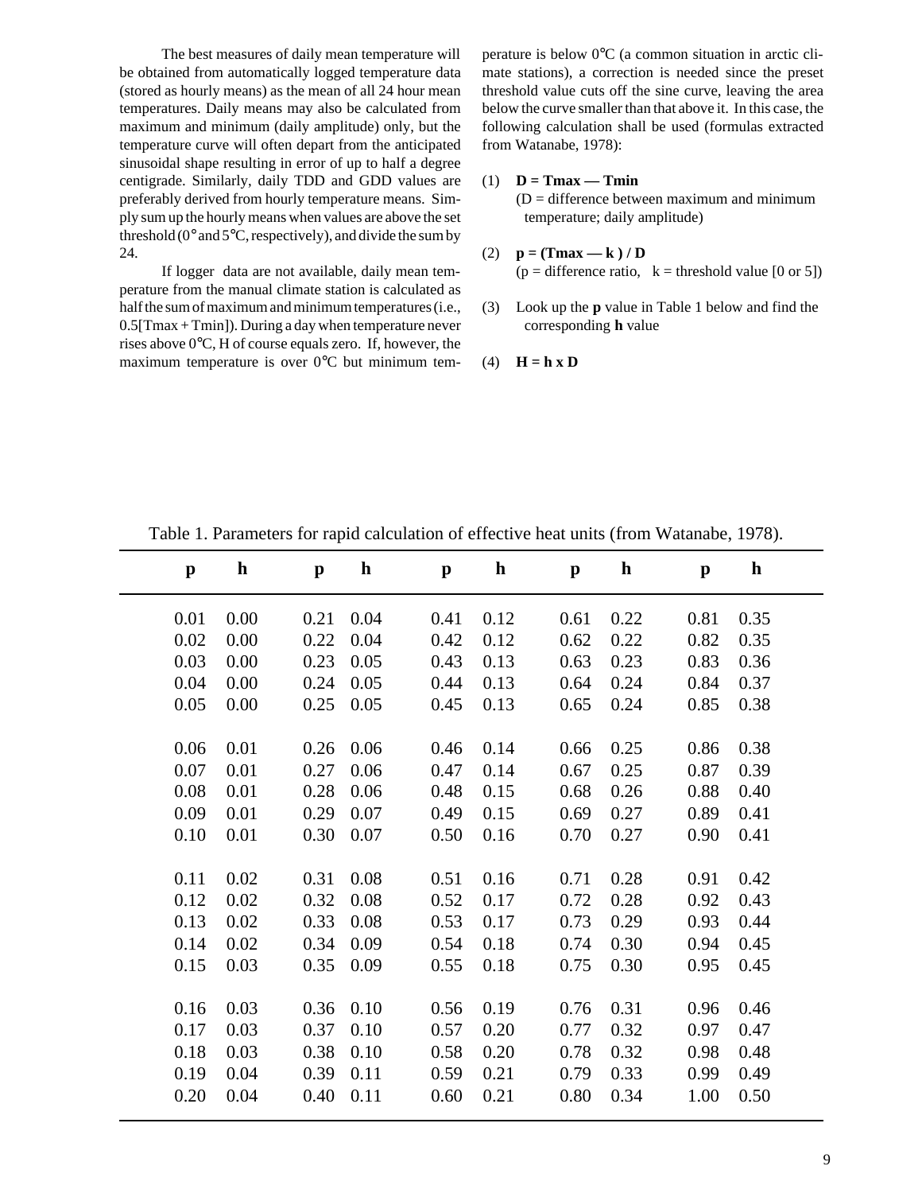The best measures of daily mean temperature will be obtained from automatically logged temperature data (stored as hourly means) as the mean of all 24 hour mean temperatures. Daily means may also be calculated from maximum and minimum (daily amplitude) only, but the temperature curve will often depart from the anticipated sinusoidal shape resulting in error of up to half a degree centigrade. Similarly, daily TDD and GDD values are preferably derived from hourly temperature means. Simply sum up the hourly means when values are above the set threshold (0° and 5°C, respectively), and divide the sum by 24.

If logger data are not available, daily mean temperature from the manual climate station is calculated as half the sum of maximum and minimum temperatures (i.e., 0.5[Tmax + Tmin]). During a day when temperature never rises above 0°C, H of course equals zero. If, however, the maximum temperature is over 0°C but minimum temperature is below 0°C (a common situation in arctic climate stations), a correction is needed since the preset threshold value cuts off the sine curve, leaving the area below the curve smaller than that above it. In this case, the following calculation shall be used (formulas extracted from Watanabe, 1978):

(1) **D = Tmax — Tmin**
(D = difference between maximum and minimum temperature; daily amplitude)

(2) **p = (Tmax — k ) / D**
(p = difference ratio, k = threshold value [0 or 5])

(3) Look up the **p** value in Table 1 below and find the corresponding **h** value

(4) **H = h x D**

Table 1. Parameters for rapid calculation of effective heat units (from Watanabe, 1978).

| p | h | p | h | p | h | p | h | p | h |
|---|---|---|---|---|---|---|---|---|---|
| 0.01 | 0.00 | 0.21 | 0.04 | 0.41 | 0.12 | 0.61 | 0.22 | 0.81 | 0.35 |
| 0.02 | 0.00 | 0.22 | 0.04 | 0.42 | 0.12 | 0.62 | 0.22 | 0.82 | 0.35 |
| 0.03 | 0.00 | 0.23 | 0.05 | 0.43 | 0.13 | 0.63 | 0.23 | 0.83 | 0.36 |
| 0.04 | 0.00 | 0.24 | 0.05 | 0.44 | 0.13 | 0.64 | 0.24 | 0.84 | 0.37 |
| 0.05 | 0.00 | 0.25 | 0.05 | 0.45 | 0.13 | 0.65 | 0.24 | 0.85 | 0.38 |
| 0.06 | 0.01 | 0.26 | 0.06 | 0.46 | 0.14 | 0.66 | 0.25 | 0.86 | 0.38 |
| 0.07 | 0.01 | 0.27 | 0.06 | 0.47 | 0.14 | 0.67 | 0.25 | 0.87 | 0.39 |
| 0.08 | 0.01 | 0.28 | 0.06 | 0.48 | 0.15 | 0.68 | 0.26 | 0.88 | 0.40 |
| 0.09 | 0.01 | 0.29 | 0.07 | 0.49 | 0.15 | 0.69 | 0.27 | 0.89 | 0.41 |
| 0.10 | 0.01 | 0.30 | 0.07 | 0.50 | 0.16 | 0.70 | 0.27 | 0.90 | 0.41 |
| 0.11 | 0.02 | 0.31 | 0.08 | 0.51 | 0.16 | 0.71 | 0.28 | 0.91 | 0.42 |
| 0.12 | 0.02 | 0.32 | 0.08 | 0.52 | 0.17 | 0.72 | 0.28 | 0.92 | 0.43 |
| 0.13 | 0.02 | 0.33 | 0.08 | 0.53 | 0.17 | 0.73 | 0.29 | 0.93 | 0.44 |
| 0.14 | 0.02 | 0.34 | 0.09 | 0.54 | 0.18 | 0.74 | 0.30 | 0.94 | 0.45 |
| 0.15 | 0.03 | 0.35 | 0.09 | 0.55 | 0.18 | 0.75 | 0.30 | 0.95 | 0.45 |
| 0.16 | 0.03 | 0.36 | 0.10 | 0.56 | 0.19 | 0.76 | 0.31 | 0.96 | 0.46 |
| 0.17 | 0.03 | 0.37 | 0.10 | 0.57 | 0.20 | 0.77 | 0.32 | 0.97 | 0.47 |
| 0.18 | 0.03 | 0.38 | 0.10 | 0.58 | 0.20 | 0.78 | 0.32 | 0.98 | 0.48 |
| 0.19 | 0.04 | 0.39 | 0.11 | 0.59 | 0.21 | 0.79 | 0.33 | 0.99 | 0.49 |
| 0.20 | 0.04 | 0.40 | 0.11 | 0.60 | 0.21 | 0.80 | 0.34 | 1.00 | 0.50 |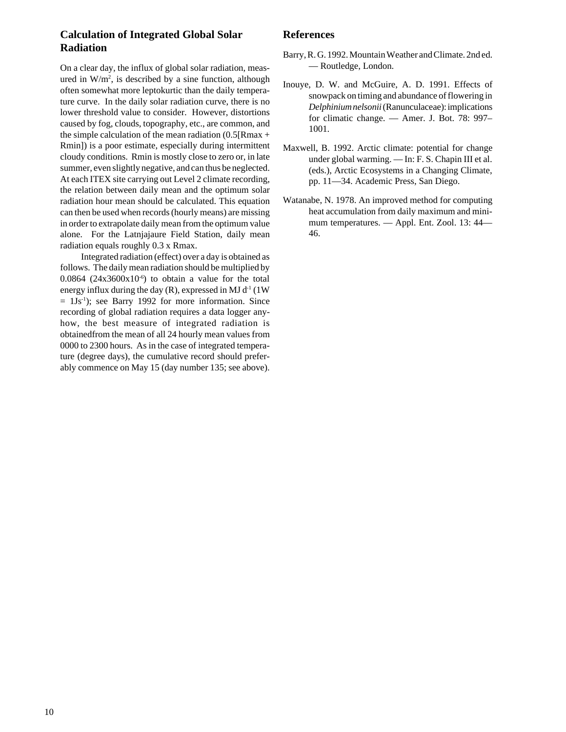## Calculation of Integrated Global Solar Radiation

On a clear day, the influx of global solar radiation, measured in $W/m^2$, is described by a sine function, although often somewhat more leptokurtic than the daily temperature curve. In the daily solar radiation curve, there is no lower threshold value to consider. However, distortions caused by fog, clouds, topography, etc., are common, and the simple calculation of the mean radiation (0.5[Rmax + Rmin]) is a poor estimate, especially during intermittent cloudy conditions. Rmin is mostly close to zero or, in late summer, even slightly negative, and can thus be neglected. At each ITEX site carrying out Level 2 climate recording, the relation between daily mean and the optimum solar radiation hour mean should be calculated. This equation can then be used when records (hourly means) are missing in order to extrapolate daily mean from the optimum value alone. For the Latnjajaure Field Station, daily mean radiation equals roughly 0.3 x Rmax.

Integrated radiation (effect) over a day is obtained as follows. The daily mean radiation should be multiplied by 0.0864 ($24 \times 3600 \times 10^{-6}$) to obtain a value for the total energy influx during the day (R), expressed in MJ $d^{-1}$ (1W = $1Js^{-1}$); see Barry 1992 for more information. Since recording of global radiation requires a data logger anyhow, the best measure of integrated radiation is obtainedfrom the mean of all 24 hourly mean values from 0000 to 2300 hours. As in the case of integrated temperature (degree days), the cumulative record should preferably commence on May 15 (day number 135; see above).

## References

Barry, R. G. 1992. Mountain Weather and Climate. 2nd ed. — Routledge, London.

Inouye, D. W. and McGuire, A. D. 1991. Effects of snowpack on timing and abundance of flowering in *Delphinium nelsonii* (Ranunculaceae): implications for climatic change. — Amer. J. Bot. 78: 997–1001.

Maxwell, B. 1992. Arctic climate: potential for change under global warming. — In: F. S. Chapin III et al. (eds.), Arctic Ecosystems in a Changing Climate, pp. 11—34. Academic Press, San Diego.

Watanabe, N. 1978. An improved method for computing heat accumulation from daily maximum and minimum temperatures. — Appl. Ent. Zool. 13: 44—46.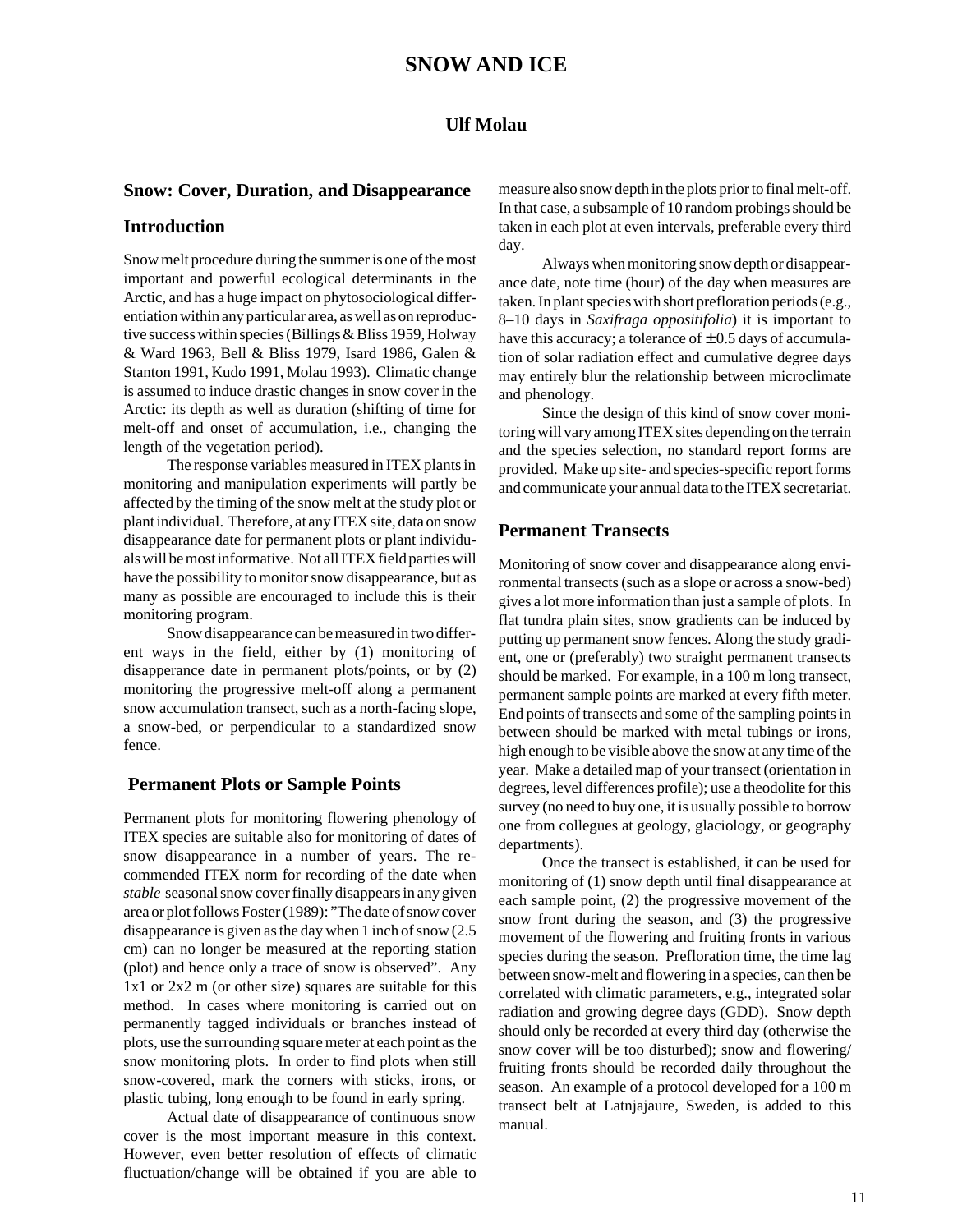# SNOW AND ICE

**Ulf Molau**

## Snow: Cover, Duration, and Disappearance

### Introduction

Snow melt procedure during the summer is one of the most important and powerful ecological determinants in the Arctic, and has a huge impact on phytosociological differentiation within any particular area, as well as on reproductive success within species (Billings & Bliss 1959, Holway & Ward 1963, Bell & Bliss 1979, Isard 1986, Galen & Stanton 1991, Kudo 1991, Molau 1993). Climatic change is assumed to induce drastic changes in snow cover in the Arctic: its depth as well as duration (shifting of time for melt-off and onset of accumulation, i.e., changing the length of the vegetation period).

The response variables measured in ITEX plants in monitoring and manipulation experiments will partly be affected by the timing of the snow melt at the study plot or plant individual. Therefore, at any ITEX site, data on snow disappearance date for permanent plots or plant individuals will be most informative. Not all ITEX field parties will have the possibility to monitor snow disappearance, but as many as possible are encouraged to include this is their monitoring program.

Snow disappearance can be measured in two different ways in the field, either by (1) monitoring of disapperance date in permanent plots/points, or by (2) monitoring the progressive melt-off along a permanent snow accumulation transect, such as a north-facing slope, a snow-bed, or perpendicular to a standardized snow fence.

### Permanent Plots or Sample Points

Permanent plots for monitoring flowering phenology of ITEX species are suitable also for monitoring of dates of snow disappearance in a number of years. The recommended ITEX norm for recording of the date when *stable* seasonal snow cover finally disappears in any given area or plot follows Foster (1989): "The date of snow cover disappearance is given as the day when 1 inch of snow (2.5 cm) can no longer be measured at the reporting station (plot) and hence only a trace of snow is observed". Any 1x1 or 2x2 m (or other size) squares are suitable for this method. In cases where monitoring is carried out on permanently tagged individuals or branches instead of plots, use the surrounding square meter at each point as the snow monitoring plots. In order to find plots when still snow-covered, mark the corners with sticks, irons, or plastic tubing, long enough to be found in early spring.

Actual date of disappearance of continuous snow cover is the most important measure in this context. However, even better resolution of effects of climatic fluctuation/change will be obtained if you are able to measure also snow depth in the plots prior to final melt-off. In that case, a subsample of 10 random probings should be taken in each plot at even intervals, preferable every third day.

Always when monitoring snow depth or disappearance date, note time (hour) of the day when measures are taken. In plant species with short prefloration periods (e.g., 8–10 days in *Saxifraga oppositifolia*) it is important to have this accuracy; a tolerance of ± 0.5 days of accumulation of solar radiation effect and cumulative degree days may entirely blur the relationship between microclimate and phenology.

Since the design of this kind of snow cover monitoring will vary among ITEX sites depending on the terrain and the species selection, no standard report forms are provided. Make up site- and species-specific report forms and communicate your annual data to the ITEX secretariat.

### Permanent Transects

Monitoring of snow cover and disappearance along environmental transects (such as a slope or across a snow-bed) gives a lot more information than just a sample of plots. In flat tundra plain sites, snow gradients can be induced by putting up permanent snow fences. Along the study gradient, one or (preferably) two straight permanent transects should be marked. For example, in a 100 m long transect, permanent sample points are marked at every fifth meter. End points of transects and some of the sampling points in between should be marked with metal tubings or irons, high enough to be visible above the snow at any time of the year. Make a detailed map of your transect (orientation in degrees, level differences profile); use a theodolite for this survey (no need to buy one, it is usually possible to borrow one from collegues at geology, glaciology, or geography departments).

Once the transect is established, it can be used for monitoring of (1) snow depth until final disappearance at each sample point, (2) the progressive movement of the snow front during the season, and (3) the progressive movement of the flowering and fruiting fronts in various species during the season. Prefloration time, the time lag between snow-melt and flowering in a species, can then be correlated with climatic parameters, e.g., integrated solar radiation and growing degree days (GDD). Snow depth should only be recorded at every third day (otherwise the snow cover will be too disturbed); snow and flowering/fruiting fronts should be recorded daily throughout the season. An example of a protocol developed for a 100 m transect belt at Latjnajaure, Sweden, is added to this manual.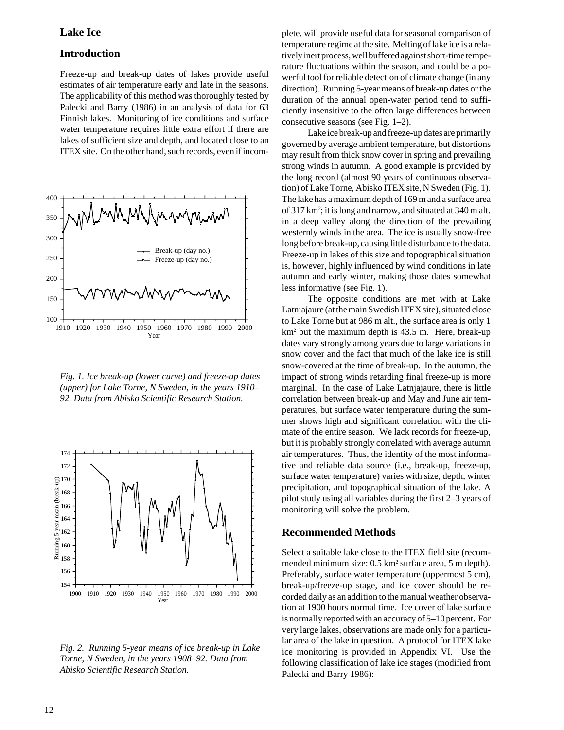## Lake Ice

### Introduction

Freeze-up and break-up dates of lakes provide useful estimates of air temperature early and late in the seasons. The applicability of this method was thoroughly tested by Palecki and Barry (1986) in an analysis of data for 63 Finnish lakes. Monitoring of ice conditions and surface water temperature requires little extra effort if there are lakes of sufficient size and depth, and located close to an ITEX site. On the other hand, such records, even if incomplete, will provide useful data for seasonal comparison of temperature regime at the site. Melting of lake ice is a relatively inert process, well buffered against short-time temperature fluctuations within the season, and could be a powerful tool for reliable detection of climate change (in any direction). Running 5-year means of break-up dates or the duration of the annual open-water period tend to sufficiently insensitive to the often large differences between consecutive seasons (see Fig. 1–2).

*Fig. 1. Ice break-up (lower curve) and freeze-up dates (upper) for Lake Torne, N Sweden, in the years 1910–92. Data from Abisko Scientific Research Station.*

*Fig. 2. Running 5-year means of ice break-up in Lake Torne, N Sweden, in the years 1908–92. Data from Abisko Scientific Research Station.*

Lake ice break-up and freeze-up dates are primarily governed by average ambient temperature, but distortions may result from thick snow cover in spring and prevailing strong winds in autumn. A good example is provided by the long record (almost 90 years of continuous observation) of Lake Torne, Abisko ITEX site, N Sweden (Fig. 1). The lake has a maximum depth of 169 m and a surface area of 317 km$^2$; it is long and narrow, and situated at 340 m alt. in a deep valley along the direction of the prevailing westernly winds in the area. The ice is usually snow-free long before break-up, causing little disturbance to the data. Freeze-up in lakes of this size and topographical situation is, however, highly influenced by wind conditions in late autumn and early winter, making those dates somewhat less informative (see Fig. 1).

The opposite conditions are met with at Lake Latnjajaure (at the main Swedish ITEX site), situated close to Lake Torne but at 986 m alt., the surface area is only 1 km$^2$ but the maximum depth is 43.5 m. Here, break-up dates vary strongly among years due to large variations in snow cover and the fact that much of the lake ice is still snow-covered at the time of break-up. In the autumn, the impact of strong winds retarding final freeze-up is more marginal. In the case of Lake Latnjajaure, there is little correlation between break-up and May and June air temperatures, but surface water temperature during the summer shows high and significant correlation with the climate of the entire season. We lack records for freeze-up, but it is probably strongly correlated with average autumn air temperatures. Thus, the identity of the most informative and reliable data source (i.e., break-up, freeze-up, surface water temperature) varies with size, depth, winter precipitation, and topographical situation of the lake. A pilot study using all variables during the first 2–3 years of monitoring will solve the problem.

### Recommended Methods

Select a suitable lake close to the ITEX field site (recommended minimum size: 0.5 km$^2$ surface area, 5 m depth). Preferably, surface water temperature (uppermost 5 cm), break-up/freeze-up stage, and ice cover should be recorded daily as an addition to the manual weather observation at 1900 hours normal time. Ice cover of lake surface is normally reported with an accuracy of 5–10 percent. For very large lakes, observations are made only for a particular area of the lake in question. A protocol for ITEX lake ice monitoring is provided in Appendix VI. Use the following classification of lake ice stages (modified from Palecki and Barry 1986):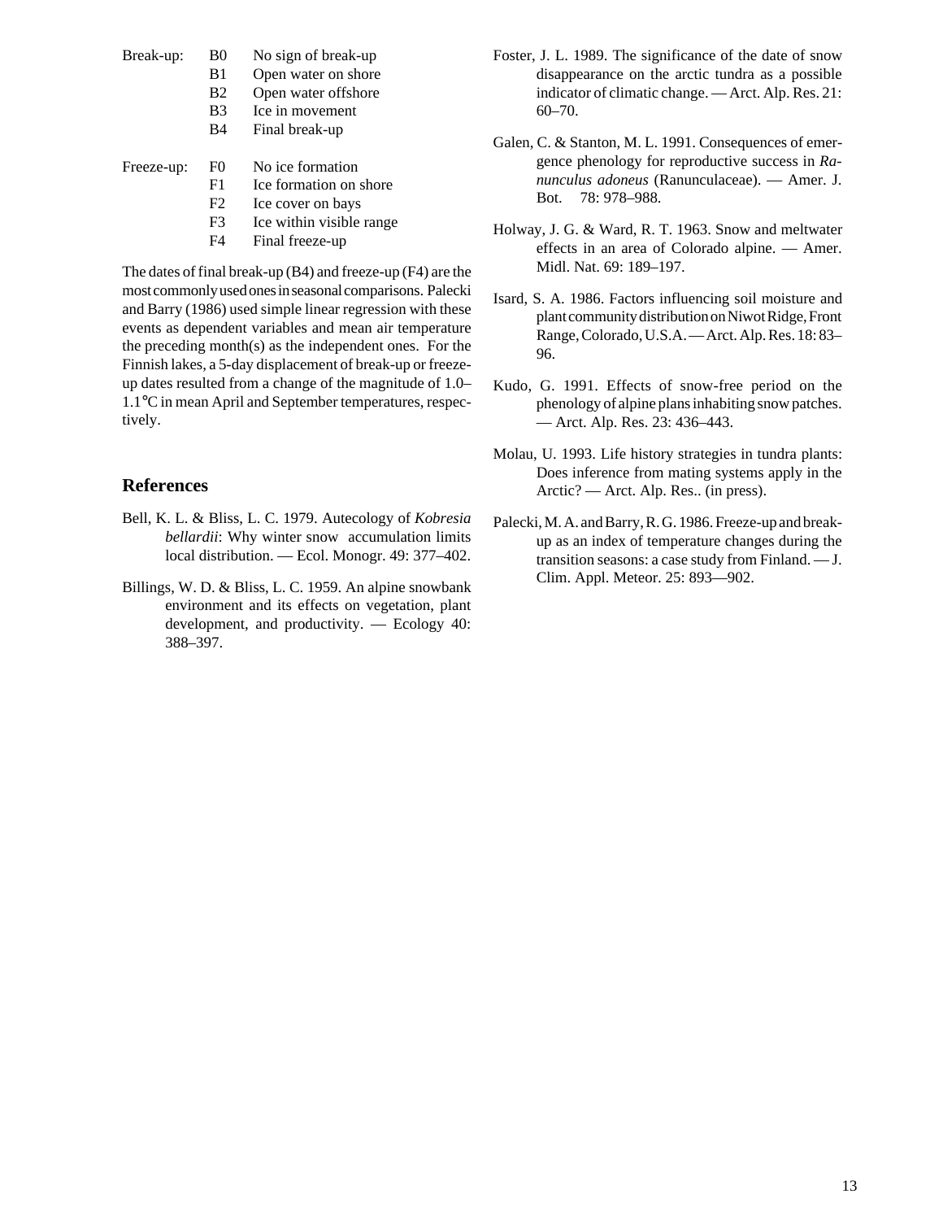| | | |
|---|---|---|
| Break-up: | B0 | No sign of break-up |
| | B1 | Open water on shore |
| | B2 | Open water offshore |
| | B3 | Ice in movement |
| | B4 | Final break-up |
| Freeze-up: | F0 | No ice formation |
| | F1 | Ice formation on shore |
| | F2 | Ice cover on bays |
| | F3 | Ice within visible range |
| | F4 | Final freeze-up |

The dates of final break-up (B4) and freeze-up (F4) are the most commonly used ones in seasonal comparisons. Palecki and Barry (1986) used simple linear regression with these events as dependent variables and mean air temperature the preceding month(s) as the independent ones. For the Finnish lakes, a 5-day displacement of break-up or freeze-up dates resulted from a change of the magnitude of 1.0–1.1°C in mean April and September temperatures, respectively.

## References

Bell, K. L. & Bliss, L. C. 1979. Autecology of *Kobresia bellardii*: Why winter snow accumulation limits local distribution. — Ecol. Monogr. 49: 377–402.

Billings, W. D. & Bliss, L. C. 1959. An alpine snowbank environment and its effects on vegetation, plant development, and productivity. — Ecology 40: 388–397.

Foster, J. L. 1989. The significance of the date of snow disappearance on the arctic tundra as a possible indicator of climatic change. — Arct. Alp. Res. 21: 60–70.

Galen, C. & Stanton, M. L. 1991. Consequences of emergence phenology for reproductive success in *Ranunculus adoneus* (Ranunculaceae). — Amer. J. Bot. 78: 978–988.

Holway, J. G. & Ward, R. T. 1963. Snow and meltwater effects in an area of Colorado alpine. — Amer. Midl. Nat. 69: 189–197.

Isard, S. A. 1986. Factors influencing soil moisture and plant community distribution on Niwot Ridge, Front Range, Colorado, U.S.A. — Arct. Alp. Res. 18: 83–96.

Kudo, G. 1991. Effects of snow-free period on the phenology of alpine plans inhabiting snow patches. — Arct. Alp. Res. 23: 436–443.

Molau, U. 1993. Life history strategies in tundra plants: Does inference from mating systems apply in the Arctic? — Arct. Alp. Res.. (in press).

Palecki, M. A. and Barry, R. G. 1986. Freeze-up and break-up as an index of temperature changes during the transition seasons: a case study from Finland. — J. Clim. Appl. Meteor. 25: 893—902.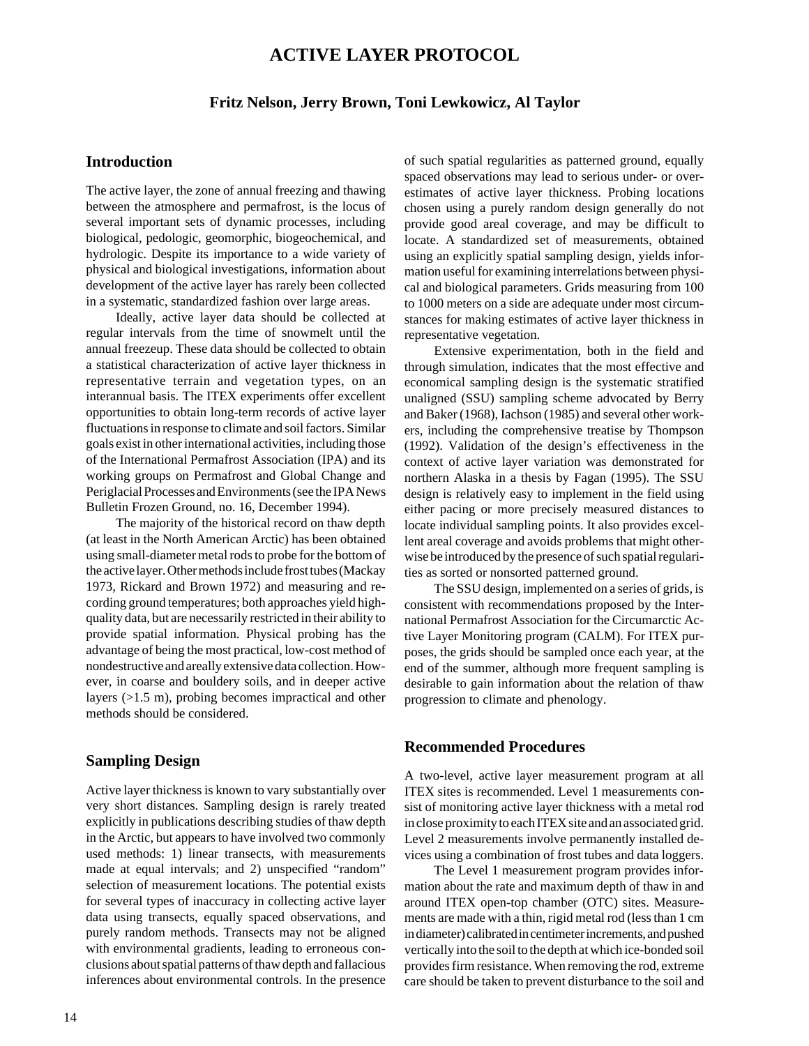# ACTIVE LAYER PROTOCOL

**Fritz Nelson, Jerry Brown, Toni Lewkowicz, Al Taylor**

## Introduction

The active layer, the zone of annual freezing and thawing between the atmosphere and permafrost, is the locus of several important sets of dynamic processes, including biological, pedologic, geomorphic, biogeochemical, and hydrologic. Despite its importance to a wide variety of physical and biological investigations, information about development of the active layer has rarely been collected in a systematic, standardized fashion over large areas.

Ideally, active layer data should be collected at regular intervals from the time of snowmelt until the annual freezeup. These data should be collected to obtain a statistical characterization of active layer thickness in representative terrain and vegetation types, on an interannual basis. The ITEX experiments offer excellent opportunities to obtain long-term records of active layer fluctuations in response to climate and soil factors. Similar goals exist in other international activities, including those of the International Permafrost Association (IPA) and its working groups on Permafrost and Global Change and Periglacial Processes and Environments (see the IPA News Bulletin Frozen Ground, no. 16, December 1994).

The majority of the historical record on thaw depth (at least in the North American Arctic) has been obtained using small-diameter metal rods to probe for the bottom of the active layer. Other methods include frost tubes (Mackay 1973, Rickard and Brown 1972) and measuring and recording ground temperatures; both approaches yield high-quality data, but are necessarily restricted in their ability to provide spatial information. Physical probing has the advantage of being the most practical, low-cost method of nondestructive and areally extensive data collection. However, in coarse and bouldery soils, and in deeper active layers (>1.5 m), probing becomes impractical and other methods should be considered.

## Sampling Design

Active layer thickness is known to vary substantially over very short distances. Sampling design is rarely treated explicitly in publications describing studies of thaw depth in the Arctic, but appears to have involved two commonly used methods: 1) linear transects, with measurements made at equal intervals; and 2) unspecified "random" selection of measurement locations. The potential exists for several types of inaccuracy in collecting active layer data using transects, equally spaced observations, and purely random methods. Transects may not be aligned with environmental gradients, leading to erroneous conclusions about spatial patterns of thaw depth and fallacious inferences about environmental controls. In the presence of such spatial regularities as patterned ground, equally spaced observations may lead to serious under- or overestimates of active layer thickness. Probing locations chosen using a purely random design generally do not provide good areal coverage, and may be difficult to locate. A standardized set of measurements, obtained using an explicitly spatial sampling design, yields information useful for examining interrelations between physical and biological parameters. Grids measuring from 100 to 1000 meters on a side are adequate under most circumstances for making estimates of active layer thickness in representative vegetation.

Extensive experimentation, both in the field and through simulation, indicates that the most effective and economical sampling design is the systematic stratified unaligned (SSU) sampling scheme advocated by Berry and Baker (1968), Iachson (1985) and several other workers, including the comprehensive treatise by Thompson (1992). Validation of the design's effectiveness in the context of active layer variation was demonstrated for northern Alaska in a thesis by Fagan (1995). The SSU design is relatively easy to implement in the field using either pacing or more precisely measured distances to locate individual sampling points. It also provides excellent areal coverage and avoids problems that might otherwise be introduced by the presence of such spatial regularities as sorted or nonsorted patterned ground.

The SSU design, implemented on a series of grids, is consistent with recommendations proposed by the International Permafrost Association for the Circumarctic Active Layer Monitoring program (CALM). For ITEX purposes, the grids should be sampled once each year, at the end of the summer, although more frequent sampling is desirable to gain information about the relation of thaw progression to climate and phenology.

## Recommended Procedures

A two-level, active layer measurement program at all ITEX sites is recommended. Level 1 measurements consist of monitoring active layer thickness with a metal rod in close proximity to each ITEX site and an associated grid. Level 2 measurements involve permanently installed devices using a combination of frost tubes and data loggers.

The Level 1 measurement program provides information about the rate and maximum depth of thaw in and around ITEX open-top chamber (OTC) sites. Measurements are made with a thin, rigid metal rod (less than 1 cm in diameter) calibrated in centimeter increments, and pushed vertically into the soil to the depth at which ice-bonded soil provides firm resistance. When removing the rod, extreme care should be taken to prevent disturbance to the soil and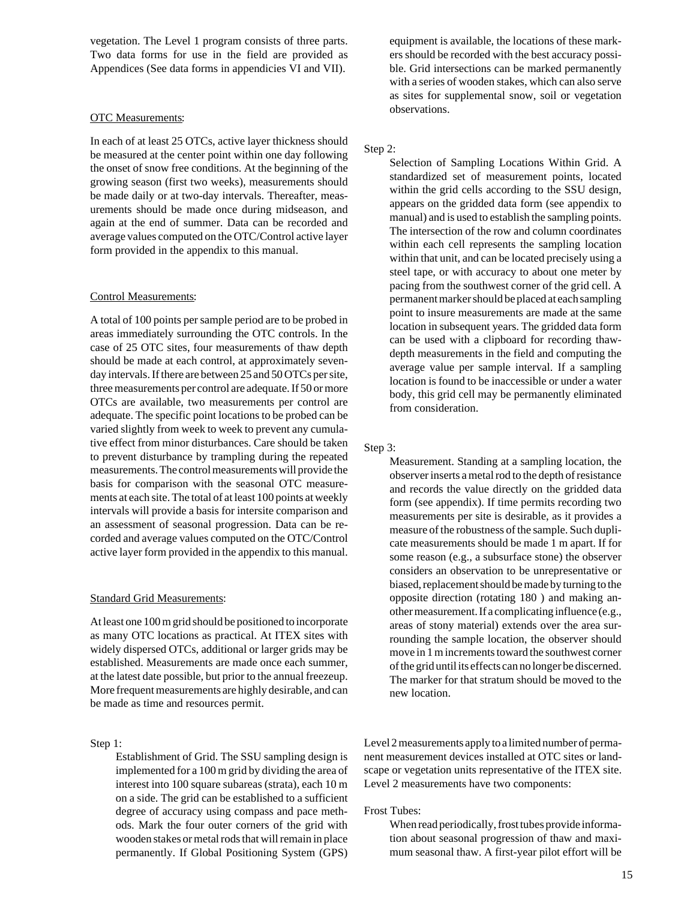vegetation. The Level 1 program consists of three parts. Two data forms for use in the field are provided as Appendices (See data forms in appendicies VI and VII).

OTC Measurements:

In each of at least 25 OTCs, active layer thickness should be measured at the center point within one day following the onset of snow free conditions. At the beginning of the growing season (first two weeks), measurements should be made daily or at two-day intervals. Thereafter, measurements should be made once during midseason, and again at the end of summer. Data can be recorded and average values computed on the OTC/Control active layer form provided in the appendix to this manual.

Control Measurements:

A total of 100 points per sample period are to be probed in areas immediately surrounding the OTC controls. In the case of 25 OTC sites, four measurements of thaw depth should be made at each control, at approximately seven-day intervals. If there are between 25 and 50 OTCs per site, three measurements per control are adequate. If 50 or more OTCs are available, two measurements per control are adequate. The specific point locations to be probed can be varied slightly from week to week to prevent any cumulative effect from minor disturbances. Care should be taken to prevent disturbance by trampling during the repeated measurements. The control measurements will provide the basis for comparison with the seasonal OTC measurements at each site. The total of at least 100 points at weekly intervals will provide a basis for intersite comparison and an assessment of seasonal progression. Data can be recorded and average values computed on the OTC/Control active layer form provided in the appendix to this manual.

Standard Grid Measurements:

At least one 100 m grid should be positioned to incorporate as many OTC locations as practical. At ITEX sites with widely dispersed OTCs, additional or larger grids may be established. Measurements are made once each summer, at the latest date possible, but prior to the annual freezeup. More frequent measurements are highly desirable, and can be made as time and resources permit.

Step 1:

Establishment of Grid. The SSU sampling design is implemented for a 100 m grid by dividing the area of interest into 100 square subareas (strata), each 10 m on a side. The grid can be established to a sufficient degree of accuracy using compass and pace methods. Mark the four outer corners of the grid with wooden stakes or metal rods that will remain in place permanently. If Global Positioning System (GPS) equipment is available, the locations of these markers should be recorded with the best accuracy possible. Grid intersections can be marked permanently with a series of wooden stakes, which can also serve as sites for supplemental snow, soil or vegetation observations.

Step 2:

Selection of Sampling Locations Within Grid. A standardized set of measurement points, located within the grid cells according to the SSU design, appears on the gridded data form (see appendix to manual) and is used to establish the sampling points. The intersection of the row and column coordinates within each cell represents the sampling location within that unit, and can be located precisely using a steel tape, or with accuracy to about one meter by pacing from the southwest corner of the grid cell. A permanent marker should be placed at each sampling point to insure measurements are made at the same location in subsequent years. The gridded data form can be used with a clipboard for recording thaw-depth measurements in the field and computing the average value per sample interval. If a sampling location is found to be inaccessible or under a water body, this grid cell may be permanently eliminated from consideration.

Step 3:

Measurement. Standing at a sampling location, the observer inserts a metal rod to the depth of resistance and records the value directly on the gridded data form (see appendix). If time permits recording two measurements per site is desirable, as it provides a measure of the robustness of the sample. Such duplicate measurements should be made 1 m apart. If for some reason (e.g., a subsurface stone) the observer considers an observation to be unrepresentative or biased, replacement should be made by turning to the opposite direction (rotating 180 ) and making another measurement. If a complicating influence (e.g., areas of stony material) extends over the area surrounding the sample location, the observer should move in 1 m increments toward the southwest corner of the grid until its effects can no longer be discerned. The marker for that stratum should be moved to the new location.

Level 2 measurements apply to a limited number of permanent measurement devices installed at OTC sites or landscape or vegetation units representative of the ITEX site. Level 2 measurements have two components:

Frost Tubes:

When read periodically, frost tubes provide information about seasonal progression of thaw and maximum seasonal thaw. A first-year pilot effort will be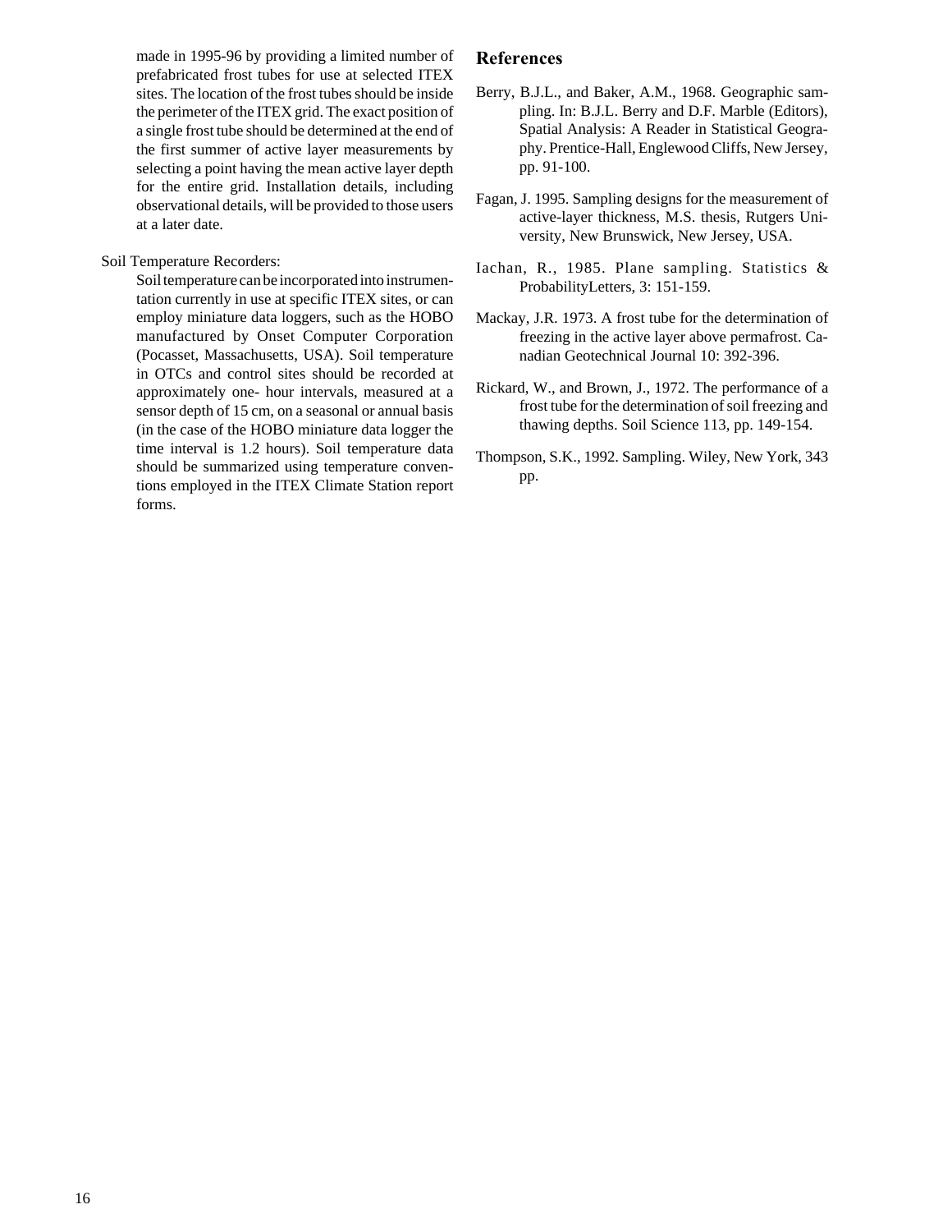made in 1995-96 by providing a limited number of prefabricated frost tubes for use at selected ITEX sites. The location of the frost tubes should be inside the perimeter of the ITEX grid. The exact position of a single frost tube should be determined at the end of the first summer of active layer measurements by selecting a point having the mean active layer depth for the entire grid. Installation details, including observational details, will be provided to those users at a later date.

Soil Temperature Recorders:

Soil temperature can be incorporated into instrumentation currently in use at specific ITEX sites, or can employ miniature data loggers, such as the HOBO manufactured by Onset Computer Corporation (Pocasset, Massachusetts, USA). Soil temperature in OTCs and control sites should be recorded at approximately one- hour intervals, measured at a sensor depth of 15 cm, on a seasonal or annual basis (in the case of the HOBO miniature data logger the time interval is 1.2 hours). Soil temperature data should be summarized using temperature conventions employed in the ITEX Climate Station report forms.

## References

Berry, B.J.L., and Baker, A.M., 1968. Geographic sampling. In: B.J.L. Berry and D.F. Marble (Editors), Spatial Analysis: A Reader in Statistical Geography. Prentice-Hall, Englewood Cliffs, New Jersey, pp. 91-100.

Fagan, J. 1995. Sampling designs for the measurement of active-layer thickness, M.S. thesis, Rutgers University, New Brunswick, New Jersey, USA.

Iachan, R., 1985. Plane sampling. Statistics & ProbabilityLetters, 3: 151-159.

Mackay, J.R. 1973. A frost tube for the determination of freezing in the active layer above permafrost. Canadian Geotechnical Journal 10: 392-396.

Rickard, W., and Brown, J., 1972. The performance of a frost tube for the determination of soil freezing and thawing depths. Soil Science 113, pp. 149-154.

Thompson, S.K., 1992. Sampling. Wiley, New York, 343 pp.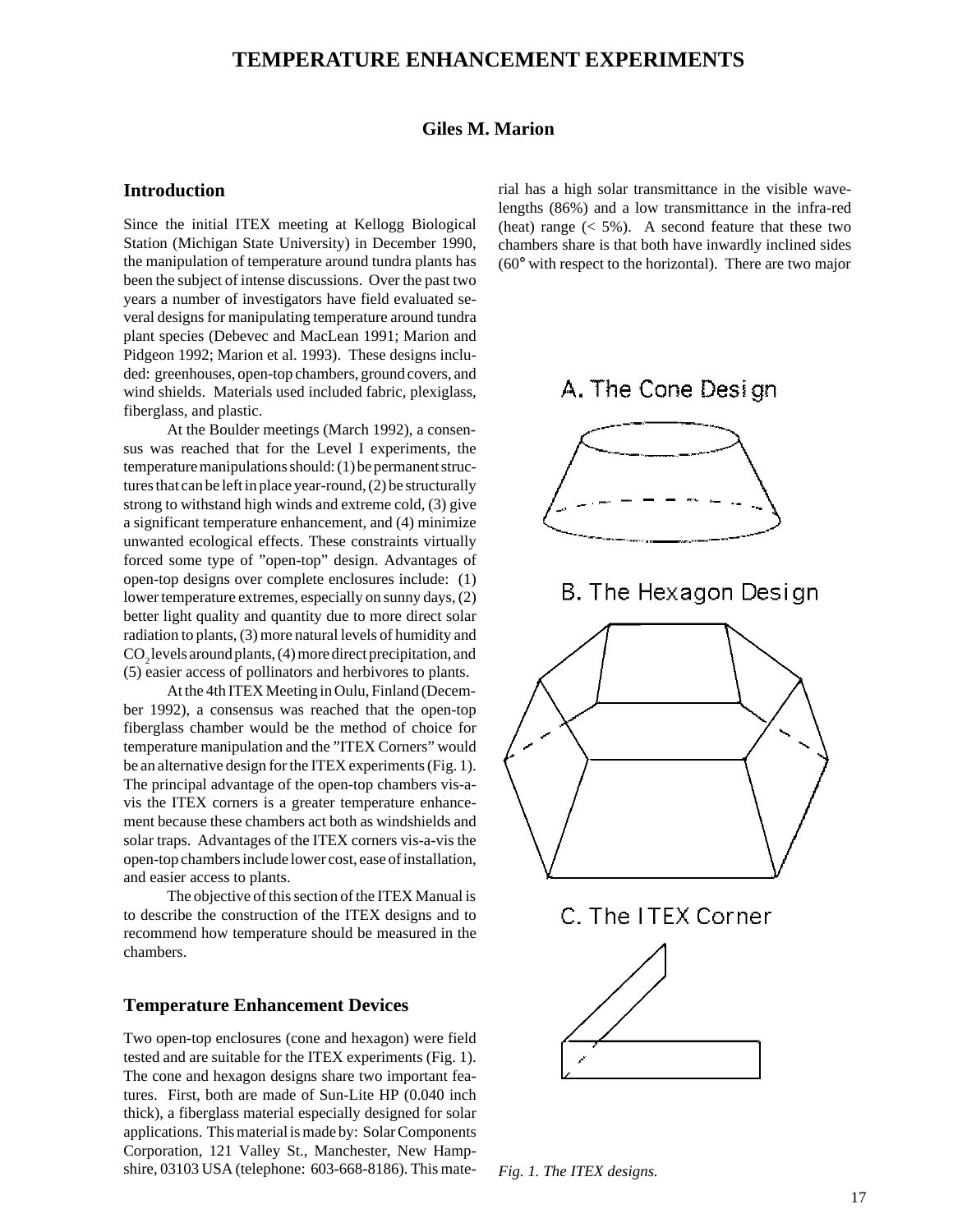# TEMPERATURE ENHANCEMENT EXPERIMENTS

**Giles M. Marion**

## Introduction

Since the initial ITEX meeting at Kellogg Biological Station (Michigan State University) in December 1990, the manipulation of temperature around tundra plants has been the subject of intense discussions. Over the past two years a number of investigators have field evaluated several designs for manipulating temperature around tundra plant species (Debevec and MacLean 1991; Marion and Pidgeon 1992; Marion et al. 1993). These designs included: greenhouses, open-top chambers, ground covers, and wind shields. Materials used included fabric, plexiglass, fiberglass, and plastic.

At the Boulder meetings (March 1992), a consensus was reached that for the Level I experiments, the temperature manipulations should: (1) be permanent structures that can be left in place year-round, (2) be structurally strong to withstand high winds and extreme cold, (3) give a significant temperature enhancement, and (4) minimize unwanted ecological effects. These constraints virtually forced some type of "open-top" design. Advantages of open-top designs over complete enclosures include: (1) lower temperature extremes, especially on sunny days, (2) better light quality and quantity due to more direct solar radiation to plants, (3) more natural levels of humidity and $CO_2$ levels around plants, (4) more direct precipitation, and (5) easier access of pollinators and herbivores to plants.

At the 4th ITEX Meeting in Oulu, Finland (December 1992), a consensus was reached that the open-top fiberglass chamber would be the method of choice for temperature manipulation and the "ITEX Corners" would be an alternative design for the ITEX experiments (Fig. 1). The principal advantage of the open-top chambers vis-a-vis the ITEX corners is a greater temperature enhancement because these chambers act both as windshields and solar traps. Advantages of the ITEX corners vis-a-vis the open-top chambers include lower cost, ease of installation, and easier access to plants.

The objective of this section of the ITEX Manual is to describe the construction of the ITEX designs and to recommend how temperature should be measured in the chambers.

## Temperature Enhancement Devices

Two open-top enclosures (cone and hexagon) were field tested and are suitable for the ITEX experiments (Fig. 1). The cone and hexagon designs share two important features. First, both are made of Sun-Lite HP (0.040 inch thick), a fiberglass material especially designed for solar applications. This material is made by: Solar Components Corporation, 121 Valley St., Manchester, New Hampshire, 03103 USA (telephone: 603-668-8186). This material has a high solar transmittance in the visible wavelengths (86%) and a low transmittance in the infra-red (heat) range (< 5%). A second feature that these two chambers share is that both have inwardly inclined sides (60° with respect to the horizontal). There are two major

A. The Cone Design

B. The Hexagon Design

C. The ITEX Corner

*Fig. 1. The ITEX designs.*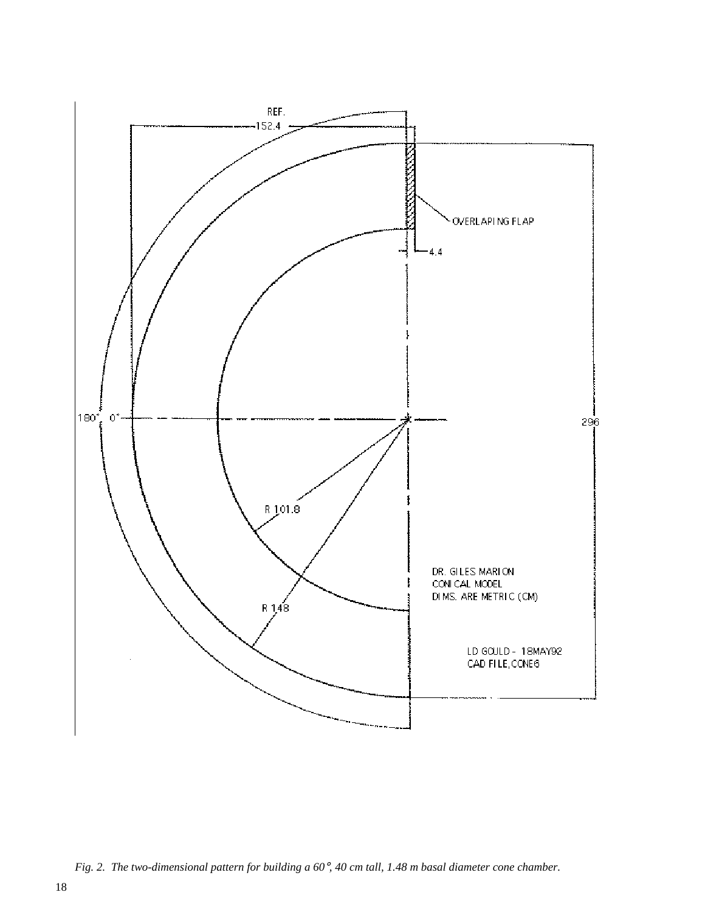*Fig. 2. The two-dimensional pattern for building a 60°, 40 cm tall, 1.48 m basal diameter cone chamber.*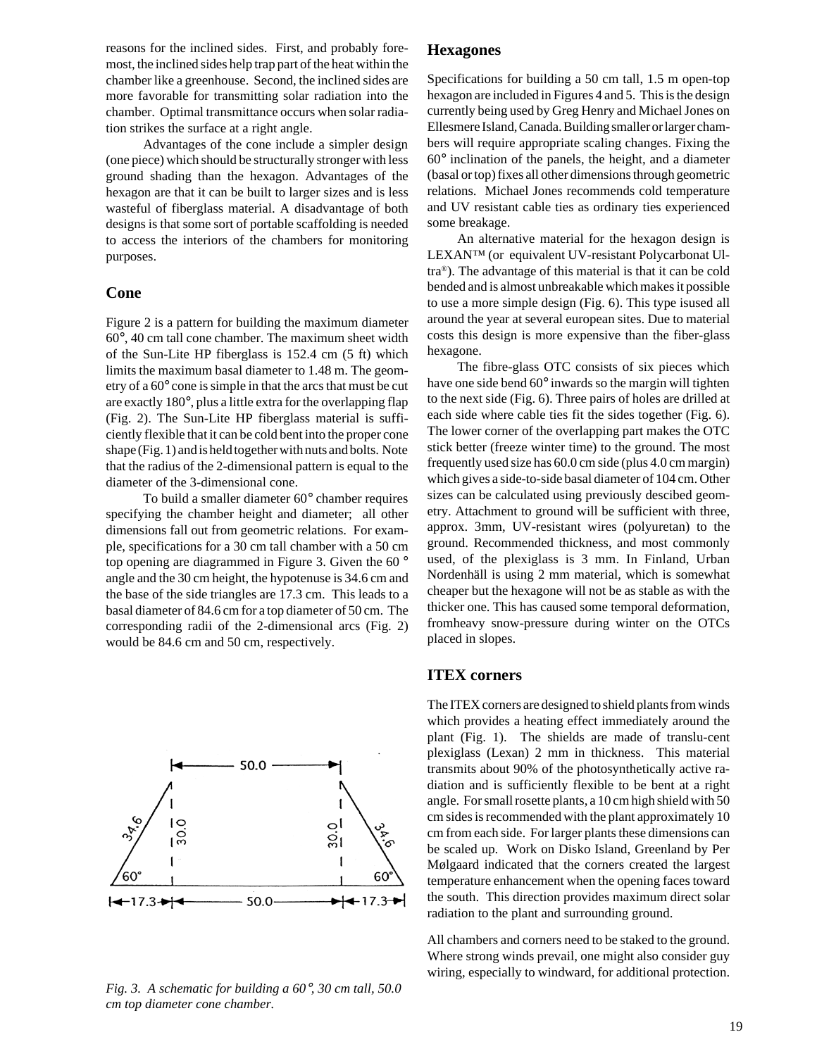reasons for the inclined sides. First, and probably foremost, the inclined sides help trap part of the heat within the chamber like a greenhouse. Second, the inclined sides are more favorable for transmitting solar radiation into the chamber. Optimal transmittance occurs when solar radiation strikes the surface at a right angle.

Advantages of the cone include a simpler design (one piece) which should be structurally stronger with less ground shading than the hexagon. Advantages of the hexagon are that it can be built to larger sizes and is less wasteful of fiberglass material. A disadvantage of both designs is that some sort of portable scaffolding is needed to access the interiors of the chambers for monitoring purposes.

## Cone

Figure 2 is a pattern for building the maximum diameter 60°, 40 cm tall cone chamber. The maximum sheet width of the Sun-Lite HP fiberglass is 152.4 cm (5 ft) which limits the maximum basal diameter to 1.48 m. The geometry of a 60° cone is simple in that the arcs that must be cut are exactly 180°, plus a little extra for the overlapping flap (Fig. 2). The Sun-Lite HP fiberglass material is sufficiently flexible that it can be cold bent into the proper cone shape (Fig. 1) and is held together with nuts and bolts. Note that the radius of the 2-dimensional pattern is equal to the diameter of the 3-dimensional cone.

To build a smaller diameter 60° chamber requires specifying the chamber height and diameter; all other dimensions fall out from geometric relations. For example, specifications for a 30 cm tall chamber with a 50 cm top opening are diagrammed in Figure 3. Given the 60 ° angle and the 30 cm height, the hypotenuse is 34.6 cm and the base of the side triangles are 17.3 cm. This leads to a basal diameter of 84.6 cm for a top diameter of 50 cm. The corresponding radii of the 2-dimensional arcs (Fig. 2) would be 84.6 cm and 50 cm, respectively.

*Fig. 3. A schematic for building a 60°, 30 cm tall, 50.0 cm top diameter cone chamber.*

## Hexagones

Specifications for building a 50 cm tall, 1.5 m open-top hexagon are included in Figures 4 and 5. This is the design currently being used by Greg Henry and Michael Jones on Ellesmere Island, Canada. Building smaller or larger chambers will require appropriate scaling changes. Fixing the 60° inclination of the panels, the height, and a diameter (basal or top) fixes all other dimensions through geometric relations. Michael Jones recommends cold temperature and UV resistant cable ties as ordinary ties experienced some breakage.

An alternative material for the hexagon design is LEXAN™ (or equivalent UV-resistant Polycarbonat Ultra®). The advantage of this material is that it can be cold bended and is almost unbreakable which makes it possible to use a more simple design (Fig. 6). This type isused all around the year at several european sites. Due to material costs this design is more expensive than the fiber-glass hexagone.

The fibre-glass OTC consists of six pieces which have one side bend 60° inwards so the margin will tighten to the next side (Fig. 6). Three pairs of holes are drilled at each side where cable ties fit the sides together (Fig. 6). The lower corner of the overlapping part makes the OTC stick better (freeze winter time) to the ground. The most frequently used size has 60.0 cm side (plus 4.0 cm margin) which gives a side-to-side basal diameter of 104 cm. Other sizes can be calculated using previously descibed geometry. Attachment to ground will be sufficient with three, approx. 3mm, UV-resistant wires (polyuretan) to the ground. Recommended thickness, and most commonly used, of the plexiglass is 3 mm. In Finland, Urban Nordenhäll is using 2 mm material, which is somewhat cheaper but the hexagone will not be as stable as with the thicker one. This has caused some temporal deformation, fromheavy snow-pressure during winter on the OTCs placed in slopes.

## ITEX corners

The ITEX corners are designed to shield plants from winds which provides a heating effect immediately around the plant (Fig. 1). The shields are made of translu-cent plexiglass (Lexan) 2 mm in thickness. This material transmits about 90% of the photosynthetically active radiation and is sufficiently flexible to be bent at a right angle. For small rosette plants, a 10 cm high shield with 50 cm sides is recommended with the plant approximately 10 cm from each side. For larger plants these dimensions can be scaled up. Work on Disko Island, Greenland by Per Mølgaard indicated that the corners created the largest temperature enhancement when the opening faces toward the south. This direction provides maximum direct solar radiation to the plant and surrounding ground.

All chambers and corners need to be staked to the ground. Where strong winds prevail, one might also consider guy wiring, especially to windward, for additional protection.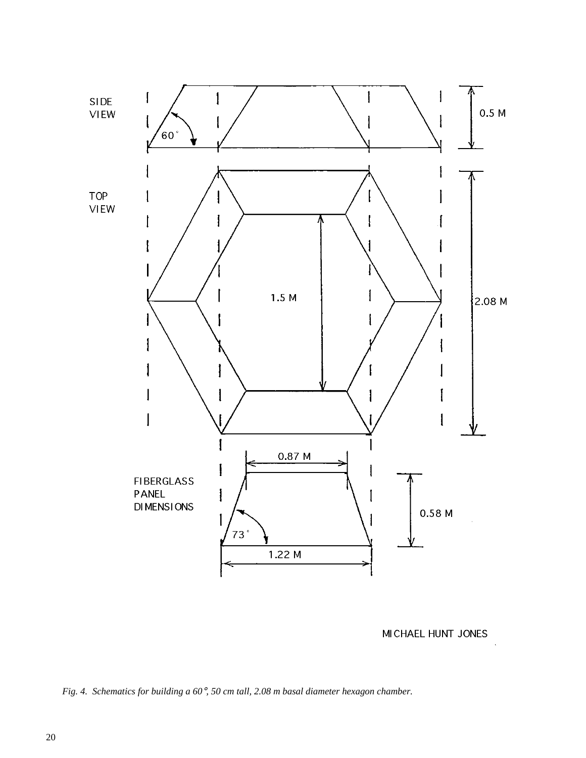SIDE VIEW

60°

0.5 M

TOP VIEW

1.5 M

2.08 M

0.87 M

FIBERGLASS PANEL DIMENSIONS

0.58 M

73°

1.22 M

MICHAEL HUNT JONES

*Fig. 4. Schematics for building a 60°, 50 cm tall, 2.08 m basal diameter hexagon chamber.*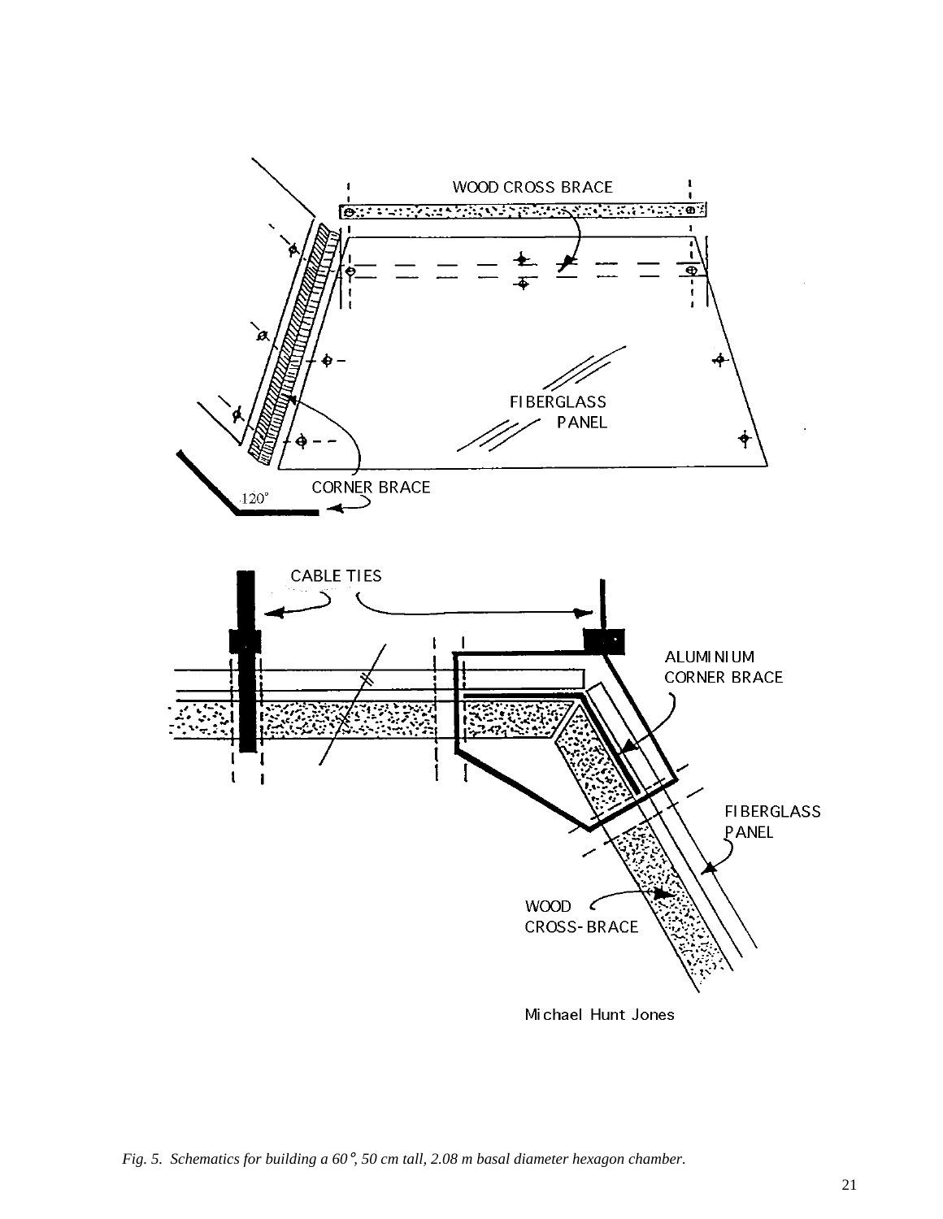*Fig. 5. Schematics for building a 60°, 50 cm tall, 2.08 m basal diameter hexagon chamber.*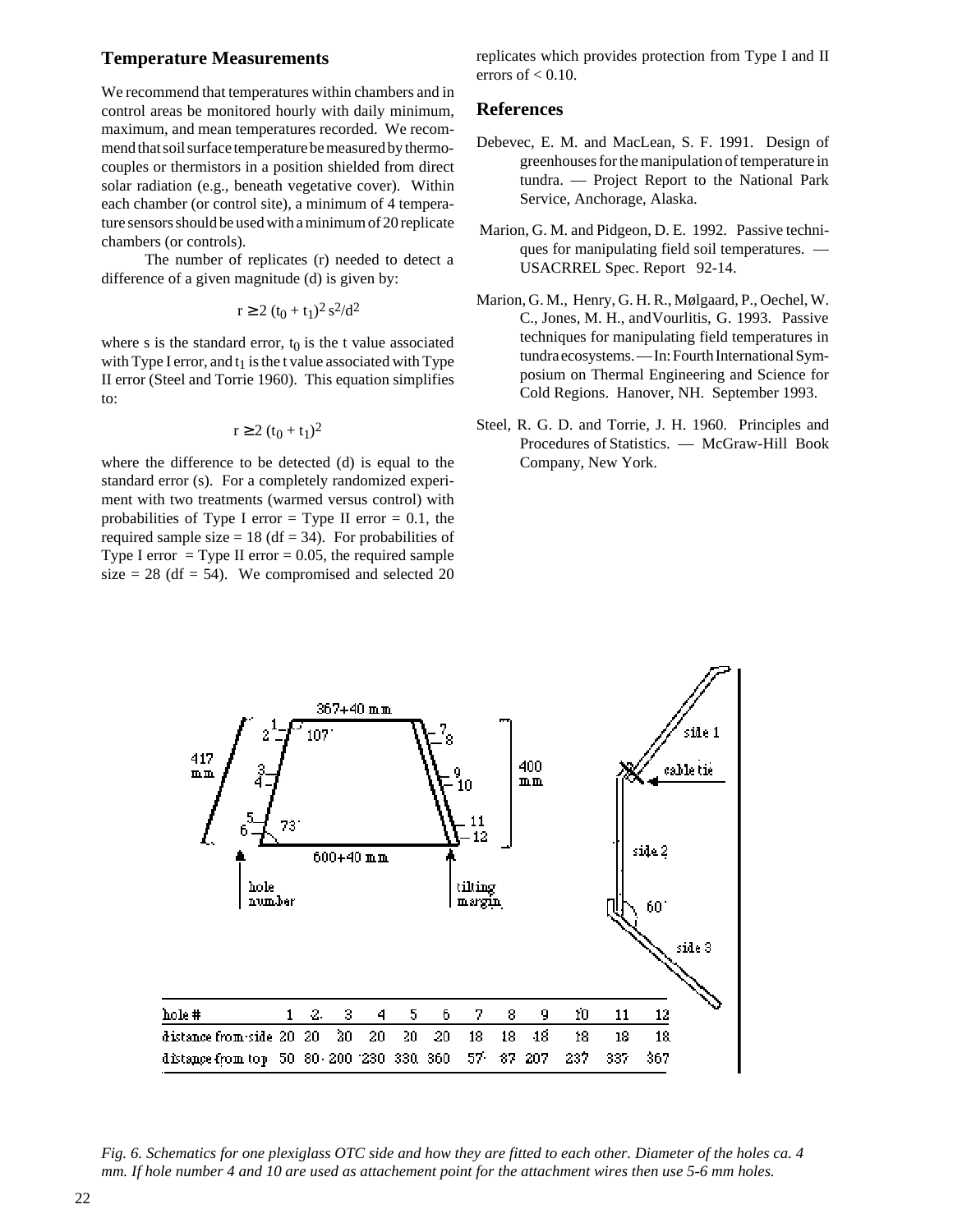## Temperature Measurements

We recommend that temperatures within chambers and in control areas be monitored hourly with daily minimum, maximum, and mean temperatures recorded. We recommend that soil surface temperature be measured by thermocouples or thermistors in a position shielded from direct solar radiation (e.g., beneath vegetative cover). Within each chamber (or control site), a minimum of 4 temperature sensors should be used with a minimum of 20 replicate chambers (or controls).

The number of replicates (r) needed to detect a difference of a given magnitude (d) is given by:

$$r \geq 2\,(t_0 + t_1)^2\, s^2/d^2$$

where s is the standard error, $t_0$ is the t value associated with Type I error, and $t_1$ is the t value associated with Type II error (Steel and Torrie 1960). This equation simplifies to:

$$r \geq 2\,(t_0 + t_1)^2$$

where the difference to be detected (d) is equal to the standard error (s). For a completely randomized experiment with two treatments (warmed versus control) with probabilities of Type I error = Type II error = 0.1, the required sample size = 18 (df = 34). For probabilities of Type I error = Type II error = 0.05, the required sample size = 28 (df = 54). We compromised and selected 20 replicates which provides protection from Type I and II errors of < 0.10.

## References

Debevec, E. M. and MacLean, S. F. 1991. Design of greenhouses for the manipulation of temperature in tundra. — Project Report to the National Park Service, Anchorage, Alaska.

Marion, G. M. and Pidgeon, D. E. 1992. Passive techniques for manipulating field soil temperatures. — USACRREL Spec. Report 92-14.

Marion, G. M., Henry, G. H. R., Mølgaard, P., Oechel, W. C., Jones, M. H., and Vourlitis, G. 1993. Passive techniques for manipulating field temperatures in tundra ecosystems. — In: Fourth International Symposium on Thermal Engineering and Science for Cold Regions. Hanover, NH. September 1993.

Steel, R. G. D. and Torrie, J. H. 1960. Principles and Procedures of Statistics. — McGraw-Hill Book Company, New York.

| hole # | 1 | 2 | 3 | 4 | 5 | 6 | 7 | 8 | 9 | 10 | 11 | 12 |
|---|---|---|---|---|---|---|---|---|---|---|---|---|
| distance from side | 20 | 20 | 20 | 20 | 20 | 20 | 18 | 18 | 18 | 18 | 18 | 18 |
| distance from top | 50 | 80 | 200 | 230 | 330 | 360 | 57 | 87 | 207 | 237 | 337 | 367 |

*Fig. 6. Schematics for one plexiglass OTC side and how they are fitted to each other. Diameter of the holes ca. 4 mm. If hole number 4 and 10 are used as attachement point for the attachment wires then use 5-6 mm holes.*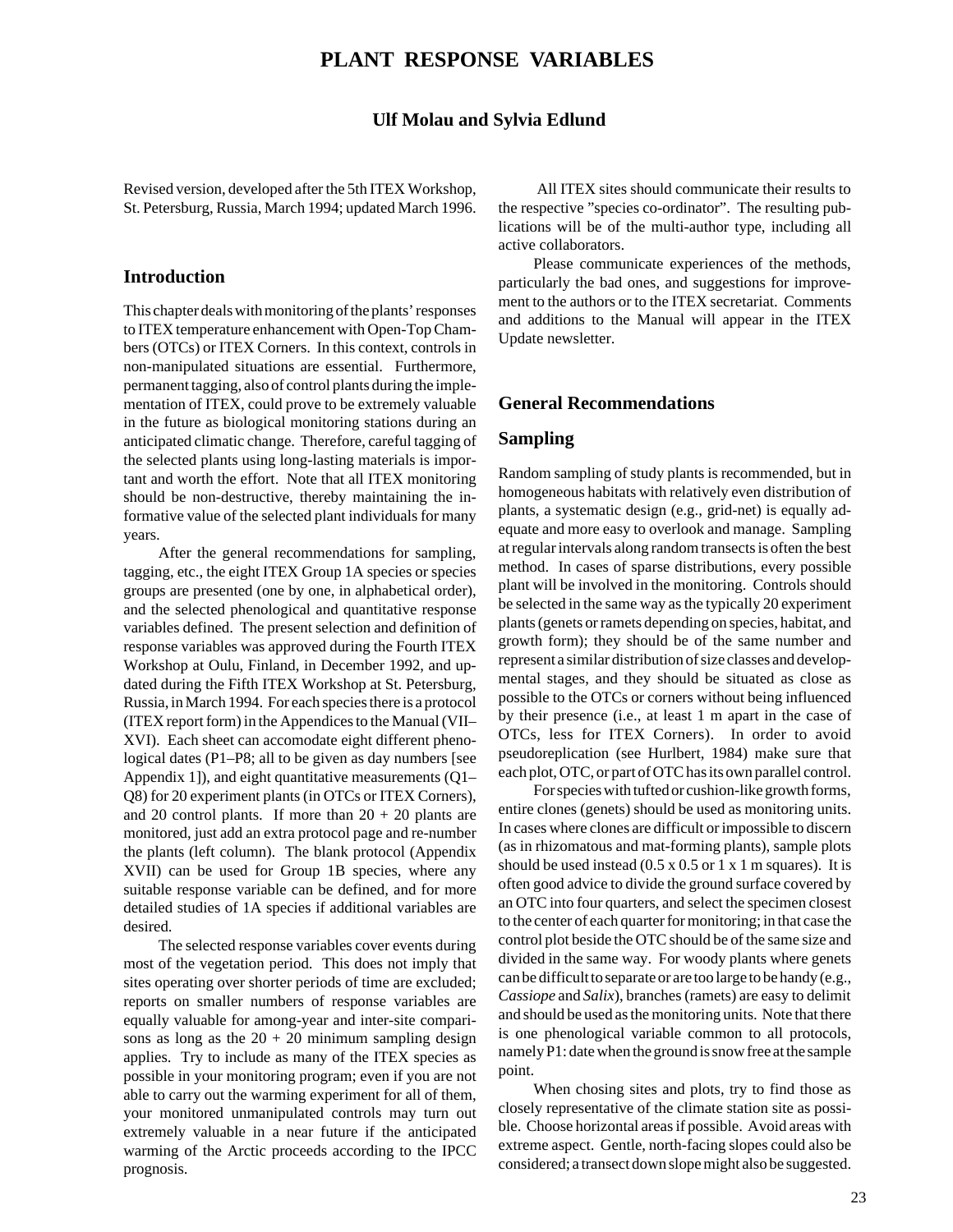# PLANT RESPONSE VARIABLES

**Ulf Molau and Sylvia Edlund**

Revised version, developed after the 5th ITEX Workshop, St. Petersburg, Russia, March 1994; updated March 1996.

## Introduction

This chapter deals with monitoring of the plants' responses to ITEX temperature enhancement with Open-Top Chambers (OTCs) or ITEX Corners. In this context, controls in non-manipulated situations are essential. Furthermore, permanent tagging, also of control plants during the implementation of ITEX, could prove to be extremely valuable in the future as biological monitoring stations during an anticipated climatic change. Therefore, careful tagging of the selected plants using long-lasting materials is important and worth the effort. Note that all ITEX monitoring should be non-destructive, thereby maintaining the informative value of the selected plant individuals for many years.

After the general recommendations for sampling, tagging, etc., the eight ITEX Group 1A species or species groups are presented (one by one, in alphabetical order), and the selected phenological and quantitative response variables defined. The present selection and definition of response variables was approved during the Fourth ITEX Workshop at Oulu, Finland, in December 1992, and updated during the Fifth ITEX Workshop at St. Petersburg, Russia, in March 1994. For each species there is a protocol (ITEX report form) in the Appendices to the Manual (VII–XVI). Each sheet can accomodate eight different phenological dates (P1–P8; all to be given as day numbers [see Appendix 1]), and eight quantitative measurements (Q1–Q8) for 20 experiment plants (in OTCs or ITEX Corners), and 20 control plants. If more than 20 + 20 plants are monitored, just add an extra protocol page and re-number the plants (left column). The blank protocol (Appendix XVII) can be used for Group 1B species, where any suitable response variable can be defined, and for more detailed studies of 1A species if additional variables are desired.

The selected response variables cover events during most of the vegetation period. This does not imply that sites operating over shorter periods of time are excluded; reports on smaller numbers of response variables are equally valuable for among-year and inter-site comparisons as long as the 20 + 20 minimum sampling design applies. Try to include as many of the ITEX species as possible in your monitoring program; even if you are not able to carry out the warming experiment for all of them, your monitored unmanipulated controls may turn out extremely valuable in a near future if the anticipated warming of the Arctic proceeds according to the IPCC prognosis.

All ITEX sites should communicate their results to the respective "species co-ordinator". The resulting publications will be of the multi-author type, including all active collaborators.

Please communicate experiences of the methods, particularly the bad ones, and suggestions for improvement to the authors or to the ITEX secretariat. Comments and additions to the Manual will appear in the ITEX Update newsletter.

## General Recommendations

## Sampling

Random sampling of study plants is recommended, but in homogeneous habitats with relatively even distribution of plants, a systematic design (e.g., grid-net) is equally adequate and more easy to overlook and manage. Sampling at regular intervals along random transects is often the best method. In cases of sparse distributions, every possible plant will be involved in the monitoring. Controls should be selected in the same way as the typically 20 experiment plants (genets or ramets depending on species, habitat, and growth form); they should be of the same number and represent a similar distribution of size classes and developmental stages, and they should be situated as close as possible to the OTCs or corners without being influenced by their presence (i.e., at least 1 m apart in the case of OTCs, less for ITEX Corners). In order to avoid pseudoreplication (see Hurlbert, 1984) make sure that each plot, OTC, or part of OTC has its own parallel control.

For species with tufted or cushion-like growth forms, entire clones (genets) should be used as monitoring units. In cases where clones are difficult or impossible to discern (as in rhizomatous and mat-forming plants), sample plots should be used instead (0.5 x 0.5 or 1 x 1 m squares). It is often good advice to divide the ground surface covered by an OTC into four quarters, and select the specimen closest to the center of each quarter for monitoring; in that case the control plot beside the OTC should be of the same size and divided in the same way. For woody plants where genets can be difficult to separate or are too large to be handy (e.g., *Cassiope* and *Salix*), branches (ramets) are easy to delimit and should be used as the monitoring units. Note that there is one phenological variable common to all protocols, namely P1: date when the ground is snow free at the sample point.

When chosing sites and plots, try to find those as closely representative of the climate station site as possible. Choose horizontal areas if possible. Avoid areas with extreme aspect. Gentle, north-facing slopes could also be considered; a transect down slope might also be suggested.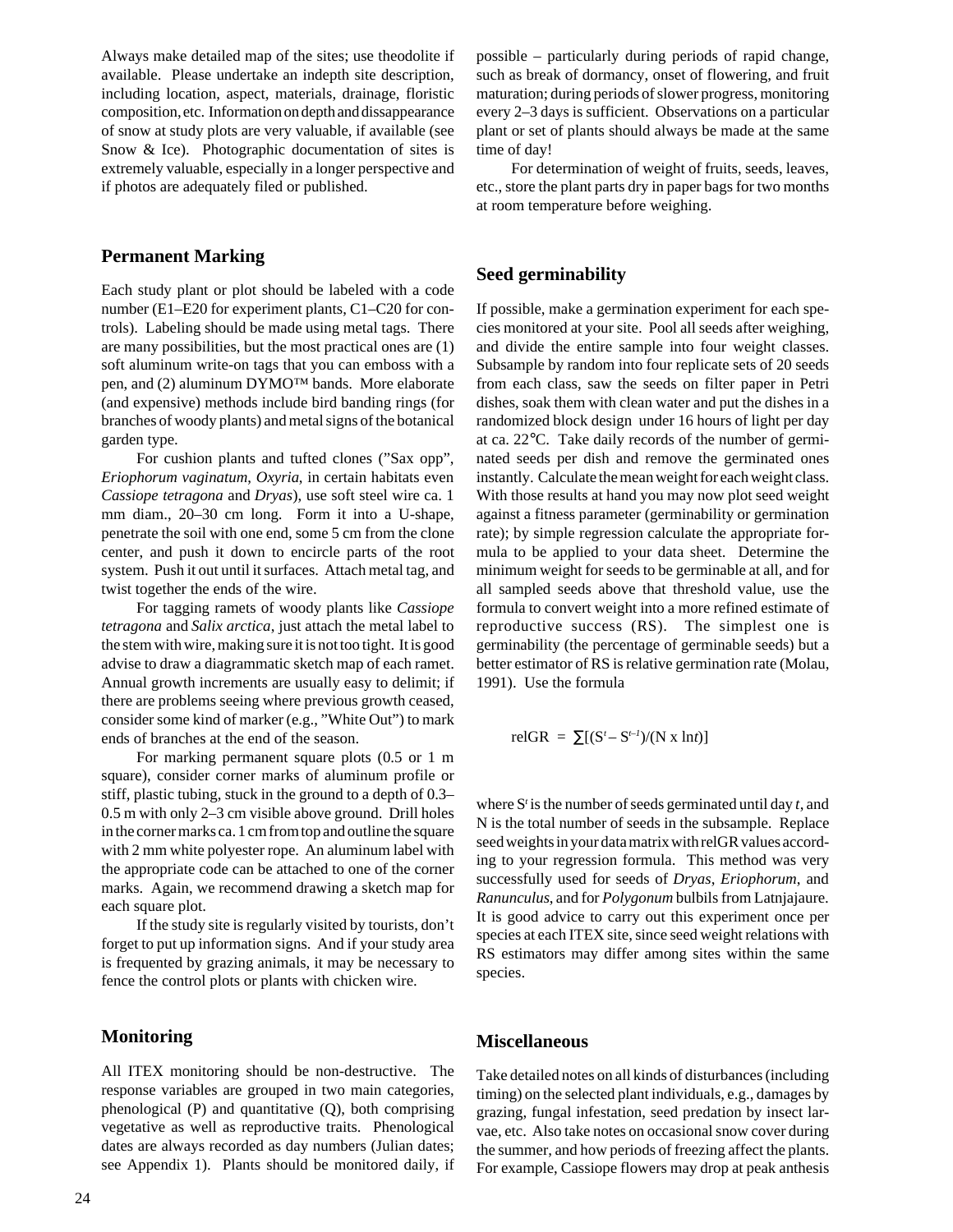Always make detailed map of the sites; use theodolite if available. Please undertake an indepth site description, including location, aspect, materials, drainage, floristic composition, etc. Information on depth and dissappearance of snow at study plots are very valuable, if available (see Snow & Ice). Photographic documentation of sites is extremely valuable, especially in a longer perspective and if photos are adequately filed or published.

## Permanent Marking

Each study plant or plot should be labeled with a code number (E1–E20 for experiment plants, C1–C20 for controls). Labeling should be made using metal tags. There are many possibilities, but the most practical ones are (1) soft aluminum write-on tags that you can emboss with a pen, and (2) aluminum DYMO™ bands. More elaborate (and expensive) methods include bird banding rings (for branches of woody plants) and metal signs of the botanical garden type.

For cushion plants and tufted clones (”Sax opp”, *Eriophorum vaginatum, Oxyria*, in certain habitats even *Cassiope tetragona* and *Dryas*), use soft steel wire ca. 1 mm diam., 20–30 cm long. Form it into a U-shape, penetrate the soil with one end, some 5 cm from the clone center, and push it down to encircle parts of the root system. Push it out until it surfaces. Attach metal tag, and twist together the ends of the wire.

For tagging ramets of woody plants like *Cassiope tetragona* and *Salix arctica*, just attach the metal label to the stem with wire, making sure it is not too tight. It is good advise to draw a diagrammatic sketch map of each ramet. Annual growth increments are usually easy to delimit; if there are problems seeing where previous growth ceased, consider some kind of marker (e.g., ”White Out”) to mark ends of branches at the end of the season.

For marking permanent square plots (0.5 or 1 m square), consider corner marks of aluminum profile or stiff, plastic tubing, stuck in the ground to a depth of 0.3–0.5 m with only 2–3 cm visible above ground. Drill holes in the corner marks ca. 1 cm from top and outline the square with 2 mm white polyester rope. An aluminum label with the appropriate code can be attached to one of the corner marks. Again, we recommend drawing a sketch map for each square plot.

If the study site is regularly visited by tourists, don’t forget to put up information signs. And if your study area is frequented by grazing animals, it may be necessary to fence the control plots or plants with chicken wire.

## Monitoring

All ITEX monitoring should be non-destructive. The response variables are grouped in two main categories, phenological (P) and quantitative (Q), both comprising vegetative as well as reproductive traits. Phenological dates are always recorded as day numbers (Julian dates; see Appendix 1). Plants should be monitored daily, if possible – particularly during periods of rapid change, such as break of dormancy, onset of flowering, and fruit maturation; during periods of slower progress, monitoring every 2–3 days is sufficient. Observations on a particular plant or set of plants should always be made at the same time of day!

For determination of weight of fruits, seeds, leaves, etc., store the plant parts dry in paper bags for two months at room temperature before weighing.

## Seed germinability

If possible, make a germination experiment for each species monitored at your site. Pool all seeds after weighing, and divide the entire sample into four weight classes. Subsample by random into four replicate sets of 20 seeds from each class, saw the seeds on filter paper in Petri dishes, soak them with clean water and put the dishes in a randomized block design under 16 hours of light per day at ca. 22°C. Take daily records of the number of germinated seeds per dish and remove the germinated ones instantly. Calculate the mean weight for each weight class. With those results at hand you may now plot seed weight against a fitness parameter (germinability or germination rate); by simple regression calculate the appropriate formula to be applied to your data sheet. Determine the minimum weight for seeds to be germinable at all, and for all sampled seeds above that threshold value, use the formula to convert weight into a more refined estimate of reproductive success (RS). The simplest one is germinability (the percentage of germinable seeds) but a better estimator of RS is relative germination rate (Molau, 1991). Use the formula

$$\text{relGR} = \sum[(S^{t} - S^{t-1})/(N \times \ln t)]$$

where $S^t$ is the number of seeds germinated until day $t$, and N is the total number of seeds in the subsample. Replace seed weights in your data matrix with relGR values according to your regression formula. This method was very successfully used for seeds of *Dryas*, *Eriophorum*, and *Ranunculus*, and for *Polygonum* bulbils from Latnjajaure. It is good advice to carry out this experiment once per species at each ITEX site, since seed weight relations with RS estimators may differ among sites within the same species.

## Miscellaneous

Take detailed notes on all kinds of disturbances (including timing) on the selected plant individuals, e.g., damages by grazing, fungal infestation, seed predation by insect larvae, etc. Also take notes on occasional snow cover during the summer, and how periods of freezing affect the plants. For example, Cassiope flowers may drop at peak anthesis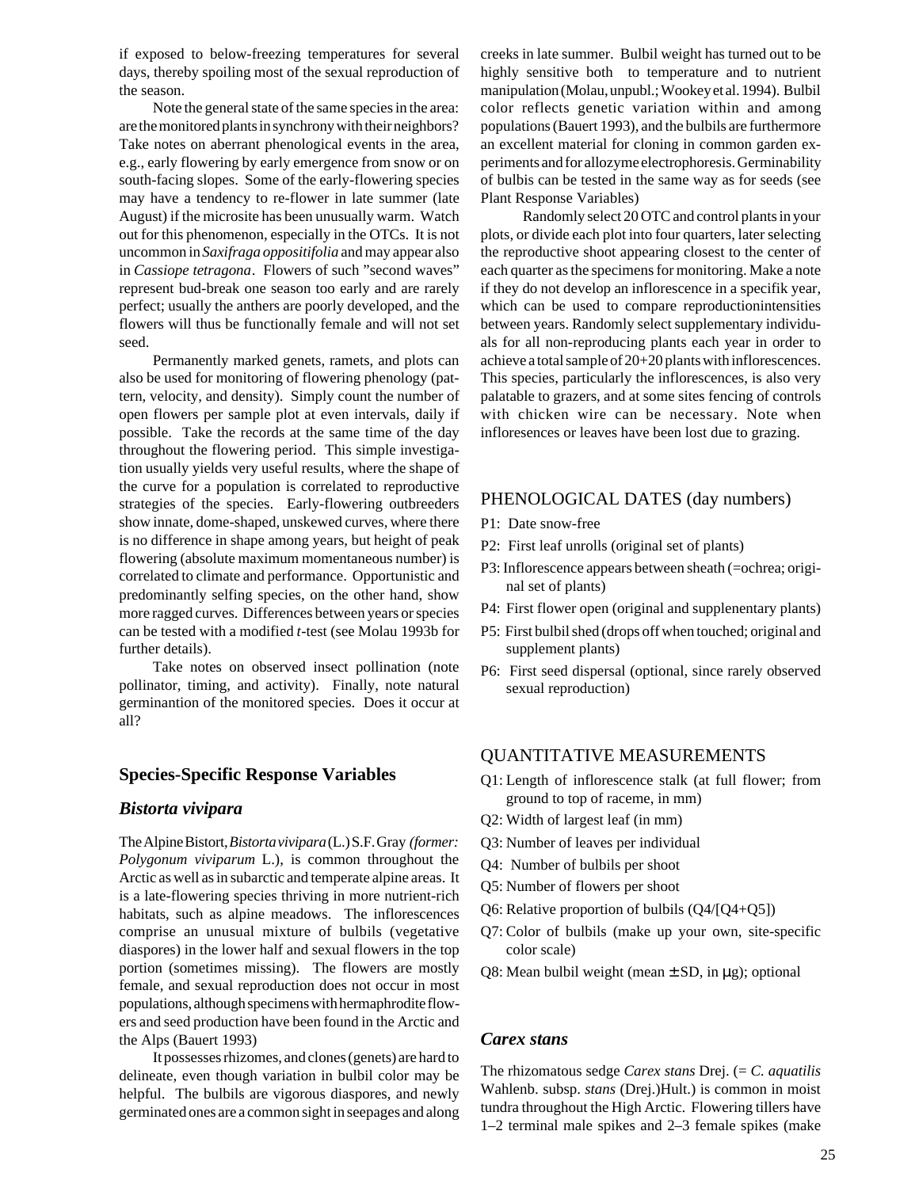if exposed to below-freezing temperatures for several days, thereby spoiling most of the sexual reproduction of the season.

Note the general state of the same species in the area: are the monitored plants in synchrony with their neighbors? Take notes on aberrant phenolegical events in the area, e.g., early flowering by early emergence from snow or on south-facing slopes. Some of the early-flowering species may have a tendency to re-flower in late summer (late August) if the microsite has been unusually warm. Watch out for this phenomenon, especially in the OTCs. It is not uncommon in *Saxifraga oppositifolia* and may appear also in *Cassiope tetragona*. Flowers of such "second waves" represent bud-break one season too early and are rarely perfect; usually the anthers are poorly developed, and the flowers will thus be functionally female and will not set seed.

Permanently marked genets, ramets, and plots can also be used for monitoring of flowering phenology (pattern, velocity, and density). Simply count the number of open flowers per sample plot at even intervals, daily if possible. Take the records at the same time of the day throughout the flowering period. This simple investigation usually yields very useful results, where the shape of the curve for a population is correlated to reproductive strategies of the species. Early-flowering outbreeders show innate, dome-shaped, unskewed curves, where there is no difference in shape among years, but height of peak flowering (absolute maximum momentaneous number) is correlated to climate and performance. Opportunistic and predominantly selfing species, on the other hand, show more ragged curves. Differences between years or species can be tested with a modified *t*-test (see Molau 1993b for further details).

Take notes on observed insect pollination (note pollinator, timing, and activity). Finally, note natural germinantion of the monitored species. Does it occur at all?

## Species-Specific Response Variables

### *Bistorta vivipara*

The Alpine Bistort, *Bistorta vivipara* (L.) S.F. Gray *(former: Polygonum viviparum* L.), is common throughout the Arctic as well as in subarctic and temperate alpine areas. It is a late-flowering species thriving in more nutrient-rich habitats, such as alpine meadows. The inflorescences comprise an unusual mixture of bulbils (vegetative diaspores) in the lower half and sexual flowers in the top portion (sometimes missing). The flowers are mostly female, and sexual reproduction does not occur in most populations, although specimens with hermaphrodite flowers and seed production have been found in the Arctic and the Alps (Bauert 1993)

It possesses rhizomes, and clones (genets) are hard to delineate, even though variation in bulbil color may be helpful. The bulbils are vigorous diaspores, and newly germinated ones are a common sight in seepages and along creeks in late summer. Bulbil weight has turned out to be highly sensitive both to temperature and to nutrient manipulation (Molau, unpubl.; Wookey et al. 1994). Bulbil color reflects genetic variation within and among populations (Bauert 1993), and the bulbils are furthermore an excellent material for cloning in common garden experiments and for allozyme electrophoresis. Germinability of bulbis can be tested in the same way as for seeds (see Plant Response Variables)

Randomly select 20 OTC and control plants in your plots, or divide each plot into four quarters, later selecting the reproductive shoot appearing closest to the center of each quarter as the specimens for monitoring. Make a note if they do not develop an inflorescence in a specifik year, which can be used to compare reproductionintensities between years. Randomly select supplementary individuals for all non-reproducing plants each year in order to achieve a total sample of 20+20 plants with inflorescences. This species, particularly the inflorescences, is also very palatable to grazers, and at some sites fencing of controls with chicken wire can be necessary. Note when infloresences or leaves have been lost due to grazing.

#### PHENOLOGICAL DATES (day numbers)

- P1: Date snow-free
- P2: First leaf unrolls (original set of plants)
- P3: Inflorescence appears between sheath (=ochrea; original set of plants)
- P4: First flower open (original and supplenentary plants)
- P5: First bulbil shed (drops off when touched; original and supplement plants)
- P6: First seed dispersal (optional, since rarely observed sexual reproduction)

#### QUANTITATIVE MEASUREMENTS

- Q1: Length of inflorescence stalk (at full flower; from ground to top of raceme, in mm)
- Q2: Width of largest leaf (in mm)
- Q3: Number of leaves per individual
- Q4: Number of bulbils per shoot
- Q5: Number of flowers per shoot
- Q6: Relative proportion of bulbils (Q4/[Q4+Q5])
- Q7: Color of bulbils (make up your own, site-specific color scale)
- Q8: Mean bulbil weight (mean ± SD, in µg); optional

### *Carex stans*

The rhizomatous sedge *Carex stans* Drej. (= *C. aquatilis* Wahlenb. subsp. *stans* (Drej.)Hult.) is common in moist tundra throughout the High Arctic. Flowering tillers have 1–2 terminal male spikes and 2–3 female spikes (make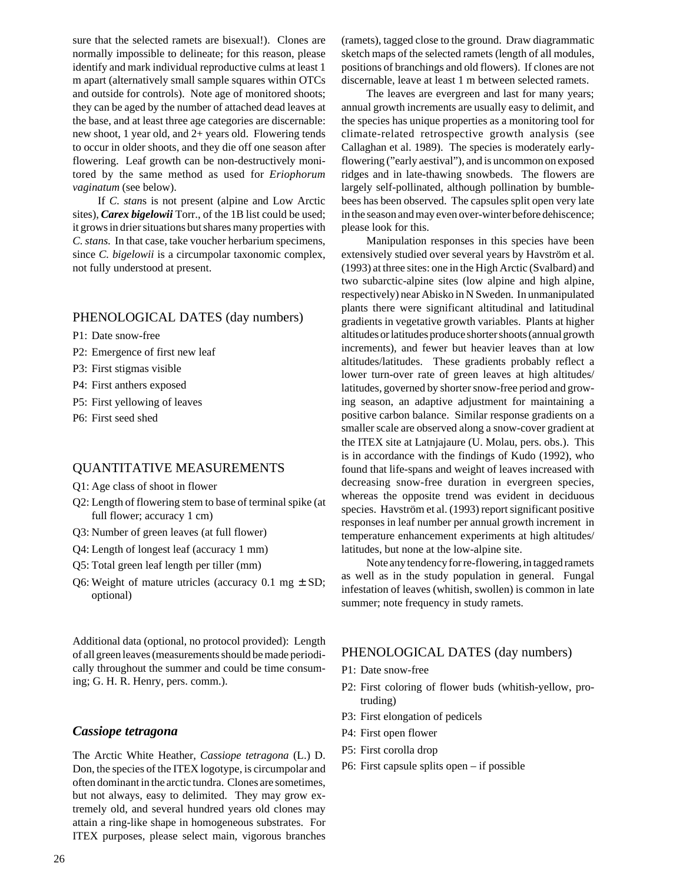sure that the selected ramets are bisexual!). Clones are normally impossible to delineate; for this reason, please identify and mark individual reproductive culms at least 1 m apart (alternatively small sample squares within OTCs and outside for controls). Note age of monitored shoots; they can be aged by the number of attached dead leaves at the base, and at least three age categories are discernable: new shoot, 1 year old, and 2+ years old. Flowering tends to occur in older shoots, and they die off one season after flowering. Leaf growth can be non-destructively monitored by the same method as used for *Eriophorum vaginatum* (see below).

If *C. stan*s is not present (alpine and Low Arctic sites), ***Carex bigelowii*** Torr., of the 1B list could be used; it grows in drier situations but shares many properties with *C. stans.* In that case, take voucher herbarium specimens, since *C. bigelowii* is a circumpolar taxonomic complex, not fully understood at present.

## PHENOLOGICAL DATES (day numbers)

- P1: Date snow-free
- P2: Emergence of first new leaf
- P3: First stigmas visible
- P4: First anthers exposed
- P5: First yellowing of leaves
- P6: First seed shed

## QUANTITATIVE MEASUREMENTS

- Q1: Age class of shoot in flower
- Q2: Length of flowering stem to base of terminal spike (at full flower; accuracy 1 cm)
- Q3: Number of green leaves (at full flower)
- Q4: Length of longest leaf (accuracy 1 mm)
- Q5: Total green leaf length per tiller (mm)
- Q6: Weight of mature utricles (accuracy 0.1 mg ± SD; optional)

Additional data (optional, no protocol provided): Length of all green leaves (measurements should be made periodically throughout the summer and could be time consuming; G. H. R. Henry, pers. comm.).

## *Cassiope tetragona*

The Arctic White Heather, *Cassiope tetragona* (L.) D. Don, the species of the ITEX logotype, is circumpolar and often dominant in the arctic tundra. Clones are sometimes, but not always, easy to delimited. They may grow extremely old, and several hundred years old clones may attain a ring-like shape in homogeneous substrates. For ITEX purposes, please select main, vigorous branches (ramets), tagged close to the ground. Draw diagrammatic sketch maps of the selected ramets (length of all modules, positions of branchings and old flowers). If clones are not discernable, leave at least 1 m between selected ramets.

The leaves are evergreen and last for many years; annual growth increments are usually easy to delimit, and the species has unique properties as a monitoring tool for climate-related retrospective growth analysis (see Callaghan et al. 1989). The species is moderately early-flowering ("early aestival"), and is uncommon on exposed ridges and in late-thawing snowbeds. The flowers are largely self-pollinated, although pollination by bumblebees has been observed. The capsules split open very late in the season and may even over-winter before dehiscence; please look for this.

Manipulation responses in this species have been extensively studied over several years by Havström et al. (1993) at three sites: one in the High Arctic (Svalbard) and two subarctic-alpine sites (low alpine and high alpine, respectively) near Abisko in N Sweden. In unmanipulated plants there were significant altitudinal and latitudinal gradients in vegetative growth variables. Plants at higher altitudes or latitudes produce shorter shoots (annual growth increments), and fewer but heavier leaves than at low altitudes/latitudes. These gradients probably reflect a lower turn-over rate of green leaves at high altitudes/latitudes, governed by shorter snow-free period and growing season, an adaptive adjustment for maintaining a positive carbon balance. Similar response gradients on a smaller scale are observed along a snow-cover gradient at the ITEX site at Latnjajaure (U. Molau, pers. obs.). This is in accordance with the findings of Kudo (1992), who found that life-spans and weight of leaves increased with decreasing snow-free duration in evergreen species, whereas the opposite trend was evident in deciduous species. Havström et al. (1993) report significant positive responses in leaf number per annual growth increment in temperature enhancement experiments at high altitudes/latitudes, but none at the low-alpine site.

Note any tendency for re-flowering, in tagged ramets as well as in the study population in general. Fungal infestation of leaves (whitish, swollen) is common in late summer; note frequency in study ramets.

## PHENOLOGICAL DATES (day numbers)

- P1: Date snow-free
- P2: First coloring of flower buds (whitish-yellow, protruding)
- P3: First elongation of pedicels
- P4: First open flower
- P5: First corolla drop
- P6: First capsule splits open – if possible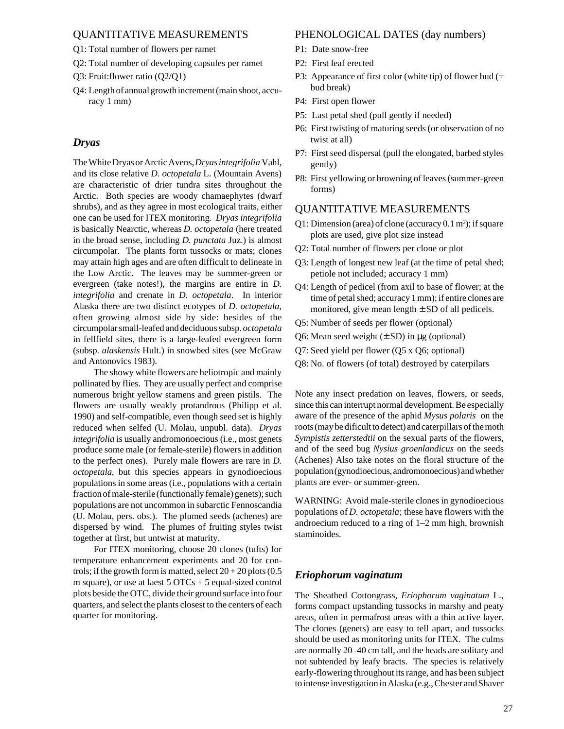## QUANTITATIVE MEASUREMENTS

Q1: Total number of flowers per ramet

Q2: Total number of developing capsules per ramet

Q3: Fruit:flower ratio (Q2/Q1)

Q4: Length of annual growth increment (main shoot, accuracy 1 mm)

### *Dryas*

The White Dryas or Arctic Avens, *Dryas integrifolia* Vahl, and its close relative *D. octopetala* L. (Mountain Avens) are characteristic of drier tundra sites throughout the Arctic. Both species are woody chamaephytes (dwarf shrubs), and as they agree in most ecological traits, either one can be used for ITEX monitoring. *Dryas integrifolia* is basically Nearctic, whereas *D. octopetala* (here treated in the broad sense, including *D. punctata* Juz.) is almost circumpolar. The plants form tussocks or mats; clones may attain high ages and are often difficult to delineate in the Low Arctic. The leaves may be summer-green or evergreen (take notes!), the margins are entire in *D. integrifolia* and crenate in *D. octopetala*. In interior Alaska there are two distinct ecotypes of *D. octopetala*, often growing almost side by side: besides of the circumpolar small-leafed and deciduous subsp. *octopetala* in fellfield sites, there is a large-leafed evergreen form (subsp. *alaskensis* Hult.) in snowbed sites (see McGraw and Antonovics 1983).

The showy white flowers are heliotropic and mainly pollinated by flies. They are usually perfect and comprise numerous bright yellow stamens and green pistils. The flowers are usually weakly protandrous (Philipp et al. 1990) and self-compatible, even though seed set is highly reduced when selfed (U. Molau, unpubl. data). *Dryas integrifolia* is usually andromonoecious (i.e., most genets produce some male (or female-sterile) flowers in addition to the perfect ones). Purely male flowers are rare in *D. octopetala*, but this species appears in gynodioecious populations in some areas (i.e., populations with a certain fraction of male-sterile (functionally female) genets); such populations are not uncommon in subarctic Fennoscandia (U. Molau, pers. obs.). The plumed seeds (achenes) are dispersed by wind. The plumes of fruiting styles twist together at first, but untwist at maturity.

For ITEX monitoring, choose 20 clones (tufts) for temperature enhancement experiments and 20 for controls; if the growth form is matted, select 20 + 20 plots (0.5 m square), or use at laest 5 OTCs + 5 equal-sized control plots beside the OTC, divide their ground surface into four quarters, and select the plants closest to the centers of each quarter for monitoring.

## PHENOLOGICAL DATES (day numbers)

P1: Date snow-free

P2: First leaf erected

P3: Appearance of first color (white tip) of flower bud (= bud break)

P4: First open flower

P5: Last petal shed (pull gently if needed)

P6: First twisting of maturing seeds (or observation of no twist at all)

P7: First seed dispersal (pull the elongated, barbed styles gently)

P8: First yellowing or browning of leaves (summer-green forms)

## QUANTITATIVE MEASUREMENTS

Q1: Dimension (area) of clone (accuracy 0.1 $m^2$); if square plots are used, give plot size instead

Q2: Total number of flowers per clone or plot

Q3: Length of longest new leaf (at the time of petal shed; petiole not included; accuracy 1 mm)

Q4: Length of pedicel (from axil to base of flower; at the time of petal shed; accuracy 1 mm); if entire clones are monitored, give mean length $\pm$ SD of all pedicels.

Q5: Number of seeds per flower (optional)

Q6: Mean seed weight ($\pm$ SD) in $\mu$g (optional)

Q7: Seed yield per flower (Q5 x Q6; optional)

Q8: No. of flowers (of total) destroyed by caterpilars

Note any insect predation on leaves, flowers, or seeds, since this can interrupt normal development. Be especially aware of the presence of the aphid *Mysus polaris* on the roots (may be dificult to detect) and caterpillars of the moth *Sympistis zetterstedtii* on the sexual parts of the flowers, and of the seed bug *Nysius groenlandicus* on the seeds (Achenes) Also take notes on the floral structure of the population (gynodioecious, andromonoecious) and whether plants are ever- or summer-green.

WARNING: Avoid male-sterile clones in gynodioecious populations of *D. octopetala*; these have flowers with the androecium reduced to a ring of 1–2 mm high, brownish staminoides.

### *Eriophorum vaginatum*

The Sheathed Cottongrass, *Eriophorum vaginatum* L., forms compact upstanding tussocks in marshy and peaty areas, often in permafrost areas with a thin active layer. The clones (genets) are easy to tell apart, and tussocks should be used as monitoring units for ITEX. The culms are normally 20–40 cm tall, and the heads are solitary and not subtended by leafy bracts. The species is relatively early-flowering throughout its range, and has been subject to intense investigation in Alaska (e.g., Chester and Shaver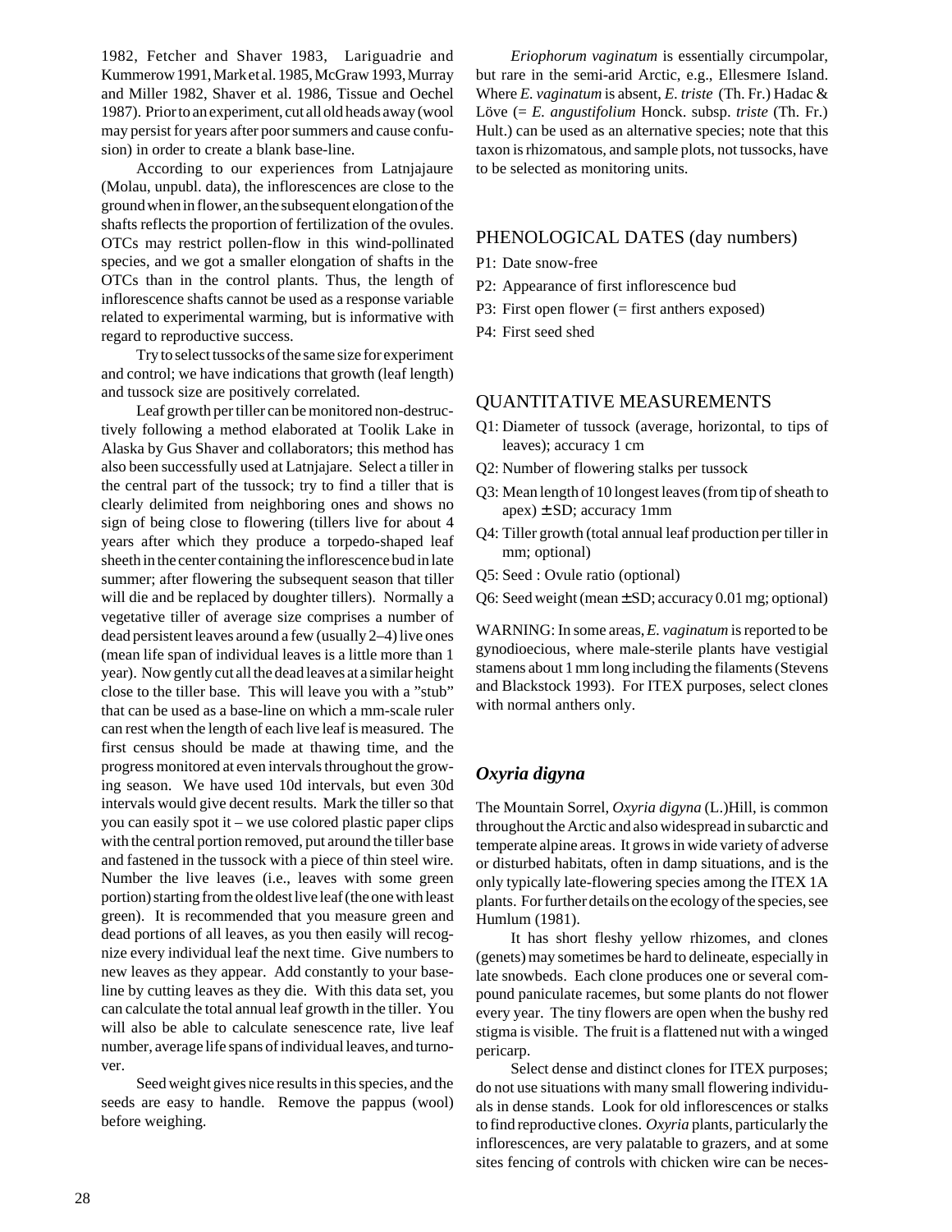1982, Fetcher and Shaver 1983, Lariguadrie and Kummerow 1991, Mark et al. 1985, McGraw 1993, Murray and Miller 1982, Shaver et al. 1986, Tissue and Oechel 1987). Prior to an experiment, cut all old heads away (wool may persist for years after poor summers and cause confusion) in order to create a blank base-line.

According to our experiences from Latnjajaure (Molau, unpubl. data), the inflorescences are close to the ground when in flower, an the subsequent elongation of the shafts reflects the proportion of fertilization of the ovules. OTCs may restrict pollen-flow in this wind-pollinated species, and we got a smaller elongation of shafts in the OTCs than in the control plants. Thus, the length of inflorescence shafts cannot be used as a response variable related to experimental warming, but is informative with regard to reproductive success.

Try to select tussocks of the same size for experiment and control; we have indications that growth (leaf length) and tussock size are positively correlated.

Leaf growth per tiller can be monitored non-destructively following a method elaborated at Toolik Lake in Alaska by Gus Shaver and collaborators; this method has also been successfully used at Latnjajare. Select a tiller in the central part of the tussock; try to find a tiller that is clearly delimited from neighboring ones and shows no sign of being close to flowering (tillers live for about 4 years after which they produce a torpedo-shaped leaf sheeth in the center containing the inflorescence bud in late summer; after flowering the subsequent season that tiller will die and be replaced by doughter tillers). Normally a vegetative tiller of average size comprises a number of dead persistent leaves around a few (usually 2–4) live ones (mean life span of individual leaves is a little more than 1 year). Now gently cut all the dead leaves at a similar height close to the tiller base. This will leave you with a "stub" that can be used as a base-line on which a mm-scale ruler can rest when the length of each live leaf is measured. The first census should be made at thawing time, and the progress monitored at even intervals throughout the growing season. We have used 10d intervals, but even 30d intervals would give decent results. Mark the tiller so that you can easily spot it – we use colored plastic paper clips with the central portion removed, put around the tiller base and fastened in the tussock with a piece of thin steel wire. Number the live leaves (i.e., leaves with some green portion) starting from the oldest live leaf (the one with least green). It is recommended that you measure green and dead portions of all leaves, as you then easily will recognize every individual leaf the next time. Give numbers to new leaves as they appear. Add constantly to your base-line by cutting leaves as they die. With this data set, you can calculate the total annual leaf growth in the tiller. You will also be able to calculate senescence rate, live leaf number, average life spans of individual leaves, and turnover.

Seed weight gives nice results in this species, and the seeds are easy to handle. Remove the pappus (wool) before weighing.

*Eriophorum vaginatum* is essentially circumpolar, but rare in the semi-arid Arctic, e.g., Ellesmere Island. Where *E. vaginatum* is absent, *E. triste* (Th. Fr.) Hadac & Löve (= *E. angustifolium* Honck. subsp. *triste* (Th. Fr.) Hult.) can be used as an alternative species; note that this taxon is rhizomatous, and sample plots, not tussocks, have to be selected as monitoring units.

## PHENOLOGICAL DATES (day numbers)

P1: Date snow-free

P2: Appearance of first inflorescence bud

P3: First open flower (= first anthers exposed)

P4: First seed shed

## QUANTITATIVE MEASUREMENTS

Q1: Diameter of tussock (average, horizontal, to tips of leaves); accuracy 1 cm

Q2: Number of flowering stalks per tussock

Q3: Mean length of 10 longest leaves (from tip of sheath to apex) ± SD; accuracy 1mm

Q4: Tiller growth (total annual leaf production per tiller in mm; optional)

Q5: Seed : Ovule ratio (optional)

Q6: Seed weight (mean ± SD; accuracy 0.01 mg; optional)

WARNING: In some areas, *E. vaginatum* is reported to be gynodioecious, where male-sterile plants have vestigial stamens about 1 mm long including the filaments (Stevens and Blackstock 1993). For ITEX purposes, select clones with normal anthers only.

## *Oxyria digyna*

The Mountain Sorrel, *Oxyria digyna* (L.)Hill, is common throughout the Arctic and also widespread in subarctic and temperate alpine areas. It grows in wide variety of adverse or disturbed habitats, often in damp situations, and is the only typically late-flowering species among the ITEX 1A plants. For further details on the ecology of the species, see Humlum (1981).

It has short fleshy yellow rhizomes, and clones (genets) may sometimes be hard to delineate, especially in late snowbeds. Each clone produces one or several compound paniculate racemes, but some plants do not flower every year. The tiny flowers are open when the bushy red stigma is visible. The fruit is a flattened nut with a winged pericarp.

Select dense and distinct clones for ITEX purposes; do not use situations with many small flowering individuals in dense stands. Look for old inflorescences or stalks to find reproductive clones. *Oxyria* plants, particularly the inflorescences, are very palatable to grazers, and at some sites fencing of controls with chicken wire can be neces-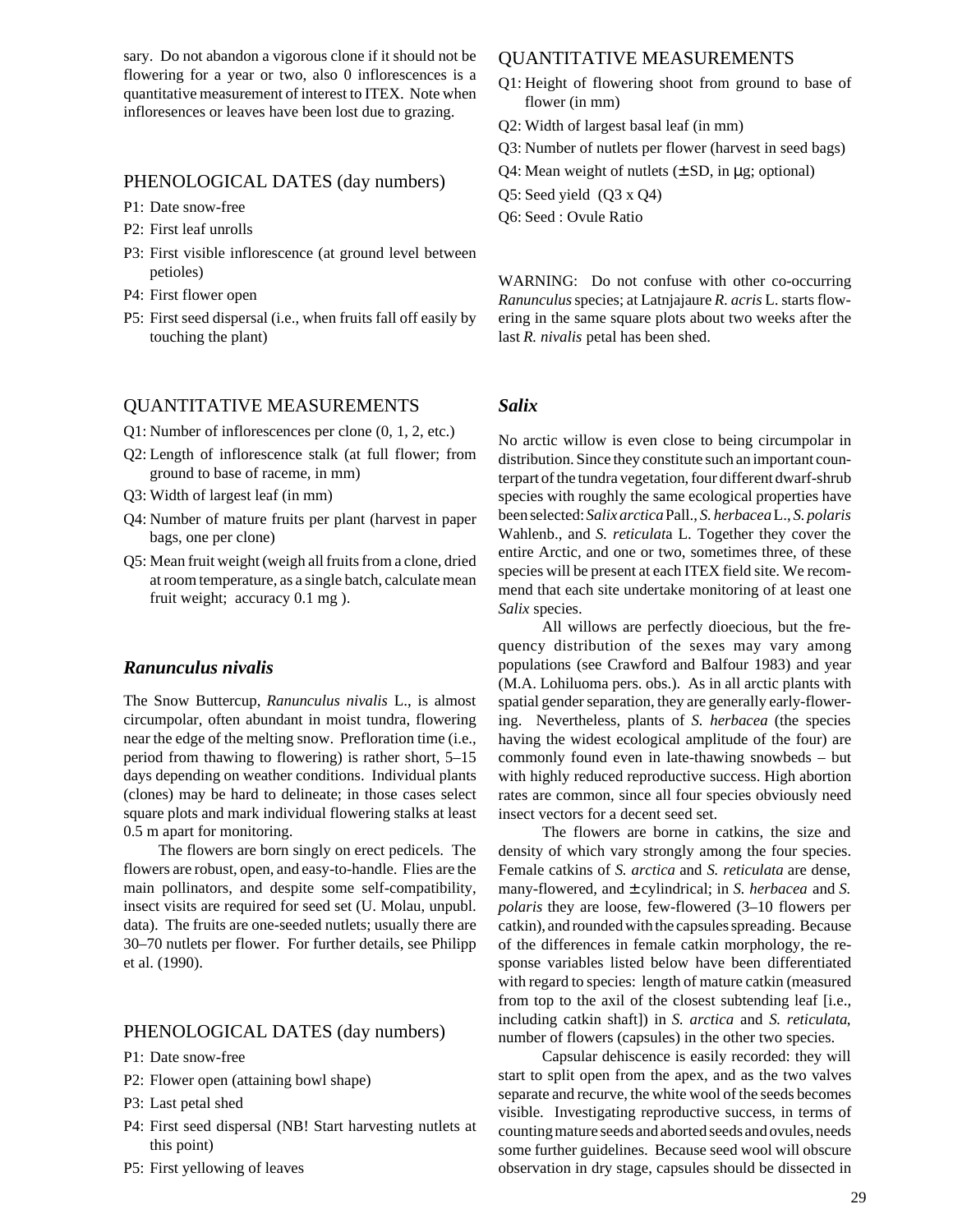sary. Do not abandon a vigorous clone if it should not be flowering for a year or two, also 0 inflorescences is a quantitative measurement of interest to ITEX. Note when infloresences or leaves have been lost due to grazing.

### PHENOLOGICAL DATES (day numbers)

- P1: Date snow-free
- P2: First leaf unrolls
- P3: First visible inflorescence (at ground level between petioles)
- P4: First flower open
- P5: First seed dispersal (i.e., when fruits fall off easily by touching the plant)

### QUANTITATIVE MEASUREMENTS

- Q1: Number of inflorescences per clone (0, 1, 2, etc.)
- Q2: Length of inflorescence stalk (at full flower; from ground to base of raceme, in mm)
- Q3: Width of largest leaf (in mm)
- Q4: Number of mature fruits per plant (harvest in paper bags, one per clone)
- Q5: Mean fruit weight (weigh all fruits from a clone, dried at room temperature, as a single batch, calculate mean fruit weight; accuracy 0.1 mg ).

## *Ranunculus nivalis*

The Snow Buttercup, *Ranunculus nivalis* L., is almost circumpolar, often abundant in moist tundra, flowering near the edge of the melting snow. Prefloration time (i.e., period from thawing to flowering) is rather short, 5–15 days depending on weather conditions. Individual plants (clones) may be hard to delineate; in those cases select square plots and mark individual flowering stalks at least 0.5 m apart for monitoring.

The flowers are born singly on erect pedicels. The flowers are robust, open, and easy-to-handle. Flies are the main pollinators, and despite some self-compatibility, insect visits are required for seed set (U. Molau, unpubl. data). The fruits are one-seeded nutlets; usually there are 30–70 nutlets per flower. For further details, see Philipp et al. (1990).

### PHENOLOGICAL DATES (day numbers)

- P1: Date snow-free
- P2: Flower open (attaining bowl shape)
- P3: Last petal shed
- P4: First seed dispersal (NB! Start harvesting nutlets at this point)
- P5: First yellowing of leaves

### QUANTITATIVE MEASUREMENTS

- Q1: Height of flowering shoot from ground to base of flower (in mm)
- Q2: Width of largest basal leaf (in mm)
- Q3: Number of nutlets per flower (harvest in seed bags)
- Q4: Mean weight of nutlets (± SD, in µg; optional)
- Q5: Seed yield (Q3 x Q4)
- Q6: Seed : Ovule Ratio

WARNING: Do not confuse with other co-occurring *Ranunculus* species; at Latnjajaure *R. acris* L. starts flowering in the same square plots about two weeks after the last *R. nivalis* petal has been shed.

## *Salix*

No arctic willow is even close to being circumpolar in distribution. Since they constitute such an important counterpart of the tundra vegetation, four different dwarf-shrub species with roughly the same ecological properties have been selected: *Salix arctica* Pall., *S. herbacea* L., *S. polaris* Wahlenb., and *S. reticulata* L. Together they cover the entire Arctic, and one or two, sometimes three, of these species will be present at each ITEX field site. We recommend that each site undertake monitoring of at least one *Salix* species.

All willows are perfectly dioecious, but the frequency distribution of the sexes may vary among populations (see Crawford and Balfour 1983) and year (M.A. Lohiluoma pers. obs.). As in all arctic plants with spatial gender separation, they are generally early-flowering. Nevertheless, plants of *S. herbacea* (the species having the widest ecological amplitude of the four) are commonly found even in late-thawing snowbeds – but with highly reduced reproductive success. High abortion rates are common, since all four species obviously need insect vectors for a decent seed set.

The flowers are borne in catkins, the size and density of which vary strongly among the four species. Female catkins of *S. arctica* and *S. reticulata* are dense, many-flowered, and ± cylindrical; in *S. herbacea* and *S. polaris* they are loose, few-flowered (3–10 flowers per catkin), and rounded with the capsules spreading. Because of the differences in female catkin morphology, the response variables listed below have been differentiated with regard to species: length of mature catkin (measured from top to the axil of the closest subtending leaf [i.e., including catkin shaft]) in *S. arctica* and *S. reticulata*, number of flowers (capsules) in the other two species.

Capsular dehiscence is easily recorded: they will start to split open from the apex, and as the two valves separate and recurve, the white wool of the seeds becomes visible. Investigating reproductive success, in terms of counting mature seeds and aborted seeds and ovules, needs some further guidelines. Because seed wool will obscure observation in dry stage, capsules should be dissected in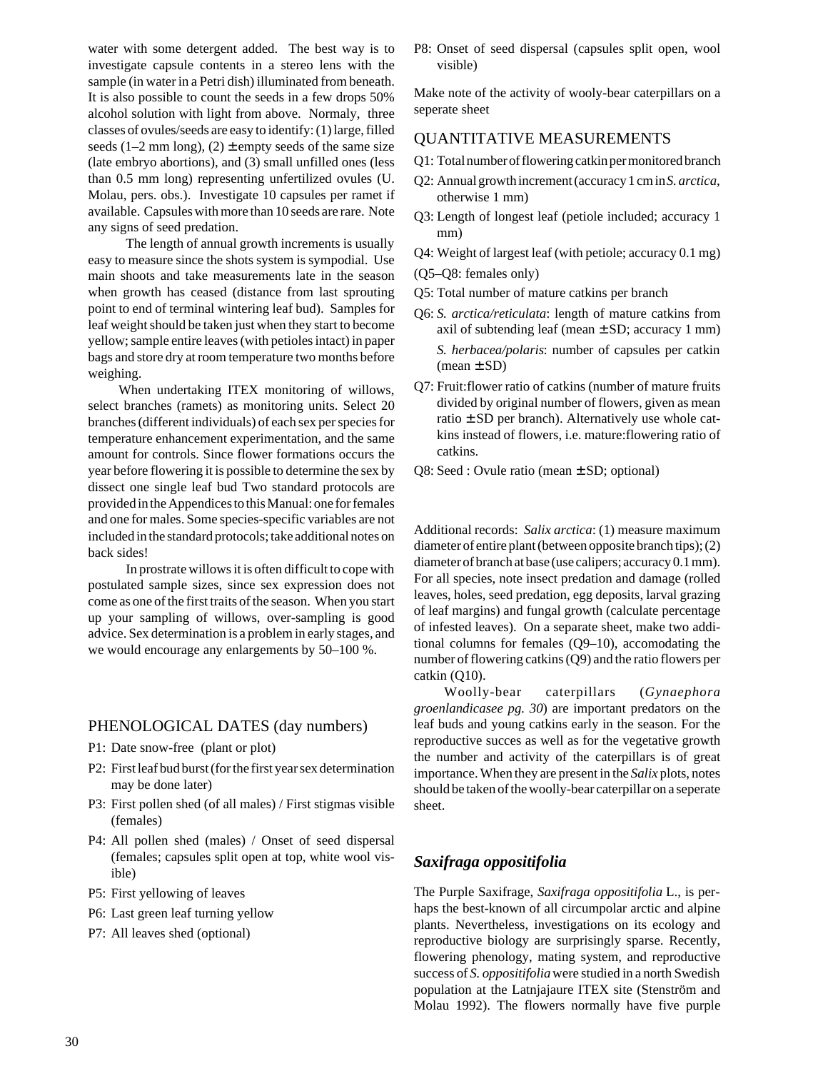water with some detergent added. The best way is to investigate capsule contents in a stereo lens with the sample (in water in a Petri dish) illuminated from beneath. It is also possible to count the seeds in a few drops 50% alcohol solution with light from above. Normaly, three classes of ovules/seeds are easy to identify: (1) large, filled seeds (1–2 mm long), (2) ± empty seeds of the same size (late embryo abortions), and (3) small unfilled ones (less than 0.5 mm long) representing unfertilized ovules (U. Molau, pers. obs.). Investigate 10 capsules per ramet if available. Capsules with more than 10 seeds are rare. Note any signs of seed predation.

The length of annual growth increments is usually easy to measure since the shots system is sympodial. Use main shoots and take measurements late in the season when growth has ceased (distance from last sprouting point to end of terminal wintering leaf bud). Samples for leaf weight should be taken just when they start to become yellow; sample entire leaves (with petioles intact) in paper bags and store dry at room temperature two months before weighing.

When undertaking ITEX monitoring of willows, select branches (ramets) as monitoring units. Select 20 branches (different individuals) of each sex per species for temperature enhancement experimentation, and the same amount for controls. Since flower formations occurs the year before flowering it is possible to determine the sex by dissect one single leaf bud Two standard protocols are provided in the Appendices to this Manual: one for females and one for males. Some species-specific variables are not included in the standard protocols; take additional notes on back sides!

In prostrate willows it is often difficult to cope with postulated sample sizes, since sex expression does not come as one of the first traits of the season. When you start up your sampling of willows, over-sampling is good advice. Sex determination is a problem in early stages, and we would encourage any enlargements by 50–100 %.

## PHENOLOGICAL DATES (day numbers)

- P1: Date snow-free (plant or plot)
- P2: First leaf bud burst (for the first year sex determination may be done later)
- P3: First pollen shed (of all males) / First stigmas visible (females)
- P4: All pollen shed (males) / Onset of seed dispersal (females; capsules split open at top, white wool visible)
- P5: First yellowing of leaves
- P6: Last green leaf turning yellow
- P7: All leaves shed (optional)
- P8: Onset of seed dispersal (capsules split open, wool visible)

Make note of the activity of wooly-bear caterpillars on a seperate sheet

## QUANTITATIVE MEASUREMENTS

- Q1: Total number of flowering catkin per monitored branch
- Q2: Annual growth increment (accuracy 1 cm in *S. arctica*, otherwise 1 mm)
- Q3: Length of longest leaf (petiole included; accuracy 1 mm)
- Q4: Weight of largest leaf (with petiole; accuracy 0.1 mg)
- (Q5–Q8: females only)
- Q5: Total number of mature catkins per branch
- Q6: *S. arctica/reticulata*: length of mature catkins from axil of subtending leaf (mean ± SD; accuracy 1 mm)
  *S. herbacea/polaris*: number of capsules per catkin (mean ± SD)
- Q7: Fruit:flower ratio of catkins (number of mature fruits divided by original number of flowers, given as mean ratio ± SD per branch). Alternatively use whole catkins instead of flowers, i.e. mature:flowering ratio of catkins.
- Q8: Seed : Ovule ratio (mean ± SD; optional)

Additional records: *Salix arctica*: (1) measure maximum diameter of entire plant (between opposite branch tips); (2) diameter of branch at base (use calipers; accuracy 0.1 mm). For all species, note insect predation and damage (rolled leaves, holes, seed predation, egg deposits, larval grazing of leaf margins) and fungal growth (calculate percentage of infested leaves). On a separate sheet, make two additional columns for females (Q9–10), accomodating the number of flowering catkins (Q9) and the ratio flowers per catkin (Q10).

Woolly-bear caterpillars (*Gynaephora groenlandicasee pg. 30*) are important predators on the leaf buds and young catkins early in the season. For the reproductive succes as well as for the vegetative growth the number and activity of the caterpillars is of great importance. When they are present in the *Salix* plots, notes should be taken of the woolly-bear caterpillar on a seperate sheet.

## *Saxifraga oppositifolia*

The Purple Saxifrage, *Saxifraga oppositifolia* L., is perhaps the best-known of all circumpolar arctic and alpine plants. Nevertheless, investigations on its ecology and reproductive biology are surprisingly sparse. Recently, flowering phenology, mating system, and reproductive success of *S. oppositifolia* were studied in a north Swedish population at the Latnjajaure ITEX site (Stenström and Molau 1992). The flowers normally have five purple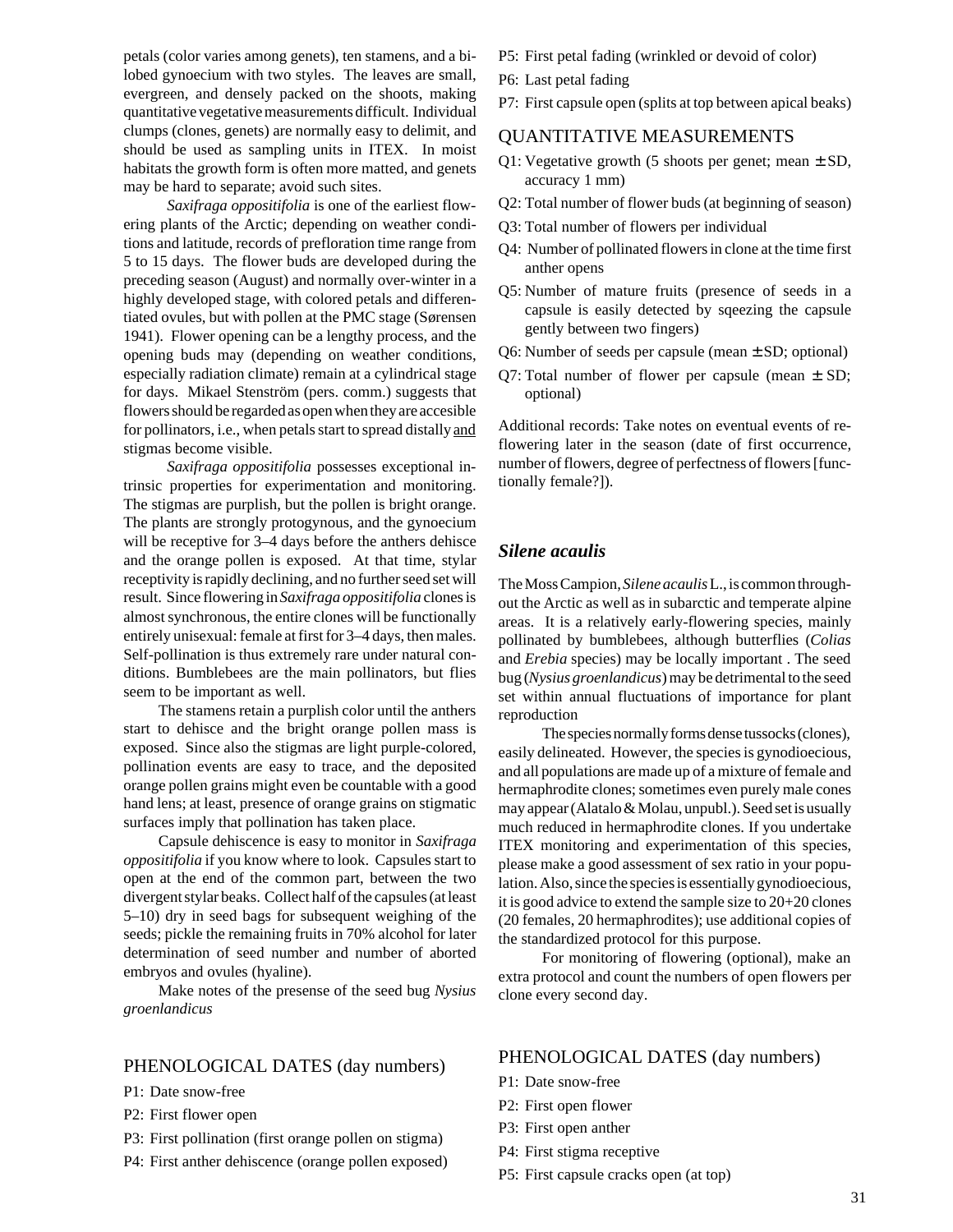petals (color varies among genets), ten stamens, and a bi-lobed gynoecium with two styles. The leaves are small, evergreen, and densely packed on the shoots, making quantitative vegetative measurements difficult. Individual clumps (clones, genets) are normally easy to delimit, and should be used as sampling units in ITEX. In moist habitats the growth form is often more matted, and genets may be hard to separate; avoid such sites.

*Saxifraga oppositifolia* is one of the earliest flowering plants of the Arctic; depending on weather conditions and latitude, records of prefloration time range from 5 to 15 days. The flower buds are developed during the preceding season (August) and normally over-winter in a highly developed stage, with colored petals and differentiated ovules, but with pollen at the PMC stage (Sørensen 1941). Flower opening can be a lengthy process, and the opening buds may (depending on weather conditions, especially radiation climate) remain at a cylindrical stage for days. Mikael Stenström (pers. comm.) suggests that flowers should be regarded as open when they are accesible for pollinators, i.e., when petals start to spread distally and stigmas become visible.

*Saxifraga oppositifolia* possesses exceptional intrinsic properties for experimentation and monitoring. The stigmas are purplish, but the pollen is bright orange. The plants are strongly protogynous, and the gynoecium will be receptive for 3–4 days before the anthers dehisce and the orange pollen is exposed. At that time, stylar receptivity is rapidly declining, and no further seed set will result. Since flowering in *Saxifraga oppositifolia* clones is almost synchronous, the entire clones will be functionally entirely unisexual: female at first for 3–4 days, then males. Self-pollination is thus extremely rare under natural conditions. Bumblebees are the main pollinators, but flies seem to be important as well.

The stamens retain a purplish color until the anthers start to dehisce and the bright orange pollen mass is exposed. Since also the stigmas are light purple-colored, pollination events are easy to trace, and the deposited orange pollen grains might even be countable with a good hand lens; at least, presence of orange grains on stigmatic surfaces imply that pollination has taken place.

Capsule dehiscence is easy to monitor in *Saxifraga oppositifolia* if you know where to look. Capsules start to open at the end of the common part, between the two divergent stylar beaks. Collect half of the capsules (at least 5–10) dry in seed bags for subsequent weighing of the seeds; pickle the remaining fruits in 70% alcohol for later determination of seed number and number of aborted embryos and ovules (hyaline).

Make notes of the presense of the seed bug *Nysius groenlandicus*

### PHENOLOGICAL DATES (day numbers)

- P1: Date snow-free
- P2: First flower open
- P3: First pollination (first orange pollen on stigma)
- P4: First anther dehiscence (orange pollen exposed)
- P5: First petal fading (wrinkled or devoid of color)
- P6: Last petal fading
- P7: First capsule open (splits at top between apical beaks)

### QUANTITATIVE MEASUREMENTS

- Q1: Vegetative growth (5 shoots per genet; mean ± SD, accuracy 1 mm)
- Q2: Total number of flower buds (at beginning of season)
- Q3: Total number of flowers per individual
- Q4: Number of pollinated flowers in clone at the time first anther opens
- Q5: Number of mature fruits (presence of seeds in a capsule is easily detected by sqeezing the capsule gently between two fingers)
- Q6: Number of seeds per capsule (mean ± SD; optional)
- Q7: Total number of flower per capsule (mean ± SD; optional)

Additional records: Take notes on eventual events of reflowering later in the season (date of first occurrence, number of flowers, degree of perfectness of flowers [functionally female?]).

## *Silene acaulis*

The Moss Campion, *Silene acaulis* L., is common throughout the Arctic as well as in subarctic and temperate alpine areas. It is a relatively early-flowering species, mainly pollinated by bumblebees, although butterflies (*Colias* and *Erebia* species) may be locally important . The seed bug (*Nysius groenlandicus*) may be detrimental to the seed set within annual fluctuations of importance for plant reproduction

The species normally forms dense tussocks (clones), easily delineated. However, the species is gynodioecious, and all populations are made up of a mixture of female and hermaphrodite clones; sometimes even purely male cones may appear (Alatalo & Molau, unpubl.). Seed set is usually much reduced in hermaphrodite clones. If you undertake ITEX monitoring and experimentation of this species, please make a good assessment of sex ratio in your population. Also, since the species is essentially gynodioecious, it is good advice to extend the sample size to 20+20 clones (20 females, 20 hermaphrodites); use additional copies of the standardized protocol for this purpose.

For monitoring of flowering (optional), make an extra protocol and count the numbers of open flowers per clone every second day.

### PHENOLOGICAL DATES (day numbers)

- P1: Date snow-free
- P2: First open flower
- P3: First open anther
- P4: First stigma receptive
- P5: First capsule cracks open (at top)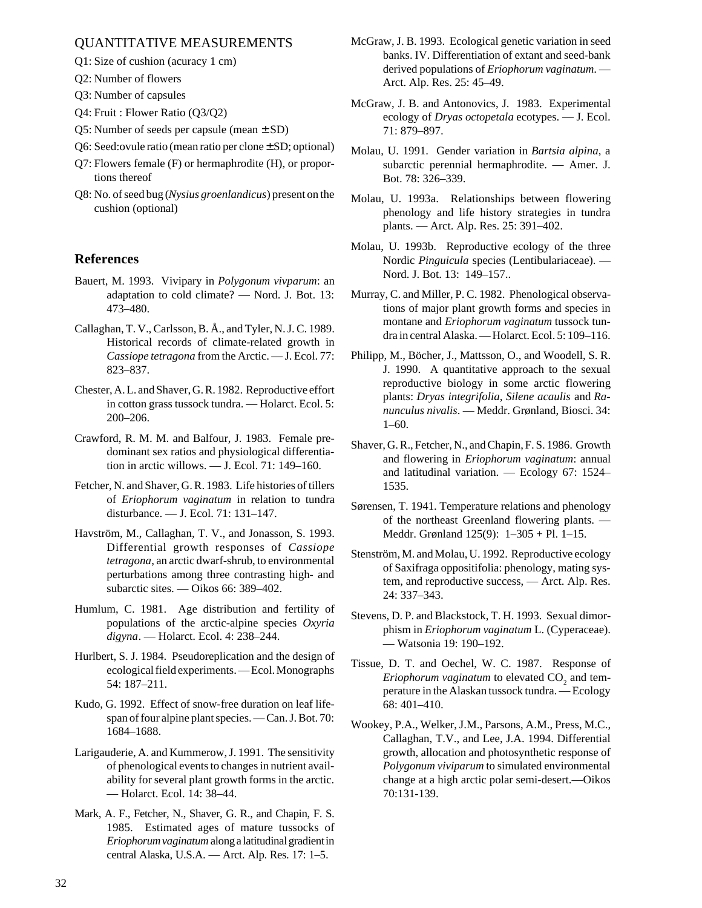QUANTITATIVE MEASUREMENTS

Q1: Size of cushion (acuracy 1 cm)

Q2: Number of flowers

Q3: Number of capsules

Q4: Fruit : Flower Ratio (Q3/Q2)

Q5: Number of seeds per capsule (mean ± SD)

Q6: Seed:ovule ratio (mean ratio per clone ± SD; optional)

Q7: Flowers female (F) or hermaphrodite (H), or proportions thereof

Q8: No. of seed bug (*Nysius groenlandicus*) present on the cushion (optional)

## References

Bauert, M. 1993. Vivipary in *Polygonum vivparum*: an adaptation to cold climate? — Nord. J. Bot. 13: 473–480.

Callaghan, T. V., Carlsson, B. Å., and Tyler, N. J. C. 1989. Historical records of climate-related growth in *Cassiope tetragona* from the Arctic. — J. Ecol. 77: 823–837.

Chester, A. L. and Shaver, G. R. 1982. Reproductive effort in cotton grass tussock tundra. — Holarct. Ecol. 5: 200–206.

Crawford, R. M. M. and Balfour, J. 1983. Female predominant sex ratios and physiological differentiation in arctic willows. — J. Ecol. 71: 149–160.

Fetcher, N. and Shaver, G. R. 1983. Life histories of tillers of *Eriophorum vaginatum* in relation to tundra disturbance. — J. Ecol. 71: 131–147.

Havström, M., Callaghan, T. V., and Jonasson, S. 1993. Differential growth responses of *Cassiope tetragona*, an arctic dwarf-shrub, to environmental perturbations among three contrasting high- and subarctic sites. — Oikos 66: 389–402.

Humlum, C. 1981. Age distribution and fertility of populations of the arctic-alpine species *Oxyria digyna*. — Holarct. Ecol. 4: 238–244.

Hurlbert, S. J. 1984. Pseudoreplication and the design of ecological field experiments. — Ecol. Monographs 54: 187–211.

Kudo, G. 1992. Effect of snow-free duration on leaf life-span of four alpine plant species. — Can. J. Bot. 70: 1684–1688.

Larigauderie, A. and Kummerow, J. 1991. The sensitivity of phenological events to changes in nutrient availability for several plant growth forms in the arctic. — Holarct. Ecol. 14: 38–44.

Mark, A. F., Fetcher, N., Shaver, G. R., and Chapin, F. S. 1985. Estimated ages of mature tussocks of *Eriophorum vaginatum* along a latitudinal gradient in central Alaska, U.S.A. — Arct. Alp. Res. 17: 1–5.

McGraw, J. B. 1993. Ecological genetic variation in seed banks. IV. Differentiation of extant and seed-bank derived populations of *Eriophorum vaginatum*. — Arct. Alp. Res. 25: 45–49.

McGraw, J. B. and Antonovics, J. 1983. Experimental ecology of *Dryas octopetala* ecotypes. — J. Ecol. 71: 879–897.

Molau, U. 1991. Gender variation in *Bartsia alpina*, a subarctic perennial hermaphrodite. — Amer. J. Bot. 78: 326–339.

Molau, U. 1993a. Relationships between flowering phenology and life history strategies in tundra plants. — Arct. Alp. Res. 25: 391–402.

Molau, U. 1993b. Reproductive ecology of the three Nordic *Pinguicula* species (Lentibulariaceae). — Nord. J. Bot. 13: 149–157..

Murray, C. and Miller, P. C. 1982. Phenological observations of major plant growth forms and species in montane and *Eriophorum vaginatum* tussock tundra in central Alaska. — Holarct. Ecol. 5: 109–116.

Philipp, M., Böcher, J., Mattsson, O., and Woodell, S. R. J. 1990. A quantitative approach to the sexual reproductive biology in some arctic flowering plants: *Dryas integrifolia*, *Silene acaulis* and *Ranunculus nivalis*. — Meddr. Grønland, Biosci. 34: 1–60.

Shaver, G. R., Fetcher, N., and Chapin, F. S. 1986. Growth and flowering in *Eriophorum vaginatum*: annual and latitudinal variation. — Ecology 67: 1524–1535.

Sørensen, T. 1941. Temperature relations and phenology of the northeast Greenland flowering plants. — Meddr. Grønland 125(9): 1–305 + Pl. 1–15.

Stenström, M. and Molau, U. 1992. Reproductive ecology of Saxifraga oppositifolia: phenology, mating system, and reproductive success, — Arct. Alp. Res. 24: 337–343.

Stevens, D. P. and Blackstock, T. H. 1993. Sexual dimorphism in *Eriophorum vaginatum* L. (Cyperaceae). — Watsonia 19: 190–192.

Tissue, D. T. and Oechel, W. C. 1987. Response of *Eriophorum vaginatum* to elevated $CO_2$ and temperature in the Alaskan tussock tundra. — Ecology 68: 401–410.

Wookey, P.A., Welker, J.M., Parsons, A.M., Press, M.C., Callaghan, T.V., and Lee, J.A. 1994. Differential growth, allocation and photosynthetic response of *Polygonum viviparum* to simulated environmental change at a high arctic polar semi-desert.—Oikos 70:131-139.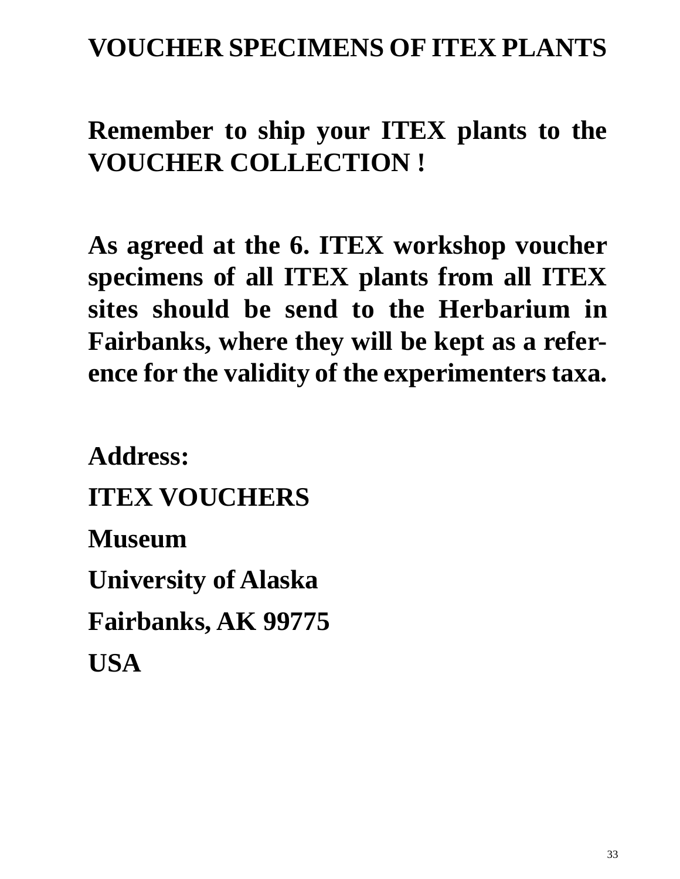# VOUCHER SPECIMENS OF ITEX PLANTS

**Remember to ship your ITEX plants to the VOUCHER COLLECTION !**

**As agreed at the 6. ITEX workshop voucher specimens of all ITEX plants from all ITEX sites should be send to the Herbarium in Fairbanks, where they will be kept as a reference for the validity of the experimenters taxa.**

**Address:**

**ITEX VOUCHERS**

**Museum**

**University of Alaska**

**Fairbanks, AK 99775**

**USA**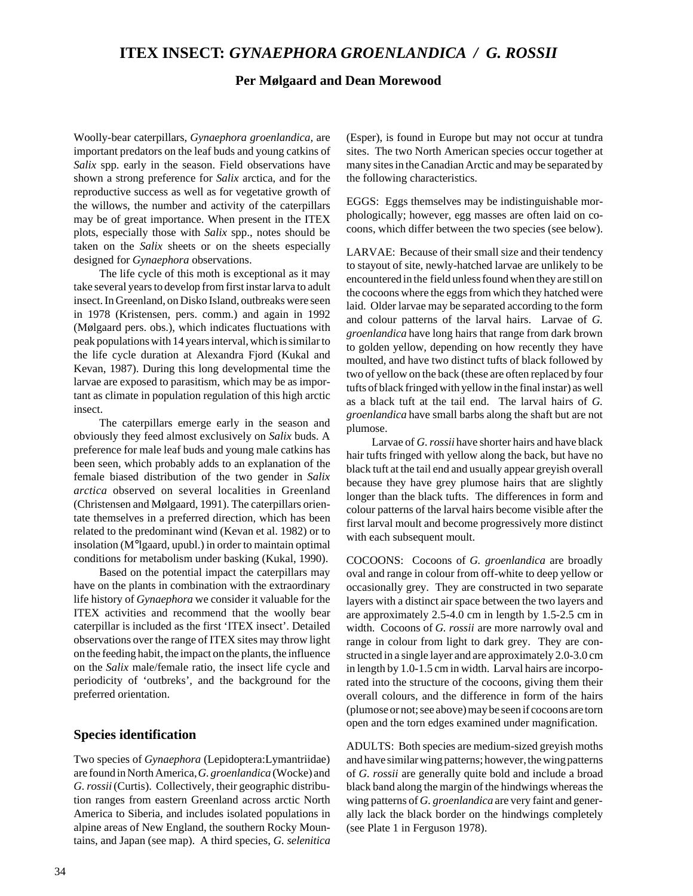# ITEX INSECT: *GYNAEPHORA GROENLANDICA / G. ROSSII*

**Per Mølgaard and Dean Morewood**

Woolly-bear caterpillars, *Gynaephora groenlandica*, are important predators on the leaf buds and young catkins of *Salix* spp. early in the season. Field observations have shown a strong preference for *Salix* arctica, and for the reproductive success as well as for vegetative growth of the willows, the number and activity of the caterpillars may be of great importance. When present in the ITEX plots, especially those with *Salix* spp., notes should be taken on the *Salix* sheets or on the sheets especially designed for *Gynaephora* observations.

The life cycle of this moth is exceptional as it may take several years to develop from first instar larva to adult insect. In Greenland, on Disko Island, outbreaks were seen in 1978 (Kristensen, pers. comm.) and again in 1992 (Mølgaard pers. obs.), which indicates fluctuations with peak populations with 14 years interval, which is similar to the life cycle duration at Alexandra Fjord (Kukal and Kevan, 1987). During this long developmental time the larvae are exposed to parasitism, which may be as important as climate in population regulation of this high arctic insect.

The caterpillars emerge early in the season and obviously they feed almost exclusively on *Salix* buds. A preference for male leaf buds and young male catkins has been seen, which probably adds to an explanation of the female biased distribution of the two gender in *Salix arctica* observed on several localities in Greenland (Christensen and Mølgaard, 1991). The caterpillars orientate themselves in a preferred direction, which has been related to the predominant wind (Kevan et al. 1982) or to insolation (M°lgaard, upubl.) in order to maintain optimal conditions for metabolism under basking (Kukal, 1990).

Based on the potential impact the caterpillars may have on the plants in combination with the extraordinary life history of *Gynaephora* we consider it valuable for the ITEX activities and recommend that the woolly bear caterpillar is included as the first 'ITEX insect'. Detailed observations over the range of ITEX sites may throw light on the feeding habit, the impact on the plants, the influence on the *Salix* male/female ratio, the insect life cycle and periodicity of 'outbreks', and the background for the preferred orientation.

## Species identification

Two species of *Gynaephora* (Lepidoptera:Lymantriidae) are found in North America, *G. groenlandica* (Wocke) and *G. rossii* (Curtis). Collectively, their geographic distribution ranges from eastern Greenland across arctic North America to Siberia, and includes isolated populations in alpine areas of New England, the southern Rocky Mountains, and Japan (see map). A third species, *G. selenitica* (Esper), is found in Europe but may not occur at tundra sites. The two North American species occur together at many sites in the Canadian Arctic and may be separated by the following characteristics.

EGGS: Eggs themselves may be indistinguishable morphologically; however, egg masses are often laid on cocoons, which differ between the two species (see below).

LARVAE: Because of their small size and their tendency to stayout of site, newly-hatched larvae are unlikely to be encountered in the field unless found when they are still on the cocoons where the eggs from which they hatched were laid. Older larvae may be separated according to the form and colour patterns of the larval hairs. Larvae of *G. groenlandica* have long hairs that range from dark brown to golden yellow, depending on how recently they have moulted, and have two distinct tufts of black followed by two of yellow on the back (these are often replaced by four tufts of black fringed with yellow in the final instar) as well as a black tuft at the tail end. The larval hairs of *G. groenlandica* have small barbs along the shaft but are not plumose.

Larvae of *G. rossii* have shorter hairs and have black hair tufts fringed with yellow along the back, but have no black tuft at the tail end and usually appear greyish overall because they have grey plumose hairs that are slightly longer than the black tufts. The differences in form and colour patterns of the larval hairs become visible after the first larval moult and become progressively more distinct with each subsequent moult.

COCOONS: Cocoons of *G. groenlandica* are broadly oval and range in colour from off-white to deep yellow or occasionally grey. They are constructed in two separate layers with a distinct air space between the two layers and are approximately 2.5-4.0 cm in length by 1.5-2.5 cm in width. Cocoons of *G. rossii* are more narrowly oval and range in colour from light to dark grey. They are constructed in a single layer and are approximately 2.0-3.0 cm in length by 1.0-1.5 cm in width. Larval hairs are incorporated into the structure of the cocoons, giving them their overall colours, and the difference in form of the hairs (plumose or not; see above) may be seen if cocoons are torn open and the torn edges examined under magnification.

ADULTS: Both species are medium-sized greyish moths and have similar wing patterns; however, the wing patterns of *G. rossii* are generally quite bold and include a broad black band along the margin of the hindwings whereas the wing patterns of *G. groenlandica* are very faint and generally lack the black border on the hindwings completely (see Plate 1 in Ferguson 1978).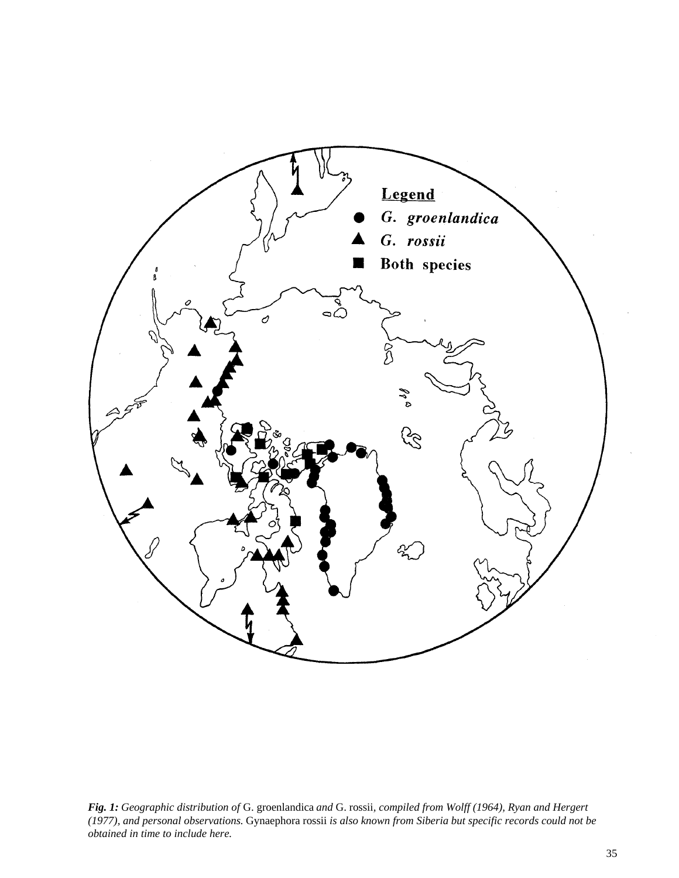***Fig. 1:*** *Geographic distribution of* G. groenlandica *and* G. rossii*, compiled from Wolff (1964), Ryan and Hergert (1977), and personal observations.* Gynaephora rossii *is also known from Siberia but specific records could not be obtained in time to include here.*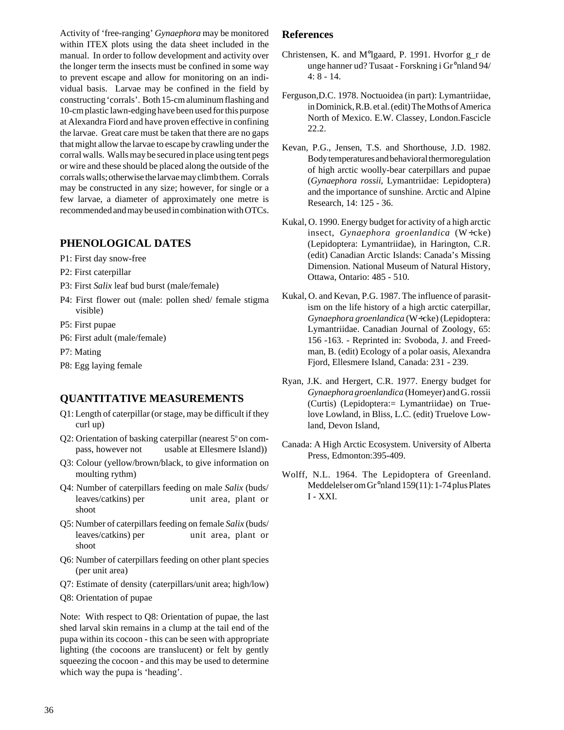Activity of 'free-ranging' *Gynaephora* may be monitored within ITEX plots using the data sheet included in the manual. In order to follow development and activity over the longer term the insects must be confined in some way to prevent escape and allow for monitoring on an individual basis. Larvae may be confined in the field by constructing 'corrals'. Both 15-cm aluminum flashing and 10-cm plastic lawn-edging have been used for this purpose at Alexandra Fiord and have proven effective in confining the larvae. Great care must be taken that there are no gaps that might allow the larvae to escape by crawling under the corral walls. Walls may be secured in place using tent pegs or wire and these should be placed along the outside of the corrals walls; otherwise the larvae may climb them. Corrals may be constructed in any size; however, for single or a few larvae, a diameter of approximately one metre is recommended and may be used in combination with OTCs.

## PHENOLOGICAL DATES

P1: First day snow-free

P2: First caterpillar

P3: First *Salix* leaf bud burst (male/female)

P4: First flower out (male: pollen shed/ female stigma visible)

P5: First pupae

P6: First adult (male/female)

P7: Mating

P8: Egg laying female

## QUANTITATIVE MEASUREMENTS

Q1: Length of caterpillar (or stage, may be difficult if they curl up)

Q2: Orientation of basking caterpillar (nearest 5º on compass, however not usable at Ellesmere Island))

Q3: Colour (yellow/brown/black, to give information on moulting rythm)

Q4: Number of caterpillars feeding on male *Salix* (buds/ leaves/catkins) per unit area, plant or shoot

Q5: Number of caterpillars feeding on female *Salix* (buds/ leaves/catkins) per unit area, plant or shoot

Q6: Number of caterpillars feeding on other plant species (per unit area)

Q7: Estimate of density (caterpillars/unit area; high/low)

Q8: Orientation of pupae

Note: With respect to Q8: Orientation of pupae, the last shed larval skin remains in a clump at the tail end of the pupa within its cocoon - this can be seen with appropriate lighting (the cocoons are translucent) or felt by gently squeezing the cocoon - and this may be used to determine which way the pupa is 'heading'.

## References

Christensen, K. and M°lgaard, P. 1991. Hvorfor g_r de unge hanner ud? Tusaat - Forskning i Gr°nland 94/ 4: 8 - 14.

Ferguson,D.C. 1978. Noctuoidea (in part): Lymantriidae, in Dominick, R.B. et al. (edit) The Moths of America North of Mexico. E.W. Classey, London.Fascicle 22.2.

Kevan, P.G., Jensen, T.S. and Shorthouse, J.D. 1982. Body temperatures and behavioral thermoregulation of high arctic woolly-bear caterpillars and pupae (*Gynaephora rossii*, Lymantriidae: Lepidoptera) and the importance of sunshine. Arctic and Alpine Research, 14: 125 - 36.

Kukal, O. 1990. Energy budget for activity of a high arctic insect, *Gynaephora groenlandica* (W÷cke) (Lepidoptera: Lymantriidae), in Harington, C.R. (edit) Canadian Arctic Islands: Canada's Missing Dimension. National Museum of Natural History, Ottawa, Ontario: 485 - 510.

Kukal, O. and Kevan, P.G. 1987. The influence of parasitism on the life history of a high arctic caterpillar, *Gynaephora groenlandica* (W÷cke) (Lepidoptera: Lymantriidae. Canadian Journal of Zoology, 65: 156 -163. - Reprinted in: Svoboda, J. and Freedman, B. (edit) Ecology of a polar oasis, Alexandra Fjord, Ellesmere Island, Canada: 231 - 239.

Ryan, J.K. and Hergert, C.R. 1977. Energy budget for *Gynaephora groenlandica* (Homeyer) and G. rossii (Curtis) (Lepidoptera:= Lymantriidae) on Truelove Lowland, in Bliss, L.C. (edit) Truelove Lowland, Devon Island,

Canada: A High Arctic Ecosystem. University of Alberta Press, Edmonton:395-409.

Wolff, N.L. 1964. The Lepidoptera of Greenland. Meddelelser om Gr°nland 159(11): 1-74 plus Plates I - XXI.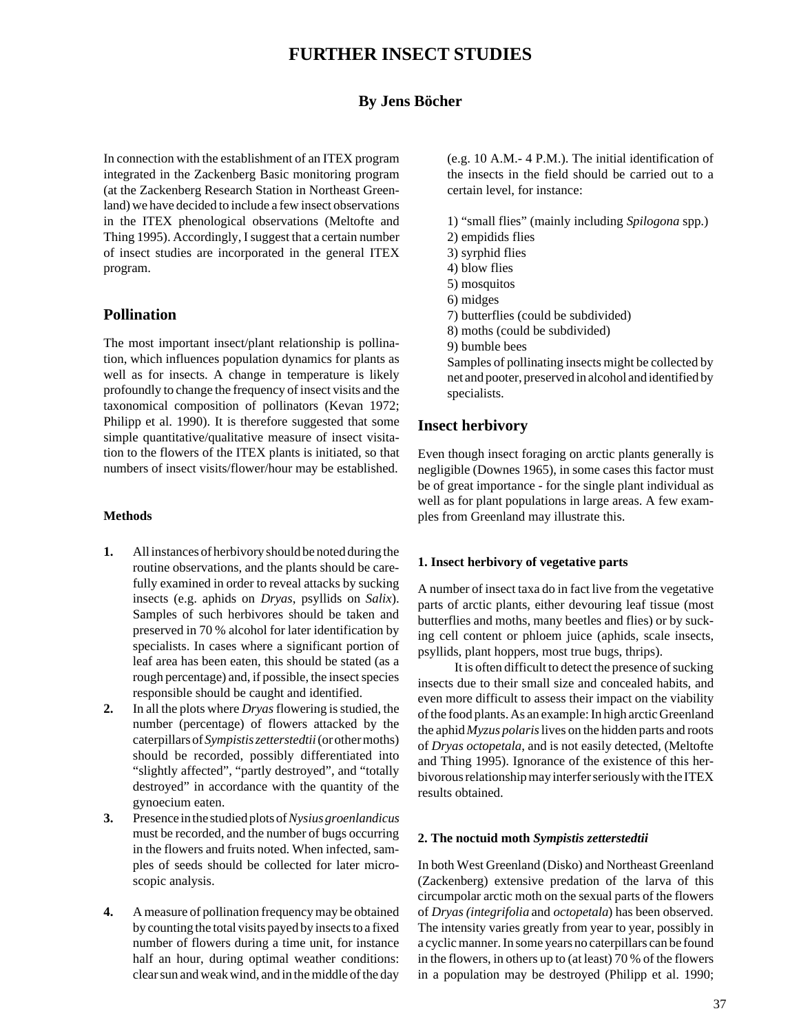# FURTHER INSECT STUDIES

## By Jens Böcher

In connection with the establishment of an ITEX program integrated in the Zackenberg Basic monitoring program (at the Zackenberg Research Station in Northeast Greenland) we have decided to include a few insect observations in the ITEX phenological observations (Meltofte and Thing 1995). Accordingly, I suggest that a certain number of insect studies are incorporated in the general ITEX program.

## Pollination

The most important insect/plant relationship is pollination, which influences population dynamics for plants as well as for insects. A change in temperature is likely profoundly to change the frequency of insect visits and the taxonomical composition of pollinators (Kevan 1972; Philipp et al. 1990). It is therefore suggested that some simple quantitative/qualitative measure of insect visitation to the flowers of the ITEX plants is initiated, so that numbers of insect visits/flower/hour may be established.

#### Methods

**1.** All instances of herbivory should be noted during the routine observations, and the plants should be carefully examined in order to reveal attacks by sucking insects (e.g. aphids on *Dryas*, psyllids on *Salix*). Samples of such herbivores should be taken and preserved in 70 % alcohol for later identification by specialists. In cases where a significant portion of leaf area has been eaten, this should be stated (as a rough percentage) and, if possible, the insect species responsible should be caught and identified.

**2.** In all the plots where *Dryas* flowering is studied, the number (percentage) of flowers attacked by the caterpillars of *Sympistis zetterstedtii* (or other moths) should be recorded, possibly differentiated into "slightly affected", "partly destroyed", and "totally destroyed" in accordance with the quantity of the gynoecium eaten.

**3.** Presence in the studied plots of *Nysius groenlandicus* must be recorded, and the number of bugs occurring in the flowers and fruits noted. When infected, samples of seeds should be collected for later microscopic analysis.

**4.** A measure of pollination frequency may be obtained by counting the total visits payed by insects to a fixed number of flowers during a time unit, for instance half an hour, during optimal weather conditions: clear sun and weak wind, and in the middle of the day (e.g. 10 A.M.- 4 P.M.). The initial identification of the insects in the field should be carried out to a certain level, for instance:

1) "small flies" (mainly including *Spilogona* spp.)
2) empidids flies
3) syrphid flies
4) blow flies
5) mosquitos
6) midges
7) butterflies (could be subdivided)
8) moths (could be subdivided)
9) bumble bees

Samples of pollinating insects might be collected by net and pooter, preserved in alcohol and identified by specialists.

## Insect herbivory

Even though insect foraging on arctic plants generally is negligible (Downes 1965), in some cases this factor must be of great importance - for the single plant individual as well as for plant populations in large areas. A few examples from Greenland may illustrate this.

#### 1. Insect herbivory of vegetative parts

A number of insect taxa do in fact live from the vegetative parts of arctic plants, either devouring leaf tissue (most butterflies and moths, many beetles and flies) or by sucking cell content or phloem juice (aphids, scale insects, psyllids, plant hoppers, most true bugs, thrips).

It is often difficult to detect the presence of sucking insects due to their small size and concealed habits, and even more difficult to assess their impact on the viability of the food plants. As an example: In high arctic Greenland the aphid *Myzus polaris* lives on the hidden parts and roots of *Dryas octopetala*, and is not easily detected, (Meltofte and Thing 1995). Ignorance of the existence of this herbivorous relationship may interfer seriously with the ITEX results obtained.

#### 2. The noctuid moth *Sympistis zetterstedtii*

In both West Greenland (Disko) and Northeast Greenland (Zackenberg) extensive predation of the larva of this circumpolar arctic moth on the sexual parts of the flowers of *Dryas (integrifolia* and *octopetala*) has been observed. The intensity varies greatly from year to year, possibly in a cyclic manner. In some years no caterpillars can be found in the flowers, in others up to (at least) 70 % of the flowers in a population may be destroyed (Philipp et al. 1990;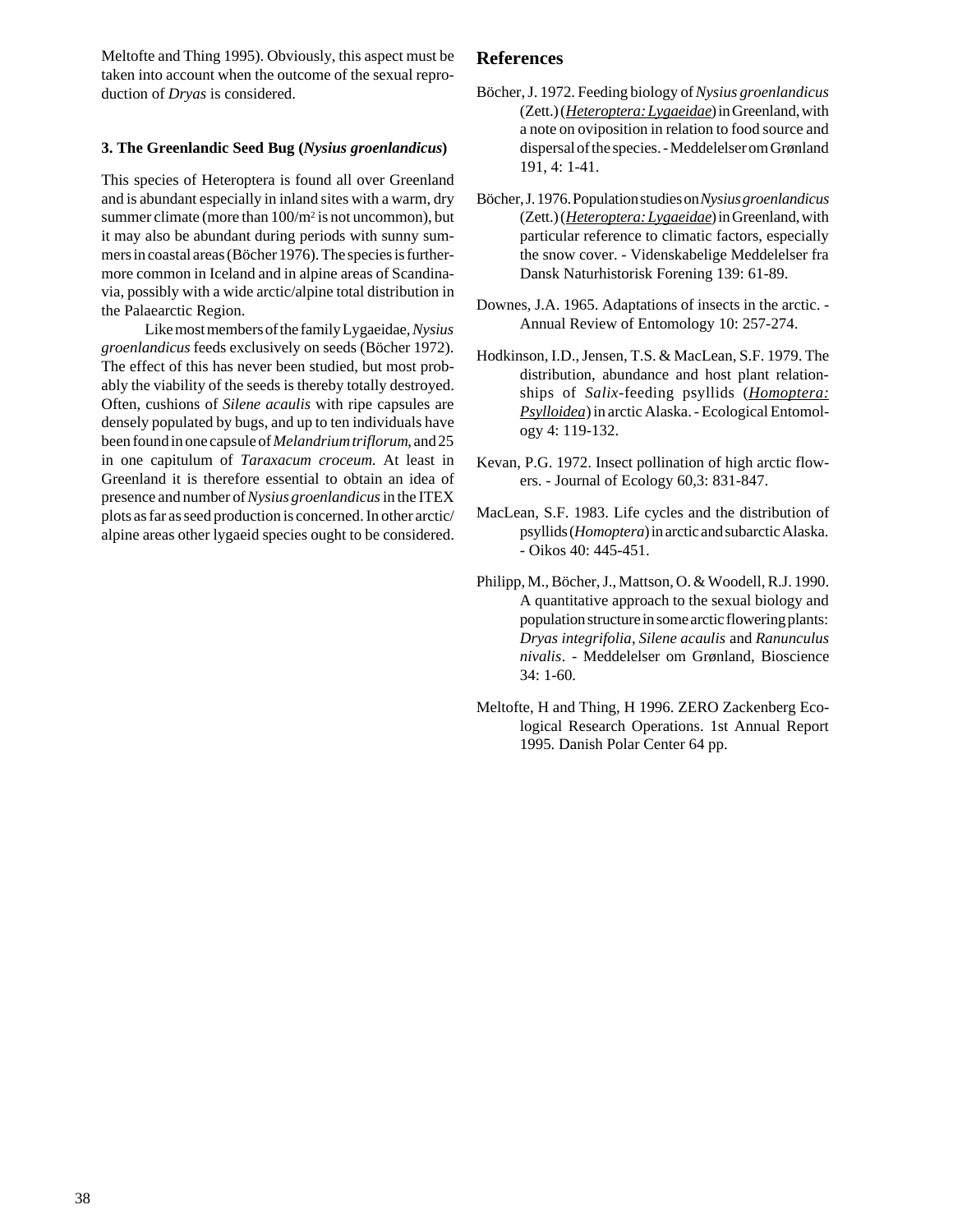Meltofte and Thing 1995). Obviously, this aspect must be taken into account when the outcome of the sexual reproduction of *Dryas* is considered.

### 3. The Greenlandic Seed Bug (*Nysius groenlandicus*)

This species of Heteroptera is found all over Greenland and is abundant especially in inland sites with a warm, dry summer climate (more than $100/m^2$ is not uncommon), but it may also be abundant during periods with sunny summers in coastal areas (Böcher 1976). The species is furthermore common in Iceland and in alpine areas of Scandinavia, possibly with a wide arctic/alpine total distribution in the Palaearctic Region.

Like most members of the family Lygaeidae, *Nysius groenlandicus* feeds exclusively on seeds (Böcher 1972). The effect of this has never been studied, but most probably the viability of the seeds is thereby totally destroyed. Often, cushions of *Silene acaulis* with ripe capsules are densely populated by bugs, and up to ten individuals have been found in one capsule of *Melandrium triflorum*, and 25 in one capitulum of *Taraxacum croceum*. At least in Greenland it is therefore essential to obtain an idea of presence and number of *Nysius groenlandicus* in the ITEX plots as far as seed production is concerned. In other arctic/alpine areas other lygaeid species ought to be considered.

## References

Böcher, J. 1972. Feeding biology of *Nysius groenlandicus* (Zett.) (*Heteroptera: Lygaeidae*) in Greenland, with a note on oviposition in relation to food source and dispersal of the species. - Meddelelser om Grønland 191, 4: 1-41.

Böcher, J. 1976. Population studies on *Nysius groenlandicus* (Zett.) (*Heteroptera: Lygaeidae*) in Greenland, with particular reference to climatic factors, especially the snow cover. - Videnskabelige Meddelelser fra Dansk Naturhistorisk Forening 139: 61-89.

Downes, J.A. 1965. Adaptations of insects in the arctic. - Annual Review of Entomology 10: 257-274.

Hodkinson, I.D., Jensen, T.S. & MacLean, S.F. 1979. The distribution, abundance and host plant relationships of *Salix*-feeding psyllids (*Homoptera: Psylloidea*) in arctic Alaska. - Ecological Entomology 4: 119-132.

Kevan, P.G. 1972. Insect pollination of high arctic flowers. - Journal of Ecology 60,3: 831-847.

MacLean, S.F. 1983. Life cycles and the distribution of psyllids (*Homoptera*) in arctic and subarctic Alaska. - Oikos 40: 445-451.

Philipp, M., Böcher, J., Mattson, O. & Woodell, R.J. 1990. A quantitative approach to the sexual biology and population structure in some arctic flowering plants: *Dryas integrifolia*, *Silene acaulis* and *Ranunculus nivalis*. - Meddelelser om Grønland, Bioscience 34: 1-60.

Meltofte, H and Thing, H 1996. ZERO Zackenberg Ecological Research Operations. 1st Annual Report 1995. Danish Polar Center 64 pp.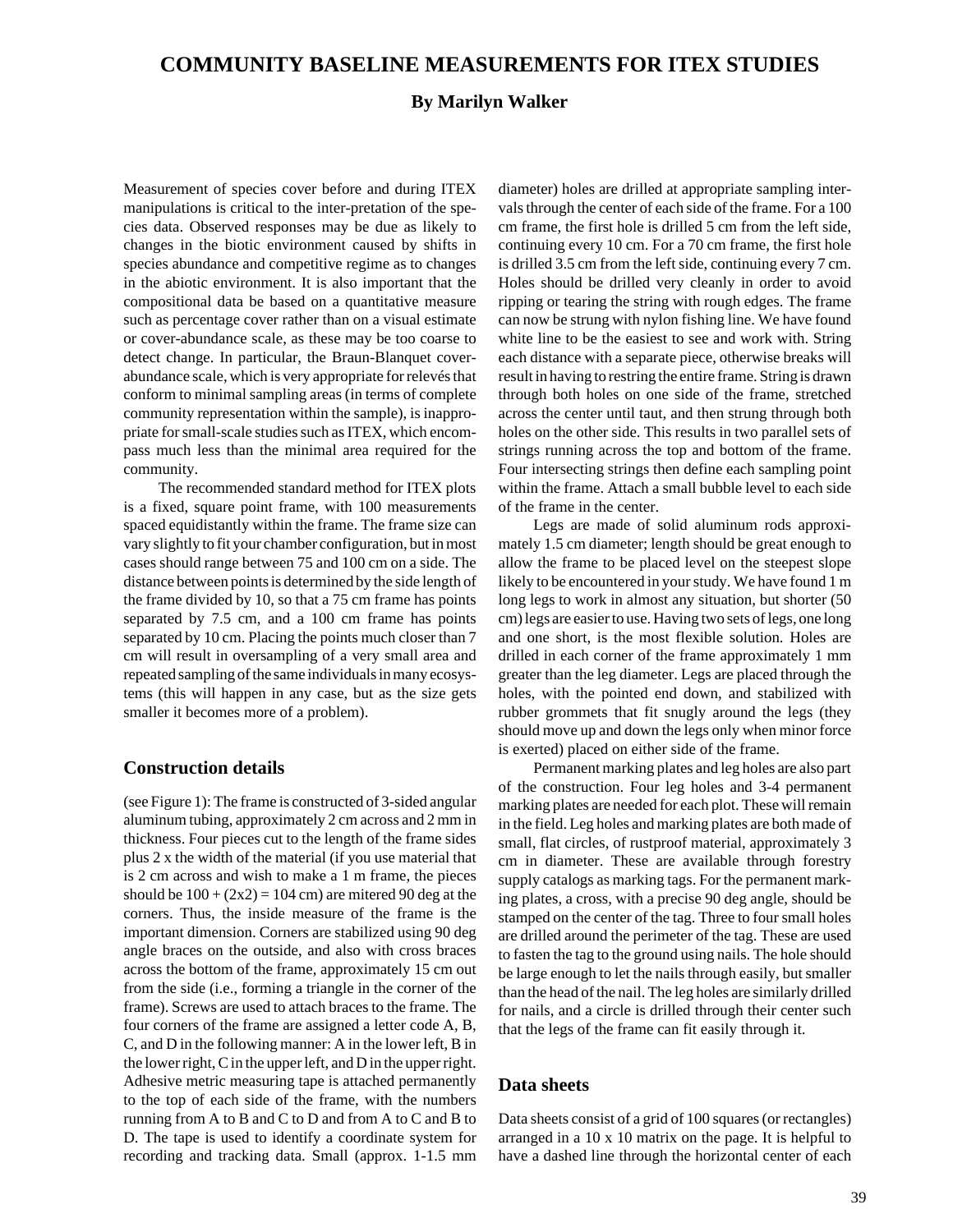# COMMUNITY BASELINE MEASUREMENTS FOR ITEX STUDIES

**By Marilyn Walker**

Measurement of species cover before and during ITEX manipulations is critical to the inter-pretation of the species data. Observed responses may be due as likely to changes in the biotic environment caused by shifts in species abundance and competitive regime as to changes in the abiotic environment. It is also important that the compositional data be based on a quantitative measure such as percentage cover rather than on a visual estimate or cover-abundance scale, as these may be too coarse to detect change. In particular, the Braun-Blanquet cover-abundance scale, which is very appropriate for relevés that conform to minimal sampling areas (in terms of complete community representation within the sample), is inappropriate for small-scale studies such as ITEX, which encompass much less than the minimal area required for the community.

The recommended standard method for ITEX plots is a fixed, square point frame, with 100 measurements spaced equidistantly within the frame. The frame size can vary slightly to fit your chamber configuration, but in most cases should range between 75 and 100 cm on a side. The distance between points is determined by the side length of the frame divided by 10, so that a 75 cm frame has points separated by 7.5 cm, and a 100 cm frame has points separated by 10 cm. Placing the points much closer than 7 cm will result in oversampling of a very small area and repeated sampling of the same individuals in many ecosystems (this will happen in any case, but as the size gets smaller it becomes more of a problem).

## Construction details

(see Figure 1): The frame is constructed of 3-sided angular aluminum tubing, approximately 2 cm across and 2 mm in thickness. Four pieces cut to the length of the frame sides plus 2 x the width of the material (if you use material that is 2 cm across and wish to make a 1 m frame, the pieces should be $100 + (2x2) = 104$ cm) are mitered 90 deg at the corners. Thus, the inside measure of the frame is the important dimension. Corners are stabilized using 90 deg angle braces on the outside, and also with cross braces across the bottom of the frame, approximately 15 cm out from the side (i.e., forming a triangle in the corner of the frame). Screws are used to attach braces to the frame. The four corners of the frame are assigned a letter code A, B, C, and D in the following manner: A in the lower left, B in the lower right, C in the upper left, and D in the upper right. Adhesive metric measuring tape is attached permanently to the top of each side of the frame, with the numbers running from A to B and C to D and from A to C and B to D. The tape is used to identify a coordinate system for recording and tracking data. Small (approx. 1-1.5 mm diameter) holes are drilled at appropriate sampling intervals through the center of each side of the frame. For a 100 cm frame, the first hole is drilled 5 cm from the left side, continuing every 10 cm. For a 70 cm frame, the first hole is drilled 3.5 cm from the left side, continuing every 7 cm. Holes should be drilled very cleanly in order to avoid ripping or tearing the string with rough edges. The frame can now be strung with nylon fishing line. We have found white line to be the easiest to see and work with. String each distance with a separate piece, otherwise breaks will result in having to restring the entire frame. String is drawn through both holes on one side of the frame, stretched across the center until taut, and then strung through both holes on the other side. This results in two parallel sets of strings running across the top and bottom of the frame. Four intersecting strings then define each sampling point within the frame. Attach a small bubble level to each side of the frame in the center.

Legs are made of solid aluminum rods approximately 1.5 cm diameter; length should be great enough to allow the frame to be placed level on the steepest slope likely to be encountered in your study. We have found 1 m long legs to work in almost any situation, but shorter (50 cm) legs are easier to use. Having two sets of legs, one long and one short, is the most flexible solution. Holes are drilled in each corner of the frame approximately 1 mm greater than the leg diameter. Legs are placed through the holes, with the pointed end down, and stabilized with rubber grommets that fit snugly around the legs (they should move up and down the legs only when minor force is exerted) placed on either side of the frame.

Permanent marking plates and leg holes are also part of the construction. Four leg holes and 3-4 permanent marking plates are needed for each plot. These will remain in the field. Leg holes and marking plates are both made of small, flat circles, of rustproof material, approximately 3 cm in diameter. These are available through forestry supply catalogs as marking tags. For the permanent marking plates, a cross, with a precise 90 deg angle, should be stamped on the center of the tag. Three to four small holes are drilled around the perimeter of the tag. These are used to fasten the tag to the ground using nails. The hole should be large enough to let the nails through easily, but smaller than the head of the nail. The leg holes are similarly drilled for nails, and a circle is drilled through their center such that the legs of the frame can fit easily through it.

## Data sheets

Data sheets consist of a grid of 100 squares (or rectangles) arranged in a 10 x 10 matrix on the page. It is helpful to have a dashed line through the horizontal center of each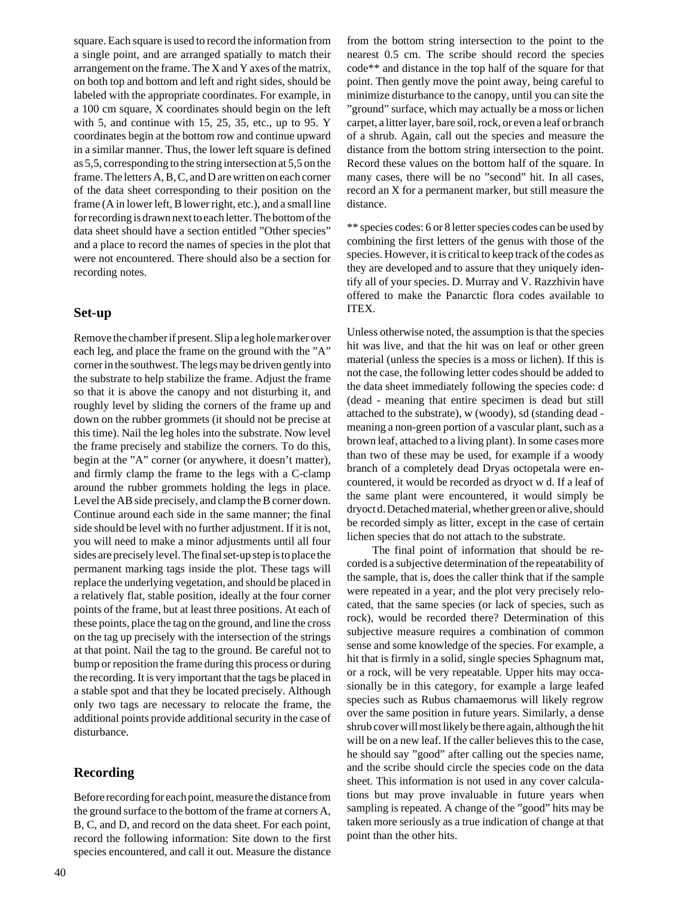square. Each square is used to record the information from a single point, and are arranged spatially to match their arrangement on the frame. The X and Y axes of the matrix, on both top and bottom and left and right sides, should be labeled with the appropriate coordinates. For example, in a 100 cm square, X coordinates should begin on the left with 5, and continue with 15, 25, 35, etc., up to 95. Y coordinates begin at the bottom row and continue upward in a similar manner. Thus, the lower left square is defined as 5,5, corresponding to the string intersection at 5,5 on the frame. The letters A, B, C, and D are written on each corner of the data sheet corresponding to their position on the frame (A in lower left, B lower right, etc.), and a small line for recording is drawn next to each letter. The bottom of the data sheet should have a section entitled "Other species" and a place to record the names of species in the plot that were not encountered. There should also be a section for recording notes.

## Set-up

Remove the chamber if present. Slip a leg hole marker over each leg, and place the frame on the ground with the "A" corner in the southwest. The legs may be driven gently into the substrate to help stabilize the frame. Adjust the frame so that it is above the canopy and not disturbing it, and roughly level by sliding the corners of the frame up and down on the rubber grommets (it should not be precise at this time). Nail the leg holes into the substrate. Now level the frame precisely and stabilize the corners. To do this, begin at the "A" corner (or anywhere, it doesn't matter), and firmly clamp the frame to the legs with a C-clamp around the rubber grommets holding the legs in place. Level the AB side precisely, and clamp the B corner down. Continue around each side in the same manner; the final side should be level with no further adjustment. If it is not, you will need to make a minor adjustments until all four sides are precisely level. The final set-up step is to place the permanent marking tags inside the plot. These tags will replace the underlying vegetation, and should be placed in a relatively flat, stable position, ideally at the four corner points of the frame, but at least three positions. At each of these points, place the tag on the ground, and line the cross on the tag up precisely with the intersection of the strings at that point. Nail the tag to the ground. Be careful not to bump or reposition the frame during this process or during the recording. It is very important that the tags be placed in a stable spot and that they be located precisely. Although only two tags are necessary to relocate the frame, the additional points provide additional security in the case of disturbance.

## Recording

Before recording for each point, measure the distance from the ground surface to the bottom of the frame at corners A, B, C, and D, and record on the data sheet. For each point, record the following information: Site down to the first species encountered, and call it out. Measure the distance from the bottom string intersection to the point to the nearest 0.5 cm. The scribe should record the species code** and distance in the top half of the square for that point. Then gently move the point away, being careful to minimize disturbance to the canopy, until you can site the "ground" surface, which may actually be a moss or lichen carpet, a litter layer, bare soil, rock, or even a leaf or branch of a shrub. Again, call out the species and measure the distance from the bottom string intersection to the point. Record these values on the bottom half of the square. In many cases, there will be no "second" hit. In all cases, record an X for a permanent marker, but still measure the distance.

** species codes: 6 or 8 letter species codes can be used by combining the first letters of the genus with those of the species. However, it is critical to keep track of the codes as they are developed and to assure that they uniquely identify all of your species. D. Murray and V. Razzhivin have offered to make the Panarctic flora codes available to ITEX.

Unless otherwise noted, the assumption is that the species hit was live, and that the hit was on leaf or other green material (unless the species is a moss or lichen). If this is not the case, the following letter codes should be added to the data sheet immediately following the species code: d (dead - meaning that entire specimen is dead but still attached to the substrate), w (woody), sd (standing dead - meaning a non-green portion of a vascular plant, such as a brown leaf, attached to a living plant). In some cases more than two of these may be used, for example if a woody branch of a completely dead Dryas octopetala were encountered, it would be recorded as dryoct w d. If a leaf of the same plant were encountered, it would simply be dryoct d. Detached material, whether green or alive, should be recorded simply as litter, except in the case of certain lichen species that do not attach to the substrate.

The final point of information that should be recorded is a subjective determination of the repeatability of the sample, that is, does the caller think that if the sample were repeated in a year, and the plot very precisely relocated, that the same species (or lack of species, such as rock), would be recorded there? Determination of this subjective measure requires a combination of common sense and some knowledge of the species. For example, a hit that is firmly in a solid, single species Sphagnum mat, or a rock, will be very repeatable. Upper hits may occasionally be in this category, for example a large leafed species such as Rubus chamaemorus will likely regrow over the same position in future years. Similarly, a dense shrub cover will most likely be there again, although the hit will be on a new leaf. If the caller believes this to the case, he should say "good" after calling out the species name, and the scribe should circle the species code on the data sheet. This information is not used in any cover calculations but may prove invaluable in future years when sampling is repeated. A change of the "good" hits may be taken more seriously as a true indication of change at that point than the other hits.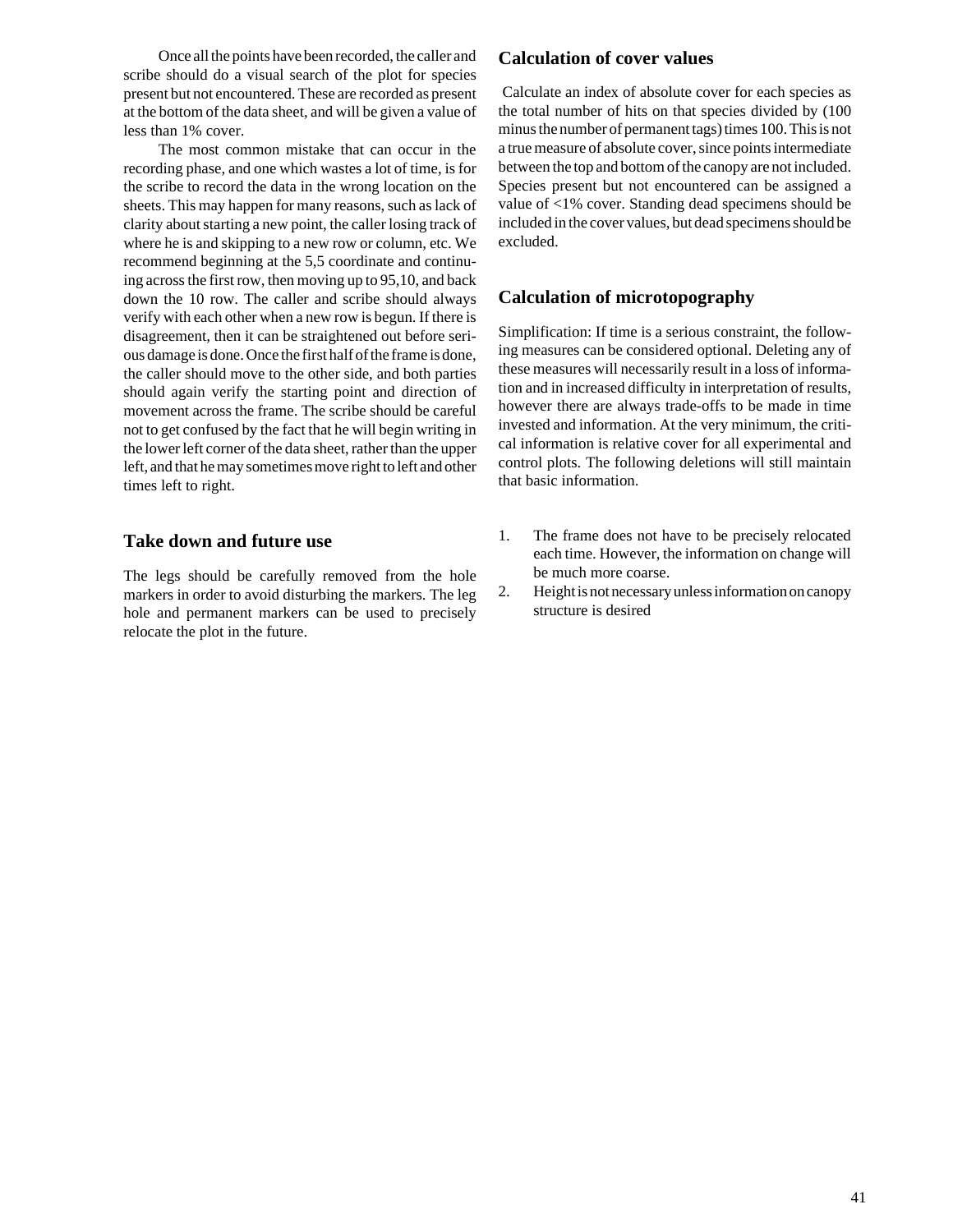Once all the points have been recorded, the caller and scribe should do a visual search of the plot for species present but not encountered. These are recorded as present at the bottom of the data sheet, and will be given a value of less than 1% cover.

The most common mistake that can occur in the recording phase, and one which wastes a lot of time, is for the scribe to record the data in the wrong location on the sheets. This may happen for many reasons, such as lack of clarity about starting a new point, the caller losing track of where he is and skipping to a new row or column, etc. We recommend beginning at the 5,5 coordinate and continuing across the first row, then moving up to 95,10, and back down the 10 row. The caller and scribe should always verify with each other when a new row is begun. If there is disagreement, then it can be straightened out before serious damage is done. Once the first half of the frame is done, the caller should move to the other side, and both parties should again verify the starting point and direction of movement across the frame. The scribe should be careful not to get confused by the fact that he will begin writing in the lower left corner of the data sheet, rather than the upper left, and that he may sometimes move right to left and other times left to right.

## Take down and future use

The legs should be carefully removed from the hole markers in order to avoid disturbing the markers. The leg hole and permanent markers can be used to precisely relocate the plot in the future.

## Calculation of cover values

Calculate an index of absolute cover for each species as the total number of hits on that species divided by (100 minus the number of permanent tags) times 100. This is not a true measure of absolute cover, since points intermediate between the top and bottom of the canopy are not included. Species present but not encountered can be assigned a value of <1% cover. Standing dead specimens should be included in the cover values, but dead specimens should be excluded.

## Calculation of microtopography

Simplification: If time is a serious constraint, the following measures can be considered optional. Deleting any of these measures will necessarily result in a loss of information and in increased difficulty in interpretation of results, however there are always trade-offs to be made in time invested and information. At the very minimum, the critical information is relative cover for all experimental and control plots. The following deletions will still maintain that basic information.

1. The frame does not have to be precisely relocated each time. However, the information on change will be much more coarse.
2. Height is not necessary unless information on canopy structure is desired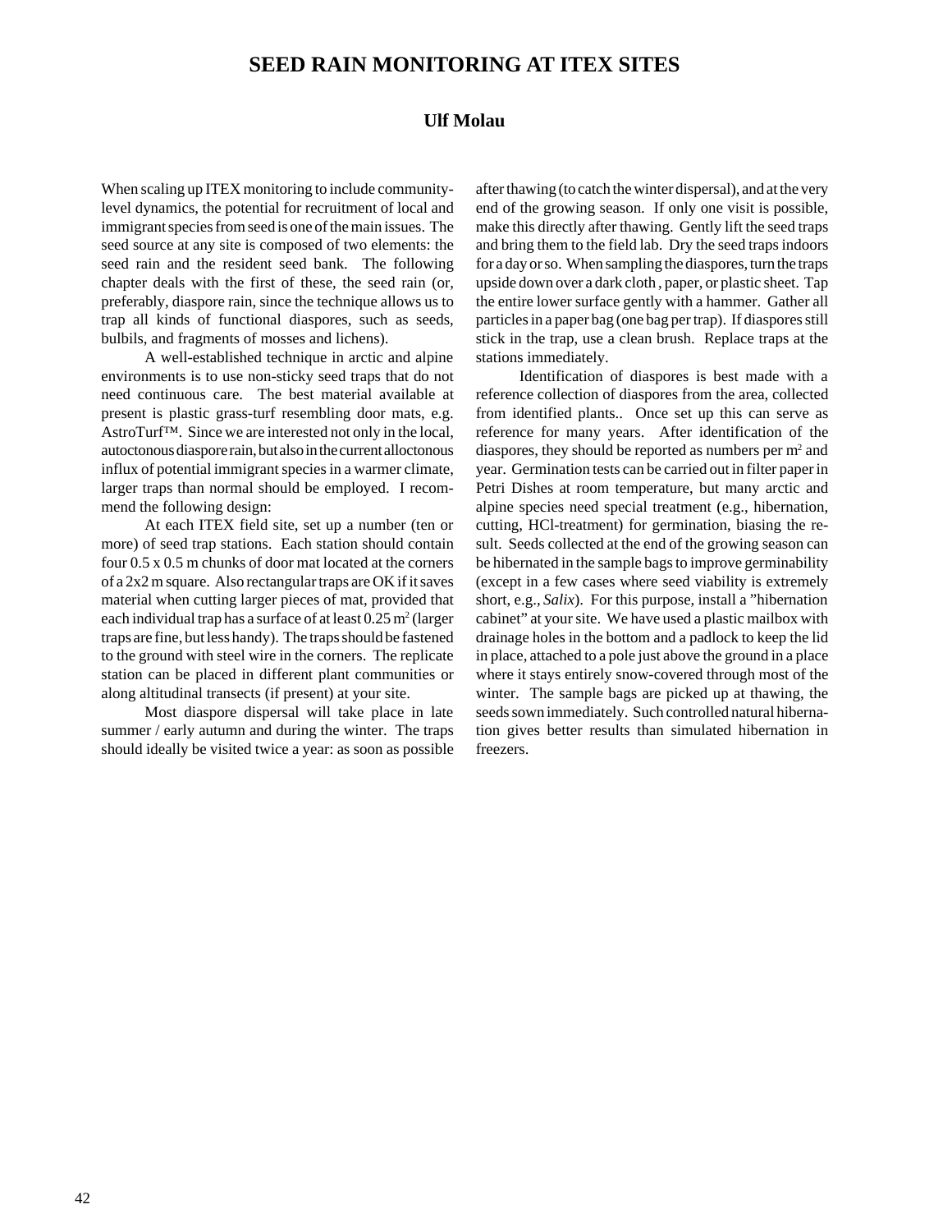# SEED RAIN MONITORING AT ITEX SITES

**Ulf Molau**

When scaling up ITEX monitoring to include community-level dynamics, the potential for recruitment of local and immigrant species from seed is one of the main issues. The seed source at any site is composed of two elements: the seed rain and the resident seed bank. The following chapter deals with the first of these, the seed rain (or, preferably, diaspore rain, since the technique allows us to trap all kinds of functional diaspores, such as seeds, bulbils, and fragments of mosses and lichens).

A well-established technique in arctic and alpine environments is to use non-sticky seed traps that do not need continuous care. The best material available at present is plastic grass-turf resembling door mats, e.g. AstroTurf™. Since we are interested not only in the local, autoctonous diaspore rain, but also in the current alloctonous influx of potential immigrant species in a warmer climate, larger traps than normal should be employed. I recommend the following design:

At each ITEX field site, set up a number (ten or more) of seed trap stations. Each station should contain four 0.5 x 0.5 m chunks of door mat located at the corners of a 2x2 m square. Also rectangular traps are OK if it saves material when cutting larger pieces of mat, provided that each individual trap has a surface of at least 0.25 m$^2$ (larger traps are fine, but less handy). The traps should be fastened to the ground with steel wire in the corners. The replicate station can be placed in different plant communities or along altitudinal transects (if present) at your site.

Most diaspore dispersal will take place in late summer / early autumn and during the winter. The traps should ideally be visited twice a year: as soon as possible after thawing (to catch the winter dispersal), and at the very end of the growing season. If only one visit is possible, make this directly after thawing. Gently lift the seed traps and bring them to the field lab. Dry the seed traps indoors for a day or so. When sampling the diaspores, turn the traps upside down over a dark cloth , paper, or plastic sheet. Tap the entire lower surface gently with a hammer. Gather all particles in a paper bag (one bag per trap). If diaspores still stick in the trap, use a clean brush. Replace traps at the stations immediately.

Identification of diaspores is best made with a reference collection of diaspores from the area, collected from identified plants.. Once set up this can serve as reference for many years. After identification of the diaspores, they should be reported as numbers per m$^2$ and year. Germination tests can be carried out in filter paper in Petri Dishes at room temperature, but many arctic and alpine species need special treatment (e.g., hibernation, cutting, HCl-treatment) for germination, biasing the result. Seeds collected at the end of the growing season can be hibernated in the sample bags to improve germinability (except in a few cases where seed viability is extremely short, e.g., *Salix*). For this purpose, install a "hibernation cabinet" at your site. We have used a plastic mailbox with drainage holes in the bottom and a padlock to keep the lid in place, attached to a pole just above the ground in a place where it stays entirely snow-covered through most of the winter. The sample bags are picked up at thawing, the seeds sown immediately. Such controlled natural hibernation gives better results than simulated hibernation in freezers.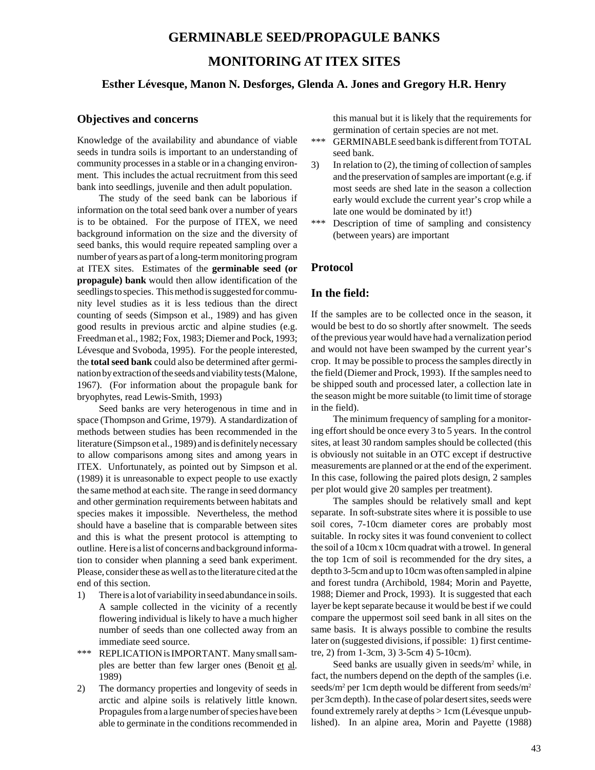# GERMINABLE SEED/PROPAGULE BANKS

# MONITORING AT ITEX SITES

### Esther Lévesque, Manon N. Desforges, Glenda A. Jones and Gregory H.R. Henry

## Objectives and concerns

Knowledge of the availability and abundance of viable seeds in tundra soils is important to an understanding of community processes in a stable or in a changing environment. This includes the actual recruitment from this seed bank into seedlings, juvenile and then adult population.

The study of the seed bank can be laborious if information on the total seed bank over a number of years is to be obtained. For the purpose of ITEX, we need background information on the size and the diversity of seed banks, this would require repeated sampling over a number of years as part of a long-term monitoring program at ITEX sites. Estimates of the **germinable seed (or propagule) bank** would then allow identification of the seedlings to species. This method is suggested for community level studies as it is less tedious than the direct counting of seeds (Simpson et al., 1989) and has given good results in previous arctic and alpine studies (e.g. Freedman et al., 1982; Fox, 1983; Diemer and Pock, 1993; Lévesque and Svoboda, 1995). For the people interested, the **total seed bank** could also be determined after germination by extraction of the seeds and viability tests (Malone, 1967). (For information about the propagule bank for bryophytes, read Lewis-Smith, 1993)

Seed banks are very heterogenous in time and in space (Thompson and Grime, 1979). A standardization of methods between studies has been recommended in the literature (Simpson et al., 1989) and is definitely necessary to allow comparisons among sites and among years in ITEX. Unfortunately, as pointed out by Simpson et al. (1989) it is unreasonable to expect people to use exactly the same method at each site. The range in seed dormancy and other germination requirements between habitats and species makes it impossible. Nevertheless, the method should have a baseline that is comparable between sites and this is what the present protocol is attempting to outline. Here is a list of concerns and background information to consider when planning a seed bank experiment. Please, consider these as well as to the literature cited at the end of this section.

1) There is a lot of variability in seed abundance in soils. A sample collected in the vicinity of a recently flowering individual is likely to have a much higher number of seeds than one collected away from an immediate seed source.

*** REPLICATION is IMPORTANT. Many small samples are better than few larger ones (Benoit et al. 1989)

2) The dormancy properties and longevity of seeds in arctic and alpine soils is relatively little known. Propagules from a large number of species have been able to germinate in the conditions recommended in this manual but it is likely that the requirements for germination of certain species are not met.

*** GERMINABLE seed bank is different from TOTAL seed bank.

3) In relation to (2), the timing of collection of samples and the preservation of samples are important (e.g. if most seeds are shed late in the season a collection early would exclude the current year's crop while a late one would be dominated by it!)

*** Description of time of sampling and consistency (between years) are important

## Protocol

## In the field:

If the samples are to be collected once in the season, it would be best to do so shortly after snowmelt. The seeds of the previous year would have had a vernalization period and would not have been swamped by the current year's crop. It may be possible to process the samples directly in the field (Diemer and Prock, 1993). If the samples need to be shipped south and processed later, a collection late in the season might be more suitable (to limit time of storage in the field).

The minimum frequency of sampling for a monitoring effort should be once every 3 to 5 years. In the control sites, at least 30 random samples should be collected (this is obviously not suitable in an OTC except if destructive measurements are planned or at the end of the experiment. In this case, following the paired plots design, 2 samples per plot would give 20 samples per treatment).

The samples should be relatively small and kept separate. In soft-substrate sites where it is possible to use soil cores, 7-10cm diameter cores are probably most suitable. In rocky sites it was found convenient to collect the soil of a 10cm x 10cm quadrat with a trowel. In general the top 1cm of soil is recommended for the dry sites, a depth to 3-5cm and up to 10cm was often sampled in alpine and forest tundra (Archibold, 1984; Morin and Payette, 1988; Diemer and Prock, 1993). It is suggested that each layer be kept separate because it would be best if we could compare the uppermost soil seed bank in all sites on the same basis. It is always possible to combine the results later on (suggested divisions, if possible: 1) first centimetre, 2) from 1-3cm, 3) 3-5cm 4) 5-10cm).

Seed banks are usually given in seeds/m$^2$ while, in fact, the numbers depend on the depth of the samples (i.e. seeds/m$^2$ per 1cm depth would be different from seeds/m$^2$ per 3cm depth). In the case of polar desert sites, seeds were found extremely rarely at depths > 1cm (Lévesque unpublished). In an alpine area, Morin and Payette (1988)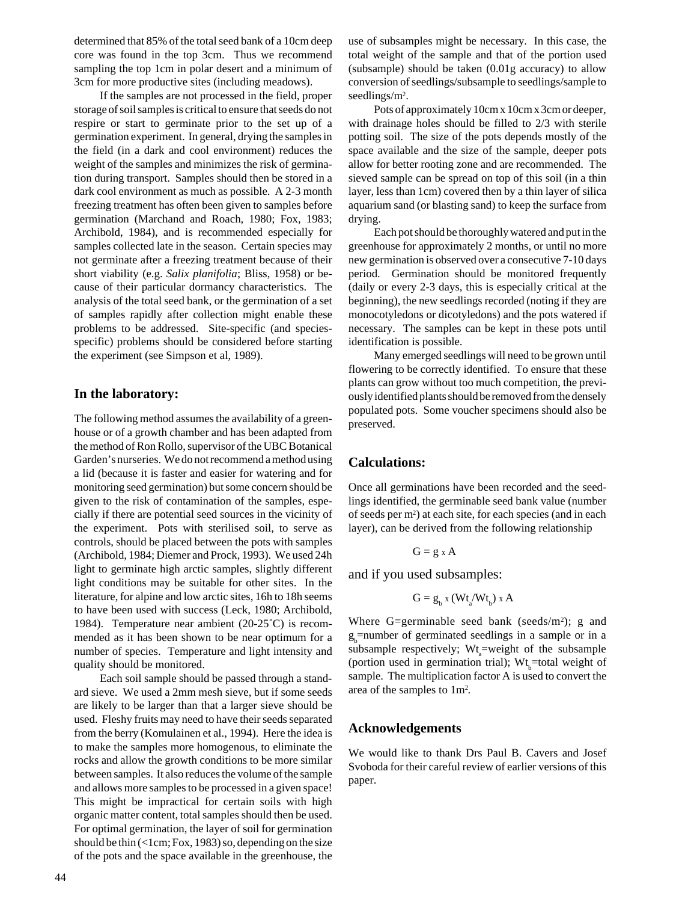determined that 85% of the total seed bank of a 10cm deep core was found in the top 3cm. Thus we recommend sampling the top 1cm in polar desert and a minimum of 3cm for more productive sites (including meadows).

If the samples are not processed in the field, proper storage of soil samples is critical to ensure that seeds do not respire or start to germinate prior to the set up of a germination experiment. In general, drying the samples in the field (in a dark and cool environment) reduces the weight of the samples and minimizes the risk of germination during transport. Samples should then be stored in a dark cool environment as much as possible. A 2-3 month freezing treatment has often been given to samples before germination (Marchand and Roach, 1980; Fox, 1983; Archibold, 1984), and is recommended especially for samples collected late in the season. Certain species may not germinate after a freezing treatment because of their short viability (e.g. *Salix planifolia*; Bliss, 1958) or because of their particular dormancy characteristics. The analysis of the total seed bank, or the germination of a set of samples rapidly after collection might enable these problems to be addressed. Site-specific (and species-specific) problems should be considered before starting the experiment (see Simpson et al, 1989).

## In the laboratory:

The following method assumes the availability of a greenhouse or of a growth chamber and has been adapted from the method of Ron Rollo, supervisor of the UBC Botanical Garden's nurseries. We do not recommend a method using a lid (because it is faster and easier for watering and for monitoring seed germination) but some concern should be given to the risk of contamination of the samples, especially if there are potential seed sources in the vicinity of the experiment. Pots with sterilised soil, to serve as controls, should be placed between the pots with samples (Archibold, 1984; Diemer and Prock, 1993). We used 24h light to germinate high arctic samples, slightly different light conditions may be suitable for other sites. In the literature, for alpine and low arctic sites, 16h to 18h seems to have been used with success (Leck, 1980; Archibold, 1984). Temperature near ambient (20-25˚C) is recommended as it has been shown to be near optimum for a number of species. Temperature and light intensity and quality should be monitored.

Each soil sample should be passed through a standard sieve. We used a 2mm mesh sieve, but if some seeds are likely to be larger than that a larger sieve should be used. Fleshy fruits may need to have their seeds separated from the berry (Komulainen et al., 1994). Here the idea is to make the samples more homogenous, to eliminate the rocks and allow the growth conditions to be more similar between samples. It also reduces the volume of the sample and allows more samples to be processed in a given space! This might be impractical for certain soils with high organic matter content, total samples should then be used. For optimal germination, the layer of soil for germination should be thin (<1cm; Fox, 1983) so, depending on the size of the pots and the space available in the greenhouse, the use of subsamples might be necessary. In this case, the total weight of the sample and that of the portion used (subsample) should be taken (0.01g accuracy) to allow conversion of seedlings/subsample to seedlings/sample to seedlings/$m^2$.

Pots of approximately 10cm x 10cm x 3cm or deeper, with drainage holes should be filled to 2/3 with sterile potting soil. The size of the pots depends mostly of the space available and the size of the sample, deeper pots allow for better rooting zone and are recommended. The sieved sample can be spread on top of this soil (in a thin layer, less than 1cm) covered then by a thin layer of silica aquarium sand (or blasting sand) to keep the surface from drying.

Each pot should be thoroughly watered and put in the greenhouse for approximately 2 months, or until no more new germination is observed over a consecutive 7-10 days period. Germination should be monitored frequently (daily or every 2-3 days, this is especially critical at the beginning), the new seedlings recorded (noting if they are monocotyledons or dicotyledons) and the pots watered if necessary. The samples can be kept in these pots until identification is possible.

Many emerged seedlings will need to be grown until flowering to be correctly identified. To ensure that these plants can grow without too much competition, the previously identified plants should be removed from the densely populated pots. Some voucher specimens should also be preserved.

## Calculations:

Once all germinations have been recorded and the seedlings identified, the germinable seed bank value (number of seeds per $m^2$) at each site, for each species (and in each layer), can be derived from the following relationship

$$G = g \times A$$

and if you used subsamples:

$$G = g_b \times (Wt_a/Wt_b) \times A$$

Where G=germinable seed bank (seeds/$m^2$); g and $g_b$=number of germinated seedlings in a sample or in a subsample respectively; $Wt_a$=weight of the subsample (portion used in germination trial); $Wt_b$=total weight of sample. The multiplication factor A is used to convert the area of the samples to $1m^2$.

## Acknowledgements

We would like to thank Drs Paul B. Cavers and Josef Svoboda for their careful review of earlier versions of this paper.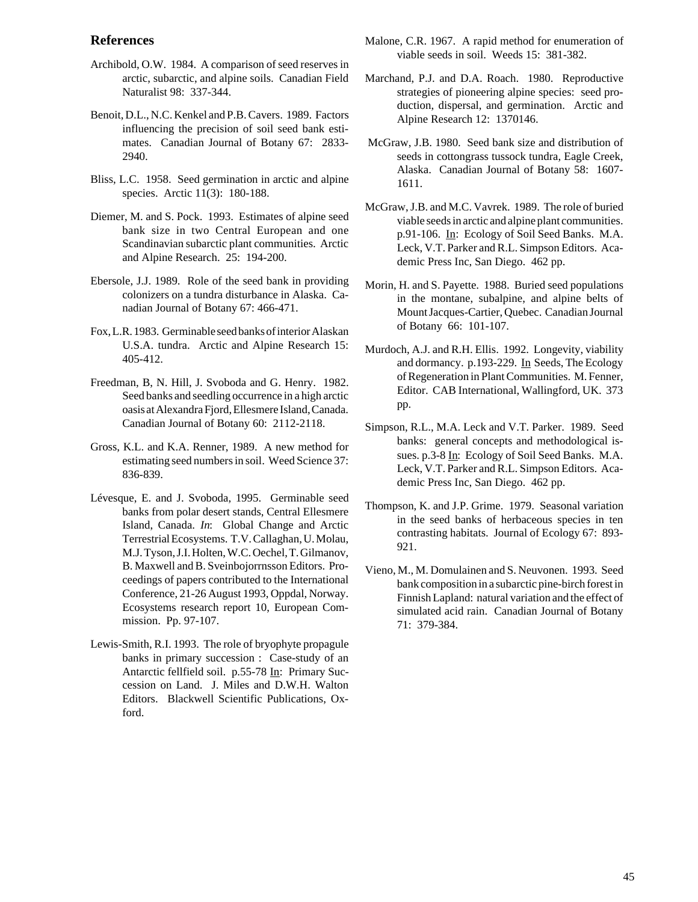## References

Archibold, O.W. 1984. A comparison of seed reserves in arctic, subarctic, and alpine soils. Canadian Field Naturalist 98: 337-344.

Benoit, D.L., N.C. Kenkel and P.B. Cavers. 1989. Factors influencing the precision of soil seed bank estimates. Canadian Journal of Botany 67: 2833-2940.

Bliss, L.C. 1958. Seed germination in arctic and alpine species. Arctic 11(3): 180-188.

Diemer, M. and S. Pock. 1993. Estimates of alpine seed bank size in two Central European and one Scandinavian subarctic plant communities. Arctic and Alpine Research. 25: 194-200.

Ebersole, J.J. 1989. Role of the seed bank in providing colonizers on a tundra disturbance in Alaska. Canadian Journal of Botany 67: 466-471.

Fox, L.R. 1983. Germinable seed banks of interior Alaskan U.S.A. tundra. Arctic and Alpine Research 15: 405-412.

Freedman, B, N. Hill, J. Svoboda and G. Henry. 1982. Seed banks and seedling occurrence in a high arctic oasis at Alexandra Fjord, Ellesmere Island, Canada. Canadian Journal of Botany 60: 2112-2118.

Gross, K.L. and K.A. Renner, 1989. A new method for estimating seed numbers in soil. Weed Science 37: 836-839.

Lévesque, E. and J. Svoboda, 1995. Germinable seed banks from polar desert stands, Central Ellesmere Island, Canada. *In*: Global Change and Arctic Terrestrial Ecosystems. T.V. Callaghan, U. Molau, M.J. Tyson, J.I. Holten, W.C. Oechel, T. Gilmanov, B. Maxwell and B. Sveinbojorrnsson Editors. Proceedings of papers contributed to the International Conference, 21-26 August 1993, Oppdal, Norway. Ecosystems research report 10, European Commission. Pp. 97-107.

Lewis-Smith, R.I. 1993. The role of bryophyte propagule banks in primary succession : Case-study of an Antarctic fellfield soil. p.55-78 In: Primary Succession on Land. J. Miles and D.W.H. Walton Editors. Blackwell Scientific Publications, Oxford.

Malone, C.R. 1967. A rapid method for enumeration of viable seeds in soil. Weeds 15: 381-382.

Marchand, P.J. and D.A. Roach. 1980. Reproductive strategies of pioneering alpine species: seed production, dispersal, and germination. Arctic and Alpine Research 12: 1370146.

McGraw, J.B. 1980. Seed bank size and distribution of seeds in cottongrass tussock tundra, Eagle Creek, Alaska. Canadian Journal of Botany 58: 1607-1611.

McGraw, J.B. and M.C. Vavrek. 1989. The role of buried viable seeds in arctic and alpine plant communities. p.91-106. In: Ecology of Soil Seed Banks. M.A. Leck, V.T. Parker and R.L. Simpson Editors. Academic Press Inc, San Diego. 462 pp.

Morin, H. and S. Payette. 1988. Buried seed populations in the montane, subalpine, and alpine belts of Mount Jacques-Cartier, Quebec. Canadian Journal of Botany 66: 101-107.

Murdoch, A.J. and R.H. Ellis. 1992. Longevity, viability and dormancy. p.193-229. In Seeds, The Ecology of Regeneration in Plant Communities. M. Fenner, Editor. CAB International, Wallingford, UK. 373 pp.

Simpson, R.L., M.A. Leck and V.T. Parker. 1989. Seed banks: general concepts and methodological issues. p.3-8 In: Ecology of Soil Seed Banks. M.A. Leck, V.T. Parker and R.L. Simpson Editors. Academic Press Inc, San Diego. 462 pp.

Thompson, K. and J.P. Grime. 1979. Seasonal variation in the seed banks of herbaceous species in ten contrasting habitats. Journal of Ecology 67: 893-921.

Vieno, M., M. Domulainen and S. Neuvonen. 1993. Seed bank composition in a subarctic pine-birch forest in Finnish Lapland: natural variation and the effect of simulated acid rain. Canadian Journal of Botany 71: 379-384.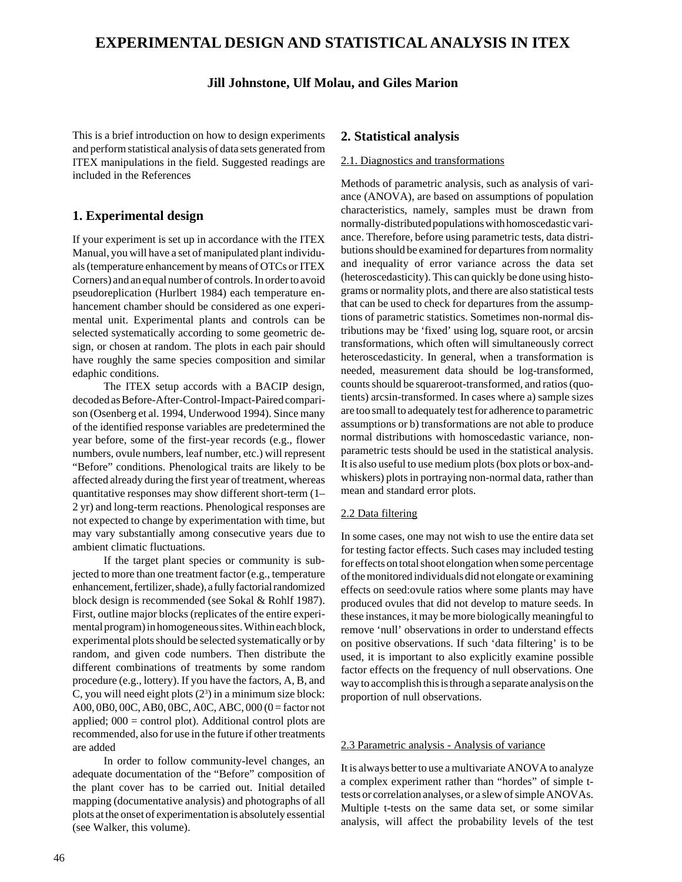# EXPERIMENTAL DESIGN AND STATISTICAL ANALYSIS IN ITEX

**Jill Johnstone, Ulf Molau, and Giles Marion**

This is a brief introduction on how to design experiments and perform statistical analysis of data sets generated from ITEX manipulations in the field. Suggested readings are included in the References

## 1. Experimental design

If your experiment is set up in accordance with the ITEX Manual, you will have a set of manipulated plant individuals (temperature enhancement by means of OTCs or ITEX Corners) and an equal number of controls. In order to avoid pseudoreplication (Hurlbert 1984) each temperature enhancement chamber should be considered as one experimental unit. Experimental plants and controls can be selected systematically according to some geometric design, or chosen at random. The plots in each pair should have roughly the same species composition and similar edaphic conditions.

The ITEX setup accords with a BACIP design, decoded as Before-After-Control-Impact-Paired comparison (Osenberg et al. 1994, Underwood 1994). Since many of the identified response variables are predetermined the year before, some of the first-year records (e.g., flower numbers, ovule numbers, leaf number, etc.) will represent "Before" conditions. Phenological traits are likely to be affected already during the first year of treatment, whereas quantitative responses may show different short-term (1–2 yr) and long-term reactions. Phenological responses are not expected to change by experimentation with time, but may vary substantially among consecutive years due to ambient climatic fluctuations.

If the target plant species or community is subjected to more than one treatment factor (e.g., temperature enhancement, fertilizer, shade), a fully factorial randomized block design is recommended (see Sokal & Rohlf 1987). First, outline major blocks (replicates of the entire experimental program) in homogeneous sites. Within each block, experimental plots should be selected systematically or by random, and given code numbers. Then distribute the different combinations of treatments by some random procedure (e.g., lottery). If you have the factors, A, B, and C, you will need eight plots ($2^3$) in a minimum size block: A00, 0B0, 00C, AB0, 0BC, A0C, ABC, 000 (0 = factor not applied; 000 = control plot). Additional control plots are recommended, also for use in the future if other treatments are added

In order to follow community-level changes, an adequate documentation of the "Before" composition of the plant cover has to be carried out. Initial detailed mapping (documentative analysis) and photographs of all plots at the onset of experimentation is absolutely essential (see Walker, this volume).

## 2. Statistical analysis

### 2.1. Diagnostics and transformations

Methods of parametric analysis, such as analysis of variance (ANOVA), are based on assumptions of population characteristics, namely, samples must be drawn from normally-distributed populations with homoscedastic variance. Therefore, before using parametric tests, data distributions should be examined for departures from normality and inequality of error variance across the data set (heteroscedasticity). This can quickly be done using histograms or normality plots, and there are also statistical tests that can be used to check for departures from the assumptions of parametric statistics. Sometimes non-normal distributions may be 'fixed' using log, square root, or arcsin transformations, which often will simultaneously correct heteroscedasticity. In general, when a transformation is needed, measurement data should be log-transformed, counts should be squareroot-transformed, and ratios (quotients) arcsin-transformed. In cases where a) sample sizes are too small to adequately test for adherence to parametric assumptions or b) transformations are not able to produce normal distributions with homoscedastic variance, nonparametric tests should be used in the statistical analysis. It is also useful to use medium plots (box plots or box-and-whiskers) plots in portraying non-normal data, rather than mean and standard error plots.

### 2.2 Data filtering

In some cases, one may not wish to use the entire data set for testing factor effects. Such cases may included testing for effects on total shoot elongation when some percentage of the monitored individuals did not elongate or examining effects on seed:ovule ratios where some plants may have produced ovules that did not develop to mature seeds. In these instances, it may be more biologically meaningful to remove 'null' observations in order to understand effects on positive observations. If such 'data filtering' is to be used, it is important to also explicitly examine possible factor effects on the frequency of null observations. One way to accomplish this is through a separate analysis on the proportion of null observations.

### 2.3 Parametric analysis - Analysis of variance

It is always better to use a multivariate ANOVA to analyze a complex experiment rather than "hordes" of simple t-tests or correlation analyses, or a slew of simple ANOVAs. Multiple t-tests on the same data set, or some similar analysis, will affect the probability levels of the test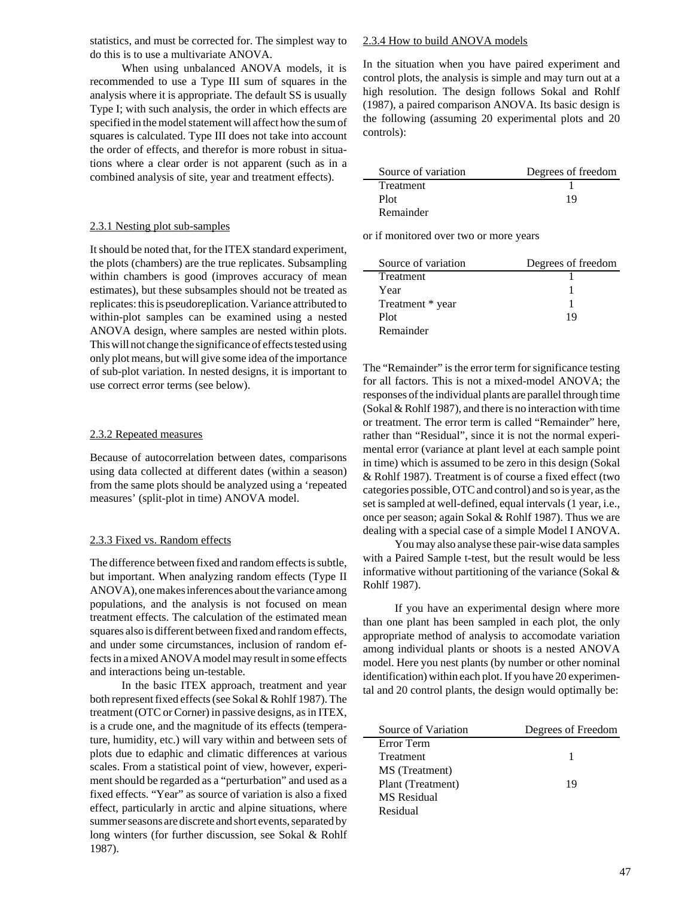statistics, and must be corrected for. The simplest way to do this is to use a multivariate ANOVA.

When using unbalanced ANOVA models, it is recommended to use a Type III sum of squares in the analysis where it is appropriate. The default SS is usually Type I; with such analysis, the order in which effects are specified in the model statement will affect how the sum of squares is calculated. Type III does not take into account the order of effects, and therefor is more robust in situations where a clear order is not apparent (such as in a combined analysis of site, year and treatment effects).

### 2.3.1 Nesting plot sub-samples

It should be noted that, for the ITEX standard experiment, the plots (chambers) are the true replicates. Subsampling within chambers is good (improves accuracy of mean estimates), but these subsamples should not be treated as replicates: this is pseudoreplication. Variance attributed to within-plot samples can be examined using a nested ANOVA design, where samples are nested within plots. This will not change the significance of effects tested using only plot means, but will give some idea of the importance of sub-plot variation. In nested designs, it is important to use correct error terms (see below).

### 2.3.2 Repeated measures

Because of autocorrelation between dates, comparisons using data collected at different dates (within a season) from the same plots should be analyzed using a 'repeated measures' (split-plot in time) ANOVA model.

### 2.3.3 Fixed vs. Random effects

The difference between fixed and random effects is subtle, but important. When analyzing random effects (Type II ANOVA), one makes inferences about the variance among populations, and the analysis is not focused on mean treatment effects. The calculation of the estimated mean squares also is different between fixed and random effects, and under some circumstances, inclusion of random effects in a mixed ANOVA model may result in some effects and interactions being un-testable.

In the basic ITEX approach, treatment and year both represent fixed effects (see Sokal & Rohlf 1987). The treatment (OTC or Corner) in passive designs, as in ITEX, is a crude one, and the magnitude of its effects (temperature, humidity, etc.) will vary within and between sets of plots due to edaphic and climatic differences at various scales. From a statistical point of view, however, experiment should be regarded as a "perturbation" and used as a fixed effects. "Year" as source of variation is also a fixed effect, particularly in arctic and alpine situations, where summer seasons are discrete and short events, separated by long winters (for further discussion, see Sokal & Rohlf 1987).

### 2.3.4 How to build ANOVA models

In the situation when you have paired experiment and control plots, the analysis is simple and may turn out at a high resolution. The design follows Sokal and Rohlf (1987), a paired comparison ANOVA. Its basic design is the following (assuming 20 experimental plots and 20 controls):

| Source of variation | Degrees of freedom |
|---|---|
| Treatment | 1 |
| Plot | 19 |
| Remainder | |

or if monitored over two or more years

| Source of variation | Degrees of freedom |
|---|---|
| Treatment | 1 |
| Year | 1 |
| Treatment * year | 1 |
| Plot | 19 |
| Remainder | |

The "Remainder" is the error term for significance testing for all factors. This is not a mixed-model ANOVA; the responses of the individual plants are parallel through time (Sokal & Rohlf 1987), and there is no interaction with time or treatment. The error term is called "Remainder" here, rather than "Residual", since it is not the normal experimental error (variance at plant level at each sample point in time) which is assumed to be zero in this design (Sokal & Rohlf 1987). Treatment is of course a fixed effect (two categories possible, OTC and control) and so is year, as the set is sampled at well-defined, equal intervals (1 year, i.e., once per season; again Sokal & Rohlf 1987). Thus we are dealing with a special case of a simple Model I ANOVA.

You may also analyse these pair-wise data samples with a Paired Sample t-test, but the result would be less informative without partitioning of the variance (Sokal & Rohlf 1987).

If you have an experimental design where more than one plant has been sampled in each plot, the only appropriate method of analysis to accomodate variation among individual plants or shoots is a nested ANOVA model. Here you nest plants (by number or other nominal identification) within each plot. If you have 20 experimental and 20 control plants, the design would optimally be:

| Source of Variation | Degrees of Freedom |
|---|---|
| Error Term | |
| Treatment | 1 |
| MS (Treatment) | |
| Plant (Treatment) | 19 |
| MS Residual | |
| Residual | |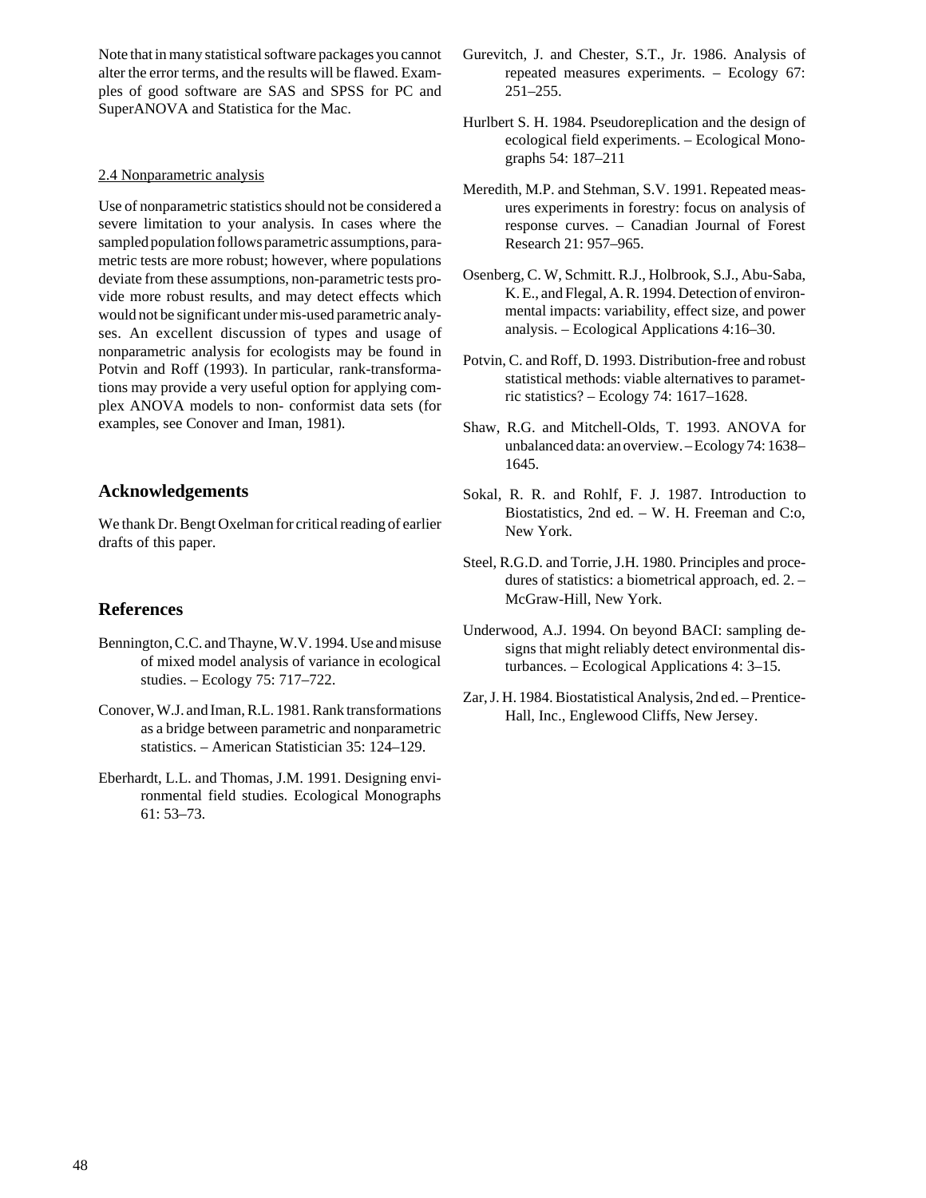Note that in many statistical software packages you cannot alter the error terms, and the results will be flawed. Examples of good software are SAS and SPSS for PC and SuperANOVA and Statistica for the Mac.

2.4 Nonparametric analysis

Use of nonparametric statistics should not be considered a severe limitation to your analysis. In cases where the sampled population follows parametric assumptions, parametric tests are more robust; however, where populations deviate from these assumptions, non-parametric tests provide more robust results, and may detect effects which would not be significant under mis-used parametric analyses. An excellent discussion of types and usage of nonparametric analysis for ecologists may be found in Potvin and Roff (1993). In particular, rank-transformations may provide a very useful option for applying complex ANOVA models to non- conformist data sets (for examples, see Conover and Iman, 1981).

## Acknowledgements

We thank Dr. Bengt Oxelman for critical reading of earlier drafts of this paper.

## References

Bennington, C.C. and Thayne, W.V. 1994. Use and misuse of mixed model analysis of variance in ecological studies. – Ecology 75: 717–722.

Conover, W.J. and Iman, R.L. 1981. Rank transformations as a bridge between parametric and nonparametric statistics. – American Statistician 35: 124–129.

Eberhardt, L.L. and Thomas, J.M. 1991. Designing environmental field studies. Ecological Monographs 61: 53–73.

Gurevitch, J. and Chester, S.T., Jr. 1986. Analysis of repeated measures experiments. – Ecology 67: 251–255.

Hurlbert S. H. 1984. Pseudoreplication and the design of ecological field experiments. – Ecological Monographs 54: 187–211

Meredith, M.P. and Stehman, S.V. 1991. Repeated measures experiments in forestry: focus on analysis of response curves. – Canadian Journal of Forest Research 21: 957–965.

Osenberg, C. W, Schmitt. R.J., Holbrook, S.J., Abu-Saba, K. E., and Flegal, A. R. 1994. Detection of environmental impacts: variability, effect size, and power analysis. – Ecological Applications 4:16–30.

Potvin, C. and Roff, D. 1993. Distribution-free and robust statistical methods: viable alternatives to parametric statistics? – Ecology 74: 1617–1628.

Shaw, R.G. and Mitchell-Olds, T. 1993. ANOVA for unbalanced data: an overview. – Ecology 74: 1638–1645.

Sokal, R. R. and Rohlf, F. J. 1987. Introduction to Biostatistics, 2nd ed. – W. H. Freeman and C:o, New York.

Steel, R.G.D. and Torrie, J.H. 1980. Principles and procedures of statistics: a biometrical approach, ed. 2. – McGraw-Hill, New York.

Underwood, A.J. 1994. On beyond BACI: sampling designs that might reliably detect environmental disturbances. – Ecological Applications 4: 3–15.

Zar, J. H. 1984. Biostatistical Analysis, 2nd ed. – Prentice-Hall, Inc., Englewood Cliffs, New Jersey.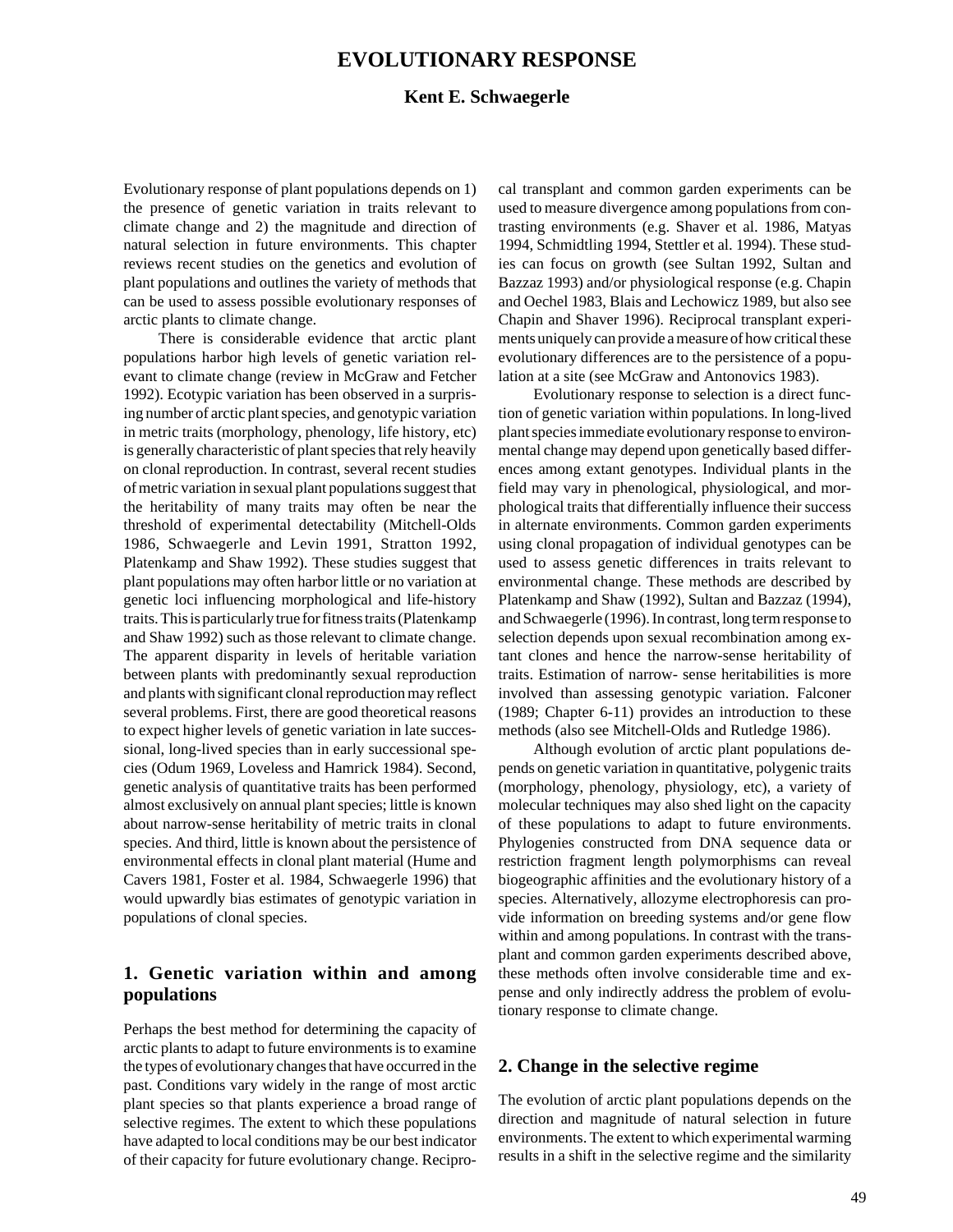# EVOLUTIONARY RESPONSE

**Kent E. Schwaegerle**

Evolutionary response of plant populations depends on 1) the presence of genetic variation in traits relevant to climate change and 2) the magnitude and direction of natural selection in future environments. This chapter reviews recent studies on the genetics and evolution of plant populations and outlines the variety of methods that can be used to assess possible evolutionary responses of arctic plants to climate change.

There is considerable evidence that arctic plant populations harbor high levels of genetic variation relevant to climate change (review in McGraw and Fetcher 1992). Ecotypic variation has been observed in a surprising number of arctic plant species, and genotypic variation in metric traits (morphology, phenology, life history, etc) is generally characteristic of plant species that rely heavily on clonal reproduction. In contrast, several recent studies of metric variation in sexual plant populations suggest that the heritability of many traits may often be near the threshold of experimental detectability (Mitchell-Olds 1986, Schwaegerle and Levin 1991, Stratton 1992, Platenkamp and Shaw 1992). These studies suggest that plant populations may often harbor little or no variation at genetic loci influencing morphological and life-history traits. This is particularly true for fitness traits (Platenkamp and Shaw 1992) such as those relevant to climate change. The apparent disparity in levels of heritable variation between plants with predominantly sexual reproduction and plants with significant clonal reproduction may reflect several problems. First, there are good theoretical reasons to expect higher levels of genetic variation in late successional, long-lived species than in early successional species (Odum 1969, Loveless and Hamrick 1984). Second, genetic analysis of quantitative traits has been performed almost exclusively on annual plant species; little is known about narrow-sense heritability of metric traits in clonal species. And third, little is known about the persistence of environmental effects in clonal plant material (Hume and Cavers 1981, Foster et al. 1984, Schwaegerle 1996) that would upwardly bias estimates of genotypic variation in populations of clonal species.

## 1. Genetic variation within and among populations

Perhaps the best method for determining the capacity of arctic plants to adapt to future environments is to examine the types of evolutionary changes that have occurred in the past. Conditions vary widely in the range of most arctic plant species so that plants experience a broad range of selective regimes. The extent to which these populations have adapted to local conditions may be our best indicator of their capacity for future evolutionary change. Reciprocal transplant and common garden experiments can be used to measure divergence among populations from contrasting environments (e.g. Shaver et al. 1986, Matyas 1994, Schmidtling 1994, Stettler et al. 1994). These studies can focus on growth (see Sultan 1992, Sultan and Bazzaz 1993) and/or physiological response (e.g. Chapin and Oechel 1983, Blais and Lechowicz 1989, but also see Chapin and Shaver 1996). Reciprocal transplant experiments uniquely can provide a measure of how critical these evolutionary differences are to the persistence of a population at a site (see McGraw and Antonovics 1983).

Evolutionary response to selection is a direct function of genetic variation within populations. In long-lived plant species immediate evolutionary response to environmental change may depend upon genetically based differences among extant genotypes. Individual plants in the field may vary in phenological, physiological, and morphological traits that differentially influence their success in alternate environments. Common garden experiments using clonal propagation of individual genotypes can be used to assess genetic differences in traits relevant to environmental change. These methods are described by Platenkamp and Shaw (1992), Sultan and Bazzaz (1994), and Schwaegerle (1996). In contrast, long term response to selection depends upon sexual recombination among extant clones and hence the narrow-sense heritability of traits. Estimation of narrow- sense heritabilities is more involved than assessing genotypic variation. Falconer (1989; Chapter 6-11) provides an introduction to these methods (also see Mitchell-Olds and Rutledge 1986).

Although evolution of arctic plant populations depends on genetic variation in quantitative, polygenic traits (morphology, phenology, physiology, etc), a variety of molecular techniques may also shed light on the capacity of these populations to adapt to future environments. Phylogenies constructed from DNA sequence data or restriction fragment length polymorphisms can reveal biogeographic affinities and the evolutionary history of a species. Alternatively, allozyme electrophoresis can provide information on breeding systems and/or gene flow within and among populations. In contrast with the transplant and common garden experiments described above, these methods often involve considerable time and expense and only indirectly address the problem of evolutionary response to climate change.

## 2. Change in the selective regime

The evolution of arctic plant populations depends on the direction and magnitude of natural selection in future environments. The extent to which experimental warming results in a shift in the selective regime and the similarity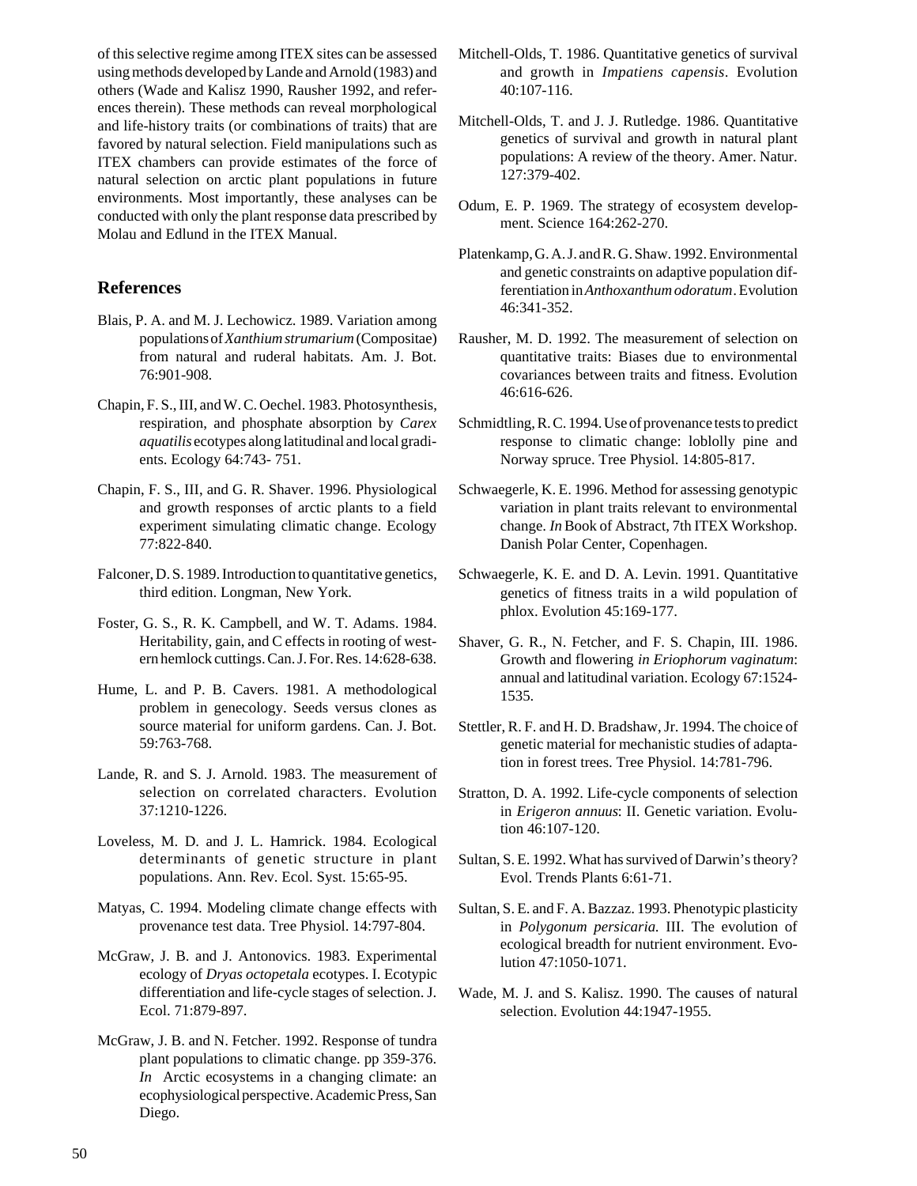of this selective regime among ITEX sites can be assessed using methods developed by Lande and Arnold (1983) and others (Wade and Kalisz 1990, Rausher 1992, and references therein). These methods can reveal morphological and life-history traits (or combinations of traits) that are favored by natural selection. Field manipulations such as ITEX chambers can provide estimates of the force of natural selection on arctic plant populations in future environments. Most importantly, these analyses can be conducted with only the plant response data prescribed by Molau and Edlund in the ITEX Manual.

## References

Blais, P. A. and M. J. Lechowicz. 1989. Variation among populations of *Xanthium strumarium* (Compositae) from natural and ruderal habitats. Am. J. Bot. 76:901-908.

Chapin, F. S., III, and W. C. Oechel. 1983. Photosynthesis, respiration, and phosphate absorption by *Carex aquatilis* ecotypes along latitudinal and local gradients. Ecology 64:743- 751.

Chapin, F. S., III, and G. R. Shaver. 1996. Physiological and growth responses of arctic plants to a field experiment simulating climatic change. Ecology 77:822-840.

Falconer, D. S. 1989. Introduction to quantitative genetics, third edition. Longman, New York.

Foster, G. S., R. K. Campbell, and W. T. Adams. 1984. Heritability, gain, and C effects in rooting of western hemlock cuttings. Can. J. For. Res. 14:628-638.

Hume, L. and P. B. Cavers. 1981. A methodological problem in genecology. Seeds versus clones as source material for uniform gardens. Can. J. Bot. 59:763-768.

Lande, R. and S. J. Arnold. 1983. The measurement of selection on correlated characters. Evolution 37:1210-1226.

Loveless, M. D. and J. L. Hamrick. 1984. Ecological determinants of genetic structure in plant populations. Ann. Rev. Ecol. Syst. 15:65-95.

Matyas, C. 1994. Modeling climate change effects with provenance test data. Tree Physiol. 14:797-804.

McGraw, J. B. and J. Antonovics. 1983. Experimental ecology of *Dryas octopetala* ecotypes. I. Ecotypic differentiation and life-cycle stages of selection. J. Ecol. 71:879-897.

McGraw, J. B. and N. Fetcher. 1992. Response of tundra plant populations to climatic change. pp 359-376. *In* Arctic ecosystems in a changing climate: an ecophysiological perspective. Academic Press, San Diego.

Mitchell-Olds, T. 1986. Quantitative genetics of survival and growth in *Impatiens capensis*. Evolution 40:107-116.

Mitchell-Olds, T. and J. J. Rutledge. 1986. Quantitative genetics of survival and growth in natural plant populations: A review of the theory. Amer. Natur. 127:379-402.

Odum, E. P. 1969. The strategy of ecosystem development. Science 164:262-270.

Platenkamp, G. A. J. and R. G. Shaw. 1992. Environmental and genetic constraints on adaptive population differentiation in *Anthoxanthum odoratum*. Evolution 46:341-352.

Rausher, M. D. 1992. The measurement of selection on quantitative traits: Biases due to environmental covariances between traits and fitness. Evolution 46:616-626.

Schmidtling, R. C. 1994. Use of provenance tests to predict response to climatic change: loblolly pine and Norway spruce. Tree Physiol. 14:805-817.

Schwaegerle, K. E. 1996. Method for assessing genotypic variation in plant traits relevant to environmental change. *In* Book of Abstract, 7th ITEX Workshop. Danish Polar Center, Copenhagen.

Schwaegerle, K. E. and D. A. Levin. 1991. Quantitative genetics of fitness traits in a wild population of phlox. Evolution 45:169-177.

Shaver, G. R., N. Fetcher, and F. S. Chapin, III. 1986. Growth and flowering *in Eriophorum vaginatum*: annual and latitudinal variation. Ecology 67:1524-1535.

Stettler, R. F. and H. D. Bradshaw, Jr. 1994. The choice of genetic material for mechanistic studies of adaptation in forest trees. Tree Physiol. 14:781-796.

Stratton, D. A. 1992. Life-cycle components of selection in *Erigeron annuus*: II. Genetic variation. Evolution 46:107-120.

Sultan, S. E. 1992. What has survived of Darwin's theory? Evol. Trends Plants 6:61-71.

Sultan, S. E. and F. A. Bazzaz. 1993. Phenotypic plasticity in *Polygonum persicaria.* III. The evolution of ecological breadth for nutrient environment. Evolution 47:1050-1071.

Wade, M. J. and S. Kalisz. 1990. The causes of natural selection. Evolution 44:1947-1955.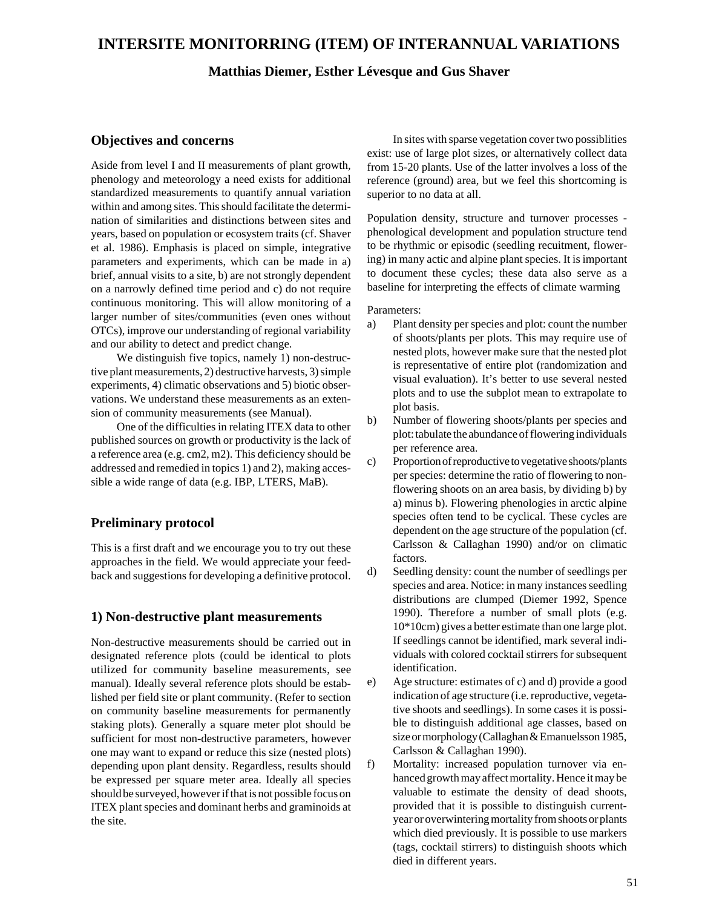# INTERSITE MONITORRING (ITEM) OF INTERANNUAL VARIATIONS

**Matthias Diemer, Esther Lévesque and Gus Shaver**

## Objectives and concerns

Aside from level I and II measurements of plant growth, phenology and meteorology a need exists for additional standardized measurements to quantify annual variation within and among sites. This should facilitate the determination of similarities and distinctions between sites and years, based on population or ecosystem traits (cf. Shaver et al. 1986). Emphasis is placed on simple, integrative parameters and experiments, which can be made in a) brief, annual visits to a site, b) are not strongly dependent on a narrowly defined time period and c) do not require continuous monitoring. This will allow monitoring of a larger number of sites/communities (even ones without OTCs), improve our understanding of regional variability and our ability to detect and predict change.

We distinguish five topics, namely 1) non-destructive plant measurements, 2) destructive harvests, 3) simple experiments, 4) climatic observations and 5) biotic observations. We understand these measurements as an extension of community measurements (see Manual).

One of the difficulties in relating ITEX data to other published sources on growth or productivity is the lack of a reference area (e.g. cm2, m2). This deficiency should be addressed and remedied in topics 1) and 2), making accessible a wide range of data (e.g. IBP, LTERS, MaB).

## Preliminary protocol

This is a first draft and we encourage you to try out these approaches in the field. We would appreciate your feedback and suggestions for developing a definitive protocol.

## 1) Non-destructive plant measurements

Non-destructive measurements should be carried out in designated reference plots (could be identical to plots utilized for community baseline measurements, see manual). Ideally several reference plots should be established per field site or plant community. (Refer to section on community baseline measurements for permanently staking plots). Generally a square meter plot should be sufficient for most non-destructive parameters, however one may want to expand or reduce this size (nested plots) depending upon plant density. Regardless, results should be expressed per square meter area. Ideally all species should be surveyed, however if that is not possible focus on ITEX plant species and dominant herbs and graminoids at the site.

In sites with sparse vegetation cover two possiblities exist: use of large plot sizes, or alternatively collect data from 15-20 plants. Use of the latter involves a loss of the reference (ground) area, but we feel this shortcoming is superior to no data at all.

Population density, structure and turnover processes - phenological development and population structure tend to be rhythmic or episodic (seedling recuitment, flowering) in many actic and alpine plant species. It is important to document these cycles; these data also serve as a baseline for interpreting the effects of climate warming

Parameters:

a) Plant density per species and plot: count the number of shoots/plants per plots. This may require use of nested plots, however make sure that the nested plot is representative of entire plot (randomization and visual evaluation). It's better to use several nested plots and to use the subplot mean to extrapolate to plot basis.

b) Number of flowering shoots/plants per species and plot: tabulate the abundance of flowering individuals per reference area.

c) Proportion of reproductive to vegetative shoots/plants per species: determine the ratio of flowering to non-flowering shoots on an area basis, by dividing b) by a) minus b). Flowering phenologies in arctic alpine species often tend to be cyclical. These cycles are dependent on the age structure of the population (cf. Carlsson & Callaghan 1990) and/or on climatic factors.

d) Seedling density: count the number of seedlings per species and area. Notice: in many instances seedling distributions are clumped (Diemer 1992, Spence 1990). Therefore a number of small plots (e.g. 10*10cm) gives a better estimate than one large plot. If seedlings cannot be identified, mark several individuals with colored cocktail stirrers for subsequent identification.

e) Age structure: estimates of c) and d) provide a good indication of age structure (i.e. reproductive, vegetative shoots and seedlings). In some cases it is possible to distinguish additional age classes, based on size or morphology (Callaghan & Emanuelsson 1985, Carlsson & Callaghan 1990).

f) Mortality: increased population turnover via enhanced growth may affect mortality. Hence it may be valuable to estimate the density of dead shoots, provided that it is possible to distinguish current-year or overwintering mortality from shoots or plants which died previously. It is possible to use markers (tags, cocktail stirrers) to distinguish shoots which died in different years.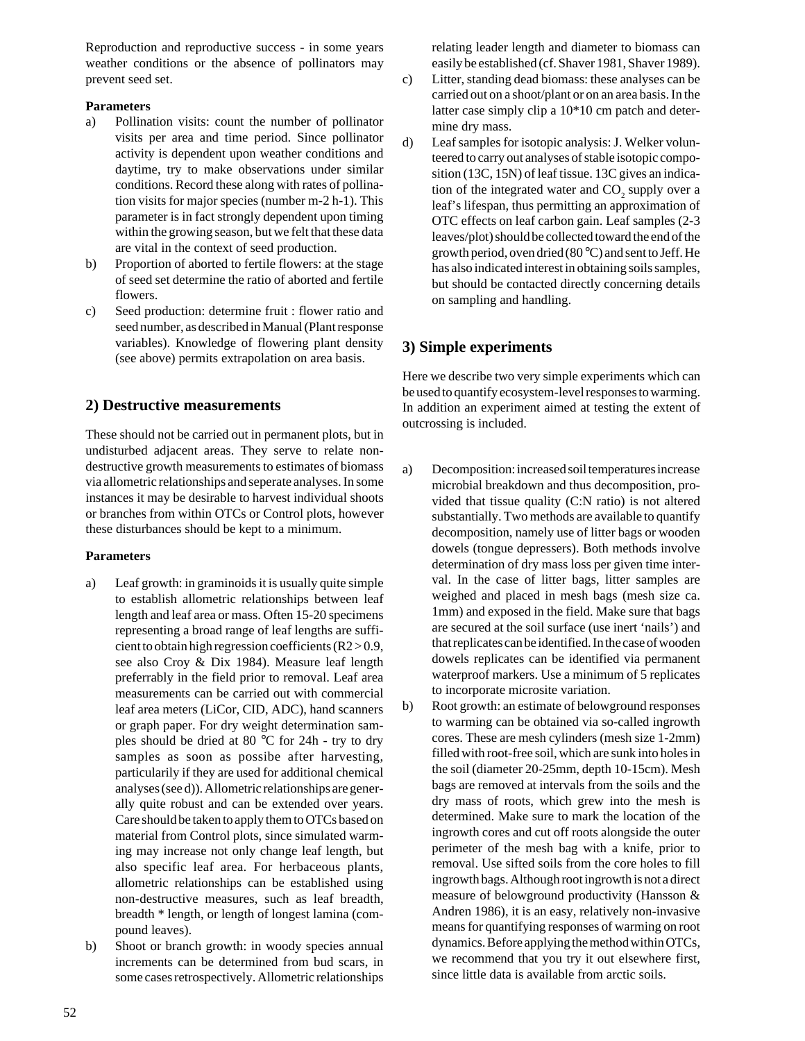Reproduction and reproductive success - in some years weather conditions or the absence of pollinators may prevent seed set.

**Parameters**

a) Pollination visits: count the number of pollinator visits per area and time period. Since pollinator activity is dependent upon weather conditions and daytime, try to make observations under similar conditions. Record these along with rates of pollination visits for major species (number m-2 h-1). This parameter is in fact strongly dependent upon timing within the growing season, but we felt that these data are vital in the context of seed production.

b) Proportion of aborted to fertile flowers: at the stage of seed set determine the ratio of aborted and fertile flowers.

c) Seed production: determine fruit : flower ratio and seed number, as described in Manual (Plant response variables). Knowledge of flowering plant density (see above) permits extrapolation on area basis.

## 2) Destructive measurements

These should not be carried out in permanent plots, but in undisturbed adjacent areas. They serve to relate non-destructive growth measurements to estimates of biomass via allometric relationships and seperate analyses. In some instances it may be desirable to harvest individual shoots or branches from within OTCs or Control plots, however these disturbances should be kept to a minimum.

**Parameters**

a) Leaf growth: in graminoids it is usually quite simple to establish allometric relationships between leaf length and leaf area or mass. Often 15-20 specimens representing a broad range of leaf lengths are sufficient to obtain high regression coefficients (R2 > 0.9, see also Croy & Dix 1984). Measure leaf length preferrably in the field prior to removal. Leaf area measurements can be carried out with commercial leaf area meters (LiCor, CID, ADC), hand scanners or graph paper. For dry weight determination samples should be dried at 80 °C for 24h - try to dry samples as soon as possibe after harvesting, particularily if they are used for additional chemical analyses (see d)). Allometric relationships are generally quite robust and can be extended over years. Care should be taken to apply them to OTCs based on material from Control plots, since simulated warming may increase not only change leaf length, but also specific leaf area. For herbaceous plants, allometric relationships can be established using non-destructive measures, such as leaf breadth, breadth * length, or length of longest lamina (compound leaves).

b) Shoot or branch growth: in woody species annual increments can be determined from bud scars, in some cases retrospectively. Allometric relationships relating leader length and diameter to biomass can easily be established (cf. Shaver 1981, Shaver 1989).

c) Litter, standing dead biomass: these analyses can be carried out on a shoot/plant or on an area basis. In the latter case simply clip a 10*10 cm patch and determine dry mass.

d) Leaf samples for isotopic analysis: J. Welker volunteered to carry out analyses of stable isotopic composition (13C, 15N) of leaf tissue. 13C gives an indication of the integrated water and $CO_2$ supply over a leaf's lifespan, thus permitting an approximation of OTC effects on leaf carbon gain. Leaf samples (2-3 leaves/plot) should be collected toward the end of the growth period, oven dried (80 °C) and sent to Jeff. He has also indicated interest in obtaining soils samples, but should be contacted directly concerning details on sampling and handling.

## 3) Simple experiments

Here we describe two very simple experiments which can be used to quantify ecosystem-level responses to warming. In addition an experiment aimed at testing the extent of outcrossing is included.

a) Decomposition: increased soil temperatures increase microbial breakdown and thus decomposition, provided that tissue quality (C:N ratio) is not altered substantially. Two methods are available to quantify decomposition, namely use of litter bags or wooden dowels (tongue depressers). Both methods involve determination of dry mass loss per given time interval. In the case of litter bags, litter samples are weighed and placed in mesh bags (mesh size ca. 1mm) and exposed in the field. Make sure that bags are secured at the soil surface (use inert 'nails') and that replicates can be identified. In the case of wooden dowels replicates can be identified via permanent waterproof markers. Use a minimum of 5 replicates to incorporate microsite variation.

b) Root growth: an estimate of belowground responses to warming can be obtained via so-called ingrowth cores. These are mesh cylinders (mesh size 1-2mm) filled with root-free soil, which are sunk into holes in the soil (diameter 20-25mm, depth 10-15cm). Mesh bags are removed at intervals from the soils and the dry mass of roots, which grew into the mesh is determined. Make sure to mark the location of the ingrowth cores and cut off roots alongside the outer perimeter of the mesh bag with a knife, prior to removal. Use sifted soils from the core holes to fill ingrowth bags. Although root ingrowth is not a direct measure of belowground productivity (Hansson & Andren 1986), it is an easy, relatively non-invasive means for quantifying responses of warming on root dynamics. Before applying the method within OTCs, we recommend that you try it out elsewhere first, since little data is available from arctic soils.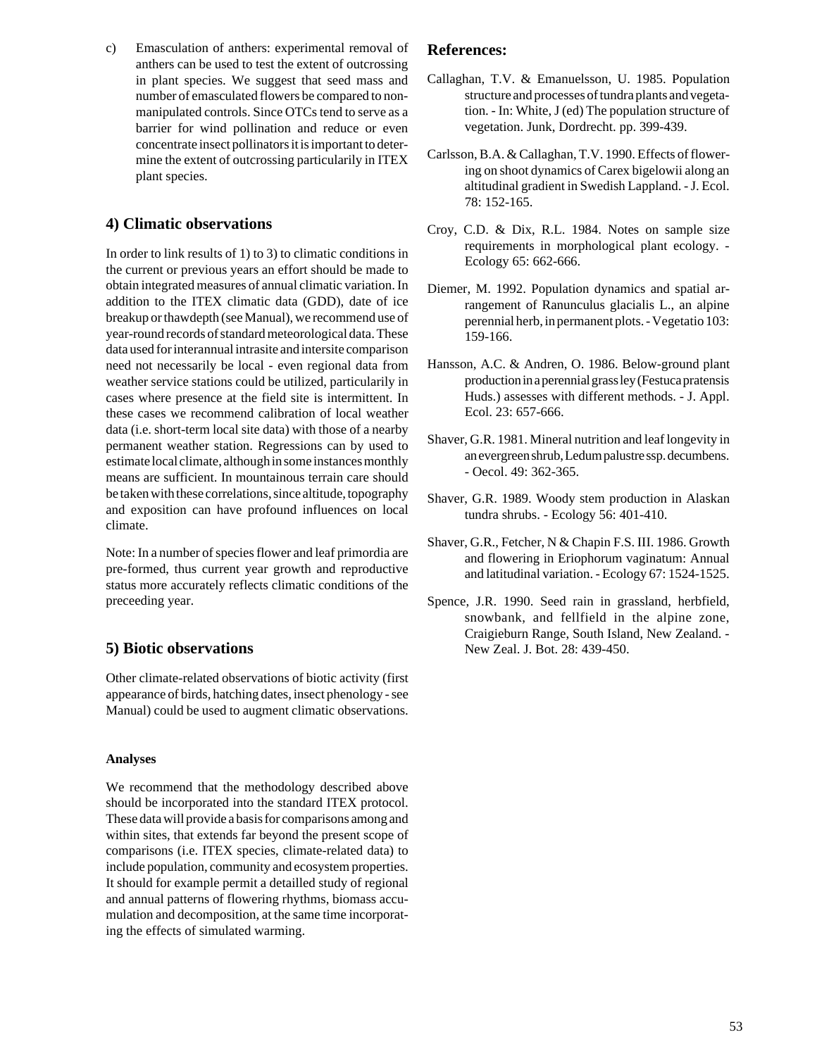c) Emasculation of anthers: experimental removal of anthers can be used to test the extent of outcrossing in plant species. We suggest that seed mass and number of emasculated flowers be compared to non-manipulated controls. Since OTCs tend to serve as a barrier for wind pollination and reduce or even concentrate insect pollinators it is important to determine the extent of outcrossing particularily in ITEX plant species.

## 4) Climatic observations

In order to link results of 1) to 3) to climatic conditions in the current or previous years an effort should be made to obtain integrated measures of annual climatic variation. In addition to the ITEX climatic data (GDD), date of ice breakup or thawdepth (see Manual), we recommend use of year-round records of standard meteorological data. These data used for interannual intrasite and intersite comparison need not necessarily be local - even regional data from weather service stations could be utilized, particularily in cases where presence at the field site is intermittent. In these cases we recommend calibration of local weather data (i.e. short-term local site data) with those of a nearby permanent weather station. Regressions can by used to estimate local climate, although in some instances monthly means are sufficient. In mountainous terrain care should be taken with these correlations, since altitude, topography and exposition can have profound influences on local climate.

Note: In a number of species flower and leaf primordia are pre-formed, thus current year growth and reproductive status more accurately reflects climatic conditions of the preceeding year.

## 5) Biotic observations

Other climate-related observations of biotic activity (first appearance of birds, hatching dates, insect phenology - see Manual) could be used to augment climatic observations.

#### Analyses

We recommend that the methodology described above should be incorporated into the standard ITEX protocol. These data will provide a basis for comparisons among and within sites, that extends far beyond the present scope of comparisons (i.e. ITEX species, climate-related data) to include population, community and ecosystem properties. It should for example permit a detailled study of regional and annual patterns of flowering rhythms, biomass accumulation and decomposition, at the same time incorporating the effects of simulated warming.

## References:

Callaghan, T.V. & Emanuelsson, U. 1985. Population structure and processes of tundra plants and vegetation. - In: White, J (ed) The population structure of vegetation. Junk, Dordrecht. pp. 399-439.

Carlsson, B.A. & Callaghan, T.V. 1990. Effects of flowering on shoot dynamics of Carex bigelowii along an altitudinal gradient in Swedish Lappland. - J. Ecol. 78: 152-165.

Croy, C.D. & Dix, R.L. 1984. Notes on sample size requirements in morphological plant ecology. - Ecology 65: 662-666.

Diemer, M. 1992. Population dynamics and spatial arrangement of Ranunculus glacialis L., an alpine perennial herb, in permanent plots. - Vegetatio 103: 159-166.

Hansson, A.C. & Andren, O. 1986. Below-ground plant production in a perennial grass ley (Festuca pratensis Huds.) assesses with different methods. - J. Appl. Ecol. 23: 657-666.

Shaver, G.R. 1981. Mineral nutrition and leaf longevity in an evergreen shrub, Ledum palustre ssp. decumbens. - Oecol. 49: 362-365.

Shaver, G.R. 1989. Woody stem production in Alaskan tundra shrubs. - Ecology 56: 401-410.

Shaver, G.R., Fetcher, N & Chapin F.S. III. 1986. Growth and flowering in Eriophorum vaginatum: Annual and latitudinal variation. - Ecology 67: 1524-1525.

Spence, J.R. 1990. Seed rain in grassland, herbfield, snowbank, and fellfield in the alpine zone, Craigieburn Range, South Island, New Zealand. - New Zeal. J. Bot. 28: 439-450.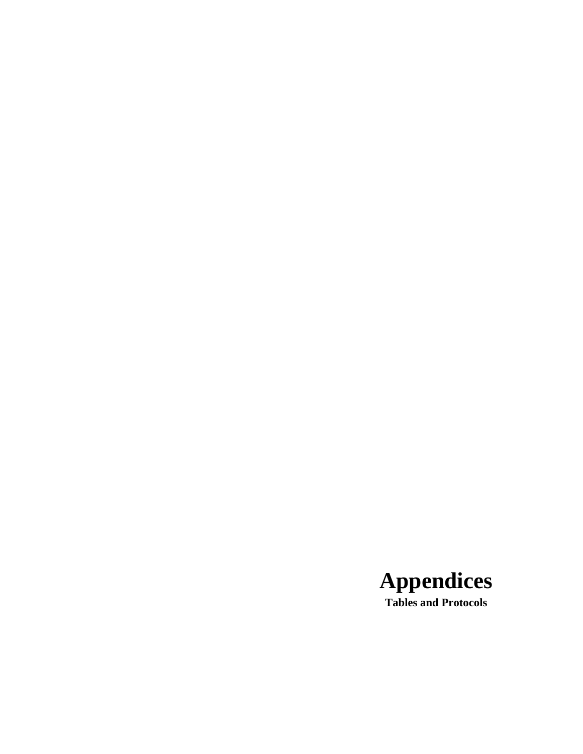# Appendices

**Tables and Protocols**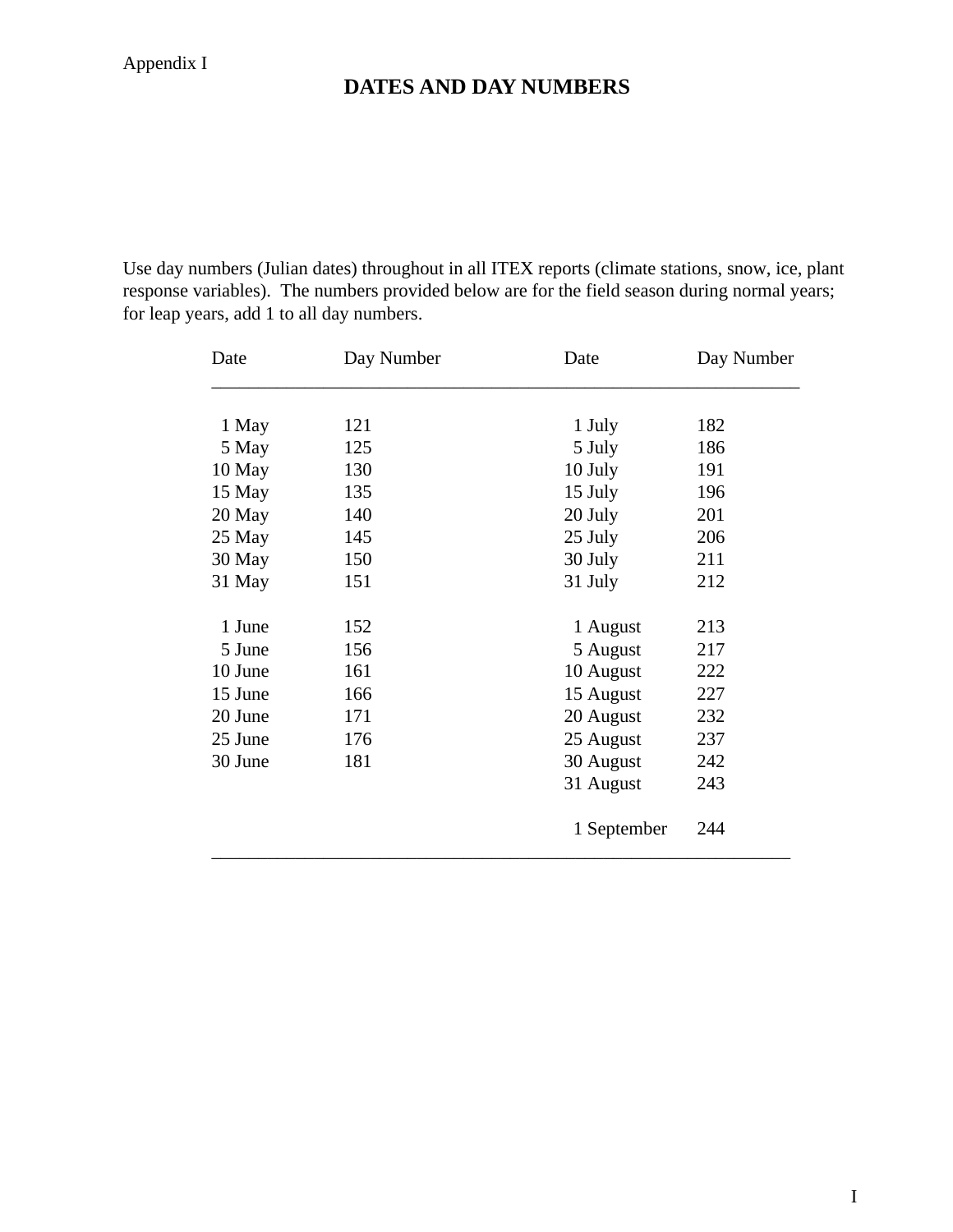Appendix I

# DATES AND DAY NUMBERS

Use day numbers (Julian dates) throughout in all ITEX reports (climate stations, snow, ice, plant response variables). The numbers provided below are for the field season during normal years; for leap years, add 1 to all day numbers.

| Date | Day Number | Date | Day Number |
|---|---|---|---|
| 1 May | 121 | 1 July | 182 |
| 5 May | 125 | 5 July | 186 |
| 10 May | 130 | 10 July | 191 |
| 15 May | 135 | 15 July | 196 |
| 20 May | 140 | 20 July | 201 |
| 25 May | 145 | 25 July | 206 |
| 30 May | 150 | 30 July | 211 |
| 31 May | 151 | 31 July | 212 |
| | | | |
| 1 June | 152 | 1 August | 213 |
| 5 June | 156 | 5 August | 217 |
| 10 June | 161 | 10 August | 222 |
| 15 June | 166 | 15 August | 227 |
| 20 June | 171 | 20 August | 232 |
| 25 June | 176 | 25 August | 237 |
| 30 June | 181 | 30 August | 242 |
| | | 31 August | 243 |
| | | | |
| | | 1 September | 244 |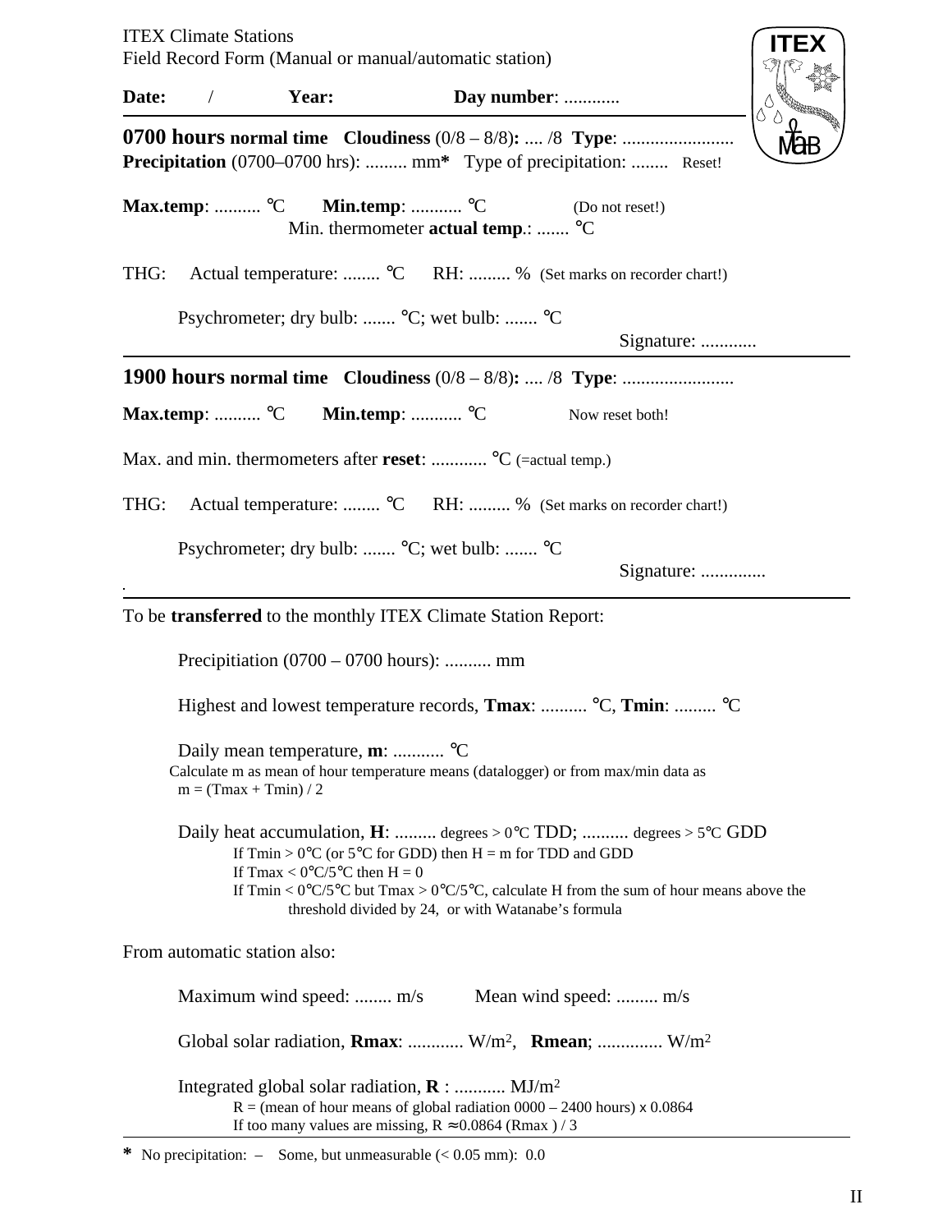ITEX Climate Stations
Field Record Form (Manual or manual/automatic station)

**Date:** / **Year:** **Day number**: ............

---

**0700 hours normal time** **Cloudiness** (0/8 – 8/8)**:** .... /8 **Type**: ........................
**Precipitation** (0700–0700 hrs): ......... mm***** Type of precipitation: ........ Reset!

**Max.temp**: .......... °C **Min.temp**: ........... °C (Do not reset!)
Min. thermometer **actual temp**.: ....... °C

THG: Actual temperature: ........ °C RH: ......... % (Set marks on recorder chart!)

Psychrometer; dry bulb: ....... °C; wet bulb: ....... °C

Signature: ............

---

**1900 hours normal time** **Cloudiness** (0/8 – 8/8)**:** .... /8 **Type**: ........................

**Max.temp**: .......... °C **Min.temp**: ........... °C Now reset both!

Max. and min. thermometers after **reset**: ............ °C (=actual temp.)

THG: Actual temperature: ........ °C RH: ......... % (Set marks on recorder chart!)

Psychrometer; dry bulb: ....... °C; wet bulb: ....... °C

Signature: ..............

---

To be **transferred** to the monthly ITEX Climate Station Report:

Precipitiation (0700 – 0700 hours): .......... mm

Highest and lowest temperature records, **Tmax**: .......... °C, **Tmin**: ......... °C

Daily mean temperature, **m**: ........... °C
Calculate m as mean of hour temperature means (datalogger) or from max/min data as
m = (Tmax + Tmin) / 2

Daily heat accumulation, **H**: ......... degrees > 0°C TDD; .......... degrees > 5°C GDD
If Tmin > 0°C (or 5°C for GDD) then H = m for TDD and GDD
If Tmax < 0°C/5°C then H = 0
If Tmin < 0°C/5°C but Tmax > 0°C/5°C, calculate H from the sum of hour means above the threshold divided by 24, or with Watanabe's formula

From automatic station also:

Maximum wind speed: ........ m/s Mean wind speed: ......... m/s

Global solar radiation, **Rmax**: ............ W/m$^2$, **Rmean**; .............. W/m$^2$

Integrated global solar radiation, **R** : ........... MJ/m$^2$
R = (mean of hour means of global radiation 0000 – 2400 hours) x 0.0864
If too many values are missing, R ≈0.0864 (Rmax ) / 3

---

***** No precipitation: – Some, but unmeasurable (< 0.05 mm): 0.0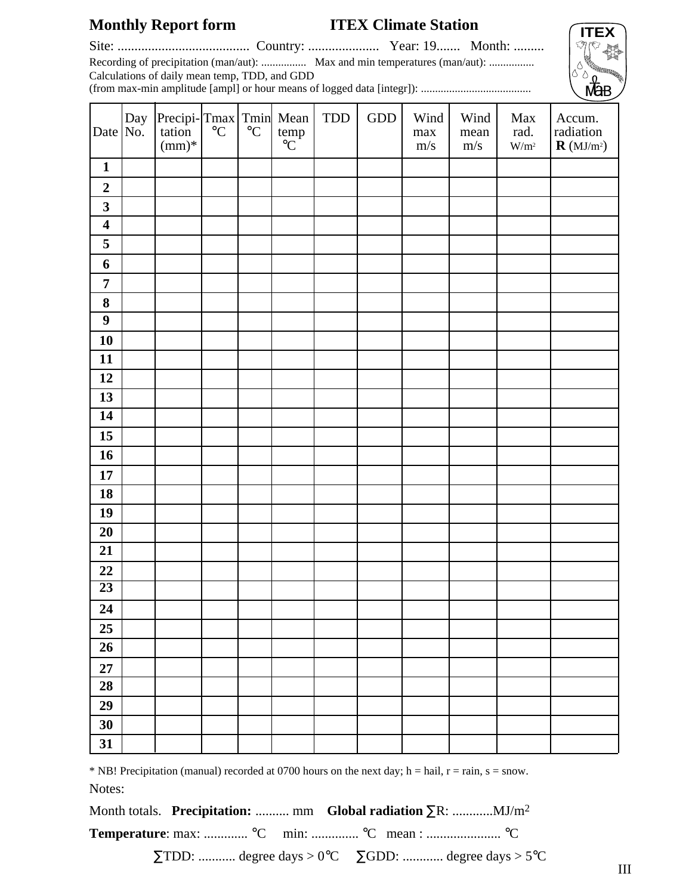**Monthly Report form** **ITEX Climate Station**

Site: ....................................... Country: ..................... Year: 19....... Month: .........

Recording of precipitation (man/aut): ................ Max and min temperatures (man/aut): ................

Calculations of daily mean temp, TDD, and GDD
(from max-min amplitude [ampl] or hour means of logged data [integr]): ......................................

| Date | Day No. | Precipi-tation (mm)* | Tmax °C | Tmin °C | Mean temp °C | TDD | GDD | Wind max m/s | Wind mean m/s | Max rad. W/m² | Accum. radiation **R** (MJ/m²) |
|---|---|---|---|---|---|---|---|---|---|---|---|
| **1** | | | | | | | | | | | |
| **2** | | | | | | | | | | | |
| **3** | | | | | | | | | | | |
| **4** | | | | | | | | | | | |
| **5** | | | | | | | | | | | |
| **6** | | | | | | | | | | | |
| **7** | | | | | | | | | | | |
| **8** | | | | | | | | | | | |
| **9** | | | | | | | | | | | |
| **10** | | | | | | | | | | | |
| **11** | | | | | | | | | | | |
| **12** | | | | | | | | | | | |
| **13** | | | | | | | | | | | |
| **14** | | | | | | | | | | | |
| **15** | | | | | | | | | | | |
| **16** | | | | | | | | | | | |
| **17** | | | | | | | | | | | |
| **18** | | | | | | | | | | | |
| **19** | | | | | | | | | | | |
| **20** | | | | | | | | | | | |
| **21** | | | | | | | | | | | |
| **22** | | | | | | | | | | | |
| **23** | | | | | | | | | | | |
| **24** | | | | | | | | | | | |
| **25** | | | | | | | | | | | |
| **26** | | | | | | | | | | | |
| **27** | | | | | | | | | | | |
| **28** | | | | | | | | | | | |
| **29** | | | | | | | | | | | |
| **30** | | | | | | | | | | | |
| **31** | | | | | | | | | | | |

\* NB! Precipitation (manual) recorded at 0700 hours on the next day; h = hail, r = rain, s = snow.

Notes:

Month totals. **Precipitation:** .......... mm **Global radiation** ∑R: ............MJ/m²

**Temperature**: max: ............. °C min: .............. °C mean : ...................... °C

∑TDD: ........... degree days > 0°C ∑GDD: ............ degree days > 5°C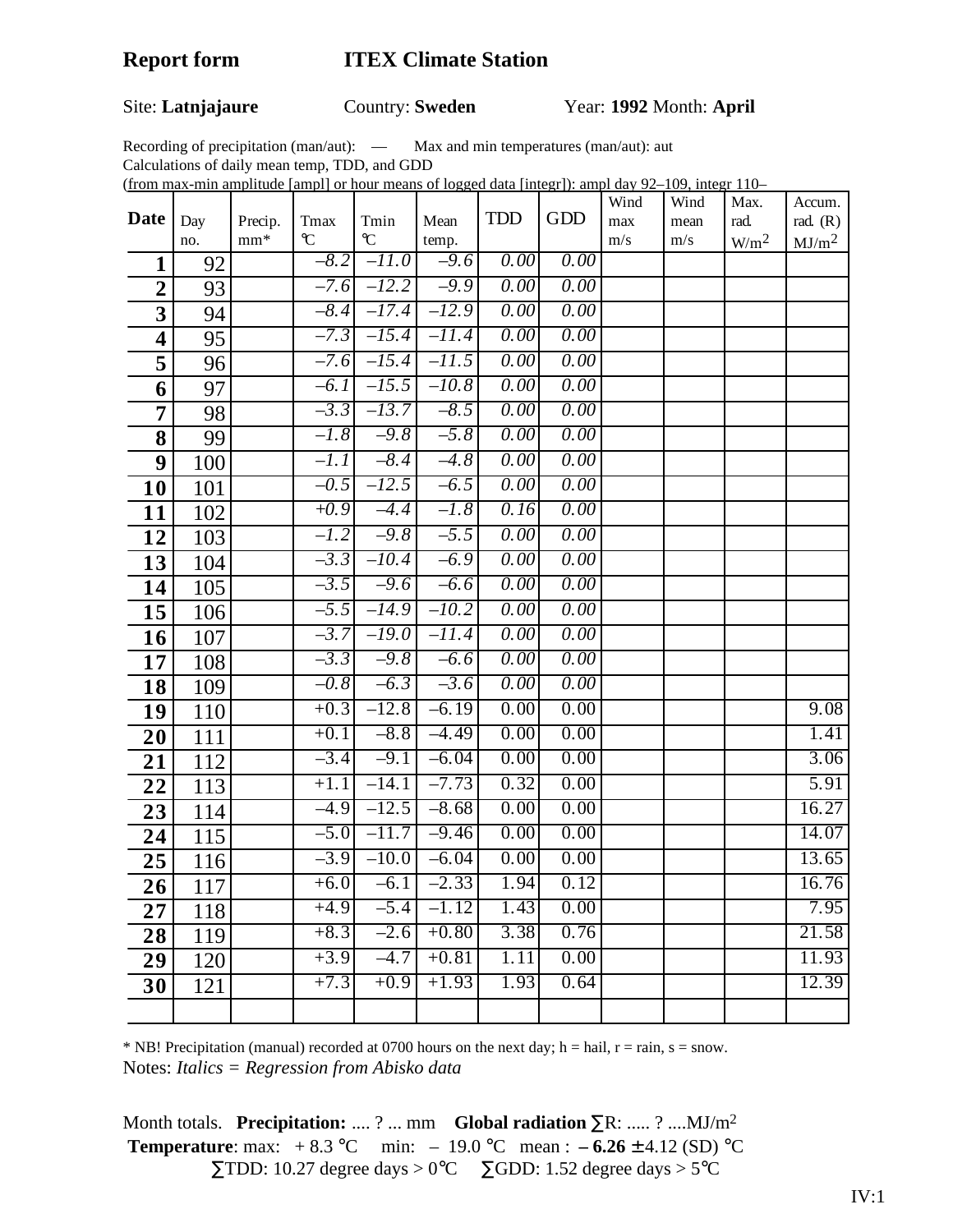**Report form ITEX Climate Station**

Site: **Latnjajaure** Country: **Sweden** Year: **1992** Month: **April**

Recording of precipitation (man/aut): — Max and min temperatures (man/aut): aut
Calculations of daily mean temp, TDD, and GDD
(from max-min amplitude [ampl] or hour means of logged data [integr]): ampl day 92–109, integr 110–

| Date | Day no. | Precip. mm* | Tmax °C | Tmin °C | Mean temp. | TDD | GDD | Wind max m/s | Wind mean m/s | Max. rad. W/m2 | Accum. rad. (R) MJ/m2 |
|---|---|---|---|---|---|---|---|---|---|---|---|
| **1** | 92 | | *–8.2* | *–11.0* | *–9.6* | *0.00* | *0.00* | | | | |
| **2** | 93 | | *–7.6* | *–12.2* | *–9.9* | *0.00* | *0.00* | | | | |
| **3** | 94 | | *–8.4* | *–17.4* | *–12.9* | *0.00* | *0.00* | | | | |
| **4** | 95 | | *–7.3* | *–15.4* | *–11.4* | *0.00* | *0.00* | | | | |
| **5** | 96 | | *–7.6* | *–15.4* | *–11.5* | *0.00* | *0.00* | | | | |
| **6** | 97 | | *–6.1* | *–15.5* | *–10.8* | *0.00* | *0.00* | | | | |
| **7** | 98 | | *–3.3* | *–13.7* | *–8.5* | *0.00* | *0.00* | | | | |
| **8** | 99 | | *–1.8* | *–9.8* | *–5.8* | *0.00* | *0.00* | | | | |
| **9** | 100 | | *–1.1* | *–8.4* | *–4.8* | *0.00* | *0.00* | | | | |
| **10** | 101 | | *–0.5* | *–12.5* | *–6.5* | *0.00* | *0.00* | | | | |
| **11** | 102 | | *+0.9* | *–4.4* | *–1.8* | *0.16* | *0.00* | | | | |
| **12** | 103 | | *–1.2* | *–9.8* | *–5.5* | *0.00* | *0.00* | | | | |
| **13** | 104 | | *–3.3* | *–10.4* | *–6.9* | *0.00* | *0.00* | | | | |
| **14** | 105 | | *–3.5* | *–9.6* | *–6.6* | *0.00* | *0.00* | | | | |
| **15** | 106 | | *–5.5* | *–14.9* | *–10.2* | *0.00* | *0.00* | | | | |
| **16** | 107 | | *–3.7* | *–19.0* | *–11.4* | *0.00* | *0.00* | | | | |
| **17** | 108 | | *–3.3* | *–9.8* | *–6.6* | *0.00* | *0.00* | | | | |
| **18** | 109 | | *–0.8* | *–6.3* | *–3.6* | *0.00* | *0.00* | | | | |
| **19** | 110 | | +0.3 | –12.8 | –6.19 | 0.00 | 0.00 | | | | 9.08 |
| **20** | 111 | | +0.1 | –8.8 | –4.49 | 0.00 | 0.00 | | | | 1.41 |
| **21** | 112 | | –3.4 | –9.1 | –6.04 | 0.00 | 0.00 | | | | 3.06 |
| **22** | 113 | | +1.1 | –14.1 | –7.73 | 0.32 | 0.00 | | | | 5.91 |
| **23** | 114 | | –4.9 | –12.5 | –8.68 | 0.00 | 0.00 | | | | 16.27 |
| **24** | 115 | | –5.0 | –11.7 | –9.46 | 0.00 | 0.00 | | | | 14.07 |
| **25** | 116 | | –3.9 | –10.0 | –6.04 | 0.00 | 0.00 | | | | 13.65 |
| **26** | 117 | | +6.0 | –6.1 | –2.33 | 1.94 | 0.12 | | | | 16.76 |
| **27** | 118 | | +4.9 | –5.4 | –1.12 | 1.43 | 0.00 | | | | 7.95 |
| **28** | 119 | | +8.3 | –2.6 | +0.80 | 3.38 | 0.76 | | | | 21.58 |
| **29** | 120 | | +3.9 | –4.7 | +0.81 | 1.11 | 0.00 | | | | 11.93 |
| **30** | 121 | | +7.3 | +0.9 | +1.93 | 1.93 | 0.64 | | | | 12.39 |
| | | | | | | | | | | | |

\* NB! Precipitation (manual) recorded at 0700 hours on the next day; h = hail, r = rain, s = snow.
Notes: *Italics = Regression from Abisko data*

Month totals. **Precipitation:** .... ? ... mm **Global radiation** ∑R: ..... ? ....MJ/m2
**Temperature**: max: + 8.3 °C min: – 19.0 °C mean : **– 6.26** ± 4.12 (SD) °C
∑TDD: 10.27 degree days > 0°C ∑GDD: 1.52 degree days > 5°C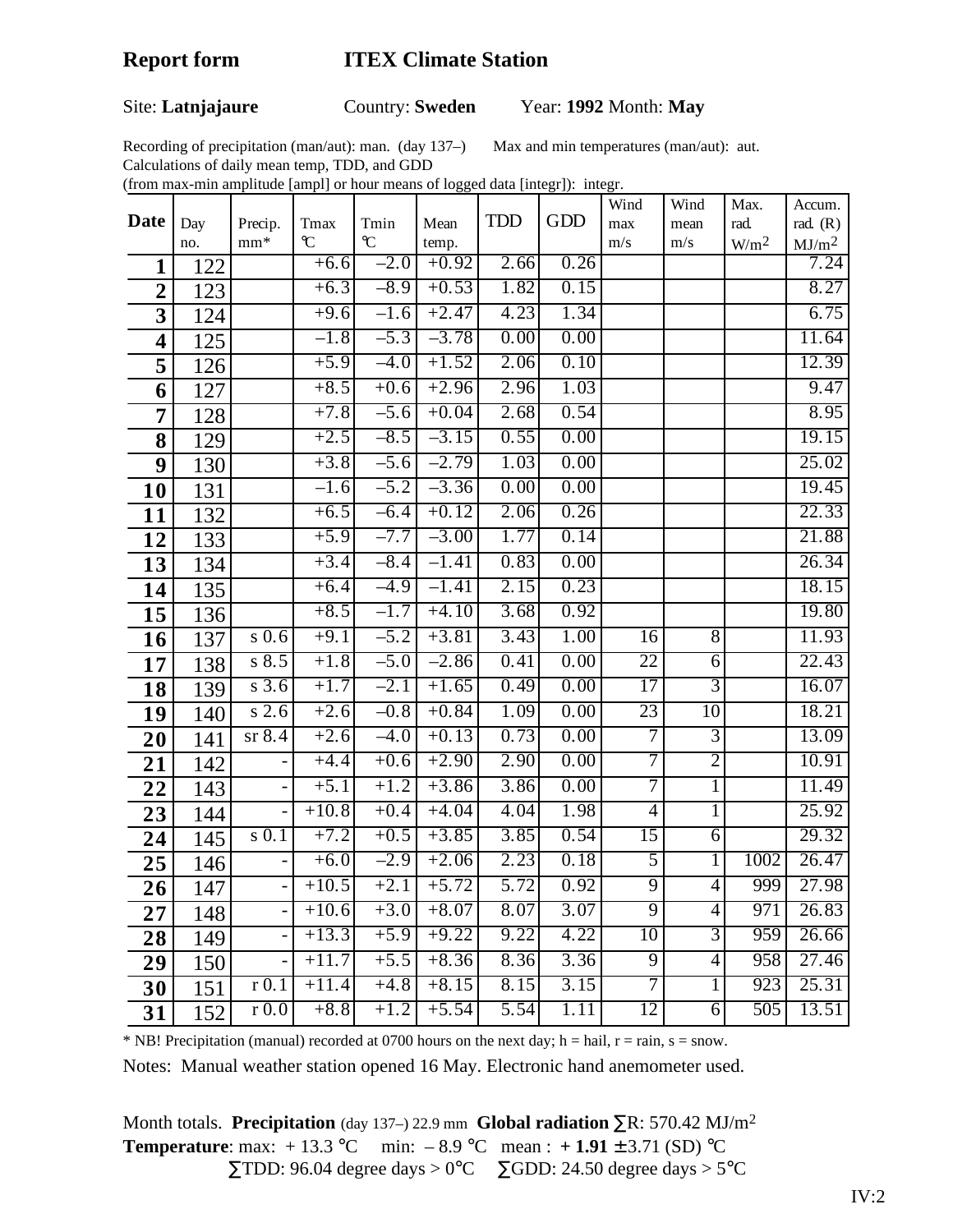# Report form ITEX Climate Station

Site: **Latnjajaure** Country: **Sweden** Year: **1992** Month: **May**

Recording of precipitation (man/aut): man. (day 137–) Max and min temperatures (man/aut): aut.
Calculations of daily mean temp, TDD, and GDD
(from max-min amplitude [ampl] or hour means of logged data [integr]): integr.

| Date | Day no. | Precip. mm* | Tmax ℃ | Tmin ℃ | Mean temp. | TDD | GDD | Wind max m/s | Wind mean m/s | Max. rad. W/m² | Accum. rad. (R) MJ/m² |
|---|---|---|---|---|---|---|---|---|---|---|---|
| **1** | 122 | | +6.6 | –2.0 | +0.92 | 2.66 | 0.26 | | | | 7.24 |
| **2** | 123 | | +6.3 | –8.9 | +0.53 | 1.82 | 0.15 | | | | 8.27 |
| **3** | 124 | | +9.6 | –1.6 | +2.47 | 4.23 | 1.34 | | | | 6.75 |
| **4** | 125 | | –1.8 | –5.3 | –3.78 | 0.00 | 0.00 | | | | 11.64 |
| **5** | 126 | | +5.9 | –4.0 | +1.52 | 2.06 | 0.10 | | | | 12.39 |
| **6** | 127 | | +8.5 | +0.6 | +2.96 | 2.96 | 1.03 | | | | 9.47 |
| **7** | 128 | | +7.8 | –5.6 | +0.04 | 2.68 | 0.54 | | | | 8.95 |
| **8** | 129 | | +2.5 | –8.5 | –3.15 | 0.55 | 0.00 | | | | 19.15 |
| **9** | 130 | | +3.8 | –5.6 | –2.79 | 1.03 | 0.00 | | | | 25.02 |
| **10** | 131 | | –1.6 | –5.2 | –3.36 | 0.00 | 0.00 | | | | 19.45 |
| **11** | 132 | | +6.5 | –6.4 | +0.12 | 2.06 | 0.26 | | | | 22.33 |
| **12** | 133 | | +5.9 | –7.7 | –3.00 | 1.77 | 0.14 | | | | 21.88 |
| **13** | 134 | | +3.4 | –8.4 | –1.41 | 0.83 | 0.00 | | | | 26.34 |
| **14** | 135 | | +6.4 | –4.9 | –1.41 | 2.15 | 0.23 | | | | 18.15 |
| **15** | 136 | | +8.5 | –1.7 | +4.10 | 3.68 | 0.92 | | | | 19.80 |
| **16** | 137 | s 0.6 | +9.1 | –5.2 | +3.81 | 3.43 | 1.00 | 16 | 8 | | 11.93 |
| **17** | 138 | s 8.5 | +1.8 | –5.0 | –2.86 | 0.41 | 0.00 | 22 | 6 | | 22.43 |
| **18** | 139 | s 3.6 | +1.7 | –2.1 | +1.65 | 0.49 | 0.00 | 17 | 3 | | 16.07 |
| **19** | 140 | s 2.6 | +2.6 | –0.8 | +0.84 | 1.09 | 0.00 | 23 | 10 | | 18.21 |
| **20** | 141 | sr 8.4 | +2.6 | –4.0 | +0.13 | 0.73 | 0.00 | 7 | 3 | | 13.09 |
| **21** | 142 | - | +4.4 | +0.6 | +2.90 | 2.90 | 0.00 | 7 | 2 | | 10.91 |
| **22** | 143 | - | +5.1 | +1.2 | +3.86 | 3.86 | 0.00 | 7 | 1 | | 11.49 |
| **23** | 144 | - | +10.8 | +0.4 | +4.04 | 4.04 | 1.98 | 4 | 1 | | 25.92 |
| **24** | 145 | s 0.1 | +7.2 | +0.5 | +3.85 | 3.85 | 0.54 | 15 | 6 | | 29.32 |
| **25** | 146 | - | +6.0 | –2.9 | +2.06 | 2.23 | 0.18 | 5 | 1 | 1002 | 26.47 |
| **26** | 147 | - | +10.5 | +2.1 | +5.72 | 5.72 | 0.92 | 9 | 4 | 999 | 27.98 |
| **27** | 148 | - | +10.6 | +3.0 | +8.07 | 8.07 | 3.07 | 9 | 4 | 971 | 26.83 |
| **28** | 149 | - | +13.3 | +5.9 | +9.22 | 9.22 | 4.22 | 10 | 3 | 959 | 26.66 |
| **29** | 150 | - | +11.7 | +5.5 | +8.36 | 8.36 | 3.36 | 9 | 4 | 958 | 27.46 |
| **30** | 151 | r 0.1 | +11.4 | +4.8 | +8.15 | 8.15 | 3.15 | 7 | 1 | 923 | 25.31 |
| **31** | 152 | r 0.0 | +8.8 | +1.2 | +5.54 | 5.54 | 1.11 | 12 | 6 | 505 | 13.51 |

\* NB! Precipitation (manual) recorded at 0700 hours on the next day; h = hail, r = rain, s = snow.

Notes: Manual weather station opened 16 May. Electronic hand anemometer used.

Month totals. **Precipitation** (day 137–) 22.9 mm **Global radiation** ∑R: 570.42 MJ/m²
**Temperature**: max: + 13.3 ℃ min: – 8.9 ℃ mean : **+ 1.91** ± 3.71 (SD) ℃
∑TDD: 96.04 degree days > 0°C ∑GDD: 24.50 degree days > 5°C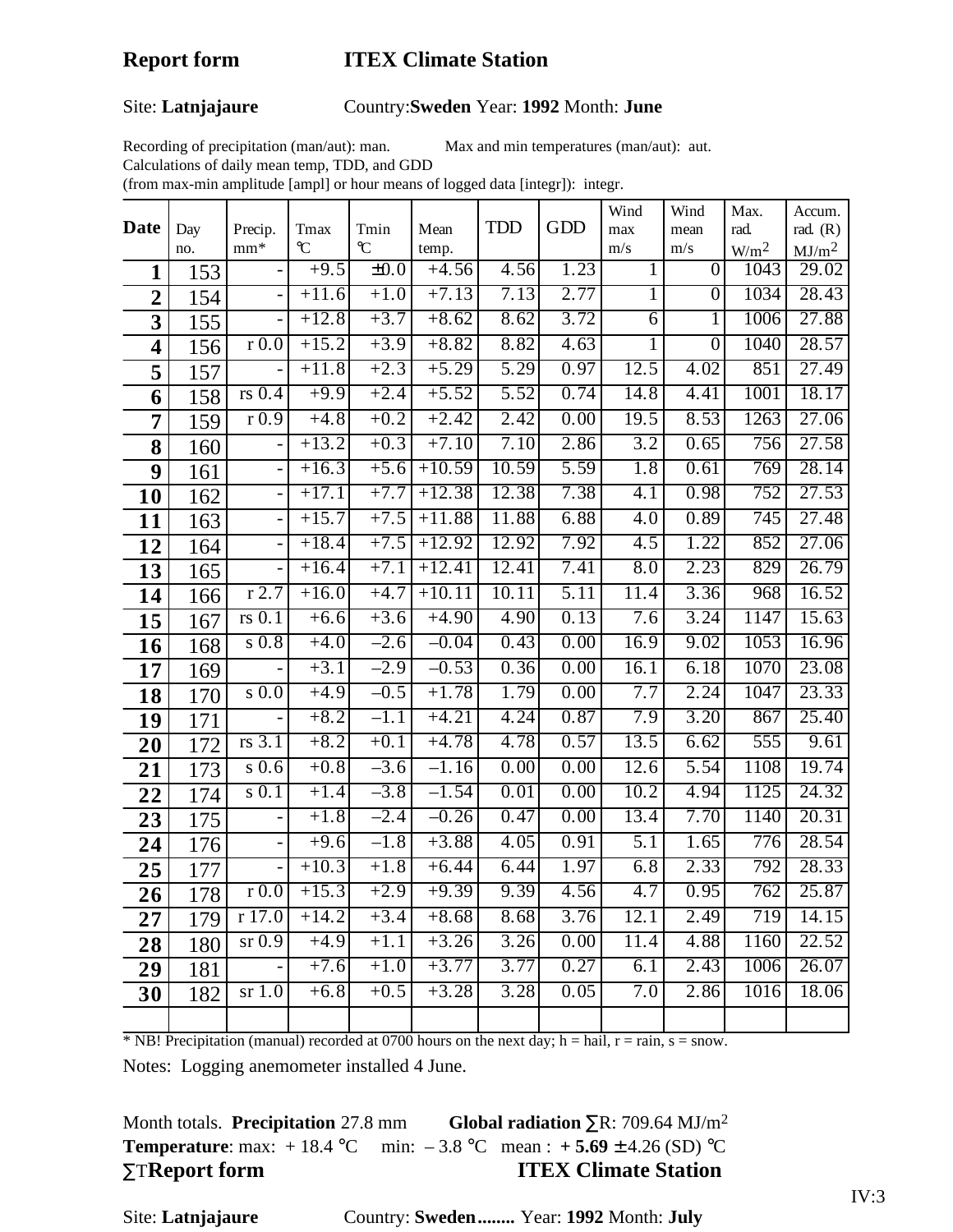**Report form** **ITEX Climate Station**

Site: **Latnjajaure** Country:**Sweden** Year: **1992** Month: **June**

Recording of precipitation (man/aut): man. Max and min temperatures (man/aut): aut.
Calculations of daily mean temp, TDD, and GDD
(from max-min amplitude [ampl] or hour means of logged data [integr]): integr.

| Date | Day no. | Precip. mm* | Tmax ℃ | Tmin ℃ | Mean temp. | TDD | GDD | Wind max m/s | Wind mean m/s | Max. rad. W/m2 | Accum. rad. (R) MJ/m2 |
|---|---|---|---|---|---|---|---|---|---|---|---|
| **1** | 153 | - | +9.5 | ±0.0 | +4.56 | 4.56 | 1.23 | 1 | 0 | 1043 | 29.02 |
| **2** | 154 | - | +11.6 | +1.0 | +7.13 | 7.13 | 2.77 | 1 | 0 | 1034 | 28.43 |
| **3** | 155 | - | +12.8 | +3.7 | +8.62 | 8.62 | 3.72 | 6 | 1 | 1006 | 27.88 |
| **4** | 156 | r 0.0 | +15.2 | +3.9 | +8.82 | 8.82 | 4.63 | 1 | 0 | 1040 | 28.57 |
| **5** | 157 | - | +11.8 | +2.3 | +5.29 | 5.29 | 0.97 | 12.5 | 4.02 | 851 | 27.49 |
| **6** | 158 | rs 0.4 | +9.9 | +2.4 | +5.52 | 5.52 | 0.74 | 14.8 | 4.41 | 1001 | 18.17 |
| **7** | 159 | r 0.9 | +4.8 | +0.2 | +2.42 | 2.42 | 0.00 | 19.5 | 8.53 | 1263 | 27.06 |
| **8** | 160 | - | +13.2 | +0.3 | +7.10 | 7.10 | 2.86 | 3.2 | 0.65 | 756 | 27.58 |
| **9** | 161 | - | +16.3 | +5.6 | +10.59 | 10.59 | 5.59 | 1.8 | 0.61 | 769 | 28.14 |
| **10** | 162 | - | +17.1 | +7.7 | +12.38 | 12.38 | 7.38 | 4.1 | 0.98 | 752 | 27.53 |
| **11** | 163 | - | +15.7 | +7.5 | +11.88 | 11.88 | 6.88 | 4.0 | 0.89 | 745 | 27.48 |
| **12** | 164 | - | +18.4 | +7.5 | +12.92 | 12.92 | 7.92 | 4.5 | 1.22 | 852 | 27.06 |
| **13** | 165 | - | +16.4 | +7.1 | +12.41 | 12.41 | 7.41 | 8.0 | 2.23 | 829 | 26.79 |
| **14** | 166 | r 2.7 | +16.0 | +4.7 | +10.11 | 10.11 | 5.11 | 11.4 | 3.36 | 968 | 16.52 |
| **15** | 167 | rs 0.1 | +6.6 | +3.6 | +4.90 | 4.90 | 0.13 | 7.6 | 3.24 | 1147 | 15.63 |
| **16** | 168 | s 0.8 | +4.0 | –2.6 | –0.04 | 0.43 | 0.00 | 16.9 | 9.02 | 1053 | 16.96 |
| **17** | 169 | - | +3.1 | –2.9 | –0.53 | 0.36 | 0.00 | 16.1 | 6.18 | 1070 | 23.08 |
| **18** | 170 | s 0.0 | +4.9 | –0.5 | +1.78 | 1.79 | 0.00 | 7.7 | 2.24 | 1047 | 23.33 |
| **19** | 171 | - | +8.2 | –1.1 | +4.21 | 4.24 | 0.87 | 7.9 | 3.20 | 867 | 25.40 |
| **20** | 172 | rs 3.1 | +8.2 | +0.1 | +4.78 | 4.78 | 0.57 | 13.5 | 6.62 | 555 | 9.61 |
| **21** | 173 | s 0.6 | +0.8 | –3.6 | –1.16 | 0.00 | 0.00 | 12.6 | 5.54 | 1108 | 19.74 |
| **22** | 174 | s 0.1 | +1.4 | –3.8 | –1.54 | 0.01 | 0.00 | 10.2 | 4.94 | 1125 | 24.32 |
| **23** | 175 | - | +1.8 | –2.4 | –0.26 | 0.47 | 0.00 | 13.4 | 7.70 | 1140 | 20.31 |
| **24** | 176 | - | +9.6 | –1.8 | +3.88 | 4.05 | 0.91 | 5.1 | 1.65 | 776 | 28.54 |
| **25** | 177 | - | +10.3 | +1.8 | +6.44 | 6.44 | 1.97 | 6.8 | 2.33 | 792 | 28.33 |
| **26** | 178 | r 0.0 | +15.3 | +2.9 | +9.39 | 9.39 | 4.56 | 4.7 | 0.95 | 762 | 25.87 |
| **27** | 179 | r 17.0 | +14.2 | +3.4 | +8.68 | 8.68 | 3.76 | 12.1 | 2.49 | 719 | 14.15 |
| **28** | 180 | sr 0.9 | +4.9 | +1.1 | +3.26 | 3.26 | 0.00 | 11.4 | 4.88 | 1160 | 22.52 |
| **29** | 181 | - | +7.6 | +1.0 | +3.77 | 3.77 | 0.27 | 6.1 | 2.43 | 1006 | 26.07 |
| **30** | 182 | sr 1.0 | +6.8 | +0.5 | +3.28 | 3.28 | 0.05 | 7.0 | 2.86 | 1016 | 18.06 |
| | | | | | | | | | | | |

* NB! Precipitation (manual) recorded at 0700 hours on the next day; h = hail, r = rain, s = snow.

Notes: Logging anemometer installed 4 June.

Month totals. **Precipitation** 27.8 mm **Global radiation** ∑R: 709.64 MJ/m2

**Temperature**: max: + 18.4 ℃ min: – 3.8 ℃ mean : **+ 5.69** ± 4.26 (SD) ℃

∑T

**Report form** **ITEX Climate Station**

Site: **Latnjajaure** Country: **Sweden........** Year: **1992** Month: **July**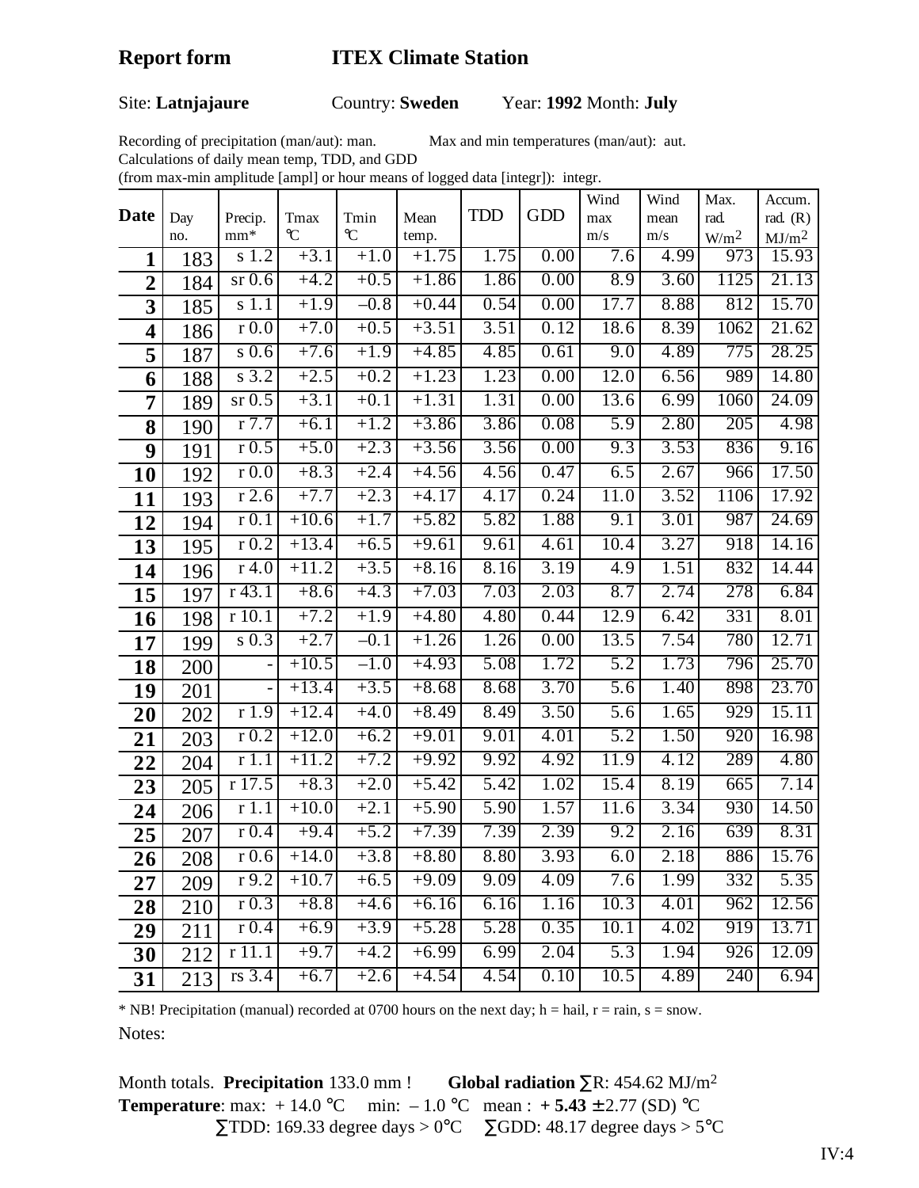**Report form** **ITEX Climate Station**

Site: **Latnjajaure** Country: **Sweden** Year: **1992** Month: **July**

Recording of precipitation (man/aut): man. Max and min temperatures (man/aut): aut.
Calculations of daily mean temp, TDD, and GDD
(from max-min amplitude [ampl] or hour means of logged data [integr]): integr.

| Date | Day no. | Precip. mm* | Tmax ℃ | Tmin ℃ | Mean temp. | TDD | GDD | Wind max m/s | Wind mean m/s | Max. rad. W/m2 | Accum. rad. (R) MJ/m2 |
|---|---|---|---|---|---|---|---|---|---|---|---|
| **1** | 183 | s 1.2 | +3.1 | +1.0 | +1.75 | 1.75 | 0.00 | 7.6 | 4.99 | 973 | 15.93 |
| **2** | 184 | sr 0.6 | +4.2 | +0.5 | +1.86 | 1.86 | 0.00 | 8.9 | 3.60 | 1125 | 21.13 |
| **3** | 185 | s 1.1 | +1.9 | –0.8 | +0.44 | 0.54 | 0.00 | 17.7 | 8.88 | 812 | 15.70 |
| **4** | 186 | r 0.0 | +7.0 | +0.5 | +3.51 | 3.51 | 0.12 | 18.6 | 8.39 | 1062 | 21.62 |
| **5** | 187 | s 0.6 | +7.6 | +1.9 | +4.85 | 4.85 | 0.61 | 9.0 | 4.89 | 775 | 28.25 |
| **6** | 188 | s 3.2 | +2.5 | +0.2 | +1.23 | 1.23 | 0.00 | 12.0 | 6.56 | 989 | 14.80 |
| **7** | 189 | sr 0.5 | +3.1 | +0.1 | +1.31 | 1.31 | 0.00 | 13.6 | 6.99 | 1060 | 24.09 |
| **8** | 190 | r 7.7 | +6.1 | +1.2 | +3.86 | 3.86 | 0.08 | 5.9 | 2.80 | 205 | 4.98 |
| **9** | 191 | r 0.5 | +5.0 | +2.3 | +3.56 | 3.56 | 0.00 | 9.3 | 3.53 | 836 | 9.16 |
| **10** | 192 | r 0.0 | +8.3 | +2.4 | +4.56 | 4.56 | 0.47 | 6.5 | 2.67 | 966 | 17.50 |
| **11** | 193 | r 2.6 | +7.7 | +2.3 | +4.17 | 4.17 | 0.24 | 11.0 | 3.52 | 1106 | 17.92 |
| **12** | 194 | r 0.1 | +10.6 | +1.7 | +5.82 | 5.82 | 1.88 | 9.1 | 3.01 | 987 | 24.69 |
| **13** | 195 | r 0.2 | +13.4 | +6.5 | +9.61 | 9.61 | 4.61 | 10.4 | 3.27 | 918 | 14.16 |
| **14** | 196 | r 4.0 | +11.2 | +3.5 | +8.16 | 8.16 | 3.19 | 4.9 | 1.51 | 832 | 14.44 |
| **15** | 197 | r 43.1 | +8.6 | +4.3 | +7.03 | 7.03 | 2.03 | 8.7 | 2.74 | 278 | 6.84 |
| **16** | 198 | r 10.1 | +7.2 | +1.9 | +4.80 | 4.80 | 0.44 | 12.9 | 6.42 | 331 | 8.01 |
| **17** | 199 | s 0.3 | +2.7 | –0.1 | +1.26 | 1.26 | 0.00 | 13.5 | 7.54 | 780 | 12.71 |
| **18** | 200 | - | +10.5 | –1.0 | +4.93 | 5.08 | 1.72 | 5.2 | 1.73 | 796 | 25.70 |
| **19** | 201 | - | +13.4 | +3.5 | +8.68 | 8.68 | 3.70 | 5.6 | 1.40 | 898 | 23.70 |
| **20** | 202 | r 1.9 | +12.4 | +4.0 | +8.49 | 8.49 | 3.50 | 5.6 | 1.65 | 929 | 15.11 |
| **21** | 203 | r 0.2 | +12.0 | +6.2 | +9.01 | 9.01 | 4.01 | 5.2 | 1.50 | 920 | 16.98 |
| **22** | 204 | r 1.1 | +11.2 | +7.2 | +9.92 | 9.92 | 4.92 | 11.9 | 4.12 | 289 | 4.80 |
| **23** | 205 | r 17.5 | +8.3 | +2.0 | +5.42 | 5.42 | 1.02 | 15.4 | 8.19 | 665 | 7.14 |
| **24** | 206 | r 1.1 | +10.0 | +2.1 | +5.90 | 5.90 | 1.57 | 11.6 | 3.34 | 930 | 14.50 |
| **25** | 207 | r 0.4 | +9.4 | +5.2 | +7.39 | 7.39 | 2.39 | 9.2 | 2.16 | 639 | 8.31 |
| **26** | 208 | r 0.6 | +14.0 | +3.8 | +8.80 | 8.80 | 3.93 | 6.0 | 2.18 | 886 | 15.76 |
| **27** | 209 | r 9.2 | +10.7 | +6.5 | +9.09 | 9.09 | 4.09 | 7.6 | 1.99 | 332 | 5.35 |
| **28** | 210 | r 0.3 | +8.8 | +4.6 | +6.16 | 6.16 | 1.16 | 10.3 | 4.01 | 962 | 12.56 |
| **29** | 211 | r 0.4 | +6.9 | +3.9 | +5.28 | 5.28 | 0.35 | 10.1 | 4.02 | 919 | 13.71 |
| **30** | 212 | r 11.1 | +9.7 | +4.2 | +6.99 | 6.99 | 2.04 | 5.3 | 1.94 | 926 | 12.09 |
| **31** | 213 | rs 3.4 | +6.7 | +2.6 | +4.54 | 4.54 | 0.10 | 10.5 | 4.89 | 240 | 6.94 |

* NB! Precipitation (manual) recorded at 0700 hours on the next day; h = hail, r = rain, s = snow.

Notes:

Month totals. **Precipitation** 133.0 mm ! **Global radiation** ∑R: 454.62 MJ/m2

**Temperature**: max: + 14.0 ℃ min: – 1.0 ℃ mean : **+ 5.43** ± 2.77 (SD) ℃

∑TDD: 169.33 degree days > 0℃ ∑GDD: 48.17 degree days > 5℃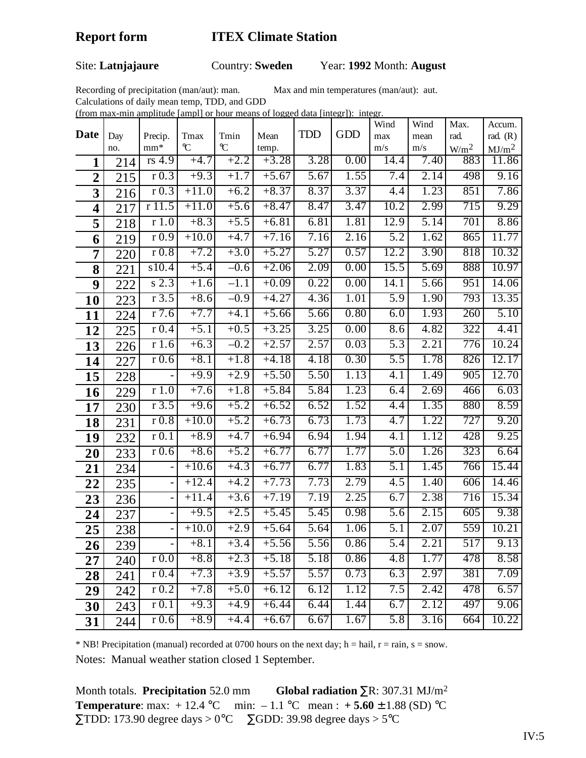**Report form ITEX Climate Station**

Site: **Latnjajaure** Country: **Sweden** Year: **1992** Month: **August**

Recording of precipitation (man/aut): man. Max and min temperatures (man/aut): aut.
Calculations of daily mean temp, TDD, and GDD
(from max-min amplitude [ampl] or hour means of logged data [integr]): integr.

| Date | Day no. | Precip. mm* | Tmax °C | Tmin °C | Mean temp. | TDD | GDD | Wind max m/s | Wind mean m/s | Max. rad. W/m² | Accum. rad. (R) MJ/m² |
|---|---|---|---|---|---|---|---|---|---|---|---|
| **1** | 214 | rs 4.9 | +4.7 | +2.2 | +3.28 | 3.28 | 0.00 | 14.4 | 7.40 | 883 | 11.86 |
| **2** | 215 | r 0.3 | +9.3 | +1.7 | +5.67 | 5.67 | 1.55 | 7.4 | 2.14 | 498 | 9.16 |
| **3** | 216 | r 0.3 | +11.0 | +6.2 | +8.37 | 8.37 | 3.37 | 4.4 | 1.23 | 851 | 7.86 |
| **4** | 217 | r 11.5 | +11.0 | +5.6 | +8.47 | 8.47 | 3.47 | 10.2 | 2.99 | 715 | 9.29 |
| **5** | 218 | r 1.0 | +8.3 | +5.5 | +6.81 | 6.81 | 1.81 | 12.9 | 5.14 | 701 | 8.86 |
| **6** | 219 | r 0.9 | +10.0 | +4.7 | +7.16 | 7.16 | 2.16 | 5.2 | 1.62 | 865 | 11.77 |
| **7** | 220 | r 0.8 | +7.2 | +3.0 | +5.27 | 5.27 | 0.57 | 12.2 | 3.90 | 818 | 10.32 |
| **8** | 221 | s10.4 | +5.4 | –0.6 | +2.06 | 2.09 | 0.00 | 15.5 | 5.69 | 888 | 10.97 |
| **9** | 222 | s 2.3 | +1.6 | –1.1 | +0.09 | 0.22 | 0.00 | 14.1 | 5.66 | 951 | 14.06 |
| **10** | 223 | r 3.5 | +8.6 | –0.9 | +4.27 | 4.36 | 1.01 | 5.9 | 1.90 | 793 | 13.35 |
| **11** | 224 | r 7.6 | +7.7 | +4.1 | +5.66 | 5.66 | 0.80 | 6.0 | 1.93 | 260 | 5.10 |
| **12** | 225 | r 0.4 | +5.1 | +0.5 | +3.25 | 3.25 | 0.00 | 8.6 | 4.82 | 322 | 4.41 |
| **13** | 226 | r 1.6 | +6.3 | –0.2 | +2.57 | 2.57 | 0.03 | 5.3 | 2.21 | 776 | 10.24 |
| **14** | 227 | r 0.6 | +8.1 | +1.8 | +4.18 | 4.18 | 0.30 | 5.5 | 1.78 | 826 | 12.17 |
| **15** | 228 | - | +9.9 | +2.9 | +5.50 | 5.50 | 1.13 | 4.1 | 1.49 | 905 | 12.70 |
| **16** | 229 | r 1.0 | +7.6 | +1.8 | +5.84 | 5.84 | 1.23 | 6.4 | 2.69 | 466 | 6.03 |
| **17** | 230 | r 3.5 | +9.6 | +5.2 | +6.52 | 6.52 | 1.52 | 4.4 | 1.35 | 880 | 8.59 |
| **18** | 231 | r 0.8 | +10.0 | +5.2 | +6.73 | 6.73 | 1.73 | 4.7 | 1.22 | 727 | 9.20 |
| **19** | 232 | r 0.1 | +8.9 | +4.7 | +6.94 | 6.94 | 1.94 | 4.1 | 1.12 | 428 | 9.25 |
| **20** | 233 | r 0.6 | +8.6 | +5.2 | +6.77 | 6.77 | 1.77 | 5.0 | 1.26 | 323 | 6.64 |
| **21** | 234 | - | +10.6 | +4.3 | +6.77 | 6.77 | 1.83 | 5.1 | 1.45 | 766 | 15.44 |
| **22** | 235 | - | +12.4 | +4.2 | +7.73 | 7.73 | 2.79 | 4.5 | 1.40 | 606 | 14.46 |
| **23** | 236 | - | +11.4 | +3.6 | +7.19 | 7.19 | 2.25 | 6.7 | 2.38 | 716 | 15.34 |
| **24** | 237 | - | +9.5 | +2.5 | +5.45 | 5.45 | 0.98 | 5.6 | 2.15 | 605 | 9.38 |
| **25** | 238 | - | +10.0 | +2.9 | +5.64 | 5.64 | 1.06 | 5.1 | 2.07 | 559 | 10.21 |
| **26** | 239 | - | +8.1 | +3.4 | +5.56 | 5.56 | 0.86 | 5.4 | 2.21 | 517 | 9.13 |
| **27** | 240 | r 0.0 | +8.8 | +2.3 | +5.18 | 5.18 | 0.86 | 4.8 | 1.77 | 478 | 8.58 |
| **28** | 241 | r 0.4 | +7.3 | +3.9 | +5.57 | 5.57 | 0.73 | 6.3 | 2.97 | 381 | 7.09 |
| **29** | 242 | r 0.2 | +7.8 | +5.0 | +6.12 | 6.12 | 1.12 | 7.5 | 2.42 | 478 | 6.57 |
| **30** | 243 | r 0.1 | +9.3 | +4.9 | +6.44 | 6.44 | 1.44 | 6.7 | 2.12 | 497 | 9.06 |
| **31** | 244 | r 0.6 | +8.9 | +4.4 | +6.67 | 6.67 | 1.67 | 5.8 | 3.16 | 664 | 10.22 |

\* NB! Precipitation (manual) recorded at 0700 hours on the next day; h = hail, r = rain, s = snow.

Notes: Manual weather station closed 1 September.

Month totals. **Precipitation** 52.0 mm **Global radiation** ∑R: 307.31 MJ/m²
**Temperature**: max: + 12.4 °C min: – 1.1 °C mean : **+ 5.60** ± 1.88 (SD) °C
∑TDD: 173.90 degree days > 0°C ∑GDD: 39.98 degree days > 5°C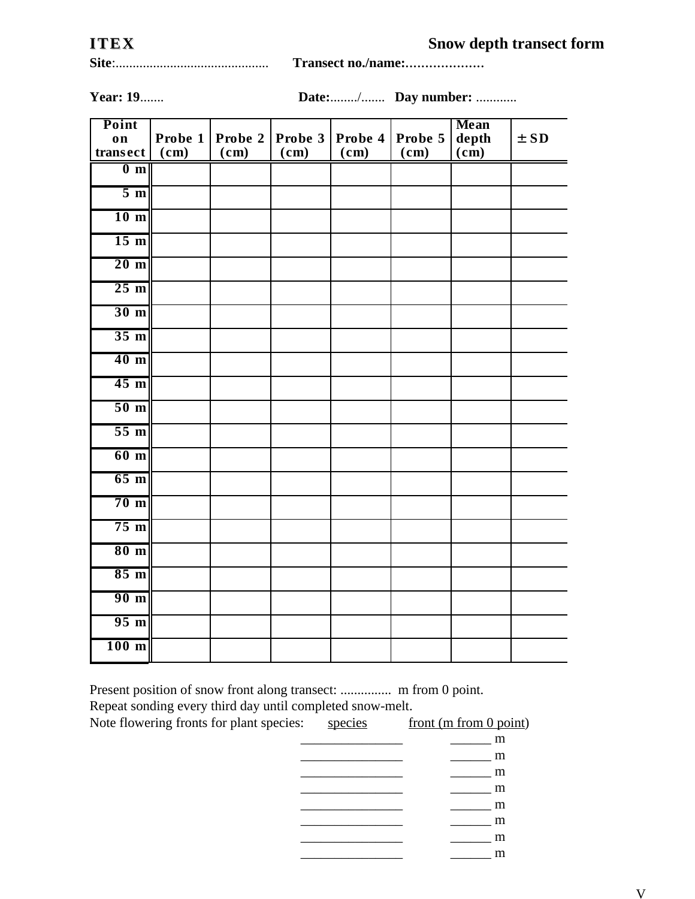**ITEX** **Snow depth transect form**

**Site**:............................................. **Transect no./name:**…………………

**Year: 19**....... **Date:**......../....... **Day number:** ............

| Point on transect | Probe 1 (cm) | Probe 2 (cm) | Probe 3 (cm) | Probe 4 (cm) | Probe 5 (cm) | Mean depth (cm) | ± SD |
|---|---|---|---|---|---|---|---|
| 0 m | | | | | | | |
| 5 m | | | | | | | |
| 10 m | | | | | | | |
| 15 m | | | | | | | |
| 20 m | | | | | | | |
| 25 m | | | | | | | |
| 30 m | | | | | | | |
| 35 m | | | | | | | |
| 40 m | | | | | | | |
| 45 m | | | | | | | |
| 50 m | | | | | | | |
| 55 m | | | | | | | |
| 60 m | | | | | | | |
| 65 m | | | | | | | |
| 70 m | | | | | | | |
| 75 m | | | | | | | |
| 80 m | | | | | | | |
| 85 m | | | | | | | |
| 90 m | | | | | | | |
| 95 m | | | | | | | |
| 100 m | | | | | | | |

Present position of snow front along transect: ............... m from 0 point.
Repeat sonding every third day until completed snow-melt.
Note flowering fronts for plant species:

| species | front (m from 0 point) |
|---|---|
| _______________ | ______ m |
| _______________ | ______ m |
| _______________ | ______ m |
| _______________ | ______ m |
| _______________ | ______ m |
| _______________ | ______ m |
| _______________ | ______ m |
| _______________ | ______ m |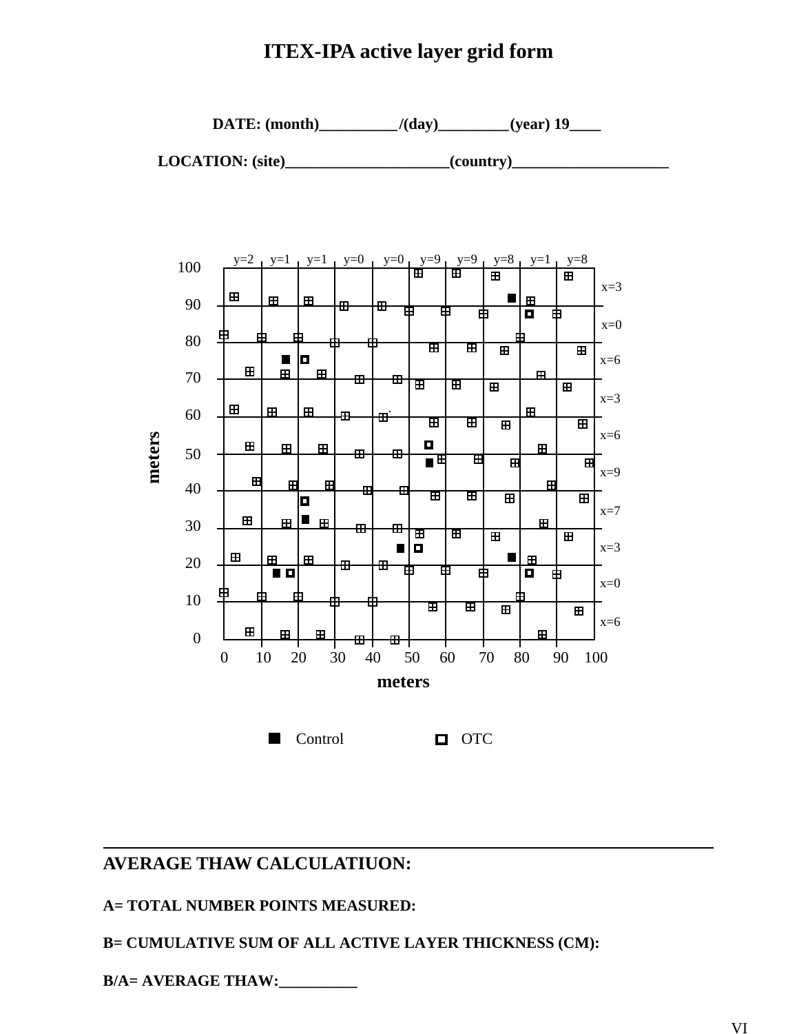# ITEX-IPA active layer grid form

**DATE: (month)__________/(day)_________(year) 19____**

**LOCATION: (site)_____________________(country)____________________**

y=2 y=1 y=1 y=0 y=0 y=9 y=9 y=8 y=1 y=8

x=3
x=0
x=6
x=3
x=6
x=9
x=7
x=3
x=0
x=6

meters (0–100) × meters (0–100)

■ Control   ▣ OTC

---

## AVERAGE THAW CALCULATIUON:

**A= TOTAL NUMBER POINTS MEASURED:**

**B= CUMULATIVE SUM OF ALL ACTIVE LAYER THICKNESS (CM):**

**B/A= AVERAGE THAW:__________**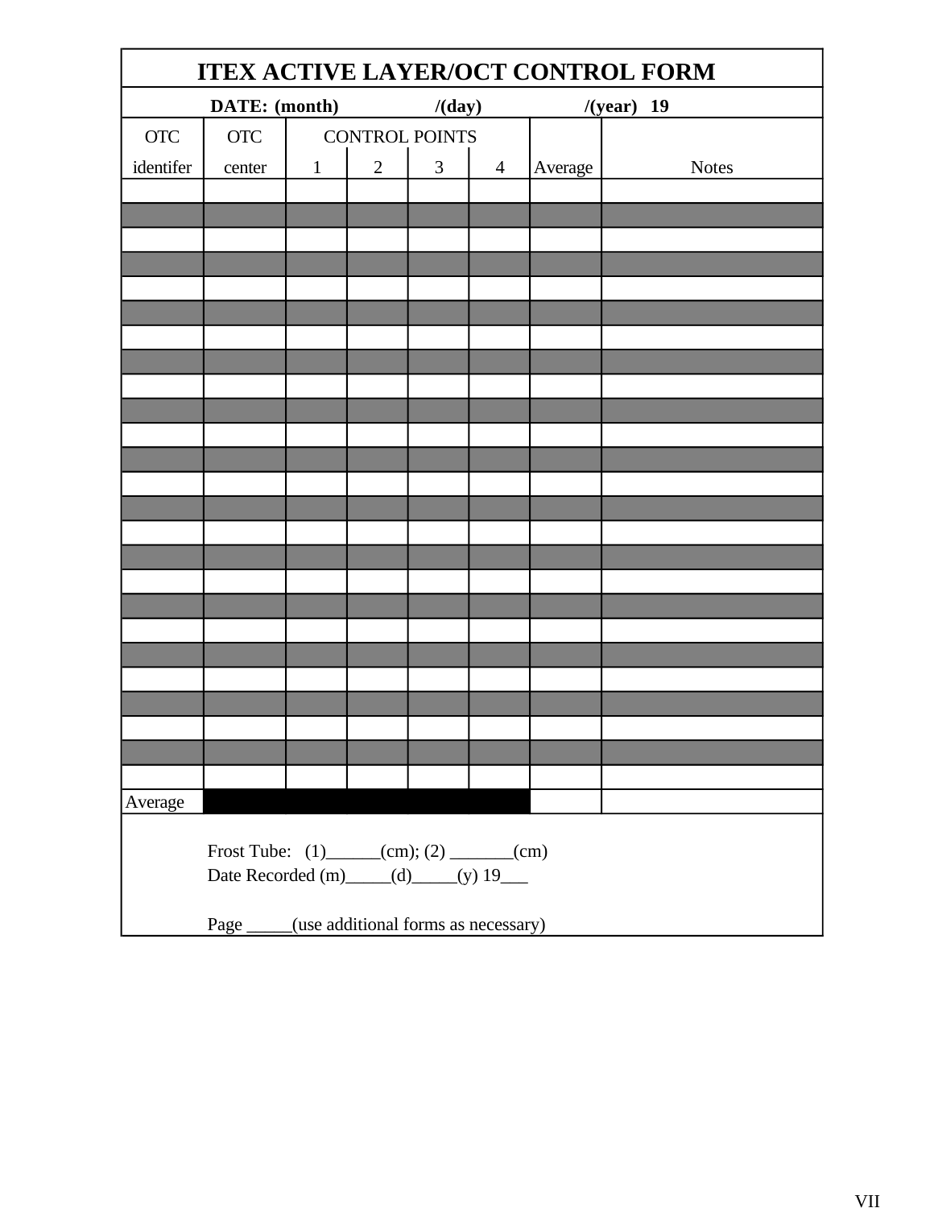# ITEX ACTIVE LAYER/OCT CONTROL FORM

**DATE: (month) /(day) /(year) 19**

| OTC identifer | OTC center | CONTROL POINTS 1 | 2 | 3 | 4 | Average | Notes |
|---|---|---|---|---|---|---|---|
| | | | | | | | |
| | | | | | | | |
| | | | | | | | |
| | | | | | | | |
| | | | | | | | |
| | | | | | | | |
| | | | | | | | |
| | | | | | | | |
| | | | | | | | |
| | | | | | | | |
| | | | | | | | |
| | | | | | | | |
| | | | | | | | |
| | | | | | | | |
| | | | | | | | |
| | | | | | | | |
| | | | | | | | |
| | | | | | | | |
| | | | | | | | |
| | | | | | | | |
| | | | | | | | |
| | | | | | | | |
| | | | | | | | |
| | | | | | | | |
| | | | | | | | |
| Average | | | | | | | |

Frost Tube: (1)______(cm); (2) _______(cm)
Date Recorded (m)_____(d)_____(y) 19___

Page _____(use additional forms as necessary)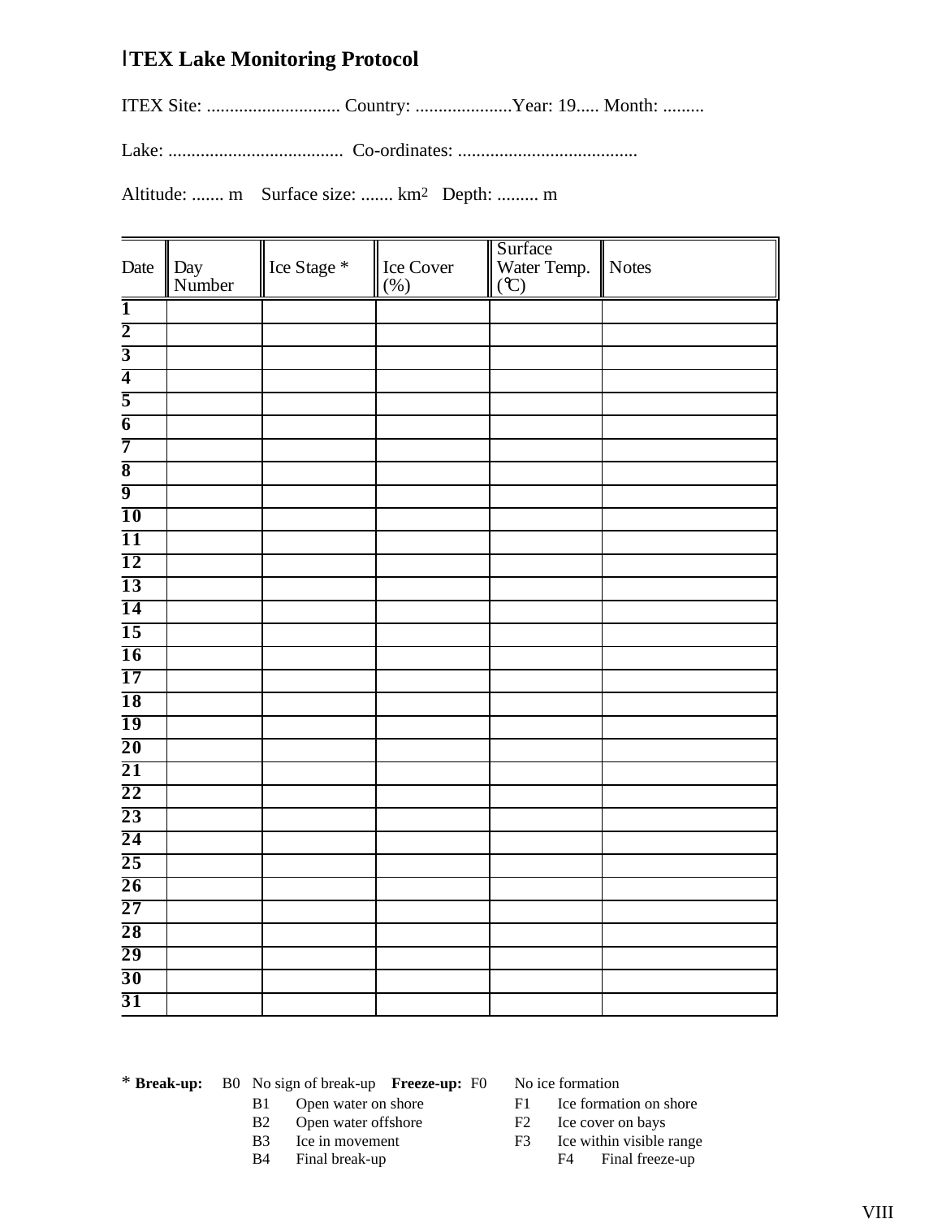# ITEX Lake Monitoring Protocol

ITEX Site: ............................. Country: .....................Year: 19..... Month: .........

Lake: ......................................  Co-ordinates: .......................................

Altitude: ....... m    Surface size: ....... km$^2$   Depth: ......... m

| Date | Day Number | Ice Stage * | Ice Cover (%) | Surface Water Temp. (°C) | Notes |
|---|---|---|---|---|---|
| **1** | | | | | |
| **2** | | | | | |
| **3** | | | | | |
| **4** | | | | | |
| **5** | | | | | |
| **6** | | | | | |
| **7** | | | | | |
| **8** | | | | | |
| **9** | | | | | |
| **10** | | | | | |
| **11** | | | | | |
| **12** | | | | | |
| **13** | | | | | |
| **14** | | | | | |
| **15** | | | | | |
| **16** | | | | | |
| **17** | | | | | |
| **18** | | | | | |
| **19** | | | | | |
| **20** | | | | | |
| **21** | | | | | |
| **22** | | | | | |
| **23** | | | | | |
| **24** | | | | | |
| **25** | | | | | |
| **26** | | | | | |
| **27** | | | | | |
| **28** | | | | | |
| **29** | | | | | |
| **30** | | | | | |
| **31** | | | | | |

\* **Break-up:**
- B0 No sign of break-up
- B1 Open water on shore
- B2 Open water offshore
- B3 Ice in movement
- B4 Final break-up

**Freeze-up:**
- F0 No ice formation
- F1 Ice formation on shore
- F2 Ice cover on bays
- F3 Ice within visible range
- F4 Final freeze-up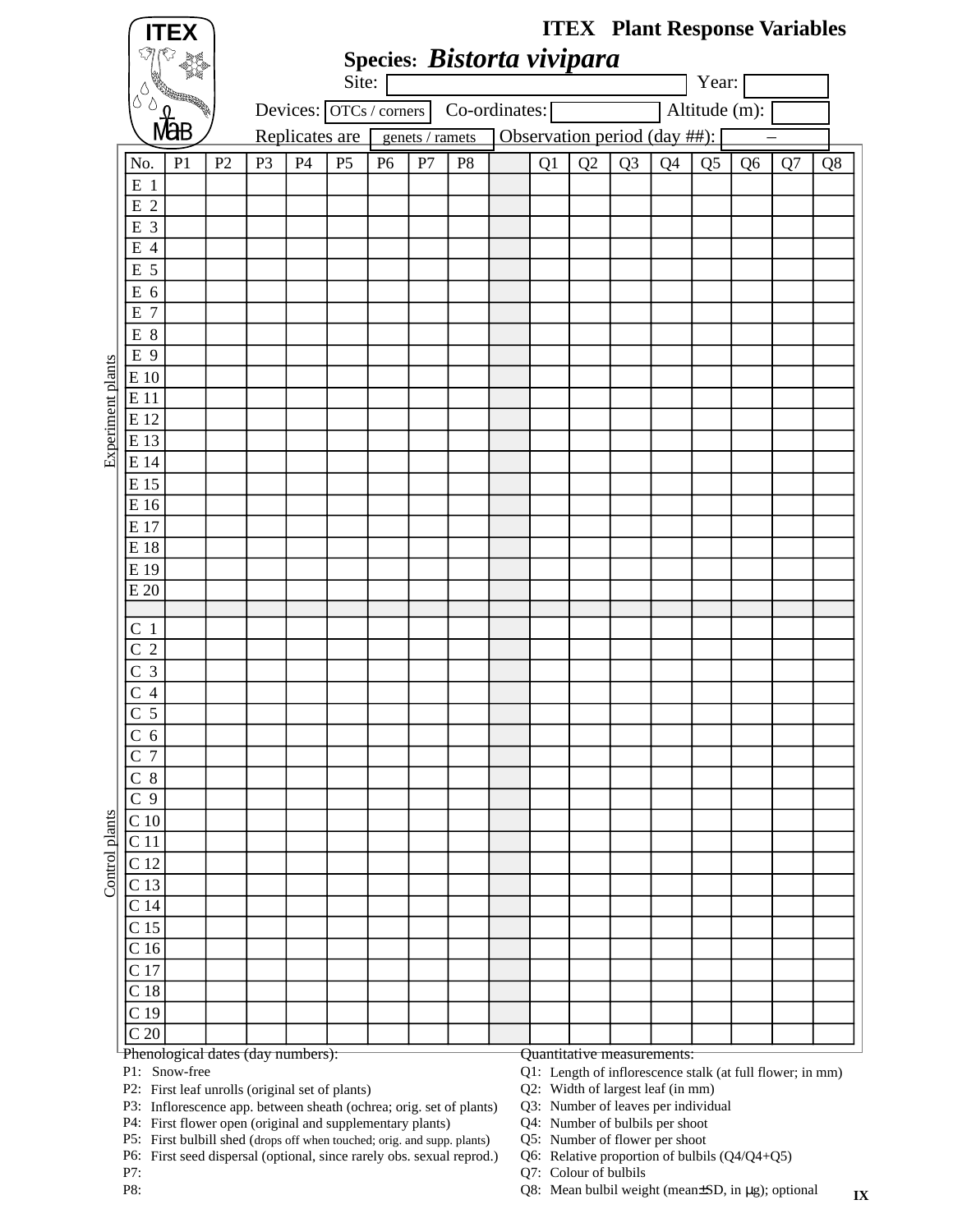# ITEX Plant Response Variables

**Species:** ***Bistorta vivipara***

Site: Year:

Devices: OTCs / corners Co-ordinates: Altitude (m):

Replicates are genets / ramets Observation period (day ##): –

| | No. | P1 | P2 | P3 | P4 | P5 | P6 | P7 | P8 | | Q1 | Q2 | Q3 | Q4 | Q5 | Q6 | Q7 | Q8 |
|---|---|---|---|---|---|---|---|---|---|---|---|---|---|---|---|---|---|---|
| Experiment plants | E 1 | | | | | | | | | | | | | | | | | |
| | E 2 | | | | | | | | | | | | | | | | | |
| | E 3 | | | | | | | | | | | | | | | | | |
| | E 4 | | | | | | | | | | | | | | | | | |
| | E 5 | | | | | | | | | | | | | | | | | |
| | E 6 | | | | | | | | | | | | | | | | | |
| | E 7 | | | | | | | | | | | | | | | | | |
| | E 8 | | | | | | | | | | | | | | | | | |
| | E 9 | | | | | | | | | | | | | | | | | |
| | E 10 | | | | | | | | | | | | | | | | | |
| | E 11 | | | | | | | | | | | | | | | | | |
| | E 12 | | | | | | | | | | | | | | | | | |
| | E 13 | | | | | | | | | | | | | | | | | |
| | E 14 | | | | | | | | | | | | | | | | | |
| | E 15 | | | | | | | | | | | | | | | | | |
| | E 16 | | | | | | | | | | | | | | | | | |
| | E 17 | | | | | | | | | | | | | | | | | |
| | E 18 | | | | | | | | | | | | | | | | | |
| | E 19 | | | | | | | | | | | | | | | | | |
| | E 20 | | | | | | | | | | | | | | | | | |
| | | | | | | | | | | | | | | | | | | |
| Control plants | C 1 | | | | | | | | | | | | | | | | | |
| | C 2 | | | | | | | | | | | | | | | | | |
| | C 3 | | | | | | | | | | | | | | | | | |
| | C 4 | | | | | | | | | | | | | | | | | |
| | C 5 | | | | | | | | | | | | | | | | | |
| | C 6 | | | | | | | | | | | | | | | | | |
| | C 7 | | | | | | | | | | | | | | | | | |
| | C 8 | | | | | | | | | | | | | | | | | |
| | C 9 | | | | | | | | | | | | | | | | | |
| | C 10 | | | | | | | | | | | | | | | | | |
| | C 11 | | | | | | | | | | | | | | | | | |
| | C 12 | | | | | | | | | | | | | | | | | |
| | C 13 | | | | | | | | | | | | | | | | | |
| | C 14 | | | | | | | | | | | | | | | | | |
| | C 15 | | | | | | | | | | | | | | | | | |
| | C 16 | | | | | | | | | | | | | | | | | |
| | C 17 | | | | | | | | | | | | | | | | | |
| | C 18 | | | | | | | | | | | | | | | | | |
| | C 19 | | | | | | | | | | | | | | | | | |
| | C 20 | | | | | | | | | | | | | | | | | |

Phenological dates (day numbers):

- P1: Snow-free
- P2: First leaf unrolls (original set of plants)
- P3: Inflorescence app. between sheath (ochrea; orig. set of plants)
- P4: First flower open (original and supplementary plants)
- P5: First bulbill shed (drops off when touched; orig. and supp. plants)
- P6: First seed dispersal (optional, since rarely obs. sexual reprod.)
- P7:
- P8:

Quantitative measurements:

- Q1: Length of inflorescence stalk (at full flower; in mm)
- Q2: Width of largest leaf (in mm)
- Q3: Number of leaves per individual
- Q4: Number of bulbils per shoot
- Q5: Number of flower per shoot
- Q6: Relative proportion of bulbils (Q4/Q4+Q5)
- Q7: Colour of bulbils
- Q8: Mean bulbil weight (mean±SD, in μg); optional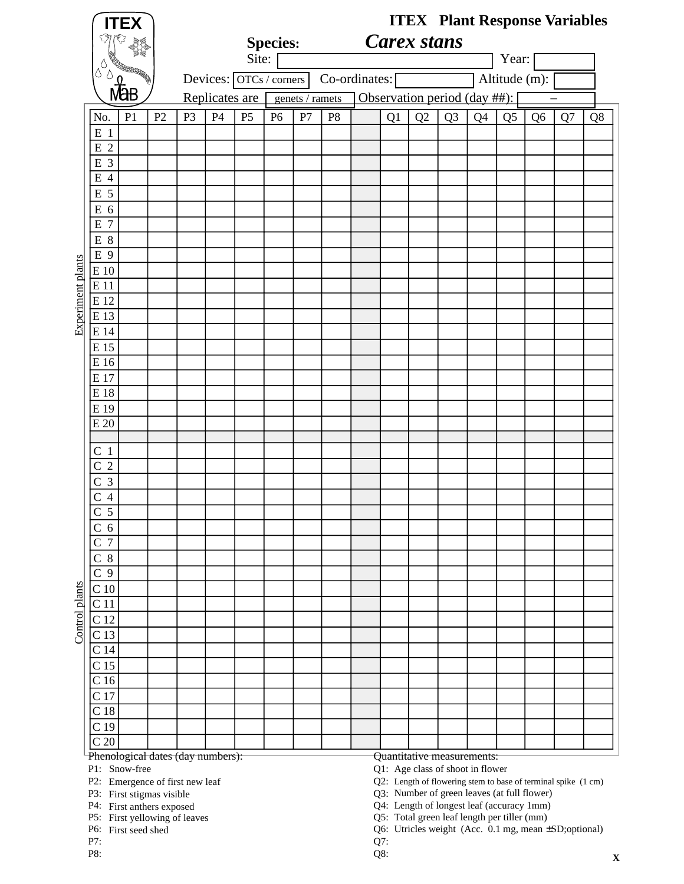ITEX

MaB

# ITEX Plant Response Variables

**Species:** ***Carex stans***

Site: ______ Year: ______

Devices: OTCs / corners Co-ordinates: ______ Altitude (m): ______

Replicates are genets / ramets Observation period (day ##): – 

| No. | P1 | P2 | P3 | P4 | P5 | P6 | P7 | P8 | | Q1 | Q2 | Q3 | Q4 | Q5 | Q6 | Q7 | Q8 |
|---|---|---|---|---|---|---|---|---|---|---|---|---|---|---|---|---|---|
| E 1 | | | | | | | | | | | | | | | | | |
| E 2 | | | | | | | | | | | | | | | | | |
| E 3 | | | | | | | | | | | | | | | | | |
| E 4 | | | | | | | | | | | | | | | | | |
| E 5 | | | | | | | | | | | | | | | | | |
| E 6 | | | | | | | | | | | | | | | | | |
| E 7 | | | | | | | | | | | | | | | | | |
| E 8 | | | | | | | | | | | | | | | | | |
| E 9 | | | | | | | | | | | | | | | | | |
| E 10 | | | | | | | | | | | | | | | | | |
| E 11 | | | | | | | | | | | | | | | | | |
| E 12 | | | | | | | | | | | | | | | | | |
| E 13 | | | | | | | | | | | | | | | | | |
| E 14 | | | | | | | | | | | | | | | | | |
| E 15 | | | | | | | | | | | | | | | | | |
| E 16 | | | | | | | | | | | | | | | | | |
| E 17 | | | | | | | | | | | | | | | | | |
| E 18 | | | | | | | | | | | | | | | | | |
| E 19 | | | | | | | | | | | | | | | | | |
| E 20 | | | | | | | | | | | | | | | | | |
| | | | | | | | | | | | | | | | | | |
| C 1 | | | | | | | | | | | | | | | | | |
| C 2 | | | | | | | | | | | | | | | | | |
| C 3 | | | | | | | | | | | | | | | | | |
| C 4 | | | | | | | | | | | | | | | | | |
| C 5 | | | | | | | | | | | | | | | | | |
| C 6 | | | | | | | | | | | | | | | | | |
| C 7 | | | | | | | | | | | | | | | | | |
| C 8 | | | | | | | | | | | | | | | | | |
| C 9 | | | | | | | | | | | | | | | | | |
| C 10 | | | | | | | | | | | | | | | | | |
| C 11 | | | | | | | | | | | | | | | | | |
| C 12 | | | | | | | | | | | | | | | | | |
| C 13 | | | | | | | | | | | | | | | | | |
| C 14 | | | | | | | | | | | | | | | | | |
| C 15 | | | | | | | | | | | | | | | | | |
| C 16 | | | | | | | | | | | | | | | | | |
| C 17 | | | | | | | | | | | | | | | | | |
| C 18 | | | | | | | | | | | | | | | | | |
| C 19 | | | | | | | | | | | | | | | | | |
| C 20 | | | | | | | | | | | | | | | | | |

(Rows E 1–E 20: Experiment plants; rows C 1–C 20: Control plants)

Phenological dates (day numbers):
- P1: Snow-free
- P2: Emergence of first new leaf
- P3: First stigmas visible
- P4: First anthers exposed
- P5: First yellowing of leaves
- P6: First seed shed
- P7:
- P8:

Quantitative measurements:
- Q1: Age class of shoot in flower
- Q2: Length of flowering stem to base of terminal spike (1 cm)
- Q3: Number of green leaves (at full flower)
- Q4: Length of longest leaf (accuracy 1mm)
- Q5: Total green leaf length per tiller (mm)
- Q6: Utricles weight (Acc. 0.1 mg, mean ±SD;optional)
- Q7:
- Q8:

x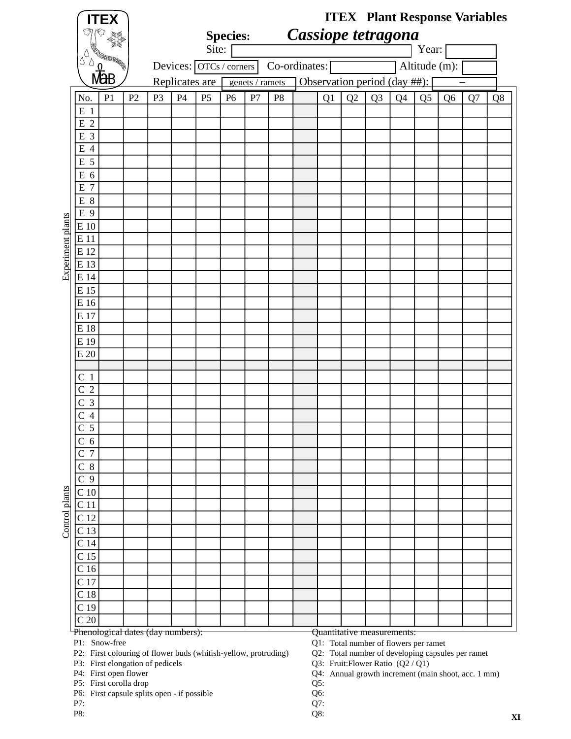# ITEX Plant Response Variables

**Species:** ***Cassiope tetragona***

Site: Year:

Devices: OTCs / corners Co-ordinates: Altitude (m):

Replicates are genets / ramets Observation period (day ##): –

| | No. | P1 | P2 | P3 | P4 | P5 | P6 | P7 | P8 | | Q1 | Q2 | Q3 | Q4 | Q5 | Q6 | Q7 | Q8 |
|---|---|---|---|---|---|---|---|---|---|---|---|---|---|---|---|---|---|---|
| Experiment plants | E 1 | | | | | | | | | | | | | | | | | |
| | E 2 | | | | | | | | | | | | | | | | | |
| | E 3 | | | | | | | | | | | | | | | | | |
| | E 4 | | | | | | | | | | | | | | | | | |
| | E 5 | | | | | | | | | | | | | | | | | |
| | E 6 | | | | | | | | | | | | | | | | | |
| | E 7 | | | | | | | | | | | | | | | | | |
| | E 8 | | | | | | | | | | | | | | | | | |
| | E 9 | | | | | | | | | | | | | | | | | |
| | E 10 | | | | | | | | | | | | | | | | | |
| | E 11 | | | | | | | | | | | | | | | | | |
| | E 12 | | | | | | | | | | | | | | | | | |
| | E 13 | | | | | | | | | | | | | | | | | |
| | E 14 | | | | | | | | | | | | | | | | | |
| | E 15 | | | | | | | | | | | | | | | | | |
| | E 16 | | | | | | | | | | | | | | | | | |
| | E 17 | | | | | | | | | | | | | | | | | |
| | E 18 | | | | | | | | | | | | | | | | | |
| | E 19 | | | | | | | | | | | | | | | | | |
| | E 20 | | | | | | | | | | | | | | | | | |
| | | | | | | | | | | | | | | | | | | |
| Control plants | C 1 | | | | | | | | | | | | | | | | | |
| | C 2 | | | | | | | | | | | | | | | | | |
| | C 3 | | | | | | | | | | | | | | | | | |
| | C 4 | | | | | | | | | | | | | | | | | |
| | C 5 | | | | | | | | | | | | | | | | | |
| | C 6 | | | | | | | | | | | | | | | | | |
| | C 7 | | | | | | | | | | | | | | | | | |
| | C 8 | | | | | | | | | | | | | | | | | |
| | C 9 | | | | | | | | | | | | | | | | | |
| | C 10 | | | | | | | | | | | | | | | | | |
| | C 11 | | | | | | | | | | | | | | | | | |
| | C 12 | | | | | | | | | | | | | | | | | |
| | C 13 | | | | | | | | | | | | | | | | | |
| | C 14 | | | | | | | | | | | | | | | | | |
| | C 15 | | | | | | | | | | | | | | | | | |
| | C 16 | | | | | | | | | | | | | | | | | |
| | C 17 | | | | | | | | | | | | | | | | | |
| | C 18 | | | | | | | | | | | | | | | | | |
| | C 19 | | | | | | | | | | | | | | | | | |
| | C 20 | | | | | | | | | | | | | | | | | |

Phenological dates (day numbers):

- P1: Snow-free
- P2: First colouring of flower buds (whitish-yellow, protruding)
- P3: First elongation of pedicels
- P4: First open flower
- P5: First corolla drop
- P6: First capsule splits open - if possible
- P7:
- P8:

Quantitative measurements:

- Q1: Total number of flowers per ramet
- Q2: Total number of developing capsules per ramet
- Q3: Fruit:Flower Ratio (Q2 / Q1)
- Q4: Annual growth increment (main shoot, acc. 1 mm)
- Q5:
- Q6:
- Q7:
- Q8: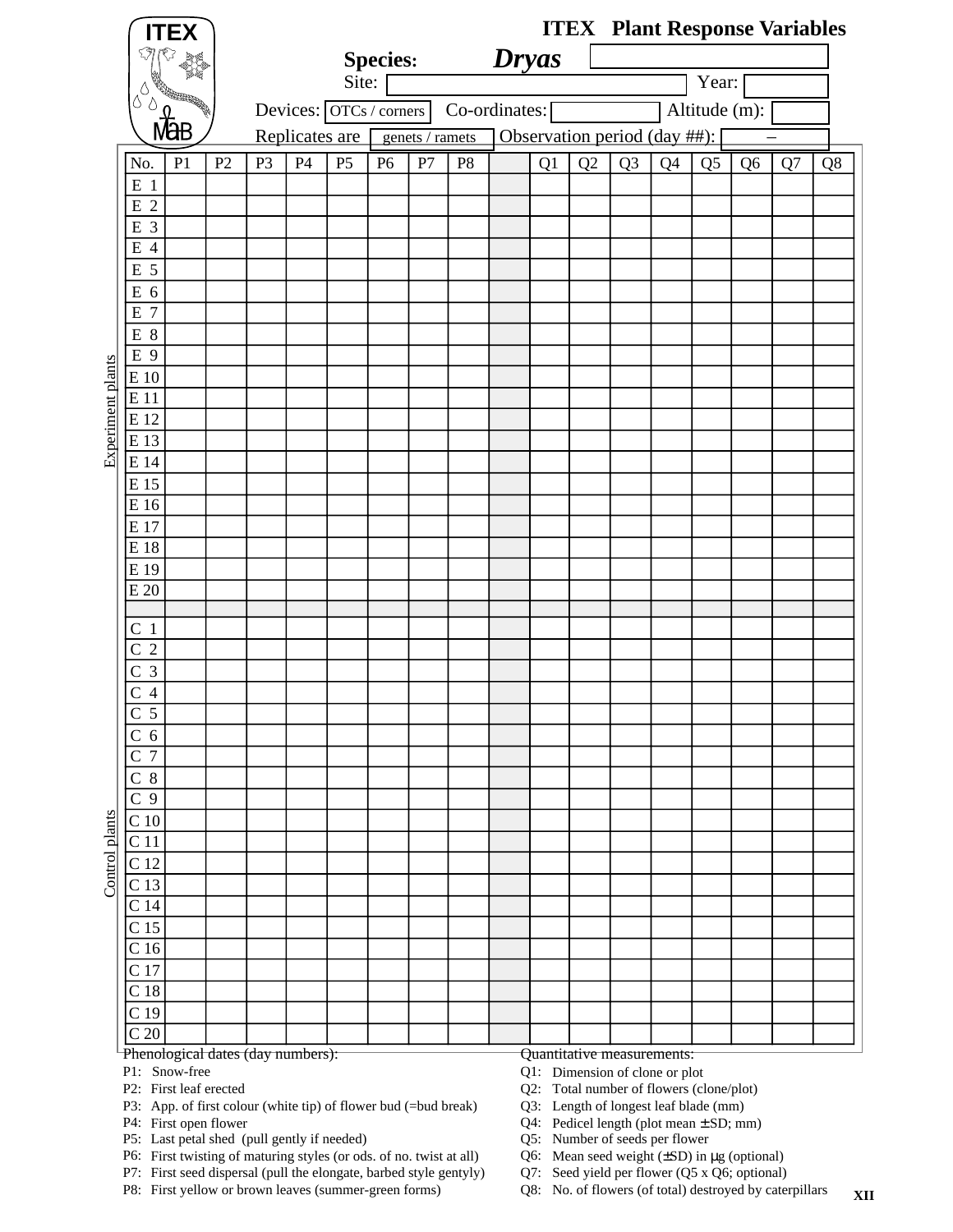# ITEX Plant Response Variables

ITEX MaB

**Species:** ***Dryas***

Site: Year:

Devices: OTCs / corners Co-ordinates: Altitude (m):

Replicates are genets / ramets Observation period (day ##): –

| | No. | P1 | P2 | P3 | P4 | P5 | P6 | P7 | P8 | | Q1 | Q2 | Q3 | Q4 | Q5 | Q6 | Q7 | Q8 |
|---|---|---|---|---|---|---|---|---|---|---|---|---|---|---|---|---|---|---|
| Experiment plants | E 1 | | | | | | | | | | | | | | | | | |
| | E 2 | | | | | | | | | | | | | | | | | |
| | E 3 | | | | | | | | | | | | | | | | | |
| | E 4 | | | | | | | | | | | | | | | | | |
| | E 5 | | | | | | | | | | | | | | | | | |
| | E 6 | | | | | | | | | | | | | | | | | |
| | E 7 | | | | | | | | | | | | | | | | | |
| | E 8 | | | | | | | | | | | | | | | | | |
| | E 9 | | | | | | | | | | | | | | | | | |
| | E 10 | | | | | | | | | | | | | | | | | |
| | E 11 | | | | | | | | | | | | | | | | | |
| | E 12 | | | | | | | | | | | | | | | | | |
| | E 13 | | | | | | | | | | | | | | | | | |
| | E 14 | | | | | | | | | | | | | | | | | |
| | E 15 | | | | | | | | | | | | | | | | | |
| | E 16 | | | | | | | | | | | | | | | | | |
| | E 17 | | | | | | | | | | | | | | | | | |
| | E 18 | | | | | | | | | | | | | | | | | |
| | E 19 | | | | | | | | | | | | | | | | | |
| | E 20 | | | | | | | | | | | | | | | | | |
| | | | | | | | | | | | | | | | | | | |
| Control plants | C 1 | | | | | | | | | | | | | | | | | |
| | C 2 | | | | | | | | | | | | | | | | | |
| | C 3 | | | | | | | | | | | | | | | | | |
| | C 4 | | | | | | | | | | | | | | | | | |
| | C 5 | | | | | | | | | | | | | | | | | |
| | C 6 | | | | | | | | | | | | | | | | | |
| | C 7 | | | | | | | | | | | | | | | | | |
| | C 8 | | | | | | | | | | | | | | | | | |
| | C 9 | | | | | | | | | | | | | | | | | |
| | C 10 | | | | | | | | | | | | | | | | | |
| | C 11 | | | | | | | | | | | | | | | | | |
| | C 12 | | | | | | | | | | | | | | | | | |
| | C 13 | | | | | | | | | | | | | | | | | |
| | C 14 | | | | | | | | | | | | | | | | | |
| | C 15 | | | | | | | | | | | | | | | | | |
| | C 16 | | | | | | | | | | | | | | | | | |
| | C 17 | | | | | | | | | | | | | | | | | |
| | C 18 | | | | | | | | | | | | | | | | | |
| | C 19 | | | | | | | | | | | | | | | | | |
| | C 20 | | | | | | | | | | | | | | | | | |

Phenological dates (day numbers):
- P1: Snow-free
- P2: First leaf erected
- P3: App. of first colour (white tip) of flower bud (=bud break)
- P4: First open flower
- P5: Last petal shed (pull gently if needed)
- P6: First twisting of maturing styles (or ods. of no. twist at all)
- P7: First seed dispersal (pull the elongate, barbed style gentyly)
- P8: First yellow or brown leaves (summer-green forms)

Quantitative measurements:
- Q1: Dimension of clone or plot
- Q2: Total number of flowers (clone/plot)
- Q3: Length of longest leaf blade (mm)
- Q4: Pedicel length (plot mean ± SD; mm)
- Q5: Number of seeds per flower
- Q6: Mean seed weight (±SD) in μg (optional)
- Q7: Seed yield per flower (Q5 x Q6; optional)
- Q8: No. of flowers (of total) destroyed by caterpillars

XII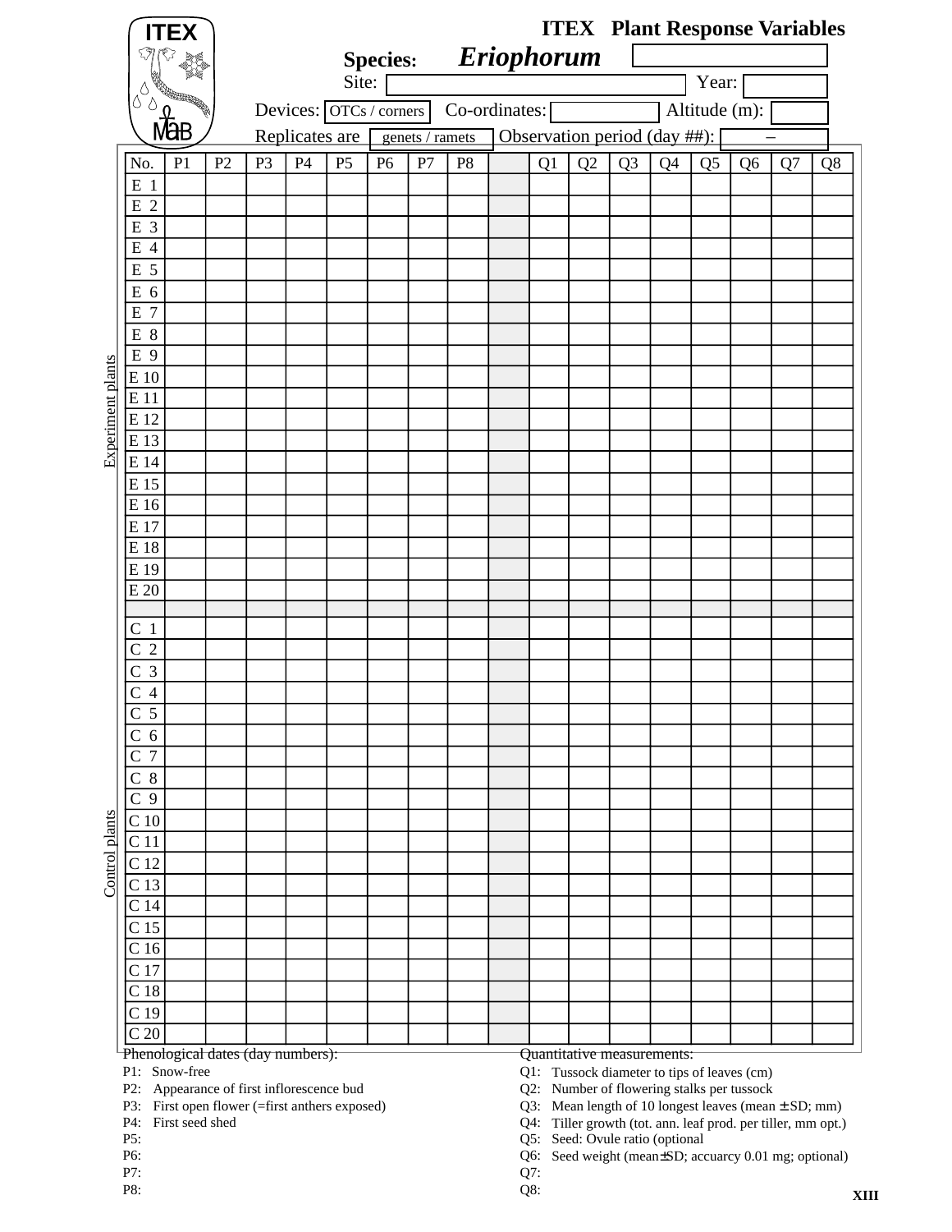**ITEX** **MaB**

# ITEX Plant Response Variables

**Species:** ***Eriophorum***

Site: &nbsp;&nbsp;&nbsp;&nbsp;&nbsp;&nbsp;&nbsp; Year:

Devices: OTCs / corners &nbsp;&nbsp; Co-ordinates: &nbsp;&nbsp; Altitude (m):

Replicates are genets / ramets &nbsp;&nbsp; Observation period (day ##): –

| | No. | P1 | P2 | P3 | P4 | P5 | P6 | P7 | P8 | | Q1 | Q2 | Q3 | Q4 | Q5 | Q6 | Q7 | Q8 |
|---|---|---|---|---|---|---|---|---|---|---|---|---|---|---|---|---|---|---|
| Experiment plants | E 1 | | | | | | | | | | | | | | | | | |
| | E 2 | | | | | | | | | | | | | | | | | |
| | E 3 | | | | | | | | | | | | | | | | | |
| | E 4 | | | | | | | | | | | | | | | | | |
| | E 5 | | | | | | | | | | | | | | | | | |
| | E 6 | | | | | | | | | | | | | | | | | |
| | E 7 | | | | | | | | | | | | | | | | | |
| | E 8 | | | | | | | | | | | | | | | | | |
| | E 9 | | | | | | | | | | | | | | | | | |
| | E 10 | | | | | | | | | | | | | | | | | |
| | E 11 | | | | | | | | | | | | | | | | | |
| | E 12 | | | | | | | | | | | | | | | | | |
| | E 13 | | | | | | | | | | | | | | | | | |
| | E 14 | | | | | | | | | | | | | | | | | |
| | E 15 | | | | | | | | | | | | | | | | | |
| | E 16 | | | | | | | | | | | | | | | | | |
| | E 17 | | | | | | | | | | | | | | | | | |
| | E 18 | | | | | | | | | | | | | | | | | |
| | E 19 | | | | | | | | | | | | | | | | | |
| | E 20 | | | | | | | | | | | | | | | | | |
| | | | | | | | | | | | | | | | | | | |
| Control plants | C 1 | | | | | | | | | | | | | | | | | |
| | C 2 | | | | | | | | | | | | | | | | | |
| | C 3 | | | | | | | | | | | | | | | | | |
| | C 4 | | | | | | | | | | | | | | | | | |
| | C 5 | | | | | | | | | | | | | | | | | |
| | C 6 | | | | | | | | | | | | | | | | | |
| | C 7 | | | | | | | | | | | | | | | | | |
| | C 8 | | | | | | | | | | | | | | | | | |
| | C 9 | | | | | | | | | | | | | | | | | |
| | C 10 | | | | | | | | | | | | | | | | | |
| | C 11 | | | | | | | | | | | | | | | | | |
| | C 12 | | | | | | | | | | | | | | | | | |
| | C 13 | | | | | | | | | | | | | | | | | |
| | C 14 | | | | | | | | | | | | | | | | | |
| | C 15 | | | | | | | | | | | | | | | | | |
| | C 16 | | | | | | | | | | | | | | | | | |
| | C 17 | | | | | | | | | | | | | | | | | |
| | C 18 | | | | | | | | | | | | | | | | | |
| | C 19 | | | | | | | | | | | | | | | | | |
| | C 20 | | | | | | | | | | | | | | | | | |

Phenological dates (day numbers):

P1: Snow-free
P2: Appearance of first inflorescence bud
P3: First open flower (=first anthers exposed)
P4: First seed shed
P5:
P6:
P7:
P8:

Quantitative measurements:

Q1: Tussock diameter to tips of leaves (cm)
Q2: Number of flowering stalks per tussock
Q3: Mean length of 10 longest leaves (mean ± SD; mm)
Q4: Tiller growth (tot. ann. leaf prod. per tiller, mm opt.)
Q5: Seed: Ovule ratio (optional
Q6: Seed weight (mean±SD; accuarcy 0.01 mg; optional)
Q7:
Q8:

XIII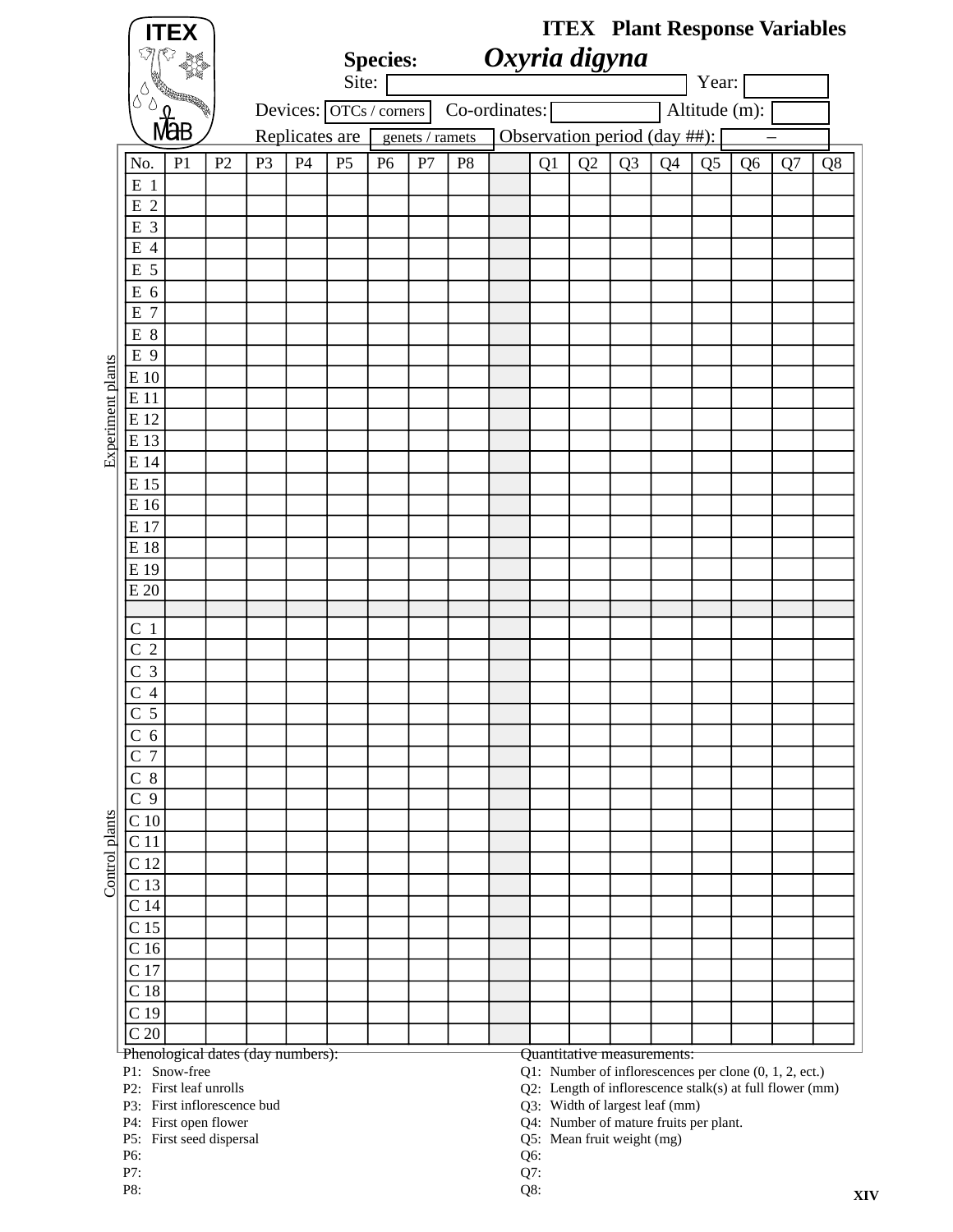# ITEX Plant Response Variables

ITEX MaB

**Species:** ***Oxyria digyna***

Site: Year:

Devices: OTCs / corners Co-ordinates: Altitude (m):

Replicates are genets / ramets Observation period (day ##): –

| | No. | P1 | P2 | P3 | P4 | P5 | P6 | P7 | P8 | | Q1 | Q2 | Q3 | Q4 | Q5 | Q6 | Q7 | Q8 |
|---|---|---|---|---|---|---|---|---|---|---|---|---|---|---|---|---|---|---|
| Experiment plants | E 1 | | | | | | | | | | | | | | | | | |
| | E 2 | | | | | | | | | | | | | | | | | |
| | E 3 | | | | | | | | | | | | | | | | | |
| | E 4 | | | | | | | | | | | | | | | | | |
| | E 5 | | | | | | | | | | | | | | | | | |
| | E 6 | | | | | | | | | | | | | | | | | |
| | E 7 | | | | | | | | | | | | | | | | | |
| | E 8 | | | | | | | | | | | | | | | | | |
| | E 9 | | | | | | | | | | | | | | | | | |
| | E 10 | | | | | | | | | | | | | | | | | |
| | E 11 | | | | | | | | | | | | | | | | | |
| | E 12 | | | | | | | | | | | | | | | | | |
| | E 13 | | | | | | | | | | | | | | | | | |
| | E 14 | | | | | | | | | | | | | | | | | |
| | E 15 | | | | | | | | | | | | | | | | | |
| | E 16 | | | | | | | | | | | | | | | | | |
| | E 17 | | | | | | | | | | | | | | | | | |
| | E 18 | | | | | | | | | | | | | | | | | |
| | E 19 | | | | | | | | | | | | | | | | | |
| | E 20 | | | | | | | | | | | | | | | | | |
| | | | | | | | | | | | | | | | | | | |
| Control plants | C 1 | | | | | | | | | | | | | | | | | |
| | C 2 | | | | | | | | | | | | | | | | | |
| | C 3 | | | | | | | | | | | | | | | | | |
| | C 4 | | | | | | | | | | | | | | | | | |
| | C 5 | | | | | | | | | | | | | | | | | |
| | C 6 | | | | | | | | | | | | | | | | | |
| | C 7 | | | | | | | | | | | | | | | | | |
| | C 8 | | | | | | | | | | | | | | | | | |
| | C 9 | | | | | | | | | | | | | | | | | |
| | C 10 | | | | | | | | | | | | | | | | | |
| | C 11 | | | | | | | | | | | | | | | | | |
| | C 12 | | | | | | | | | | | | | | | | | |
| | C 13 | | | | | | | | | | | | | | | | | |
| | C 14 | | | | | | | | | | | | | | | | | |
| | C 15 | | | | | | | | | | | | | | | | | |
| | C 16 | | | | | | | | | | | | | | | | | |
| | C 17 | | | | | | | | | | | | | | | | | |
| | C 18 | | | | | | | | | | | | | | | | | |
| | C 19 | | | | | | | | | | | | | | | | | |
| | C 20 | | | | | | | | | | | | | | | | | |

Phenological dates (day numbers):

- P1: Snow-free
- P2: First leaf unrolls
- P3: First inflorescence bud
- P4: First open flower
- P5: First seed dispersal
- P6:
- P7:
- P8:

Quantitative measurements:

- Q1: Number of inflorescences per clone (0, 1, 2, ect.)
- Q2: Length of inflorescence stalk(s) at full flower (mm)
- Q3: Width of largest leaf (mm)
- Q4: Number of mature fruits per plant.
- Q5: Mean fruit weight (mg)
- Q6:
- Q7:
- Q8:

XIV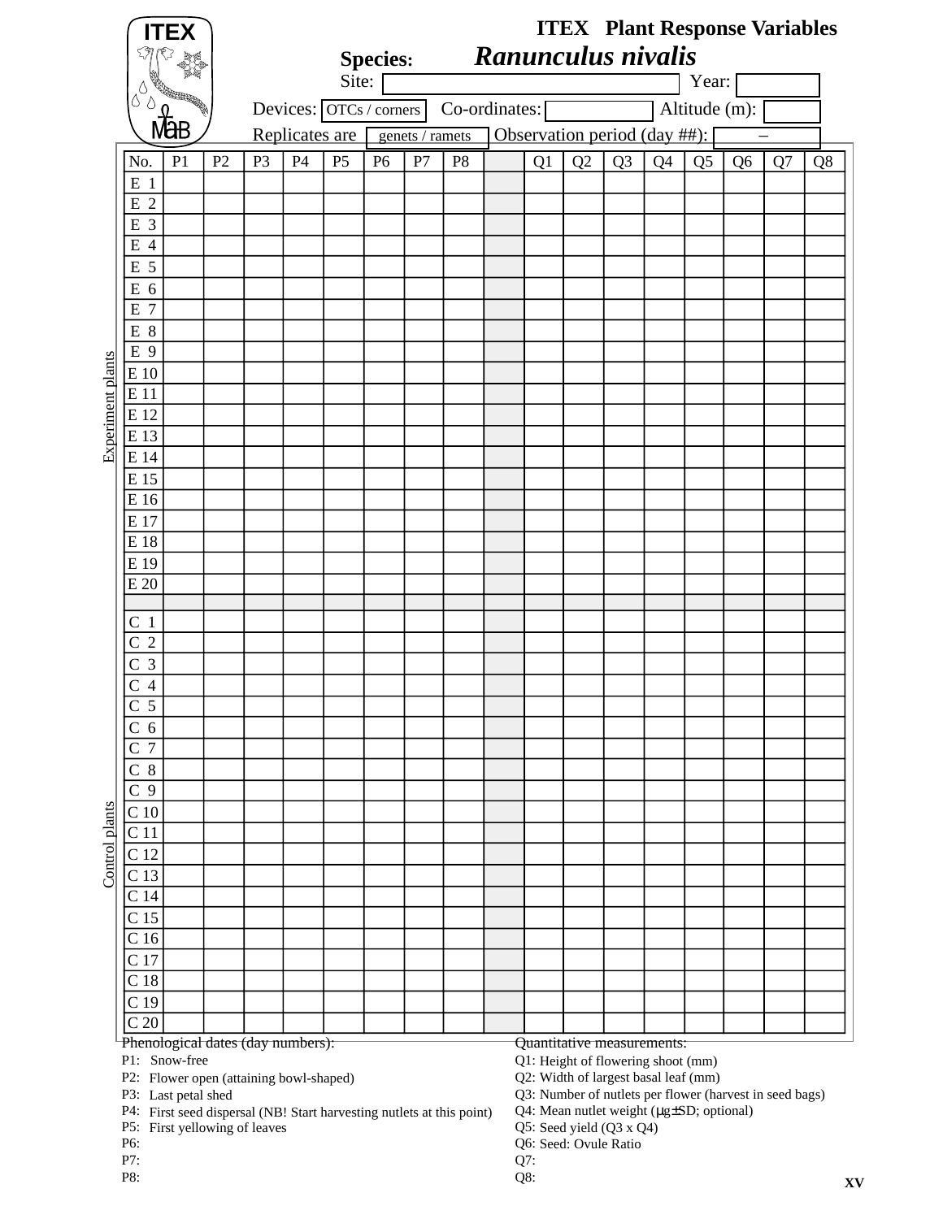# ITEX Plant Response Variables

ITEX MaB

**Species:** ***Ranunculus nivalis***

Site: Year:

Devices: OTCs / corners Co-ordinates: Altitude (m):

Replicates are genets / ramets Observation period (day ##): –

| | No. | P1 | P2 | P3 | P4 | P5 | P6 | P7 | P8 | | Q1 | Q2 | Q3 | Q4 | Q5 | Q6 | Q7 | Q8 |
|---|---|---|---|---|---|---|---|---|---|---|---|---|---|---|---|---|---|---|
| Experiment plants | E 1 | | | | | | | | | | | | | | | | | |
| | E 2 | | | | | | | | | | | | | | | | | |
| | E 3 | | | | | | | | | | | | | | | | | |
| | E 4 | | | | | | | | | | | | | | | | | |
| | E 5 | | | | | | | | | | | | | | | | | |
| | E 6 | | | | | | | | | | | | | | | | | |
| | E 7 | | | | | | | | | | | | | | | | | |
| | E 8 | | | | | | | | | | | | | | | | | |
| | E 9 | | | | | | | | | | | | | | | | | |
| | E 10 | | | | | | | | | | | | | | | | | |
| | E 11 | | | | | | | | | | | | | | | | | |
| | E 12 | | | | | | | | | | | | | | | | | |
| | E 13 | | | | | | | | | | | | | | | | | |
| | E 14 | | | | | | | | | | | | | | | | | |
| | E 15 | | | | | | | | | | | | | | | | | |
| | E 16 | | | | | | | | | | | | | | | | | |
| | E 17 | | | | | | | | | | | | | | | | | |
| | E 18 | | | | | | | | | | | | | | | | | |
| | E 19 | | | | | | | | | | | | | | | | | |
| | E 20 | | | | | | | | | | | | | | | | | |
| | | | | | | | | | | | | | | | | | | |
| Control plants | C 1 | | | | | | | | | | | | | | | | | |
| | C 2 | | | | | | | | | | | | | | | | | |
| | C 3 | | | | | | | | | | | | | | | | | |
| | C 4 | | | | | | | | | | | | | | | | | |
| | C 5 | | | | | | | | | | | | | | | | | |
| | C 6 | | | | | | | | | | | | | | | | | |
| | C 7 | | | | | | | | | | | | | | | | | |
| | C 8 | | | | | | | | | | | | | | | | | |
| | C 9 | | | | | | | | | | | | | | | | | |
| | C 10 | | | | | | | | | | | | | | | | | |
| | C 11 | | | | | | | | | | | | | | | | | |
| | C 12 | | | | | | | | | | | | | | | | | |
| | C 13 | | | | | | | | | | | | | | | | | |
| | C 14 | | | | | | | | | | | | | | | | | |
| | C 15 | | | | | | | | | | | | | | | | | |
| | C 16 | | | | | | | | | | | | | | | | | |
| | C 17 | | | | | | | | | | | | | | | | | |
| | C 18 | | | | | | | | | | | | | | | | | |
| | C 19 | | | | | | | | | | | | | | | | | |
| | C 20 | | | | | | | | | | | | | | | | | |

Phenological dates (day numbers):

- P1: Snow-free
- P2: Flower open (attaining bowl-shaped)
- P3: Last petal shed
- P4: First seed dispersal (NB! Start harvesting nutlets at this point)
- P5: First yellowing of leaves
- P6:
- P7:
- P8:

Quantitative measurements:

- Q1: Height of flowering shoot (mm)
- Q2: Width of largest basal leaf (mm)
- Q3: Number of nutlets per flower (harvest in seed bags)
- Q4: Mean nutlet weight (μg±SD; optional)
- Q5: Seed yield (Q3 x Q4)
- Q6: Seed: Ovule Ratio
- Q7:
- Q8: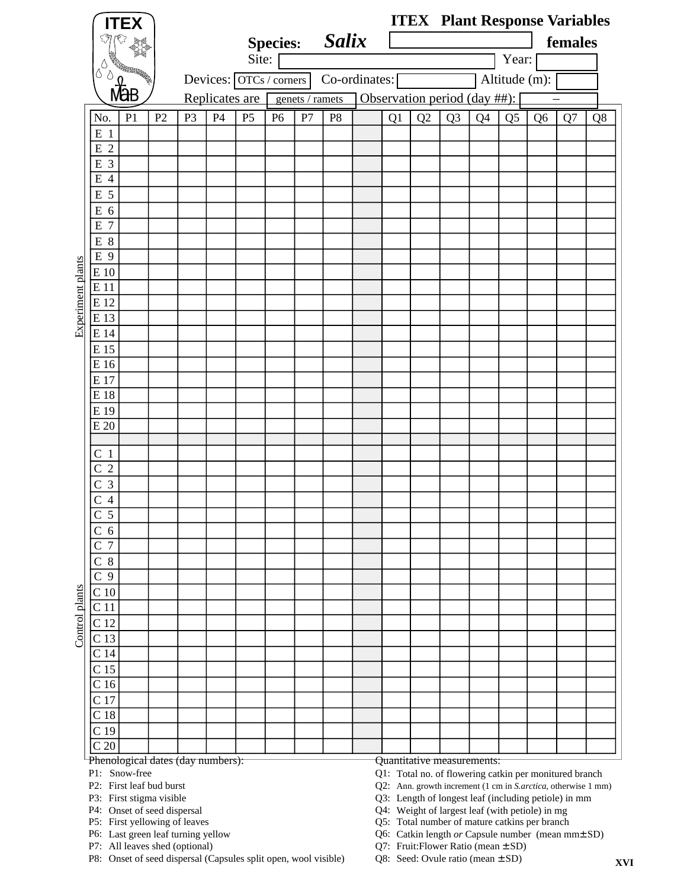# ITEX Plant Response Variables

**Species:** ***Salix*** ______________ **females**

Site: ______________ Year: ______

Devices: OTCs / corners Co-ordinates: ______ Altitude (m): ______

Replicates are genets / ramets Observation period (day ##): ___ – ___

| No. | P1 | P2 | P3 | P4 | P5 | P6 | P7 | P8 | | Q1 | Q2 | Q3 | Q4 | Q5 | Q6 | Q7 | Q8 |
|---|---|---|---|---|---|---|---|---|---|---|---|---|---|---|---|---|---|
| E 1 | | | | | | | | | | | | | | | | | |
| E 2 | | | | | | | | | | | | | | | | | |
| E 3 | | | | | | | | | | | | | | | | | |
| E 4 | | | | | | | | | | | | | | | | | |
| E 5 | | | | | | | | | | | | | | | | | |
| E 6 | | | | | | | | | | | | | | | | | |
| E 7 | | | | | | | | | | | | | | | | | |
| E 8 | | | | | | | | | | | | | | | | | |
| E 9 | | | | | | | | | | | | | | | | | |
| E 10 | | | | | | | | | | | | | | | | | |
| E 11 | | | | | | | | | | | | | | | | | |
| E 12 | | | | | | | | | | | | | | | | | |
| E 13 | | | | | | | | | | | | | | | | | |
| E 14 | | | | | | | | | | | | | | | | | |
| E 15 | | | | | | | | | | | | | | | | | |
| E 16 | | | | | | | | | | | | | | | | | |
| E 17 | | | | | | | | | | | | | | | | | |
| E 18 | | | | | | | | | | | | | | | | | |
| E 19 | | | | | | | | | | | | | | | | | |
| E 20 | | | | | | | | | | | | | | | | | |
| | | | | | | | | | | | | | | | | | |
| C 1 | | | | | | | | | | | | | | | | | |
| C 2 | | | | | | | | | | | | | | | | | |
| C 3 | | | | | | | | | | | | | | | | | |
| C 4 | | | | | | | | | | | | | | | | | |
| C 5 | | | | | | | | | | | | | | | | | |
| C 6 | | | | | | | | | | | | | | | | | |
| C 7 | | | | | | | | | | | | | | | | | |
| C 8 | | | | | | | | | | | | | | | | | |
| C 9 | | | | | | | | | | | | | | | | | |
| C 10 | | | | | | | | | | | | | | | | | |
| C 11 | | | | | | | | | | | | | | | | | |
| C 12 | | | | | | | | | | | | | | | | | |
| C 13 | | | | | | | | | | | | | | | | | |
| C 14 | | | | | | | | | | | | | | | | | |
| C 15 | | | | | | | | | | | | | | | | | |
| C 16 | | | | | | | | | | | | | | | | | |
| C 17 | | | | | | | | | | | | | | | | | |
| C 18 | | | | | | | | | | | | | | | | | |
| C 19 | | | | | | | | | | | | | | | | | |
| C 20 | | | | | | | | | | | | | | | | | |

(E rows: Experiment plants; C rows: Control plants)

**Phenological dates (day numbers):**

- P1: Snow-free
- P2: First leaf bud burst
- P3: First stigma visible
- P4: Onset of seed dispersal
- P5: First yellowing of leaves
- P6: Last green leaf turning yellow
- P7: All leaves shed (optional)
- P8: Onset of seed dispersal (Capsules split open, wool visible)

**Quantitative measurements:**

- Q1: Total no. of flowering catkin per monitured branch
- Q2: Ann. growth increment (1 cm in *S.arctica*, otherwise 1 mm)
- Q3: Length of longest leaf (including petiole) in mm
- Q4: Weight of largest leaf (with petiole) in mg
- Q5: Total number of mature catkins per branch
- Q6: Catkin length *or* Capsule number (mean mm ± SD)
- Q7: Fruit:Flower Ratio (mean ± SD)
- Q8: Seed: Ovule ratio (mean ± SD)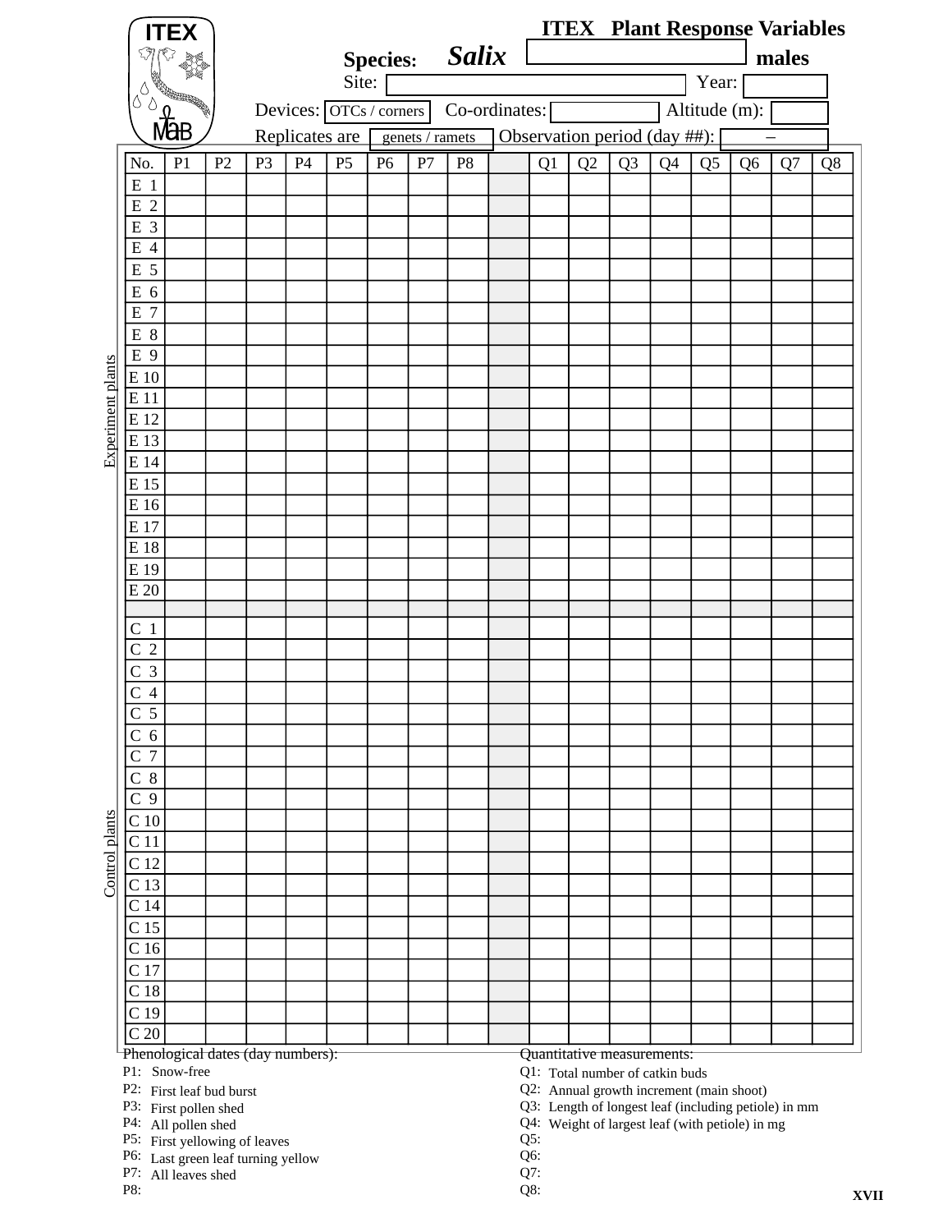# ITEX Plant Response Variables

ITEX MaB

**Species:** ***Salix*** ____________________ **males**

Site: ____________________ Year: ________

Devices: OTCs / corners Co-ordinates: ________ Altitude (m): ________

Replicates are genets / ramets Observation period (day ##): ________ –

| No. | P1 | P2 | P3 | P4 | P5 | P6 | P7 | P8 | | Q1 | Q2 | Q3 | Q4 | Q5 | Q6 | Q7 | Q8 |
|---|---|---|---|---|---|---|---|---|---|---|---|---|---|---|---|---|---|
| E 1 | | | | | | | | | | | | | | | | | |
| E 2 | | | | | | | | | | | | | | | | | |
| E 3 | | | | | | | | | | | | | | | | | |
| E 4 | | | | | | | | | | | | | | | | | |
| E 5 | | | | | | | | | | | | | | | | | |
| E 6 | | | | | | | | | | | | | | | | | |
| E 7 | | | | | | | | | | | | | | | | | |
| E 8 | | | | | | | | | | | | | | | | | |
| E 9 | | | | | | | | | | | | | | | | | |
| E 10 | | | | | | | | | | | | | | | | | |
| E 11 | | | | | | | | | | | | | | | | | |
| E 12 | | | | | | | | | | | | | | | | | |
| E 13 | | | | | | | | | | | | | | | | | |
| E 14 | | | | | | | | | | | | | | | | | |
| E 15 | | | | | | | | | | | | | | | | | |
| E 16 | | | | | | | | | | | | | | | | | |
| E 17 | | | | | | | | | | | | | | | | | |
| E 18 | | | | | | | | | | | | | | | | | |
| E 19 | | | | | | | | | | | | | | | | | |
| E 20 | | | | | | | | | | | | | | | | | |
| | | | | | | | | | | | | | | | | | |
| C 1 | | | | | | | | | | | | | | | | | |
| C 2 | | | | | | | | | | | | | | | | | |
| C 3 | | | | | | | | | | | | | | | | | |
| C 4 | | | | | | | | | | | | | | | | | |
| C 5 | | | | | | | | | | | | | | | | | |
| C 6 | | | | | | | | | | | | | | | | | |
| C 7 | | | | | | | | | | | | | | | | | |
| C 8 | | | | | | | | | | | | | | | | | |
| C 9 | | | | | | | | | | | | | | | | | |
| C 10 | | | | | | | | | | | | | | | | | |
| C 11 | | | | | | | | | | | | | | | | | |
| C 12 | | | | | | | | | | | | | | | | | |
| C 13 | | | | | | | | | | | | | | | | | |
| C 14 | | | | | | | | | | | | | | | | | |
| C 15 | | | | | | | | | | | | | | | | | |
| C 16 | | | | | | | | | | | | | | | | | |
| C 17 | | | | | | | | | | | | | | | | | |
| C 18 | | | | | | | | | | | | | | | | | |
| C 19 | | | | | | | | | | | | | | | | | |
| C 20 | | | | | | | | | | | | | | | | | |

(Rows E 1–E 20: Experiment plants; rows C 1–C 20: Control plants)

Phenological dates (day numbers):

- P1: Snow-free
- P2: First leaf bud burst
- P3: First pollen shed
- P4: All pollen shed
- P5: First yellowing of leaves
- P6: Last green leaf turning yellow
- P7: All leaves shed
- P8:

Quantitative measurements:

- Q1: Total number of catkin buds
- Q2: Annual growth increment (main shoot)
- Q3: Length of longest leaf (including petiole) in mm
- Q4: Weight of largest leaf (with petiole) in mg
- Q5:
- Q6:
- Q7:
- Q8:

XVII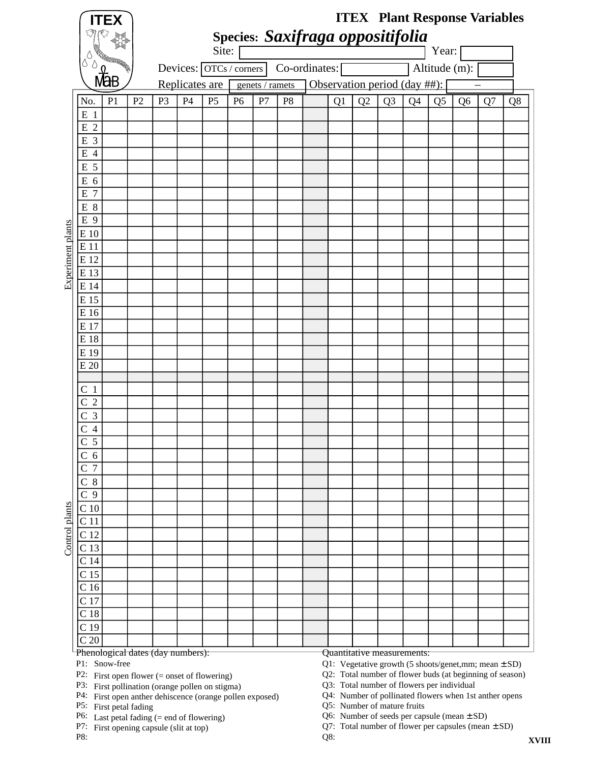# ITEX Plant Response Variables

**Species:** ***Saxifraga oppositifolia***

Site: Year:

Devices: OTCs / corners Co-ordinates: Altitude (m):

Replicates are genets / ramets Observation period (day ##): –

| No. | P1 | P2 | P3 | P4 | P5 | P6 | P7 | P8 | | Q1 | Q2 | Q3 | Q4 | Q5 | Q6 | Q7 | Q8 |
|---|---|---|---|---|---|---|---|---|---|---|---|---|---|---|---|---|---|
| E 1 | | | | | | | | | | | | | | | | | |
| E 2 | | | | | | | | | | | | | | | | | |
| E 3 | | | | | | | | | | | | | | | | | |
| E 4 | | | | | | | | | | | | | | | | | |
| E 5 | | | | | | | | | | | | | | | | | |
| E 6 | | | | | | | | | | | | | | | | | |
| E 7 | | | | | | | | | | | | | | | | | |
| E 8 | | | | | | | | | | | | | | | | | |
| E 9 | | | | | | | | | | | | | | | | | |
| E 10 | | | | | | | | | | | | | | | | | |
| E 11 | | | | | | | | | | | | | | | | | |
| E 12 | | | | | | | | | | | | | | | | | |
| E 13 | | | | | | | | | | | | | | | | | |
| E 14 | | | | | | | | | | | | | | | | | |
| E 15 | | | | | | | | | | | | | | | | | |
| E 16 | | | | | | | | | | | | | | | | | |
| E 17 | | | | | | | | | | | | | | | | | |
| E 18 | | | | | | | | | | | | | | | | | |
| E 19 | | | | | | | | | | | | | | | | | |
| E 20 | | | | | | | | | | | | | | | | | |
| | | | | | | | | | | | | | | | | | |
| C 1 | | | | | | | | | | | | | | | | | |
| C 2 | | | | | | | | | | | | | | | | | |
| C 3 | | | | | | | | | | | | | | | | | |
| C 4 | | | | | | | | | | | | | | | | | |
| C 5 | | | | | | | | | | | | | | | | | |
| C 6 | | | | | | | | | | | | | | | | | |
| C 7 | | | | | | | | | | | | | | | | | |
| C 8 | | | | | | | | | | | | | | | | | |
| C 9 | | | | | | | | | | | | | | | | | |
| C 10 | | | | | | | | | | | | | | | | | |
| C 11 | | | | | | | | | | | | | | | | | |
| C 12 | | | | | | | | | | | | | | | | | |
| C 13 | | | | | | | | | | | | | | | | | |
| C 14 | | | | | | | | | | | | | | | | | |
| C 15 | | | | | | | | | | | | | | | | | |
| C 16 | | | | | | | | | | | | | | | | | |
| C 17 | | | | | | | | | | | | | | | | | |
| C 18 | | | | | | | | | | | | | | | | | |
| C 19 | | | | | | | | | | | | | | | | | |
| C 20 | | | | | | | | | | | | | | | | | |

Rows E 1–E 20: Experiment plants; Rows C 1–C 20: Control plants

**Phenological dates (day numbers):**

- P1: Snow-free
- P2: First open flower (= onset of flowering)
- P3: First pollination (orange pollen on stigma)
- P4: First open anther dehiscence (orange pollen exposed)
- P5: First petal fading
- P6: Last petal fading (= end of flowering)
- P7: First opening capsule (slit at top)
- P8:

**Quantitative measurements:**

- Q1: Vegetative growth (5 shoots/genet,mm; mean ± SD)
- Q2: Total number of flower buds (at beginning of season)
- Q3: Total number of flowers per individual
- Q4: Number of pollinated flowers when 1st anther opens
- Q5: Number of mature fruits
- Q6: Number of seeds per capsule (mean ± SD)
- Q7: Total number of flower per capsules (mean ± SD)
- Q8: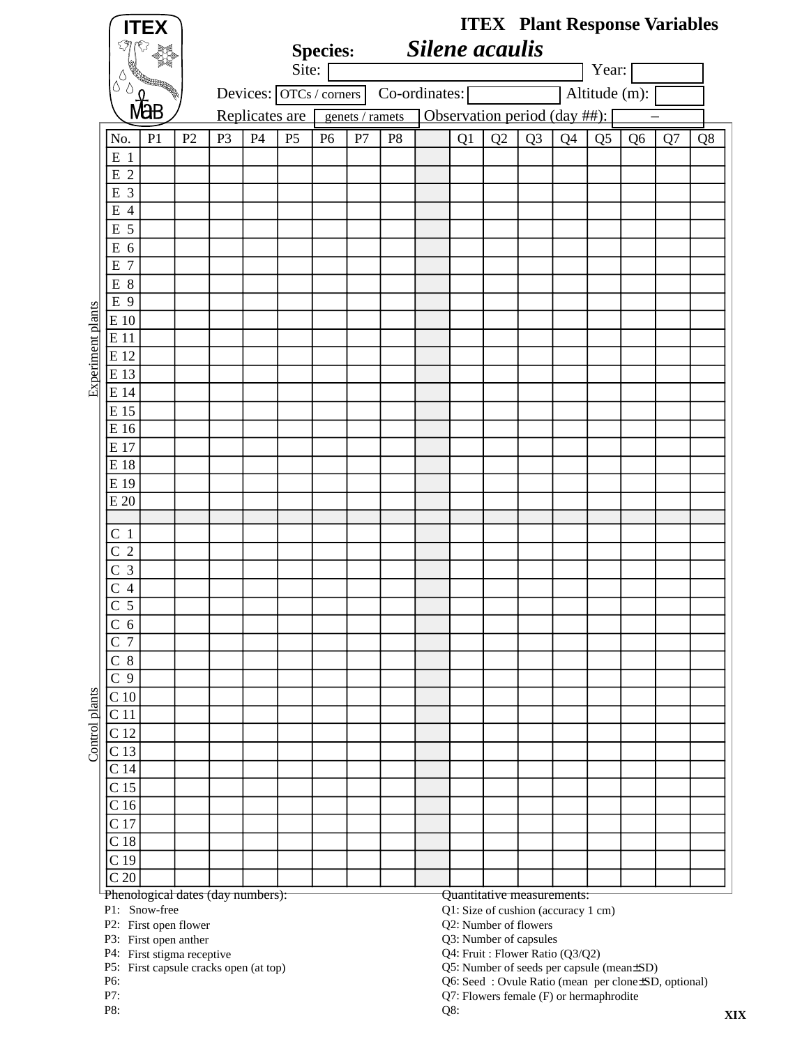# ITEX Plant Response Variables

**Species:** ***Silene acaulis***

Site: &nbsp;&nbsp;&nbsp;&nbsp;&nbsp;&nbsp;&nbsp;&nbsp;&nbsp;&nbsp; Year:

Devices: OTCs / corners &nbsp;&nbsp; Co-ordinates: &nbsp;&nbsp;&nbsp;&nbsp; Altitude (m):

Replicates are genets / ramets &nbsp;&nbsp; Observation period (day ##): –

| | No. | P1 | P2 | P3 | P4 | P5 | P6 | P7 | P8 | | Q1 | Q2 | Q3 | Q4 | Q5 | Q6 | Q7 | Q8 |
|---|---|---|---|---|---|---|---|---|---|---|---|---|---|---|---|---|---|---|
| Experiment plants | E 1 | | | | | | | | | | | | | | | | | |
| | E 2 | | | | | | | | | | | | | | | | | |
| | E 3 | | | | | | | | | | | | | | | | | |
| | E 4 | | | | | | | | | | | | | | | | | |
| | E 5 | | | | | | | | | | | | | | | | | |
| | E 6 | | | | | | | | | | | | | | | | | |
| | E 7 | | | | | | | | | | | | | | | | | |
| | E 8 | | | | | | | | | | | | | | | | | |
| | E 9 | | | | | | | | | | | | | | | | | |
| | E 10 | | | | | | | | | | | | | | | | | |
| | E 11 | | | | | | | | | | | | | | | | | |
| | E 12 | | | | | | | | | | | | | | | | | |
| | E 13 | | | | | | | | | | | | | | | | | |
| | E 14 | | | | | | | | | | | | | | | | | |
| | E 15 | | | | | | | | | | | | | | | | | |
| | E 16 | | | | | | | | | | | | | | | | | |
| | E 17 | | | | | | | | | | | | | | | | | |
| | E 18 | | | | | | | | | | | | | | | | | |
| | E 19 | | | | | | | | | | | | | | | | | |
| | E 20 | | | | | | | | | | | | | | | | | |
| | | | | | | | | | | | | | | | | | | |
| Control plants | C 1 | | | | | | | | | | | | | | | | | |
| | C 2 | | | | | | | | | | | | | | | | | |
| | C 3 | | | | | | | | | | | | | | | | | |
| | C 4 | | | | | | | | | | | | | | | | | |
| | C 5 | | | | | | | | | | | | | | | | | |
| | C 6 | | | | | | | | | | | | | | | | | |
| | C 7 | | | | | | | | | | | | | | | | | |
| | C 8 | | | | | | | | | | | | | | | | | |
| | C 9 | | | | | | | | | | | | | | | | | |
| | C 10 | | | | | | | | | | | | | | | | | |
| | C 11 | | | | | | | | | | | | | | | | | |
| | C 12 | | | | | | | | | | | | | | | | | |
| | C 13 | | | | | | | | | | | | | | | | | |
| | C 14 | | | | | | | | | | | | | | | | | |
| | C 15 | | | | | | | | | | | | | | | | | |
| | C 16 | | | | | | | | | | | | | | | | | |
| | C 17 | | | | | | | | | | | | | | | | | |
| | C 18 | | | | | | | | | | | | | | | | | |
| | C 19 | | | | | | | | | | | | | | | | | |
| | C 20 | | | | | | | | | | | | | | | | | |

Phenological dates (day numbers):

P1: Snow-free
P2: First open flower
P3: First open anther
P4: First stigma receptive
P5: First capsule cracks open (at top)
P6:
P7:
P8:

Quantitative measurements:

Q1: Size of cushion (accuracy 1 cm)
Q2: Number of flowers
Q3: Number of capsules
Q4: Fruit : Flower Ratio (Q3/Q2)
Q5: Number of seeds per capsule (mean±SD)
Q6: Seed : Ovule Ratio (mean per clone±SD, optional)
Q7: Flowers female (F) or hermaphrodite
Q8: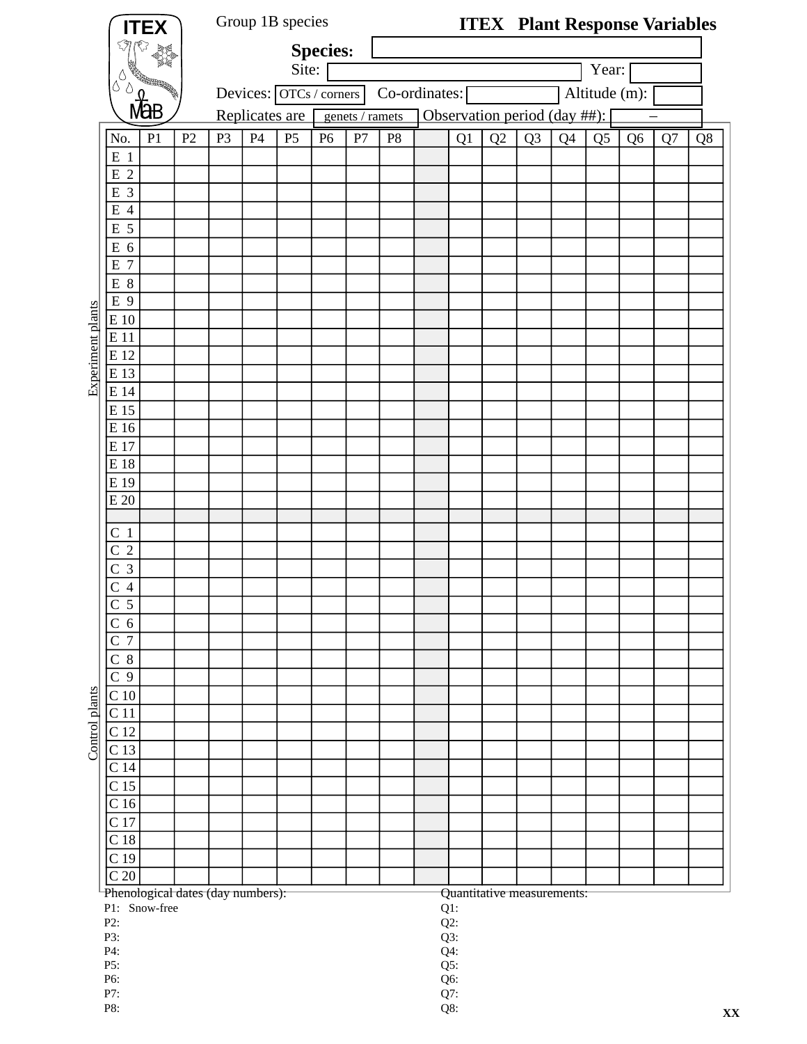Group 1B species

# ITEX Plant Response Variables

ITEX MaB

**Species:**

Site: Year:

Devices: OTCs / corners Co-ordinates: Altitude (m):

Replicates are genets / ramets Observation period (day ##): –

| | No. | P1 | P2 | P3 | P4 | P5 | P6 | P7 | P8 | | Q1 | Q2 | Q3 | Q4 | Q5 | Q6 | Q7 | Q8 |
|---|---|---|---|---|---|---|---|---|---|---|---|---|---|---|---|---|---|---|
| Experiment plants | E 1 | | | | | | | | | | | | | | | | | |
| | E 2 | | | | | | | | | | | | | | | | | |
| | E 3 | | | | | | | | | | | | | | | | | |
| | E 4 | | | | | | | | | | | | | | | | | |
| | E 5 | | | | | | | | | | | | | | | | | |
| | E 6 | | | | | | | | | | | | | | | | | |
| | E 7 | | | | | | | | | | | | | | | | | |
| | E 8 | | | | | | | | | | | | | | | | | |
| | E 9 | | | | | | | | | | | | | | | | | |
| | E 10 | | | | | | | | | | | | | | | | | |
| | E 11 | | | | | | | | | | | | | | | | | |
| | E 12 | | | | | | | | | | | | | | | | | |
| | E 13 | | | | | | | | | | | | | | | | | |
| | E 14 | | | | | | | | | | | | | | | | | |
| | E 15 | | | | | | | | | | | | | | | | | |
| | E 16 | | | | | | | | | | | | | | | | | |
| | E 17 | | | | | | | | | | | | | | | | | |
| | E 18 | | | | | | | | | | | | | | | | | |
| | E 19 | | | | | | | | | | | | | | | | | |
| | E 20 | | | | | | | | | | | | | | | | | |
| | | | | | | | | | | | | | | | | | | |
| Control plants | C 1 | | | | | | | | | | | | | | | | | |
| | C 2 | | | | | | | | | | | | | | | | | |
| | C 3 | | | | | | | | | | | | | | | | | |
| | C 4 | | | | | | | | | | | | | | | | | |
| | C 5 | | | | | | | | | | | | | | | | | |
| | C 6 | | | | | | | | | | | | | | | | | |
| | C 7 | | | | | | | | | | | | | | | | | |
| | C 8 | | | | | | | | | | | | | | | | | |
| | C 9 | | | | | | | | | | | | | | | | | |
| | C 10 | | | | | | | | | | | | | | | | | |
| | C 11 | | | | | | | | | | | | | | | | | |
| | C 12 | | | | | | | | | | | | | | | | | |
| | C 13 | | | | | | | | | | | | | | | | | |
| | C 14 | | | | | | | | | | | | | | | | | |
| | C 15 | | | | | | | | | | | | | | | | | |
| | C 16 | | | | | | | | | | | | | | | | | |
| | C 17 | | | | | | | | | | | | | | | | | |
| | C 18 | | | | | | | | | | | | | | | | | |
| | C 19 | | | | | | | | | | | | | | | | | |
| | C 20 | | | | | | | | | | | | | | | | | |

Phenological dates (day numbers):

P1: Snow-free
P2:
P3:
P4:
P5:
P6:
P7:
P8:

Quantitative measurements:

Q1:
Q2:
Q3:
Q4:
Q5:
Q6:
Q7:
Q8: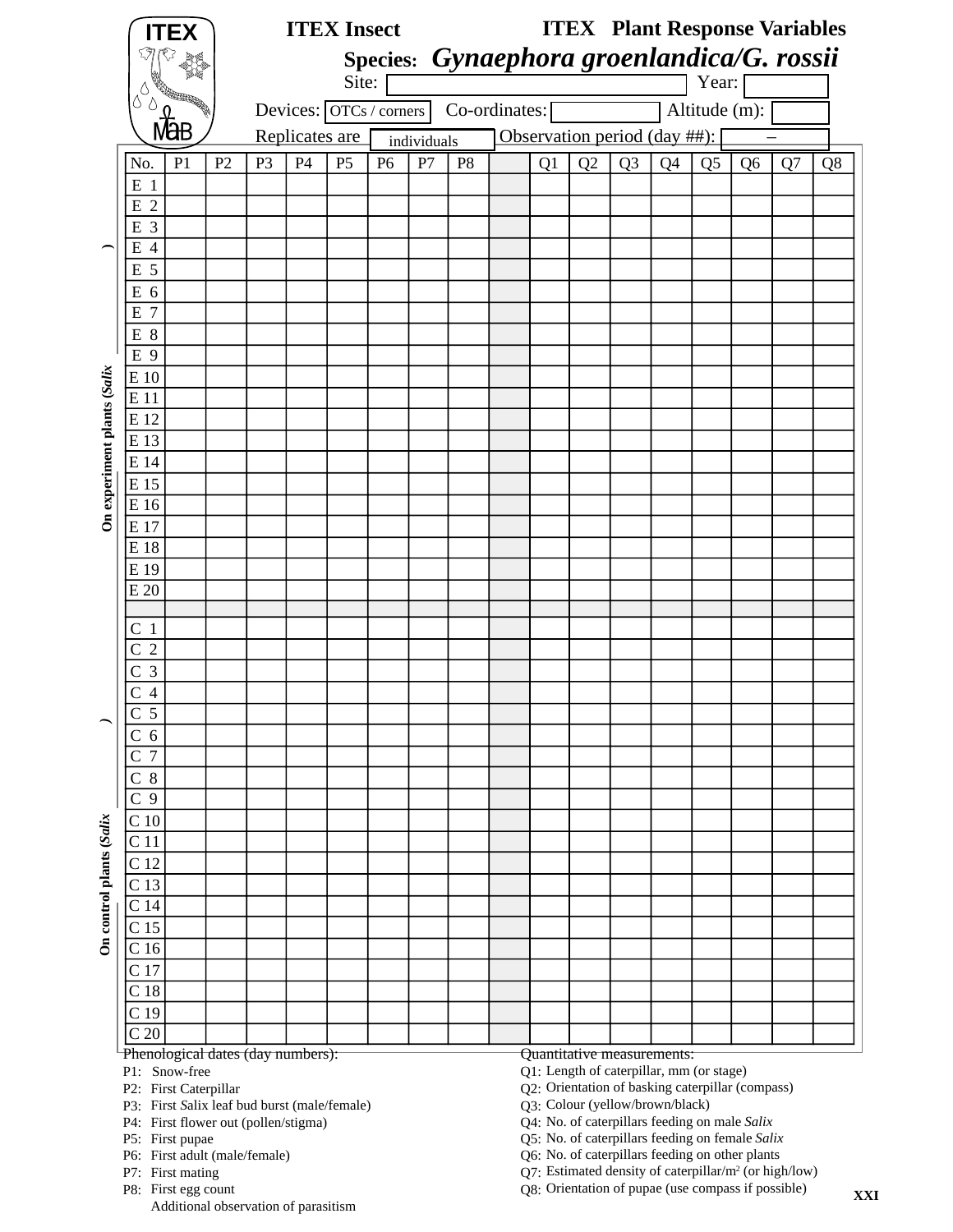ITEX

MaB

**ITEX Insect** **ITEX Plant Response Variables**

**Species:** ***Gynaephora groenlandica/G. rossii***

Site: Year:

Devices: OTCs / corners Co-ordinates: Altitude (m):

Replicates are individuals Observation period (day ##): –

| No. | P1 | P2 | P3 | P4 | P5 | P6 | P7 | P8 | | Q1 | Q2 | Q3 | Q4 | Q5 | Q6 | Q7 | Q8 |
|---|---|---|---|---|---|---|---|---|---|---|---|---|---|---|---|---|---|
| E 1 | | | | | | | | | | | | | | | | | |
| E 2 | | | | | | | | | | | | | | | | | |
| E 3 | | | | | | | | | | | | | | | | | |
| E 4 | | | | | | | | | | | | | | | | | |
| E 5 | | | | | | | | | | | | | | | | | |
| E 6 | | | | | | | | | | | | | | | | | |
| E 7 | | | | | | | | | | | | | | | | | |
| E 8 | | | | | | | | | | | | | | | | | |
| E 9 | | | | | | | | | | | | | | | | | |
| E 10 | | | | | | | | | | | | | | | | | |
| E 11 | | | | | | | | | | | | | | | | | |
| E 12 | | | | | | | | | | | | | | | | | |
| E 13 | | | | | | | | | | | | | | | | | |
| E 14 | | | | | | | | | | | | | | | | | |
| E 15 | | | | | | | | | | | | | | | | | |
| E 16 | | | | | | | | | | | | | | | | | |
| E 17 | | | | | | | | | | | | | | | | | |
| E 18 | | | | | | | | | | | | | | | | | |
| E 19 | | | | | | | | | | | | | | | | | |
| E 20 | | | | | | | | | | | | | | | | | |
| | | | | | | | | | | | | | | | | | |
| C 1 | | | | | | | | | | | | | | | | | |
| C 2 | | | | | | | | | | | | | | | | | |
| C 3 | | | | | | | | | | | | | | | | | |
| C 4 | | | | | | | | | | | | | | | | | |
| C 5 | | | | | | | | | | | | | | | | | |
| C 6 | | | | | | | | | | | | | | | | | |
| C 7 | | | | | | | | | | | | | | | | | |
| C 8 | | | | | | | | | | | | | | | | | |
| C 9 | | | | | | | | | | | | | | | | | |
| C 10 | | | | | | | | | | | | | | | | | |
| C 11 | | | | | | | | | | | | | | | | | |
| C 12 | | | | | | | | | | | | | | | | | |
| C 13 | | | | | | | | | | | | | | | | | |
| C 14 | | | | | | | | | | | | | | | | | |
| C 15 | | | | | | | | | | | | | | | | | |
| C 16 | | | | | | | | | | | | | | | | | |
| C 17 | | | | | | | | | | | | | | | | | |
| C 18 | | | | | | | | | | | | | | | | | |
| C 19 | | | | | | | | | | | | | | | | | |
| C 20 | | | | | | | | | | | | | | | | | |

**On experiment plants (*Salix* )** (rows E 1–E 20)

**On control plants (*Salix* )** (rows C 1–C 20)

Phenological dates (day numbers):

- P1: Snow-free
- P2: First Caterpillar
- P3: First *S*alix leaf bud burst (male/female)
- P4: First flower out (pollen/stigma)
- P5: First pupae
- P6: First adult (male/female)
- P7: First mating
- P8: First egg count
  Additional observation of parasitism

Quantitative measurements:

- Q1: Length of caterpillar, mm (or stage)
- Q2: Orientation of basking caterpillar (compass)
- Q3: Colour (yellow/brown/black)
- Q4: No. of caterpillars feeding on male *Salix*
- Q5: No. of caterpillars feeding on female *Salix*
- Q6: No. of caterpillars feeding on other plants
- Q7: Estimated density of caterpillar/$m^2$ (or high/low)
- Q8: Orientation of pupae (use compass if possible)

XXI